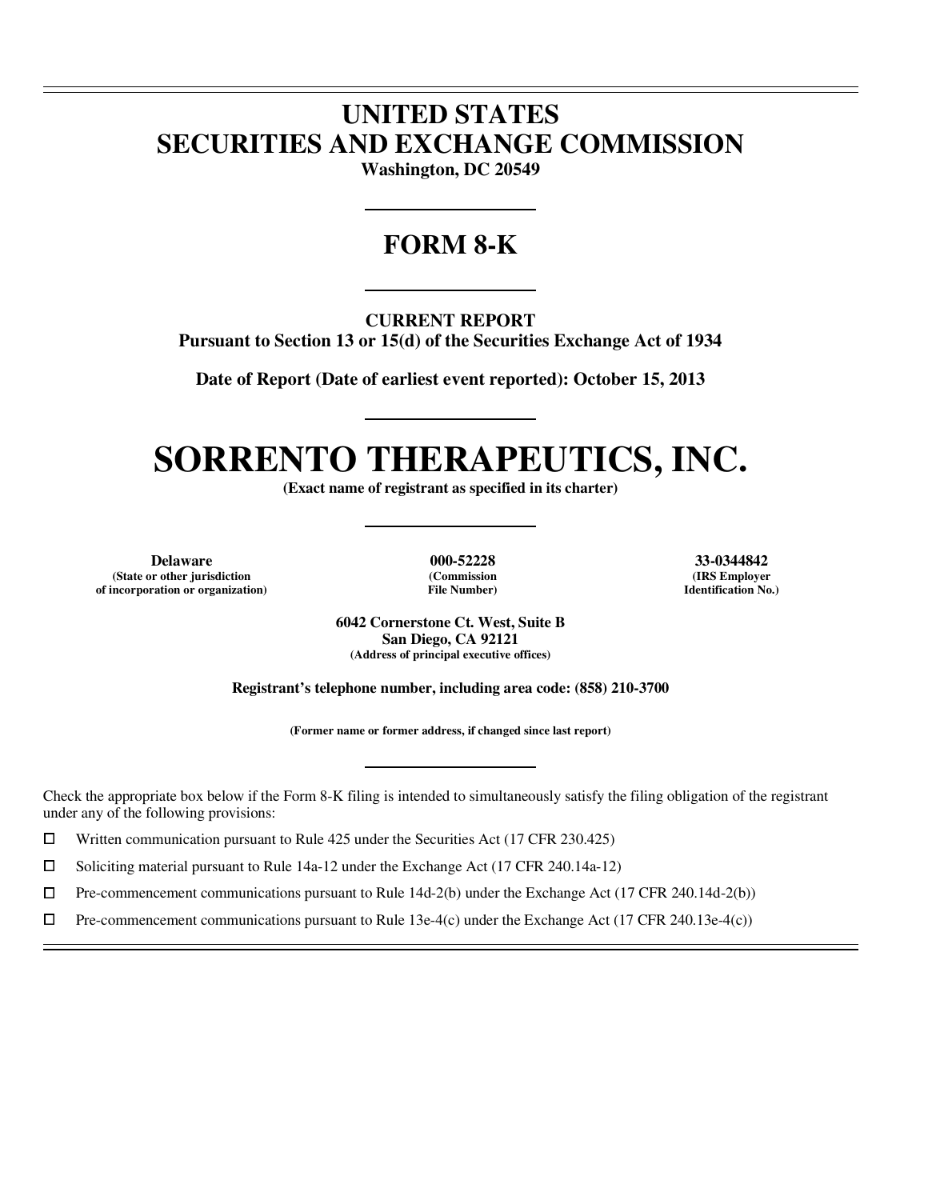# UNITED STATES
# SECURITIES AND EXCHANGE COMMISSION

**Washington, DC 20549**

## FORM 8-K

**CURRENT REPORT**
**Pursuant to Section 13 or 15(d) of the Securities Exchange Act of 1934**

**Date of Report (Date of earliest event reported): October 15, 2013**

# SORRENTO THERAPEUTICS, INC.

**(Exact name of registrant as specified in its charter)**

| **Delaware** | **000-52228** | **33-0344842** |
|---|---|---|
| **(State or other jurisdiction of incorporation or organization)** | **(Commission File Number)** | **(IRS Employer Identification No.)** |

**6042 Cornerstone Ct. West, Suite B**
**San Diego, CA 92121**
**(Address of principal executive offices)**

**Registrant's telephone number, including area code: (858) 210-3700**

**(Former name or former address, if changed since last report)**

Check the appropriate box below if the Form 8-K filing is intended to simultaneously satisfy the filing obligation of the registrant under any of the following provisions:

☐ Written communication pursuant to Rule 425 under the Securities Act (17 CFR 230.425)

☐ Soliciting material pursuant to Rule 14a-12 under the Exchange Act (17 CFR 240.14a-12)

☐ Pre-commencement communications pursuant to Rule 14d-2(b) under the Exchange Act (17 CFR 240.14d-2(b))

☐ Pre-commencement communications pursuant to Rule 13e-4(c) under the Exchange Act (17 CFR 240.13e-4(c))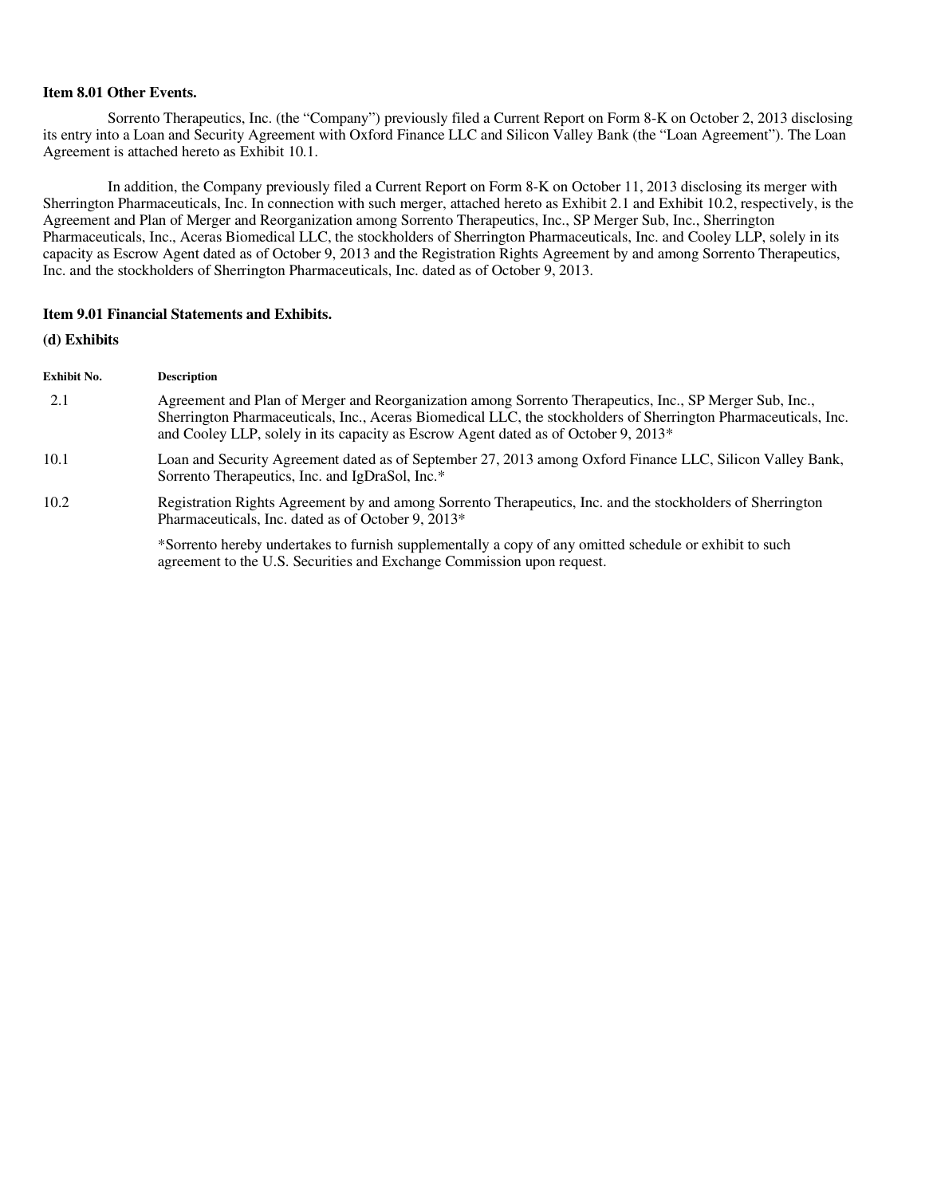**Item 8.01 Other Events.**

Sorrento Therapeutics, Inc. (the "Company") previously filed a Current Report on Form 8-K on October 2, 2013 disclosing its entry into a Loan and Security Agreement with Oxford Finance LLC and Silicon Valley Bank (the "Loan Agreement"). The Loan Agreement is attached hereto as Exhibit 10.1.

In addition, the Company previously filed a Current Report on Form 8-K on October 11, 2013 disclosing its merger with Sherrington Pharmaceuticals, Inc. In connection with such merger, attached hereto as Exhibit 2.1 and Exhibit 10.2, respectively, is the Agreement and Plan of Merger and Reorganization among Sorrento Therapeutics, Inc., SP Merger Sub, Inc., Sherrington Pharmaceuticals, Inc., Aceras Biomedical LLC, the stockholders of Sherrington Pharmaceuticals, Inc. and Cooley LLP, solely in its capacity as Escrow Agent dated as of October 9, 2013 and the Registration Rights Agreement by and among Sorrento Therapeutics, Inc. and the stockholders of Sherrington Pharmaceuticals, Inc. dated as of October 9, 2013.

**Item 9.01 Financial Statements and Exhibits.**

**(d) Exhibits**

| Exhibit No. | Description |
|---|---|
| 2.1 | Agreement and Plan of Merger and Reorganization among Sorrento Therapeutics, Inc., SP Merger Sub, Inc., Sherrington Pharmaceuticals, Inc., Aceras Biomedical LLC, the stockholders of Sherrington Pharmaceuticals, Inc. and Cooley LLP, solely in its capacity as Escrow Agent dated as of October 9, 2013* |
| 10.1 | Loan and Security Agreement dated as of September 27, 2013 among Oxford Finance LLC, Silicon Valley Bank, Sorrento Therapeutics, Inc. and IgDraSol, Inc.* |
| 10.2 | Registration Rights Agreement by and among Sorrento Therapeutics, Inc. and the stockholders of Sherrington Pharmaceuticals, Inc. dated as of October 9, 2013* |

*Sorrento hereby undertakes to furnish supplementally a copy of any omitted schedule or exhibit to such agreement to the U.S. Securities and Exchange Commission upon request.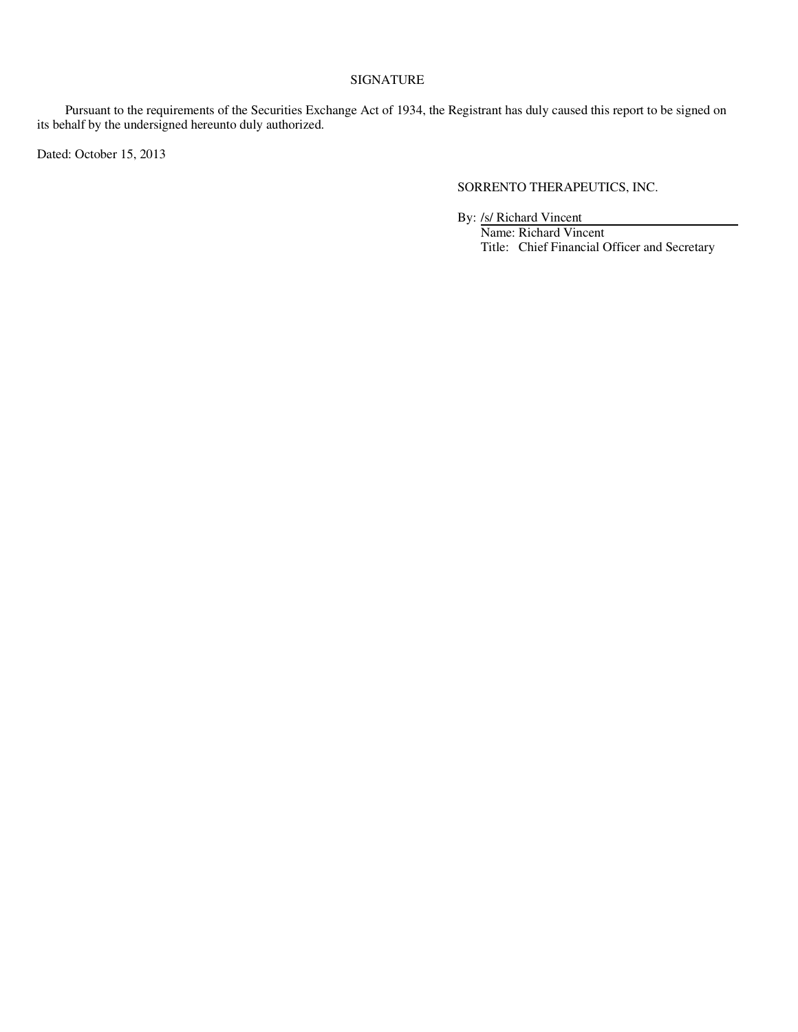# SIGNATURE

Pursuant to the requirements of the Securities Exchange Act of 1934, the Registrant has duly caused this report to be signed on its behalf by the undersigned hereunto duly authorized.

Dated: October 15, 2013

SORRENTO THERAPEUTICS, INC.

By: /s/ Richard Vincent  
Name: Richard Vincent  
Title: Chief Financial Officer and Secretary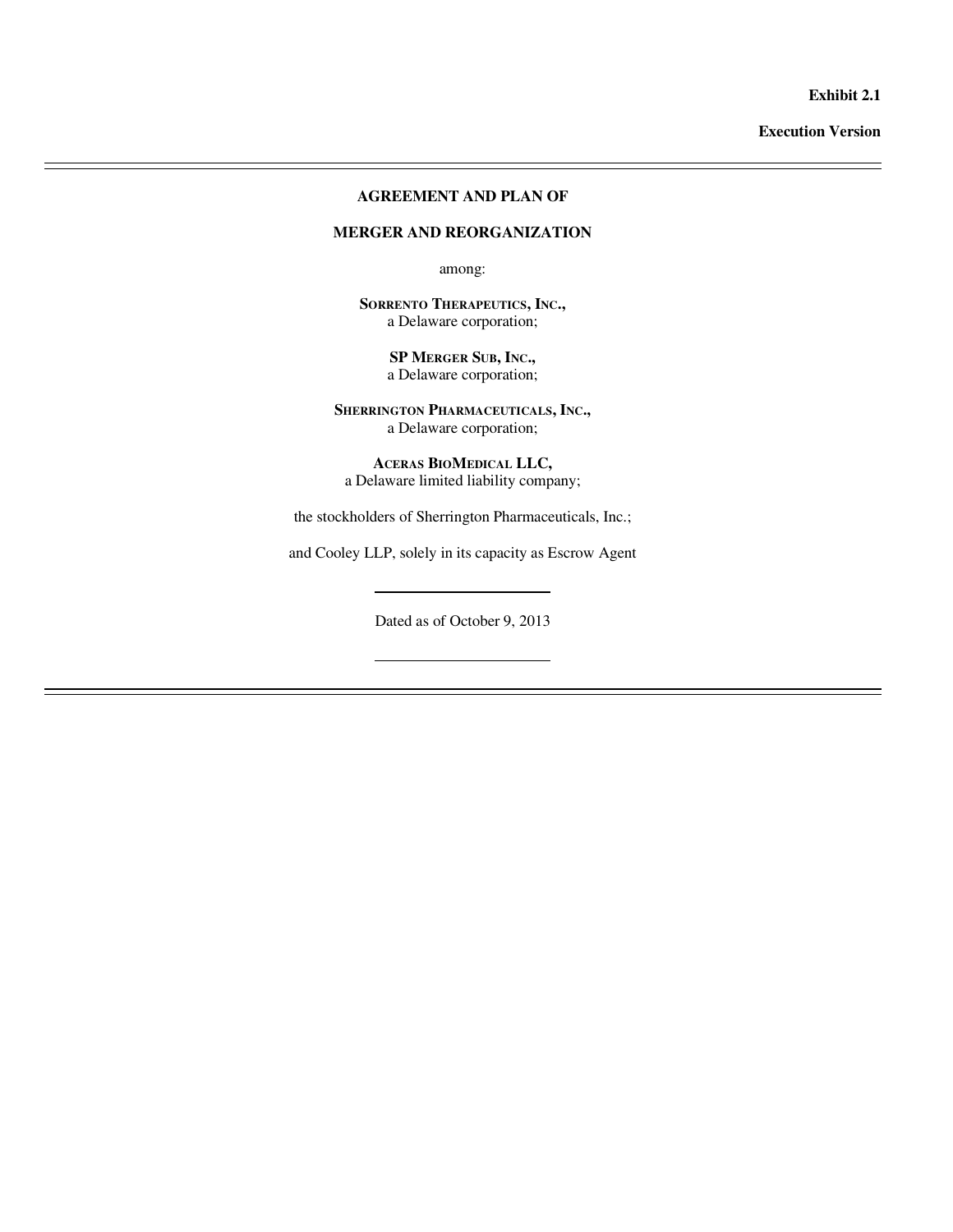**Exhibit 2.1**

**Execution Version**

---

# AGREEMENT AND PLAN OF

# MERGER AND REORGANIZATION

among:

**SORRENTO THERAPEUTICS, INC.,**
a Delaware corporation;

**SP MERGER SUB, INC.,**
a Delaware corporation;

**SHERRINGTON PHARMACEUTICALS, INC.,**
a Delaware corporation;

**ACERAS BIOMEDICAL LLC,**
a Delaware limited liability company;

the stockholders of Sherrington Pharmaceuticals, Inc.;

and Cooley LLP, solely in its capacity as Escrow Agent

---

Dated as of October 9, 2013

---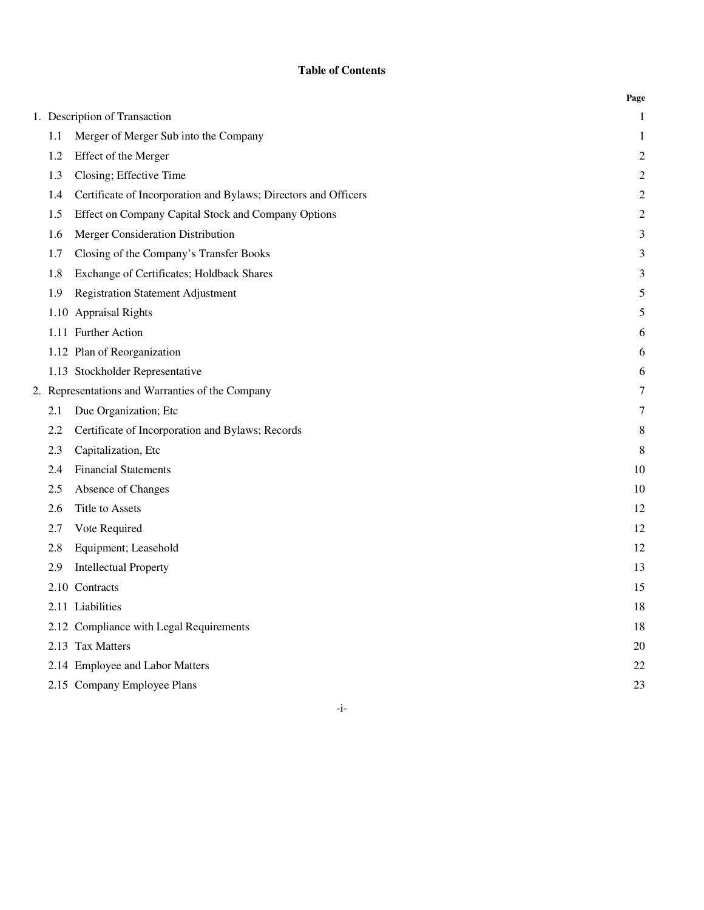# Table of Contents

| | Page |
|---|---|
| 1. Description of Transaction | 1 |
| 1.1 Merger of Merger Sub into the Company | 1 |
| 1.2 Effect of the Merger | 2 |
| 1.3 Closing; Effective Time | 2 |
| 1.4 Certificate of Incorporation and Bylaws; Directors and Officers | 2 |
| 1.5 Effect on Company Capital Stock and Company Options | 2 |
| 1.6 Merger Consideration Distribution | 3 |
| 1.7 Closing of the Company's Transfer Books | 3 |
| 1.8 Exchange of Certificates; Holdback Shares | 3 |
| 1.9 Registration Statement Adjustment | 5 |
| 1.10 Appraisal Rights | 5 |
| 1.11 Further Action | 6 |
| 1.12 Plan of Reorganization | 6 |
| 1.13 Stockholder Representative | 6 |
| 2. Representations and Warranties of the Company | 7 |
| 2.1 Due Organization; Etc | 7 |
| 2.2 Certificate of Incorporation and Bylaws; Records | 8 |
| 2.3 Capitalization, Etc | 8 |
| 2.4 Financial Statements | 10 |
| 2.5 Absence of Changes | 10 |
| 2.6 Title to Assets | 12 |
| 2.7 Vote Required | 12 |
| 2.8 Equipment; Leasehold | 12 |
| 2.9 Intellectual Property | 13 |
| 2.10 Contracts | 15 |
| 2.11 Liabilities | 18 |
| 2.12 Compliance with Legal Requirements | 18 |
| 2.13 Tax Matters | 20 |
| 2.14 Employee and Labor Matters | 22 |
| 2.15 Company Employee Plans | 23 |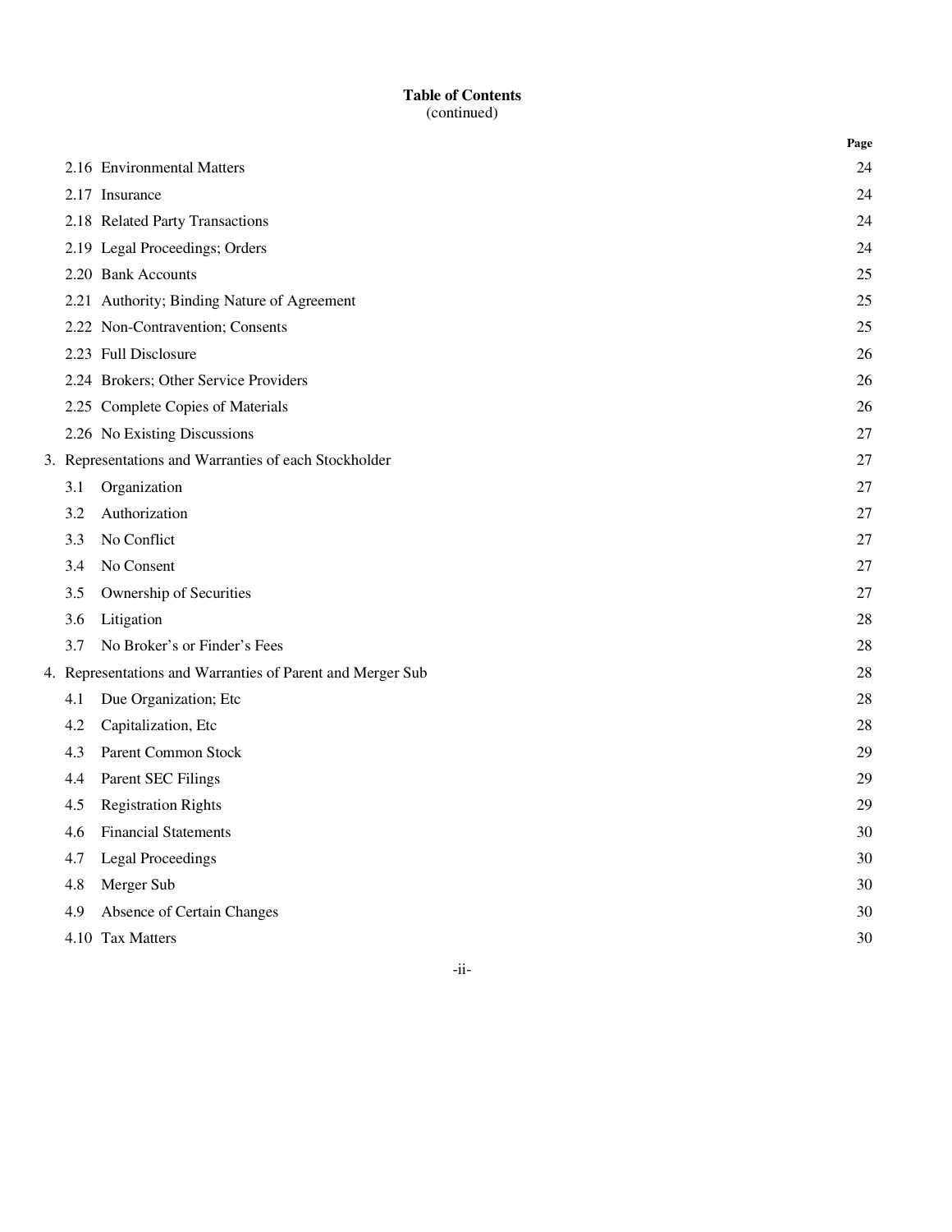**Table of Contents**
(continued)

| | Page |
|---|---|
| 2.16 Environmental Matters | 24 |
| 2.17 Insurance | 24 |
| 2.18 Related Party Transactions | 24 |
| 2.19 Legal Proceedings; Orders | 24 |
| 2.20 Bank Accounts | 25 |
| 2.21 Authority; Binding Nature of Agreement | 25 |
| 2.22 Non-Contravention; Consents | 25 |
| 2.23 Full Disclosure | 26 |
| 2.24 Brokers; Other Service Providers | 26 |
| 2.25 Complete Copies of Materials | 26 |
| 2.26 No Existing Discussions | 27 |
| 3. Representations and Warranties of each Stockholder | 27 |
| 3.1 Organization | 27 |
| 3.2 Authorization | 27 |
| 3.3 No Conflict | 27 |
| 3.4 No Consent | 27 |
| 3.5 Ownership of Securities | 27 |
| 3.6 Litigation | 28 |
| 3.7 No Broker's or Finder's Fees | 28 |
| 4. Representations and Warranties of Parent and Merger Sub | 28 |
| 4.1 Due Organization; Etc | 28 |
| 4.2 Capitalization, Etc | 28 |
| 4.3 Parent Common Stock | 29 |
| 4.4 Parent SEC Filings | 29 |
| 4.5 Registration Rights | 29 |
| 4.6 Financial Statements | 30 |
| 4.7 Legal Proceedings | 30 |
| 4.8 Merger Sub | 30 |
| 4.9 Absence of Certain Changes | 30 |
| 4.10 Tax Matters | 30 |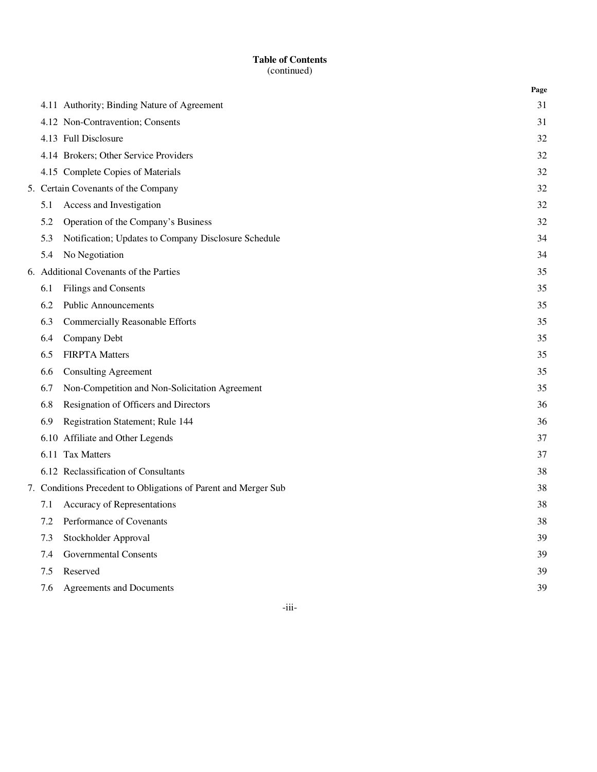**Table of Contents**
(continued)

| | Page |
|---|---|
| 4.11 Authority; Binding Nature of Agreement | 31 |
| 4.12 Non-Contravention; Consents | 31 |
| 4.13 Full Disclosure | 32 |
| 4.14 Brokers; Other Service Providers | 32 |
| 4.15 Complete Copies of Materials | 32 |
| 5. Certain Covenants of the Company | 32 |
| 5.1 Access and Investigation | 32 |
| 5.2 Operation of the Company's Business | 32 |
| 5.3 Notification; Updates to Company Disclosure Schedule | 34 |
| 5.4 No Negotiation | 34 |
| 6. Additional Covenants of the Parties | 35 |
| 6.1 Filings and Consents | 35 |
| 6.2 Public Announcements | 35 |
| 6.3 Commercially Reasonable Efforts | 35 |
| 6.4 Company Debt | 35 |
| 6.5 FIRPTA Matters | 35 |
| 6.6 Consulting Agreement | 35 |
| 6.7 Non-Competition and Non-Solicitation Agreement | 35 |
| 6.8 Resignation of Officers and Directors | 36 |
| 6.9 Registration Statement; Rule 144 | 36 |
| 6.10 Affiliate and Other Legends | 37 |
| 6.11 Tax Matters | 37 |
| 6.12 Reclassification of Consultants | 38 |
| 7. Conditions Precedent to Obligations of Parent and Merger Sub | 38 |
| 7.1 Accuracy of Representations | 38 |
| 7.2 Performance of Covenants | 38 |
| 7.3 Stockholder Approval | 39 |
| 7.4 Governmental Consents | 39 |
| 7.5 Reserved | 39 |
| 7.6 Agreements and Documents | 39 |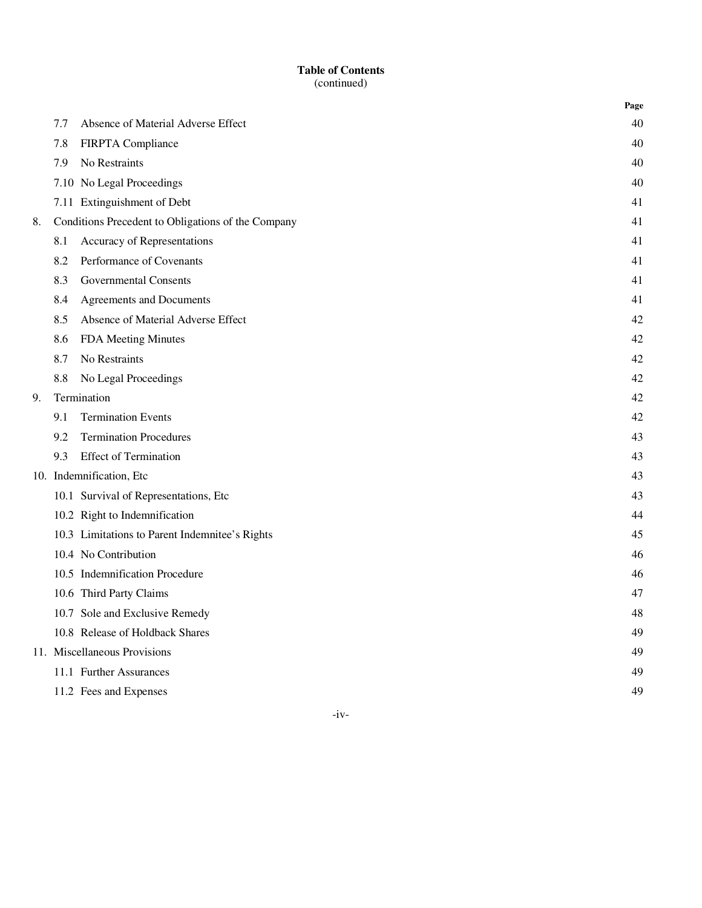**Table of Contents**
(continued)

| | | Page |
|---|---|---|
| | 7.7 Absence of Material Adverse Effect | 40 |
| | 7.8 FIRPTA Compliance | 40 |
| | 7.9 No Restraints | 40 |
| | 7.10 No Legal Proceedings | 40 |
| | 7.11 Extinguishment of Debt | 41 |
| 8. | Conditions Precedent to Obligations of the Company | 41 |
| | 8.1 Accuracy of Representations | 41 |
| | 8.2 Performance of Covenants | 41 |
| | 8.3 Governmental Consents | 41 |
| | 8.4 Agreements and Documents | 41 |
| | 8.5 Absence of Material Adverse Effect | 42 |
| | 8.6 FDA Meeting Minutes | 42 |
| | 8.7 No Restraints | 42 |
| | 8.8 No Legal Proceedings | 42 |
| 9. | Termination | 42 |
| | 9.1 Termination Events | 42 |
| | 9.2 Termination Procedures | 43 |
| | 9.3 Effect of Termination | 43 |
| 10. | Indemnification, Etc | 43 |
| | 10.1 Survival of Representations, Etc | 43 |
| | 10.2 Right to Indemnification | 44 |
| | 10.3 Limitations to Parent Indemnitee's Rights | 45 |
| | 10.4 No Contribution | 46 |
| | 10.5 Indemnification Procedure | 46 |
| | 10.6 Third Party Claims | 47 |
| | 10.7 Sole and Exclusive Remedy | 48 |
| | 10.8 Release of Holdback Shares | 49 |
| 11. | Miscellaneous Provisions | 49 |
| | 11.1 Further Assurances | 49 |
| | 11.2 Fees and Expenses | 49 |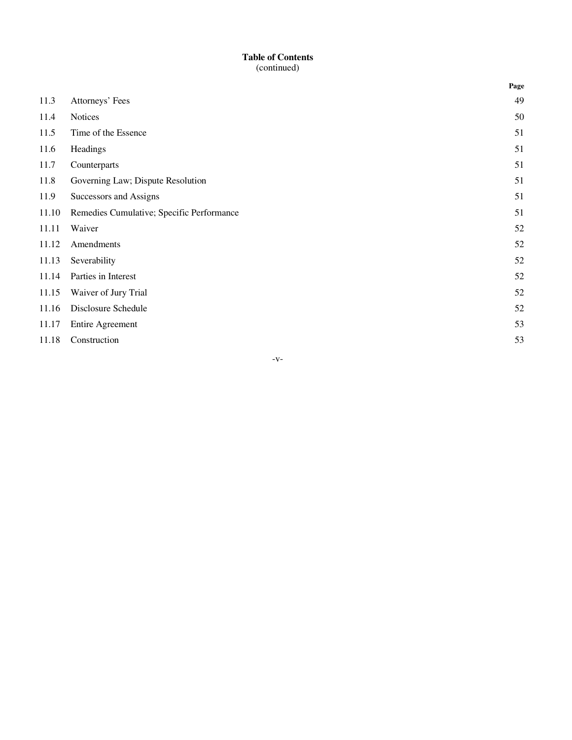**Table of Contents**
(continued)

| | | Page |
|---|---|---|
| 11.3 | Attorneys' Fees | 49 |
| 11.4 | Notices | 50 |
| 11.5 | Time of the Essence | 51 |
| 11.6 | Headings | 51 |
| 11.7 | Counterparts | 51 |
| 11.8 | Governing Law; Dispute Resolution | 51 |
| 11.9 | Successors and Assigns | 51 |
| 11.10 | Remedies Cumulative; Specific Performance | 51 |
| 11.11 | Waiver | 52 |
| 11.12 | Amendments | 52 |
| 11.13 | Severability | 52 |
| 11.14 | Parties in Interest | 52 |
| 11.15 | Waiver of Jury Trial | 52 |
| 11.16 | Disclosure Schedule | 52 |
| 11.17 | Entire Agreement | 53 |
| 11.18 | Construction | 53 |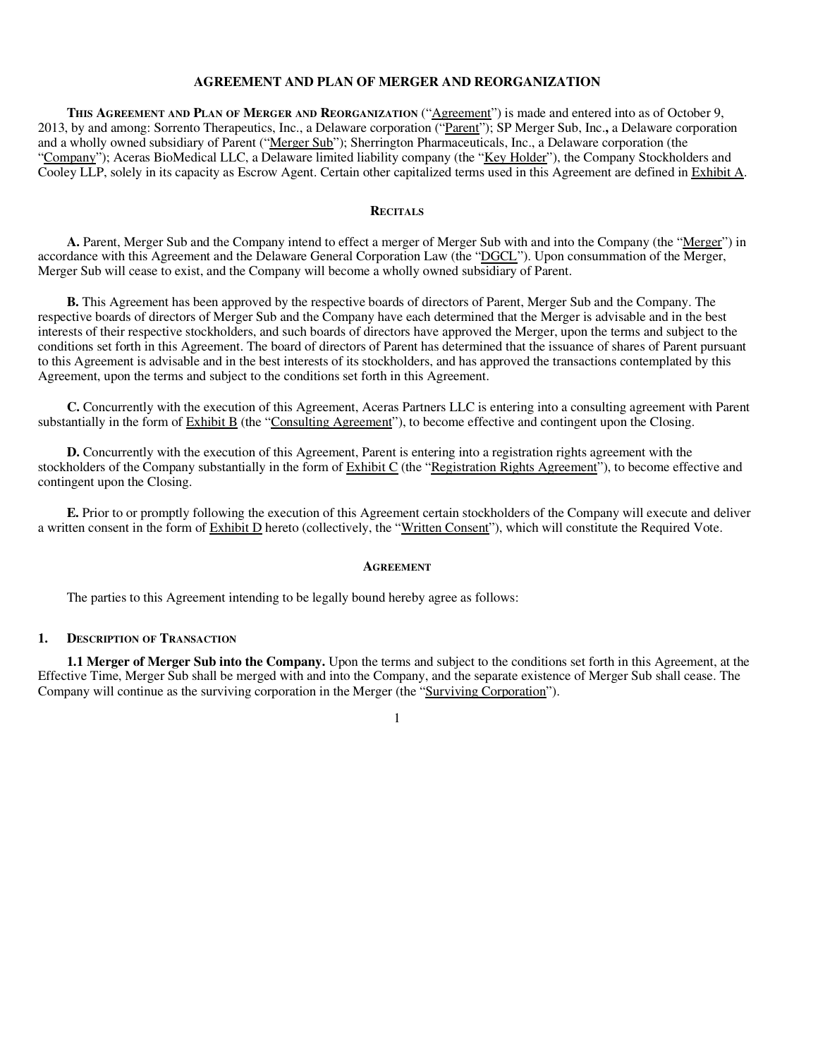# AGREEMENT AND PLAN OF MERGER AND REORGANIZATION

**THIS AGREEMENT AND PLAN OF MERGER AND REORGANIZATION** ("Agreement") is made and entered into as of October 9, 2013, by and among: Sorrento Therapeutics, Inc., a Delaware corporation ("Parent"); SP Merger Sub, Inc., a Delaware corporation and a wholly owned subsidiary of Parent ("Merger Sub"); Sherrington Pharmaceuticals, Inc., a Delaware corporation (the "Company"); Aceras BioMedical LLC, a Delaware limited liability company (the "Key Holder"), the Company Stockholders and Cooley LLP, solely in its capacity as Escrow Agent. Certain other capitalized terms used in this Agreement are defined in Exhibit A.

## RECITALS

**A.** Parent, Merger Sub and the Company intend to effect a merger of Merger Sub with and into the Company (the "Merger") in accordance with this Agreement and the Delaware General Corporation Law (the "DGCL"). Upon consummation of the Merger, Merger Sub will cease to exist, and the Company will become a wholly owned subsidiary of Parent.

**B.** This Agreement has been approved by the respective boards of directors of Parent, Merger Sub and the Company. The respective boards of directors of Merger Sub and the Company have each determined that the Merger is advisable and in the best interests of their respective stockholders, and such boards of directors have approved the Merger, upon the terms and subject to the conditions set forth in this Agreement. The board of directors of Parent has determined that the issuance of shares of Parent pursuant to this Agreement is advisable and in the best interests of its stockholders, and has approved the transactions contemplated by this Agreement, upon the terms and subject to the conditions set forth in this Agreement.

**C.** Concurrently with the execution of this Agreement, Aceras Partners LLC is entering into a consulting agreement with Parent substantially in the form of Exhibit B (the "Consulting Agreement"), to become effective and contingent upon the Closing.

**D.** Concurrently with the execution of this Agreement, Parent is entering into a registration rights agreement with the stockholders of the Company substantially in the form of Exhibit C (the "Registration Rights Agreement"), to become effective and contingent upon the Closing.

**E.** Prior to or promptly following the execution of this Agreement certain stockholders of the Company will execute and deliver a written consent in the form of Exhibit D hereto (collectively, the "Written Consent"), which will constitute the Required Vote.

## AGREEMENT

The parties to this Agreement intending to be legally bound hereby agree as follows:

### 1. DESCRIPTION OF TRANSACTION

**1.1 Merger of Merger Sub into the Company.** Upon the terms and subject to the conditions set forth in this Agreement, at the Effective Time, Merger Sub shall be merged with and into the Company, and the separate existence of Merger Sub shall cease. The Company will continue as the surviving corporation in the Merger (the "Surviving Corporation").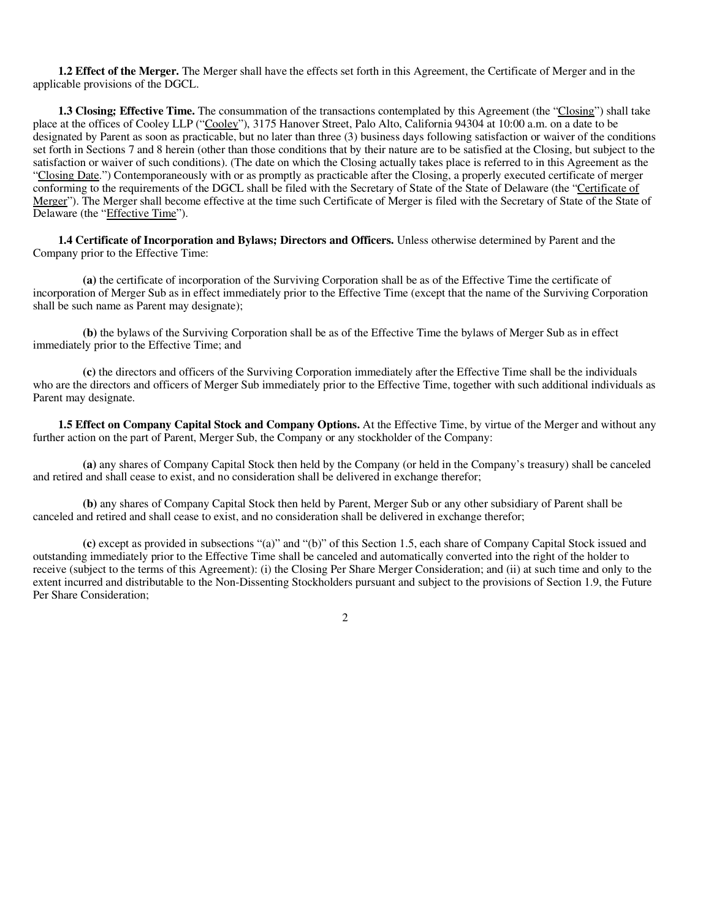**1.2 Effect of the Merger.** The Merger shall have the effects set forth in this Agreement, the Certificate of Merger and in the applicable provisions of the DGCL.

**1.3 Closing; Effective Time.** The consummation of the transactions contemplated by this Agreement (the "Closing") shall take place at the offices of Cooley LLP ("Cooley"), 3175 Hanover Street, Palo Alto, California 94304 at 10:00 a.m. on a date to be designated by Parent as soon as practicable, but no later than three (3) business days following satisfaction or waiver of the conditions set forth in Sections 7 and 8 herein (other than those conditions that by their nature are to be satisfied at the Closing, but subject to the satisfaction or waiver of such conditions). (The date on which the Closing actually takes place is referred to in this Agreement as the "Closing Date.") Contemporaneously with or as promptly as practicable after the Closing, a properly executed certificate of merger conforming to the requirements of the DGCL shall be filed with the Secretary of State of the State of Delaware (the "Certificate of Merger"). The Merger shall become effective at the time such Certificate of Merger is filed with the Secretary of State of the State of Delaware (the "Effective Time").

**1.4 Certificate of Incorporation and Bylaws; Directors and Officers.** Unless otherwise determined by Parent and the Company prior to the Effective Time:

**(a)** the certificate of incorporation of the Surviving Corporation shall be as of the Effective Time the certificate of incorporation of Merger Sub as in effect immediately prior to the Effective Time (except that the name of the Surviving Corporation shall be such name as Parent may designate);

**(b)** the bylaws of the Surviving Corporation shall be as of the Effective Time the bylaws of Merger Sub as in effect immediately prior to the Effective Time; and

**(c)** the directors and officers of the Surviving Corporation immediately after the Effective Time shall be the individuals who are the directors and officers of Merger Sub immediately prior to the Effective Time, together with such additional individuals as Parent may designate.

**1.5 Effect on Company Capital Stock and Company Options.** At the Effective Time, by virtue of the Merger and without any further action on the part of Parent, Merger Sub, the Company or any stockholder of the Company:

**(a)** any shares of Company Capital Stock then held by the Company (or held in the Company's treasury) shall be canceled and retired and shall cease to exist, and no consideration shall be delivered in exchange therefor;

**(b)** any shares of Company Capital Stock then held by Parent, Merger Sub or any other subsidiary of Parent shall be canceled and retired and shall cease to exist, and no consideration shall be delivered in exchange therefor;

**(c)** except as provided in subsections "(a)" and "(b)" of this Section 1.5, each share of Company Capital Stock issued and outstanding immediately prior to the Effective Time shall be canceled and automatically converted into the right of the holder to receive (subject to the terms of this Agreement): (i) the Closing Per Share Merger Consideration; and (ii) at such time and only to the extent incurred and distributable to the Non-Dissenting Stockholders pursuant and subject to the provisions of Section 1.9, the Future Per Share Consideration;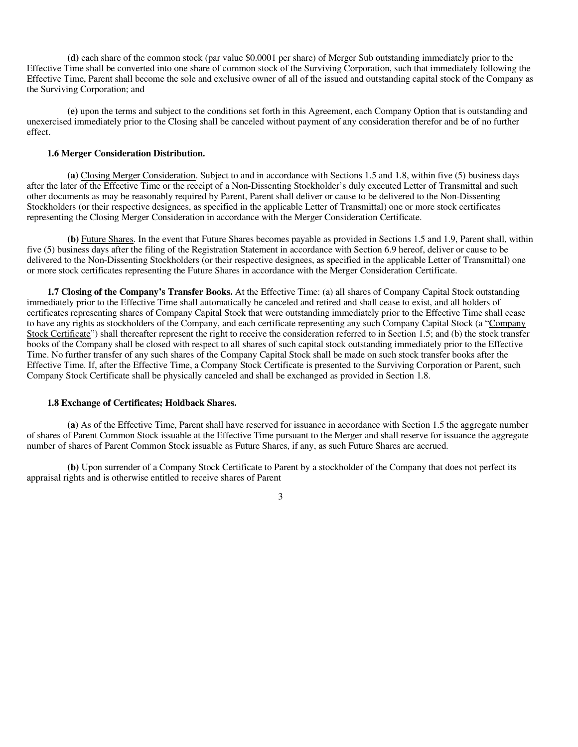**(d)** each share of the common stock (par value $0.0001 per share) of Merger Sub outstanding immediately prior to the Effective Time shall be converted into one share of common stock of the Surviving Corporation, such that immediately following the Effective Time, Parent shall become the sole and exclusive owner of all of the issued and outstanding capital stock of the Company as the Surviving Corporation; and

**(e)** upon the terms and subject to the conditions set forth in this Agreement, each Company Option that is outstanding and unexercised immediately prior to the Closing shall be canceled without payment of any consideration therefor and be of no further effect.

**1.6 Merger Consideration Distribution.**

**(a)** Closing Merger Consideration. Subject to and in accordance with Sections 1.5 and 1.8, within five (5) business days after the later of the Effective Time or the receipt of a Non-Dissenting Stockholder's duly executed Letter of Transmittal and such other documents as may be reasonably required by Parent, Parent shall deliver or cause to be delivered to the Non-Dissenting Stockholders (or their respective designees, as specified in the applicable Letter of Transmittal) one or more stock certificates representing the Closing Merger Consideration in accordance with the Merger Consideration Certificate.

**(b)** Future Shares. In the event that Future Shares becomes payable as provided in Sections 1.5 and 1.9, Parent shall, within five (5) business days after the filing of the Registration Statement in accordance with Section 6.9 hereof, deliver or cause to be delivered to the Non-Dissenting Stockholders (or their respective designees, as specified in the applicable Letter of Transmittal) one or more stock certificates representing the Future Shares in accordance with the Merger Consideration Certificate.

**1.7 Closing of the Company's Transfer Books.** At the Effective Time: (a) all shares of Company Capital Stock outstanding immediately prior to the Effective Time shall automatically be canceled and retired and shall cease to exist, and all holders of certificates representing shares of Company Capital Stock that were outstanding immediately prior to the Effective Time shall cease to have any rights as stockholders of the Company, and each certificate representing any such Company Capital Stock (a "Company Stock Certificate") shall thereafter represent the right to receive the consideration referred to in Section 1.5; and (b) the stock transfer books of the Company shall be closed with respect to all shares of such capital stock outstanding immediately prior to the Effective Time. No further transfer of any such shares of the Company Capital Stock shall be made on such stock transfer books after the Effective Time. If, after the Effective Time, a Company Stock Certificate is presented to the Surviving Corporation or Parent, such Company Stock Certificate shall be physically canceled and shall be exchanged as provided in Section 1.8.

**1.8 Exchange of Certificates; Holdback Shares.**

**(a)** As of the Effective Time, Parent shall have reserved for issuance in accordance with Section 1.5 the aggregate number of shares of Parent Common Stock issuable at the Effective Time pursuant to the Merger and shall reserve for issuance the aggregate number of shares of Parent Common Stock issuable as Future Shares, if any, as such Future Shares are accrued.

**(b)** Upon surrender of a Company Stock Certificate to Parent by a stockholder of the Company that does not perfect its appraisal rights and is otherwise entitled to receive shares of Parent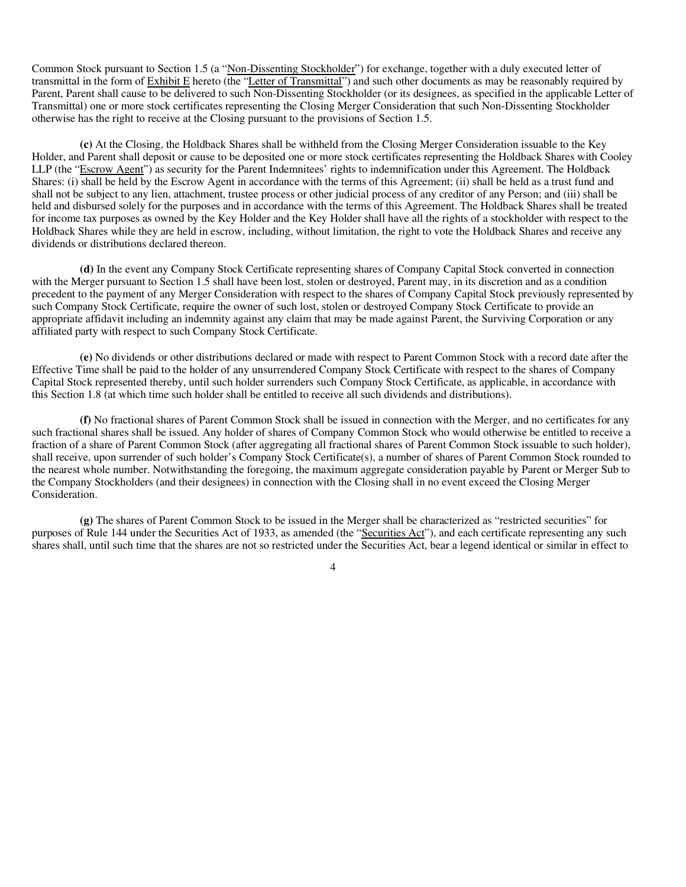Common Stock pursuant to Section 1.5 (a "Non-Dissenting Stockholder") for exchange, together with a duly executed letter of transmittal in the form of Exhibit E hereto (the "Letter of Transmittal") and such other documents as may be reasonably required by Parent, Parent shall cause to be delivered to such Non-Dissenting Stockholder (or its designees, as specified in the applicable Letter of Transmittal) one or more stock certificates representing the Closing Merger Consideration that such Non-Dissenting Stockholder otherwise has the right to receive at the Closing pursuant to the provisions of Section 1.5.

**(c)** At the Closing, the Holdback Shares shall be withheld from the Closing Merger Consideration issuable to the Key Holder, and Parent shall deposit or cause to be deposited one or more stock certificates representing the Holdback Shares with Cooley LLP (the "Escrow Agent") as security for the Parent Indemnitees' rights to indemnification under this Agreement. The Holdback Shares: (i) shall be held by the Escrow Agent in accordance with the terms of this Agreement; (ii) shall be held as a trust fund and shall not be subject to any lien, attachment, trustee process or other judicial process of any creditor of any Person; and (iii) shall be held and disbursed solely for the purposes and in accordance with the terms of this Agreement. The Holdback Shares shall be treated for income tax purposes as owned by the Key Holder and the Key Holder shall have all the rights of a stockholder with respect to the Holdback Shares while they are held in escrow, including, without limitation, the right to vote the Holdback Shares and receive any dividends or distributions declared thereon.

**(d)** In the event any Company Stock Certificate representing shares of Company Capital Stock converted in connection with the Merger pursuant to Section 1.5 shall have been lost, stolen or destroyed, Parent may, in its discretion and as a condition precedent to the payment of any Merger Consideration with respect to the shares of Company Capital Stock previously represented by such Company Stock Certificate, require the owner of such lost, stolen or destroyed Company Stock Certificate to provide an appropriate affidavit including an indemnity against any claim that may be made against Parent, the Surviving Corporation or any affiliated party with respect to such Company Stock Certificate.

**(e)** No dividends or other distributions declared or made with respect to Parent Common Stock with a record date after the Effective Time shall be paid to the holder of any unsurrendered Company Stock Certificate with respect to the shares of Company Capital Stock represented thereby, until such holder surrenders such Company Stock Certificate, as applicable, in accordance with this Section 1.8 (at which time such holder shall be entitled to receive all such dividends and distributions).

**(f)** No fractional shares of Parent Common Stock shall be issued in connection with the Merger, and no certificates for any such fractional shares shall be issued. Any holder of shares of Company Common Stock who would otherwise be entitled to receive a fraction of a share of Parent Common Stock (after aggregating all fractional shares of Parent Common Stock issuable to such holder), shall receive, upon surrender of such holder's Company Stock Certificate(s), a number of shares of Parent Common Stock rounded to the nearest whole number. Notwithstanding the foregoing, the maximum aggregate consideration payable by Parent or Merger Sub to the Company Stockholders (and their designees) in connection with the Closing shall in no event exceed the Closing Merger Consideration.

**(g)** The shares of Parent Common Stock to be issued in the Merger shall be characterized as "restricted securities" for purposes of Rule 144 under the Securities Act of 1933, as amended (the "Securities Act"), and each certificate representing any such shares shall, until such time that the shares are not so restricted under the Securities Act, bear a legend identical or similar in effect to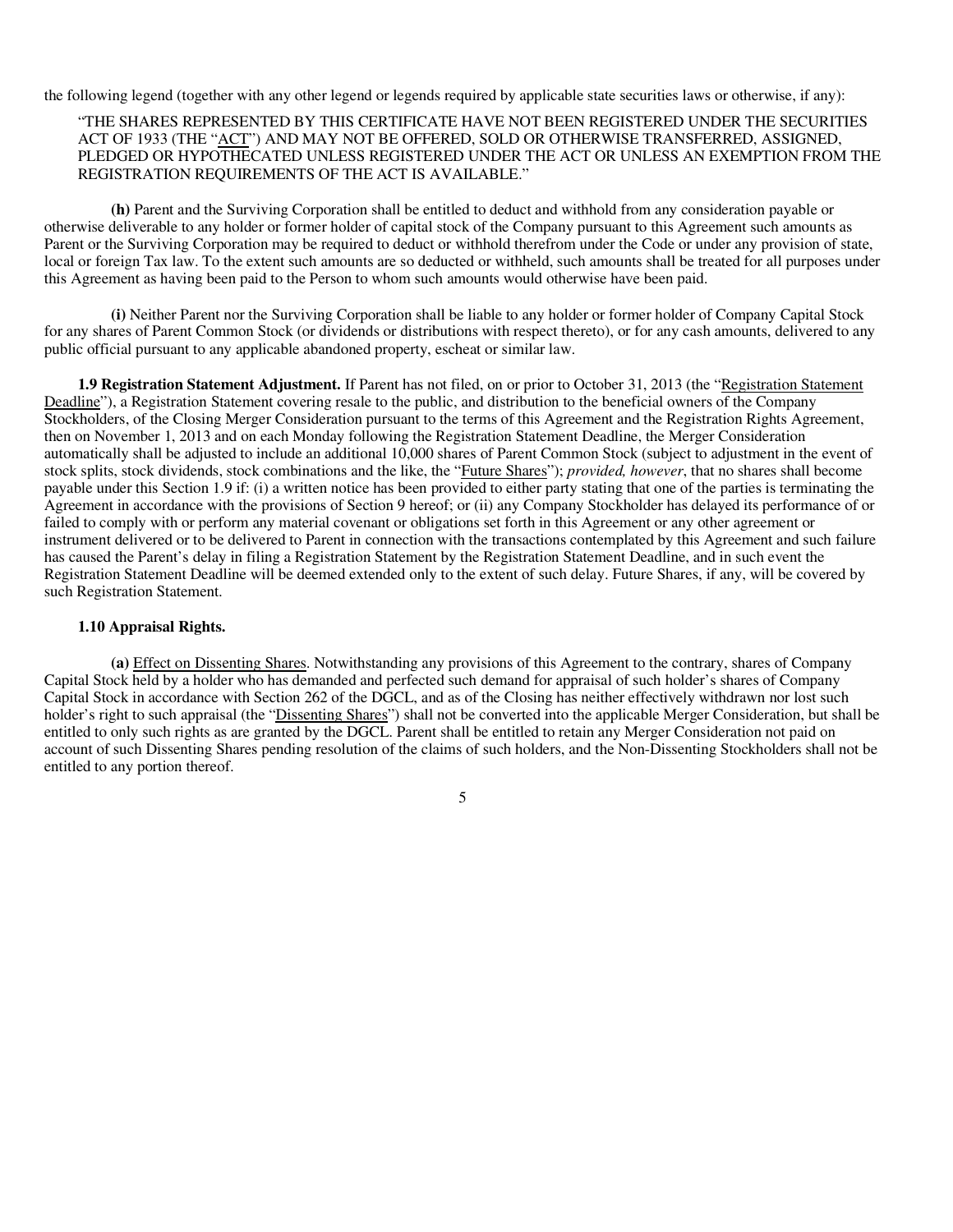the following legend (together with any other legend or legends required by applicable state securities laws or otherwise, if any):

"THE SHARES REPRESENTED BY THIS CERTIFICATE HAVE NOT BEEN REGISTERED UNDER THE SECURITIES ACT OF 1933 (THE "ACT") AND MAY NOT BE OFFERED, SOLD OR OTHERWISE TRANSFERRED, ASSIGNED, PLEDGED OR HYPOTHECATED UNLESS REGISTERED UNDER THE ACT OR UNLESS AN EXEMPTION FROM THE REGISTRATION REQUIREMENTS OF THE ACT IS AVAILABLE."

**(h)** Parent and the Surviving Corporation shall be entitled to deduct and withhold from any consideration payable or otherwise deliverable to any holder or former holder of capital stock of the Company pursuant to this Agreement such amounts as Parent or the Surviving Corporation may be required to deduct or withhold therefrom under the Code or under any provision of state, local or foreign Tax law. To the extent such amounts are so deducted or withheld, such amounts shall be treated for all purposes under this Agreement as having been paid to the Person to whom such amounts would otherwise have been paid.

**(i)** Neither Parent nor the Surviving Corporation shall be liable to any holder or former holder of Company Capital Stock for any shares of Parent Common Stock (or dividends or distributions with respect thereto), or for any cash amounts, delivered to any public official pursuant to any applicable abandoned property, escheat or similar law.

**1.9 Registration Statement Adjustment.** If Parent has not filed, on or prior to October 31, 2013 (the "Registration Statement Deadline"), a Registration Statement covering resale to the public, and distribution to the beneficial owners of the Company Stockholders, of the Closing Merger Consideration pursuant to the terms of this Agreement and the Registration Rights Agreement, then on November 1, 2013 and on each Monday following the Registration Statement Deadline, the Merger Consideration automatically shall be adjusted to include an additional 10,000 shares of Parent Common Stock (subject to adjustment in the event of stock splits, stock dividends, stock combinations and the like, the "Future Shares"); *provided, however*, that no shares shall become payable under this Section 1.9 if: (i) a written notice has been provided to either party stating that one of the parties is terminating the Agreement in accordance with the provisions of Section 9 hereof; or (ii) any Company Stockholder has delayed its performance of or failed to comply with or perform any material covenant or obligations set forth in this Agreement or any other agreement or instrument delivered or to be delivered to Parent in connection with the transactions contemplated by this Agreement and such failure has caused the Parent's delay in filing a Registration Statement by the Registration Statement Deadline, and in such event the Registration Statement Deadline will be deemed extended only to the extent of such delay. Future Shares, if any, will be covered by such Registration Statement.

**1.10 Appraisal Rights.**

**(a)** Effect on Dissenting Shares. Notwithstanding any provisions of this Agreement to the contrary, shares of Company Capital Stock held by a holder who has demanded and perfected such demand for appraisal of such holder's shares of Company Capital Stock in accordance with Section 262 of the DGCL, and as of the Closing has neither effectively withdrawn nor lost such holder's right to such appraisal (the "Dissenting Shares") shall not be converted into the applicable Merger Consideration, but shall be entitled to only such rights as are granted by the DGCL. Parent shall be entitled to retain any Merger Consideration not paid on account of such Dissenting Shares pending resolution of the claims of such holders, and the Non-Dissenting Stockholders shall not be entitled to any portion thereof.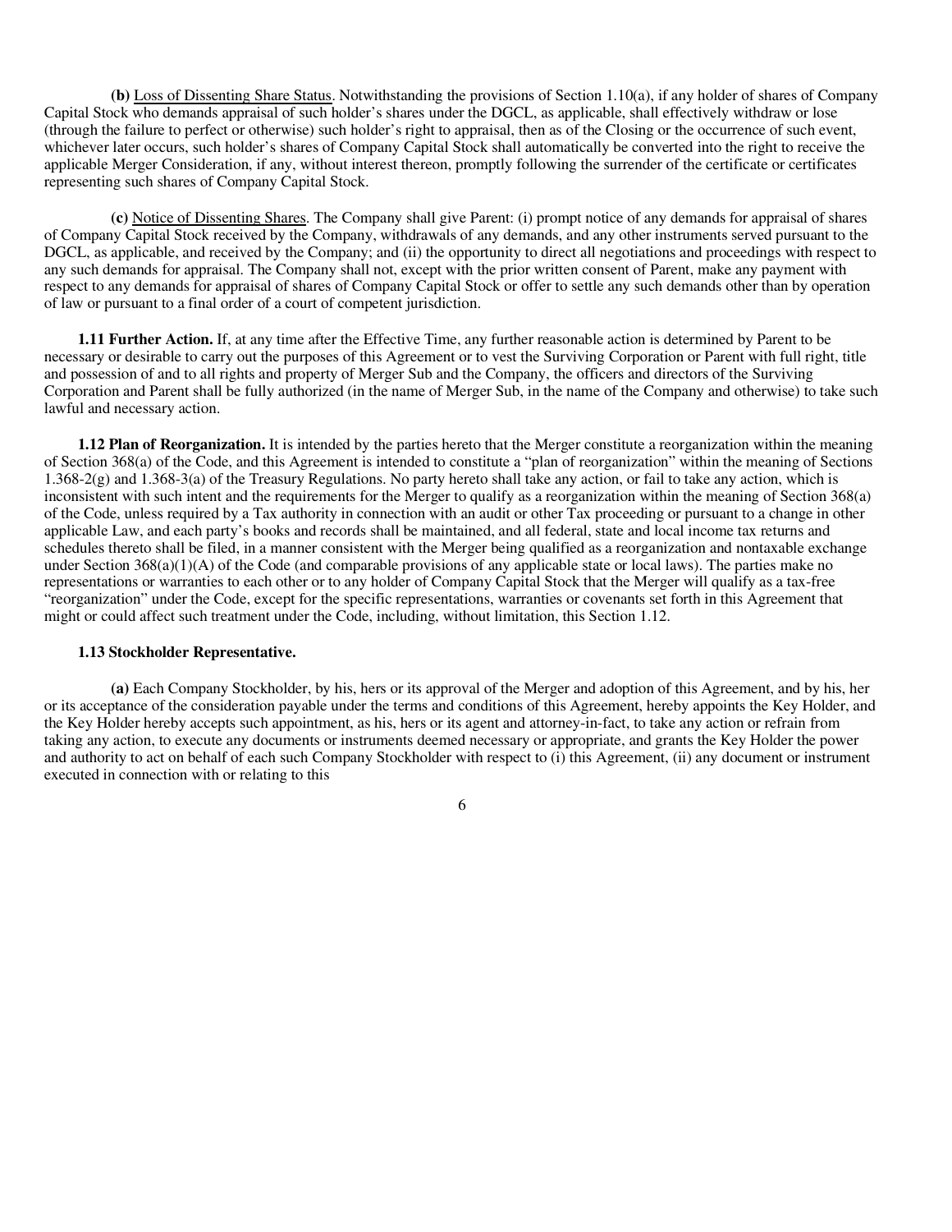**(b)** Loss of Dissenting Share Status. Notwithstanding the provisions of Section 1.10(a), if any holder of shares of Company Capital Stock who demands appraisal of such holder's shares under the DGCL, as applicable, shall effectively withdraw or lose (through the failure to perfect or otherwise) such holder's right to appraisal, then as of the Closing or the occurrence of such event, whichever later occurs, such holder's shares of Company Capital Stock shall automatically be converted into the right to receive the applicable Merger Consideration, if any, without interest thereon, promptly following the surrender of the certificate or certificates representing such shares of Company Capital Stock.

**(c)** Notice of Dissenting Shares. The Company shall give Parent: (i) prompt notice of any demands for appraisal of shares of Company Capital Stock received by the Company, withdrawals of any demands, and any other instruments served pursuant to the DGCL, as applicable, and received by the Company; and (ii) the opportunity to direct all negotiations and proceedings with respect to any such demands for appraisal. The Company shall not, except with the prior written consent of Parent, make any payment with respect to any demands for appraisal of shares of Company Capital Stock or offer to settle any such demands other than by operation of law or pursuant to a final order of a court of competent jurisdiction.

**1.11 Further Action.** If, at any time after the Effective Time, any further reasonable action is determined by Parent to be necessary or desirable to carry out the purposes of this Agreement or to vest the Surviving Corporation or Parent with full right, title and possession of and to all rights and property of Merger Sub and the Company, the officers and directors of the Surviving Corporation and Parent shall be fully authorized (in the name of Merger Sub, in the name of the Company and otherwise) to take such lawful and necessary action.

**1.12 Plan of Reorganization.** It is intended by the parties hereto that the Merger constitute a reorganization within the meaning of Section 368(a) of the Code, and this Agreement is intended to constitute a "plan of reorganization" within the meaning of Sections 1.368-2(g) and 1.368-3(a) of the Treasury Regulations. No party hereto shall take any action, or fail to take any action, which is inconsistent with such intent and the requirements for the Merger to qualify as a reorganization within the meaning of Section 368(a) of the Code, unless required by a Tax authority in connection with an audit or other Tax proceeding or pursuant to a change in other applicable Law, and each party's books and records shall be maintained, and all federal, state and local income tax returns and schedules thereto shall be filed, in a manner consistent with the Merger being qualified as a reorganization and nontaxable exchange under Section 368(a)(1)(A) of the Code (and comparable provisions of any applicable state or local laws). The parties make no representations or warranties to each other or to any holder of Company Capital Stock that the Merger will qualify as a tax-free "reorganization" under the Code, except for the specific representations, warranties or covenants set forth in this Agreement that might or could affect such treatment under the Code, including, without limitation, this Section 1.12.

**1.13 Stockholder Representative.**

**(a)** Each Company Stockholder, by his, hers or its approval of the Merger and adoption of this Agreement, and by his, her or its acceptance of the consideration payable under the terms and conditions of this Agreement, hereby appoints the Key Holder, and the Key Holder hereby accepts such appointment, as his, hers or its agent and attorney-in-fact, to take any action or refrain from taking any action, to execute any documents or instruments deemed necessary or appropriate, and grants the Key Holder the power and authority to act on behalf of each such Company Stockholder with respect to (i) this Agreement, (ii) any document or instrument executed in connection with or relating to this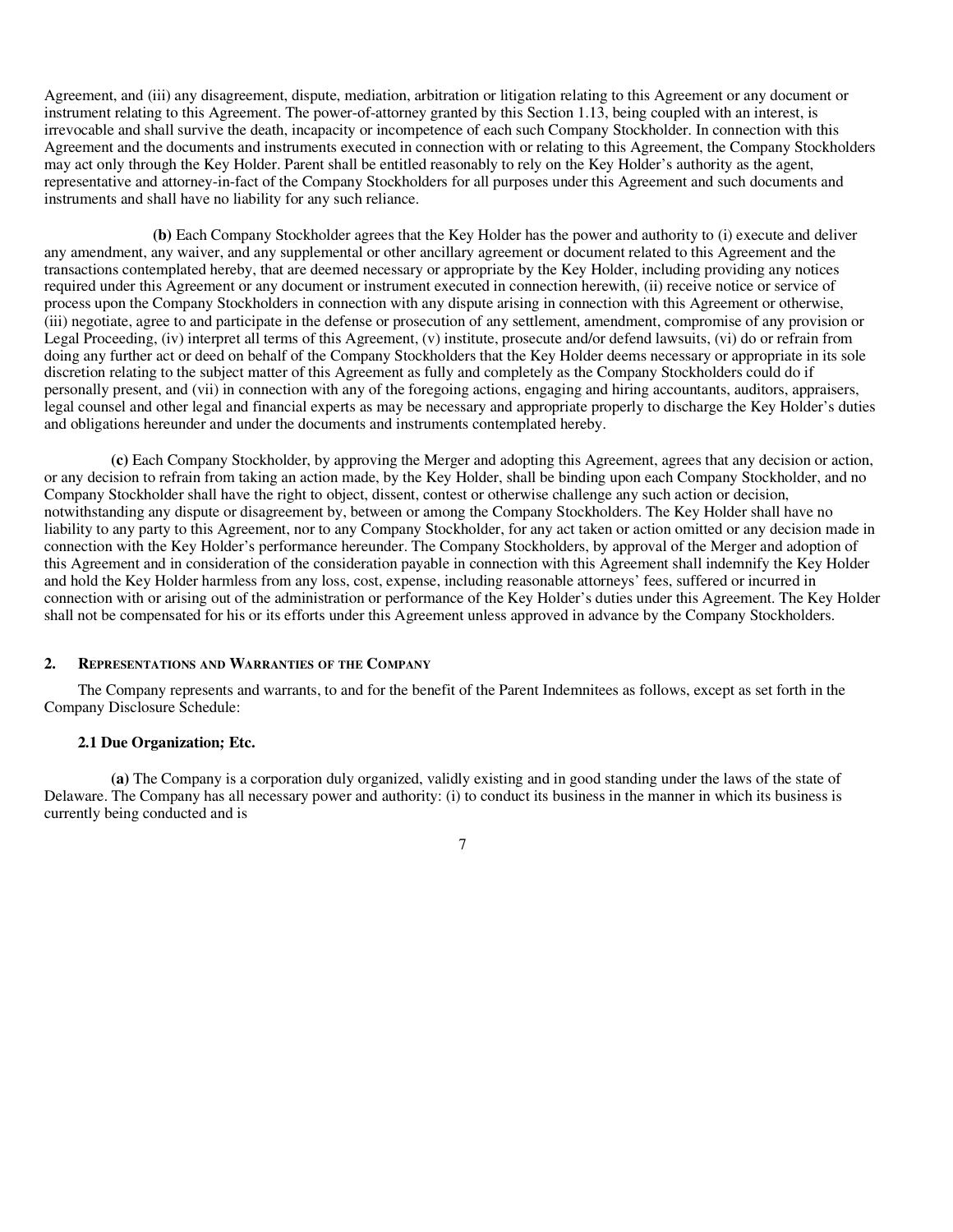Agreement, and (iii) any disagreement, dispute, mediation, arbitration or litigation relating to this Agreement or any document or instrument relating to this Agreement. The power-of-attorney granted by this Section 1.13, being coupled with an interest, is irrevocable and shall survive the death, incapacity or incompetence of each such Company Stockholder. In connection with this Agreement and the documents and instruments executed in connection with or relating to this Agreement, the Company Stockholders may act only through the Key Holder. Parent shall be entitled reasonably to rely on the Key Holder's authority as the agent, representative and attorney-in-fact of the Company Stockholders for all purposes under this Agreement and such documents and instruments and shall have no liability for any such reliance.

**(b)** Each Company Stockholder agrees that the Key Holder has the power and authority to (i) execute and deliver any amendment, any waiver, and any supplemental or other ancillary agreement or document related to this Agreement and the transactions contemplated hereby, that are deemed necessary or appropriate by the Key Holder, including providing any notices required under this Agreement or any document or instrument executed in connection herewith, (ii) receive notice or service of process upon the Company Stockholders in connection with any dispute arising in connection with this Agreement or otherwise, (iii) negotiate, agree to and participate in the defense or prosecution of any settlement, amendment, compromise of any provision or Legal Proceeding, (iv) interpret all terms of this Agreement, (v) institute, prosecute and/or defend lawsuits, (vi) do or refrain from doing any further act or deed on behalf of the Company Stockholders that the Key Holder deems necessary or appropriate in its sole discretion relating to the subject matter of this Agreement as fully and completely as the Company Stockholders could do if personally present, and (vii) in connection with any of the foregoing actions, engaging and hiring accountants, auditors, appraisers, legal counsel and other legal and financial experts as may be necessary and appropriate properly to discharge the Key Holder's duties and obligations hereunder and under the documents and instruments contemplated hereby.

**(c)** Each Company Stockholder, by approving the Merger and adopting this Agreement, agrees that any decision or action, or any decision to refrain from taking an action made, by the Key Holder, shall be binding upon each Company Stockholder, and no Company Stockholder shall have the right to object, dissent, contest or otherwise challenge any such action or decision, notwithstanding any dispute or disagreement by, between or among the Company Stockholders. The Key Holder shall have no liability to any party to this Agreement, nor to any Company Stockholder, for any act taken or action omitted or any decision made in connection with the Key Holder's performance hereunder. The Company Stockholders, by approval of the Merger and adoption of this Agreement and in consideration of the consideration payable in connection with this Agreement shall indemnify the Key Holder and hold the Key Holder harmless from any loss, cost, expense, including reasonable attorneys' fees, suffered or incurred in connection with or arising out of the administration or performance of the Key Holder's duties under this Agreement. The Key Holder shall not be compensated for his or its efforts under this Agreement unless approved in advance by the Company Stockholders.

## 2. Representations and Warranties of the Company

The Company represents and warrants, to and for the benefit of the Parent Indemnitees as follows, except as set forth in the Company Disclosure Schedule:

### 2.1 Due Organization; Etc.

**(a)** The Company is a corporation duly organized, validly existing and in good standing under the laws of the state of Delaware. The Company has all necessary power and authority: (i) to conduct its business in the manner in which its business is currently being conducted and is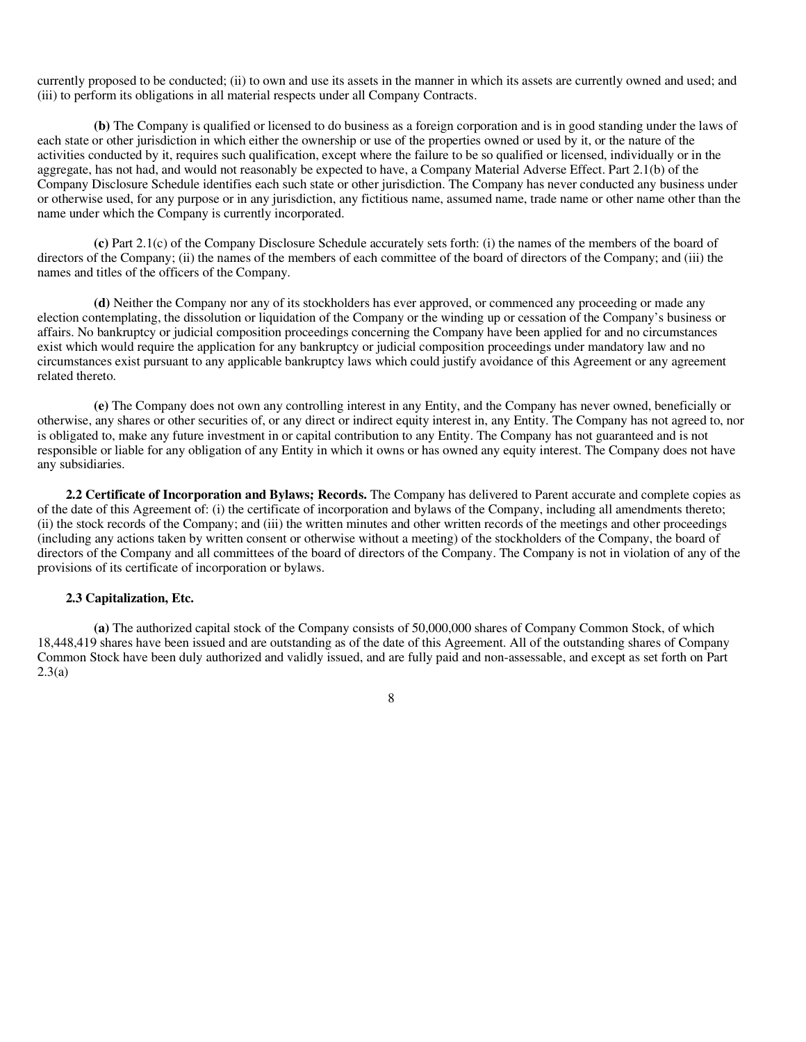currently proposed to be conducted; (ii) to own and use its assets in the manner in which its assets are currently owned and used; and (iii) to perform its obligations in all material respects under all Company Contracts.

**(b)** The Company is qualified or licensed to do business as a foreign corporation and is in good standing under the laws of each state or other jurisdiction in which either the ownership or use of the properties owned or used by it, or the nature of the activities conducted by it, requires such qualification, except where the failure to be so qualified or licensed, individually or in the aggregate, has not had, and would not reasonably be expected to have, a Company Material Adverse Effect. Part 2.1(b) of the Company Disclosure Schedule identifies each such state or other jurisdiction. The Company has never conducted any business under or otherwise used, for any purpose or in any jurisdiction, any fictitious name, assumed name, trade name or other name other than the name under which the Company is currently incorporated.

**(c)** Part 2.1(c) of the Company Disclosure Schedule accurately sets forth: (i) the names of the members of the board of directors of the Company; (ii) the names of the members of each committee of the board of directors of the Company; and (iii) the names and titles of the officers of the Company.

**(d)** Neither the Company nor any of its stockholders has ever approved, or commenced any proceeding or made any election contemplating, the dissolution or liquidation of the Company or the winding up or cessation of the Company's business or affairs. No bankruptcy or judicial composition proceedings concerning the Company have been applied for and no circumstances exist which would require the application for any bankruptcy or judicial composition proceedings under mandatory law and no circumstances exist pursuant to any applicable bankruptcy laws which could justify avoidance of this Agreement or any agreement related thereto.

**(e)** The Company does not own any controlling interest in any Entity, and the Company has never owned, beneficially or otherwise, any shares or other securities of, or any direct or indirect equity interest in, any Entity. The Company has not agreed to, nor is obligated to, make any future investment in or capital contribution to any Entity. The Company has not guaranteed and is not responsible or liable for any obligation of any Entity in which it owns or has owned any equity interest. The Company does not have any subsidiaries.

**2.2 Certificate of Incorporation and Bylaws; Records.** The Company has delivered to Parent accurate and complete copies as of the date of this Agreement of: (i) the certificate of incorporation and bylaws of the Company, including all amendments thereto; (ii) the stock records of the Company; and (iii) the written minutes and other written records of the meetings and other proceedings (including any actions taken by written consent or otherwise without a meeting) of the stockholders of the Company, the board of directors of the Company and all committees of the board of directors of the Company. The Company is not in violation of any of the provisions of its certificate of incorporation or bylaws.

**2.3 Capitalization, Etc.**

**(a)** The authorized capital stock of the Company consists of 50,000,000 shares of Company Common Stock, of which 18,448,419 shares have been issued and are outstanding as of the date of this Agreement. All of the outstanding shares of Company Common Stock have been duly authorized and validly issued, and are fully paid and non-assessable, and except as set forth on Part 2.3(a)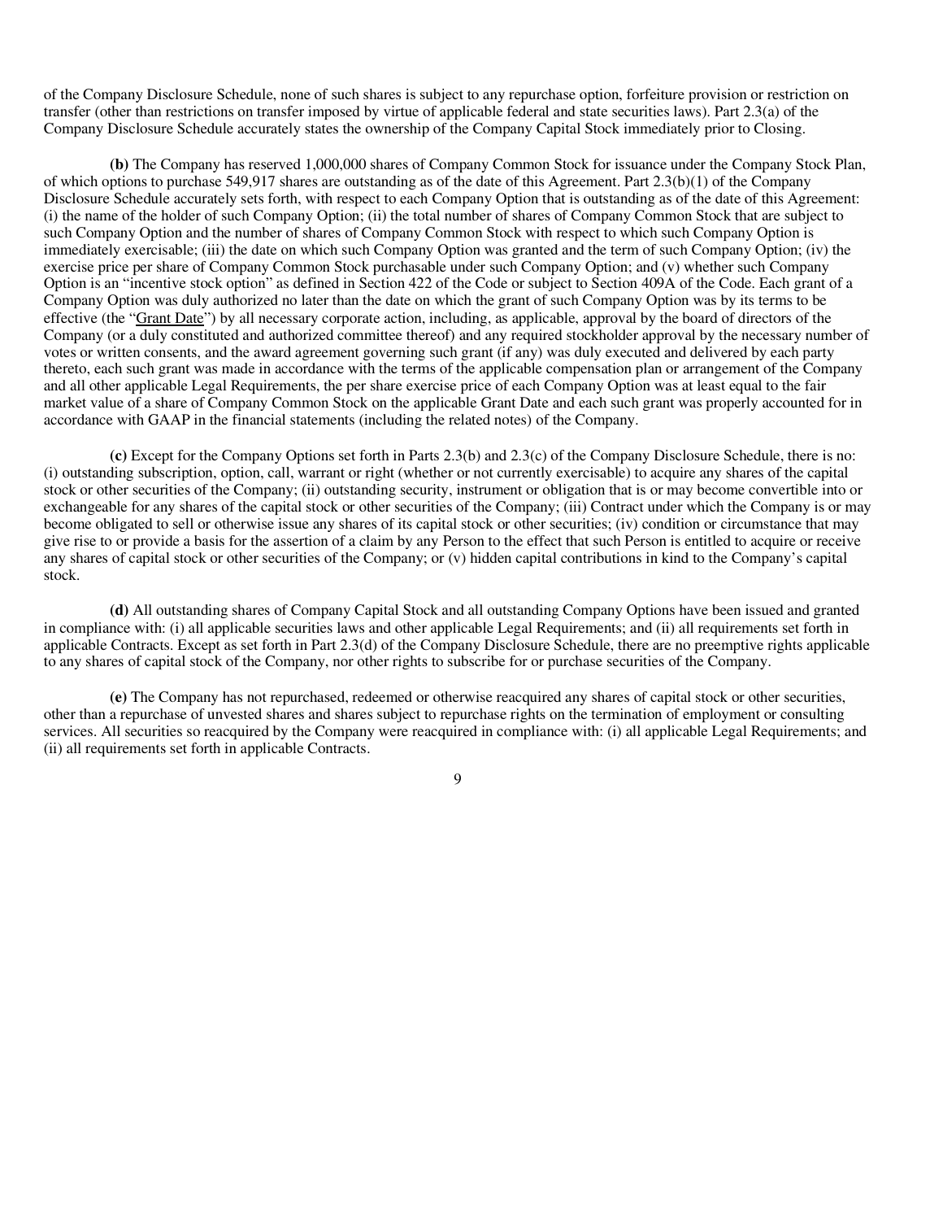of the Company Disclosure Schedule, none of such shares is subject to any repurchase option, forfeiture provision or restriction on transfer (other than restrictions on transfer imposed by virtue of applicable federal and state securities laws). Part 2.3(a) of the Company Disclosure Schedule accurately states the ownership of the Company Capital Stock immediately prior to Closing.

**(b)** The Company has reserved 1,000,000 shares of Company Common Stock for issuance under the Company Stock Plan, of which options to purchase 549,917 shares are outstanding as of the date of this Agreement. Part 2.3(b)(1) of the Company Disclosure Schedule accurately sets forth, with respect to each Company Option that is outstanding as of the date of this Agreement: (i) the name of the holder of such Company Option; (ii) the total number of shares of Company Common Stock that are subject to such Company Option and the number of shares of Company Common Stock with respect to which such Company Option is immediately exercisable; (iii) the date on which such Company Option was granted and the term of such Company Option; (iv) the exercise price per share of Company Common Stock purchasable under such Company Option; and (v) whether such Company Option is an "incentive stock option" as defined in Section 422 of the Code or subject to Section 409A of the Code. Each grant of a Company Option was duly authorized no later than the date on which the grant of such Company Option was by its terms to be effective (the "Grant Date") by all necessary corporate action, including, as applicable, approval by the board of directors of the Company (or a duly constituted and authorized committee thereof) and any required stockholder approval by the necessary number of votes or written consents, and the award agreement governing such grant (if any) was duly executed and delivered by each party thereto, each such grant was made in accordance with the terms of the applicable compensation plan or arrangement of the Company and all other applicable Legal Requirements, the per share exercise price of each Company Option was at least equal to the fair market value of a share of Company Common Stock on the applicable Grant Date and each such grant was properly accounted for in accordance with GAAP in the financial statements (including the related notes) of the Company.

**(c)** Except for the Company Options set forth in Parts 2.3(b) and 2.3(c) of the Company Disclosure Schedule, there is no: (i) outstanding subscription, option, call, warrant or right (whether or not currently exercisable) to acquire any shares of the capital stock or other securities of the Company; (ii) outstanding security, instrument or obligation that is or may become convertible into or exchangeable for any shares of the capital stock or other securities of the Company; (iii) Contract under which the Company is or may become obligated to sell or otherwise issue any shares of its capital stock or other securities; (iv) condition or circumstance that may give rise to or provide a basis for the assertion of a claim by any Person to the effect that such Person is entitled to acquire or receive any shares of capital stock or other securities of the Company; or (v) hidden capital contributions in kind to the Company's capital stock.

**(d)** All outstanding shares of Company Capital Stock and all outstanding Company Options have been issued and granted in compliance with: (i) all applicable securities laws and other applicable Legal Requirements; and (ii) all requirements set forth in applicable Contracts. Except as set forth in Part 2.3(d) of the Company Disclosure Schedule, there are no preemptive rights applicable to any shares of capital stock of the Company, nor other rights to subscribe for or purchase securities of the Company.

**(e)** The Company has not repurchased, redeemed or otherwise reacquired any shares of capital stock or other securities, other than a repurchase of unvested shares and shares subject to repurchase rights on the termination of employment or consulting services. All securities so reacquired by the Company were reacquired in compliance with: (i) all applicable Legal Requirements; and (ii) all requirements set forth in applicable Contracts.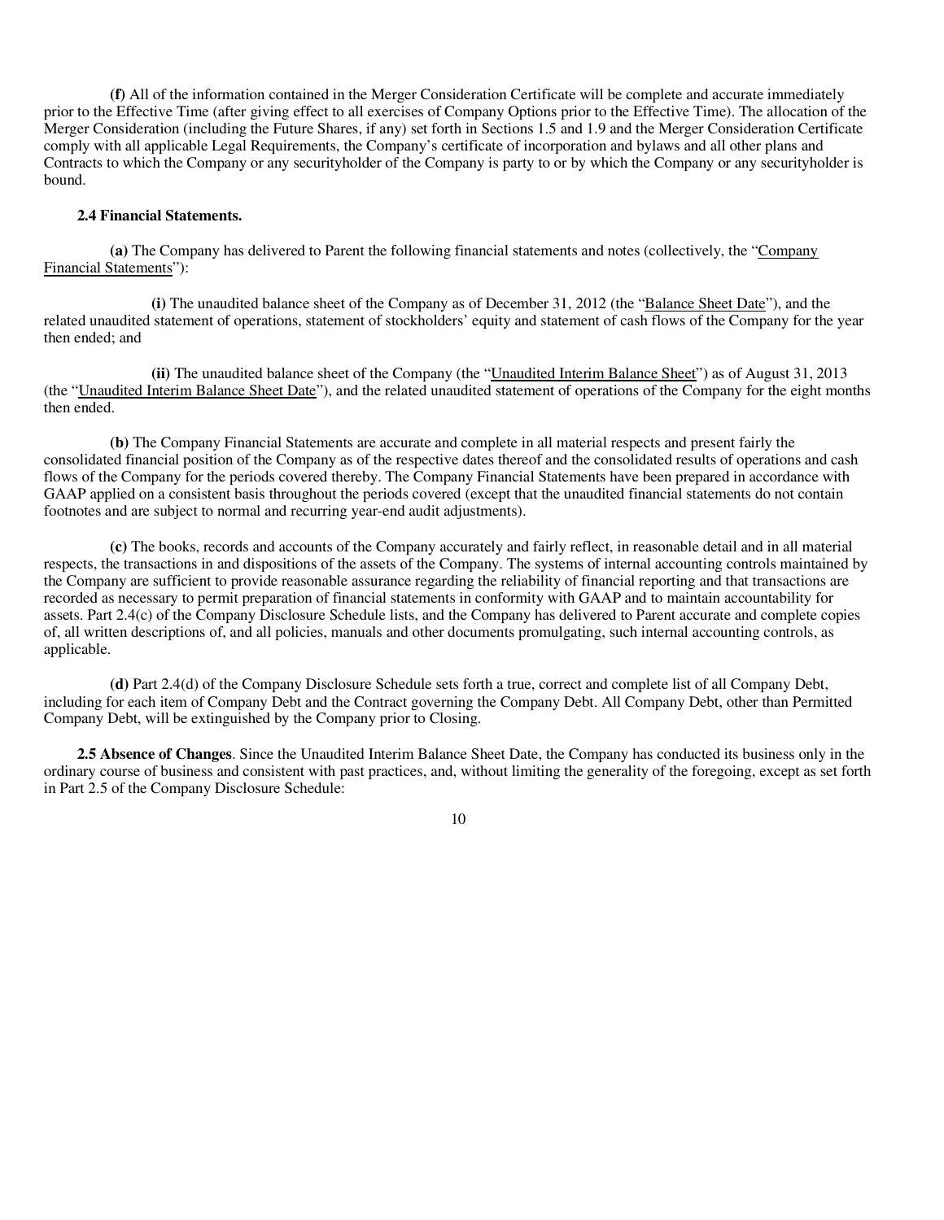**(f)** All of the information contained in the Merger Consideration Certificate will be complete and accurate immediately prior to the Effective Time (after giving effect to all exercises of Company Options prior to the Effective Time). The allocation of the Merger Consideration (including the Future Shares, if any) set forth in Sections 1.5 and 1.9 and the Merger Consideration Certificate comply with all applicable Legal Requirements, the Company's certificate of incorporation and bylaws and all other plans and Contracts to which the Company or any securityholder of the Company is party to or by which the Company or any securityholder is bound.

**2.4 Financial Statements.**

**(a)** The Company has delivered to Parent the following financial statements and notes (collectively, the "Company Financial Statements"):

**(i)** The unaudited balance sheet of the Company as of December 31, 2012 (the "Balance Sheet Date"), and the related unaudited statement of operations, statement of stockholders' equity and statement of cash flows of the Company for the year then ended; and

**(ii)** The unaudited balance sheet of the Company (the "Unaudited Interim Balance Sheet") as of August 31, 2013 (the "Unaudited Interim Balance Sheet Date"), and the related unaudited statement of operations of the Company for the eight months then ended.

**(b)** The Company Financial Statements are accurate and complete in all material respects and present fairly the consolidated financial position of the Company as of the respective dates thereof and the consolidated results of operations and cash flows of the Company for the periods covered thereby. The Company Financial Statements have been prepared in accordance with GAAP applied on a consistent basis throughout the periods covered (except that the unaudited financial statements do not contain footnotes and are subject to normal and recurring year-end audit adjustments).

**(c)** The books, records and accounts of the Company accurately and fairly reflect, in reasonable detail and in all material respects, the transactions in and dispositions of the assets of the Company. The systems of internal accounting controls maintained by the Company are sufficient to provide reasonable assurance regarding the reliability of financial reporting and that transactions are recorded as necessary to permit preparation of financial statements in conformity with GAAP and to maintain accountability for assets. Part 2.4(c) of the Company Disclosure Schedule lists, and the Company has delivered to Parent accurate and complete copies of, all written descriptions of, and all policies, manuals and other documents promulgating, such internal accounting controls, as applicable.

**(d)** Part 2.4(d) of the Company Disclosure Schedule sets forth a true, correct and complete list of all Company Debt, including for each item of Company Debt and the Contract governing the Company Debt. All Company Debt, other than Permitted Company Debt, will be extinguished by the Company prior to Closing.

**2.5 Absence of Changes**. Since the Unaudited Interim Balance Sheet Date, the Company has conducted its business only in the ordinary course of business and consistent with past practices, and, without limiting the generality of the foregoing, except as set forth in Part 2.5 of the Company Disclosure Schedule: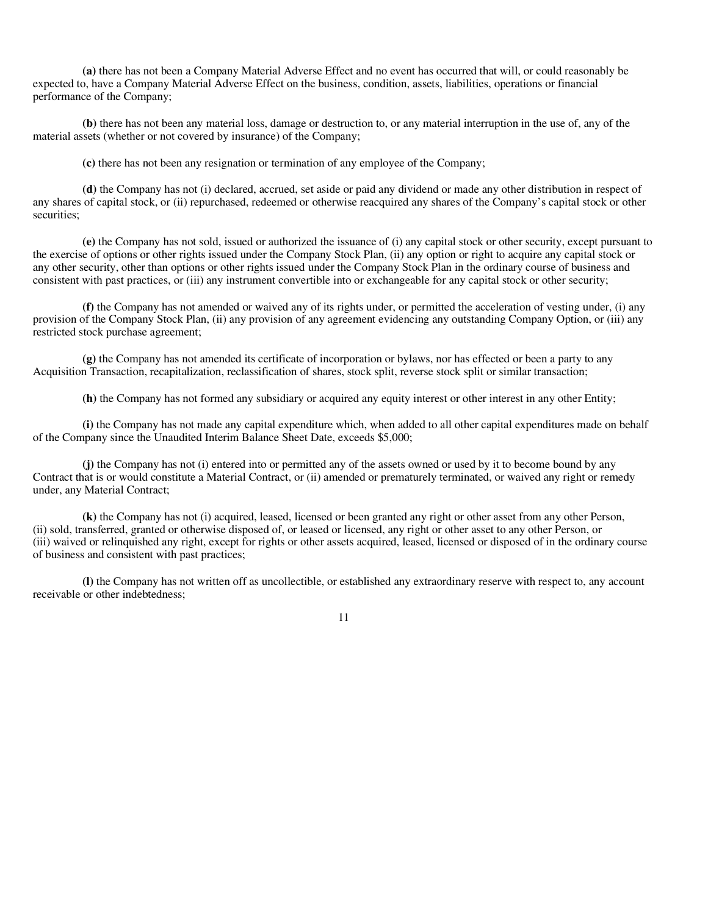**(a)** there has not been a Company Material Adverse Effect and no event has occurred that will, or could reasonably be expected to, have a Company Material Adverse Effect on the business, condition, assets, liabilities, operations or financial performance of the Company;

**(b)** there has not been any material loss, damage or destruction to, or any material interruption in the use of, any of the material assets (whether or not covered by insurance) of the Company;

**(c)** there has not been any resignation or termination of any employee of the Company;

**(d)** the Company has not (i) declared, accrued, set aside or paid any dividend or made any other distribution in respect of any shares of capital stock, or (ii) repurchased, redeemed or otherwise reacquired any shares of the Company's capital stock or other securities;

**(e)** the Company has not sold, issued or authorized the issuance of (i) any capital stock or other security, except pursuant to the exercise of options or other rights issued under the Company Stock Plan, (ii) any option or right to acquire any capital stock or any other security, other than options or other rights issued under the Company Stock Plan in the ordinary course of business and consistent with past practices, or (iii) any instrument convertible into or exchangeable for any capital stock or other security;

**(f)** the Company has not amended or waived any of its rights under, or permitted the acceleration of vesting under, (i) any provision of the Company Stock Plan, (ii) any provision of any agreement evidencing any outstanding Company Option, or (iii) any restricted stock purchase agreement;

**(g)** the Company has not amended its certificate of incorporation or bylaws, nor has effected or been a party to any Acquisition Transaction, recapitalization, reclassification of shares, stock split, reverse stock split or similar transaction;

**(h)** the Company has not formed any subsidiary or acquired any equity interest or other interest in any other Entity;

**(i)** the Company has not made any capital expenditure which, when added to all other capital expenditures made on behalf of the Company since the Unaudited Interim Balance Sheet Date, exceeds $5,000;

**(j)** the Company has not (i) entered into or permitted any of the assets owned or used by it to become bound by any Contract that is or would constitute a Material Contract, or (ii) amended or prematurely terminated, or waived any right or remedy under, any Material Contract;

**(k)** the Company has not (i) acquired, leased, licensed or been granted any right or other asset from any other Person, (ii) sold, transferred, granted or otherwise disposed of, or leased or licensed, any right or other asset to any other Person, or (iii) waived or relinquished any right, except for rights or other assets acquired, leased, licensed or disposed of in the ordinary course of business and consistent with past practices;

**(l)** the Company has not written off as uncollectible, or established any extraordinary reserve with respect to, any account receivable or other indebtedness;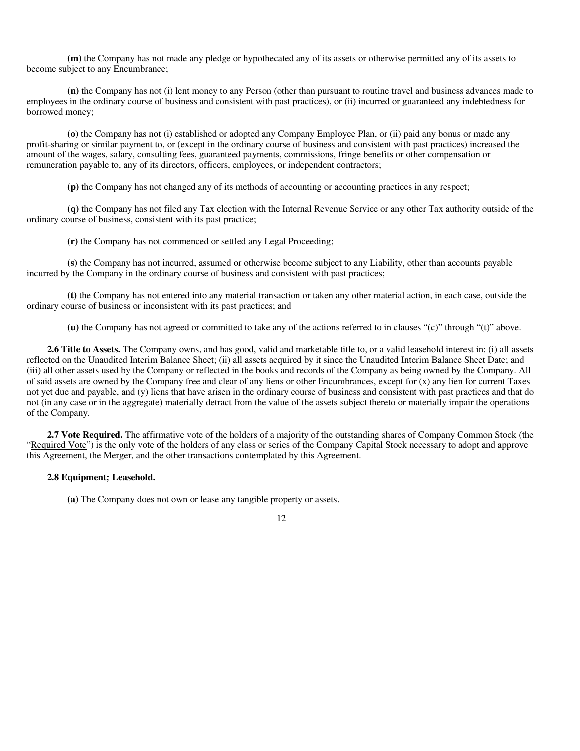**(m)** the Company has not made any pledge or hypothecated any of its assets or otherwise permitted any of its assets to become subject to any Encumbrance;

**(n)** the Company has not (i) lent money to any Person (other than pursuant to routine travel and business advances made to employees in the ordinary course of business and consistent with past practices), or (ii) incurred or guaranteed any indebtedness for borrowed money;

**(o)** the Company has not (i) established or adopted any Company Employee Plan, or (ii) paid any bonus or made any profit-sharing or similar payment to, or (except in the ordinary course of business and consistent with past practices) increased the amount of the wages, salary, consulting fees, guaranteed payments, commissions, fringe benefits or other compensation or remuneration payable to, any of its directors, officers, employees, or independent contractors;

**(p)** the Company has not changed any of its methods of accounting or accounting practices in any respect;

**(q)** the Company has not filed any Tax election with the Internal Revenue Service or any other Tax authority outside of the ordinary course of business, consistent with its past practice;

**(r)** the Company has not commenced or settled any Legal Proceeding;

**(s)** the Company has not incurred, assumed or otherwise become subject to any Liability, other than accounts payable incurred by the Company in the ordinary course of business and consistent with past practices;

**(t)** the Company has not entered into any material transaction or taken any other material action, in each case, outside the ordinary course of business or inconsistent with its past practices; and

**(u)** the Company has not agreed or committed to take any of the actions referred to in clauses "(c)" through "(t)" above.

**2.6 Title to Assets.** The Company owns, and has good, valid and marketable title to, or a valid leasehold interest in: (i) all assets reflected on the Unaudited Interim Balance Sheet; (ii) all assets acquired by it since the Unaudited Interim Balance Sheet Date; and (iii) all other assets used by the Company or reflected in the books and records of the Company as being owned by the Company. All of said assets are owned by the Company free and clear of any liens or other Encumbrances, except for (x) any lien for current Taxes not yet due and payable, and (y) liens that have arisen in the ordinary course of business and consistent with past practices and that do not (in any case or in the aggregate) materially detract from the value of the assets subject thereto or materially impair the operations of the Company.

**2.7 Vote Required.** The affirmative vote of the holders of a majority of the outstanding shares of Company Common Stock (the "Required Vote") is the only vote of the holders of any class or series of the Company Capital Stock necessary to adopt and approve this Agreement, the Merger, and the other transactions contemplated by this Agreement.

**2.8 Equipment; Leasehold.**

**(a)** The Company does not own or lease any tangible property or assets.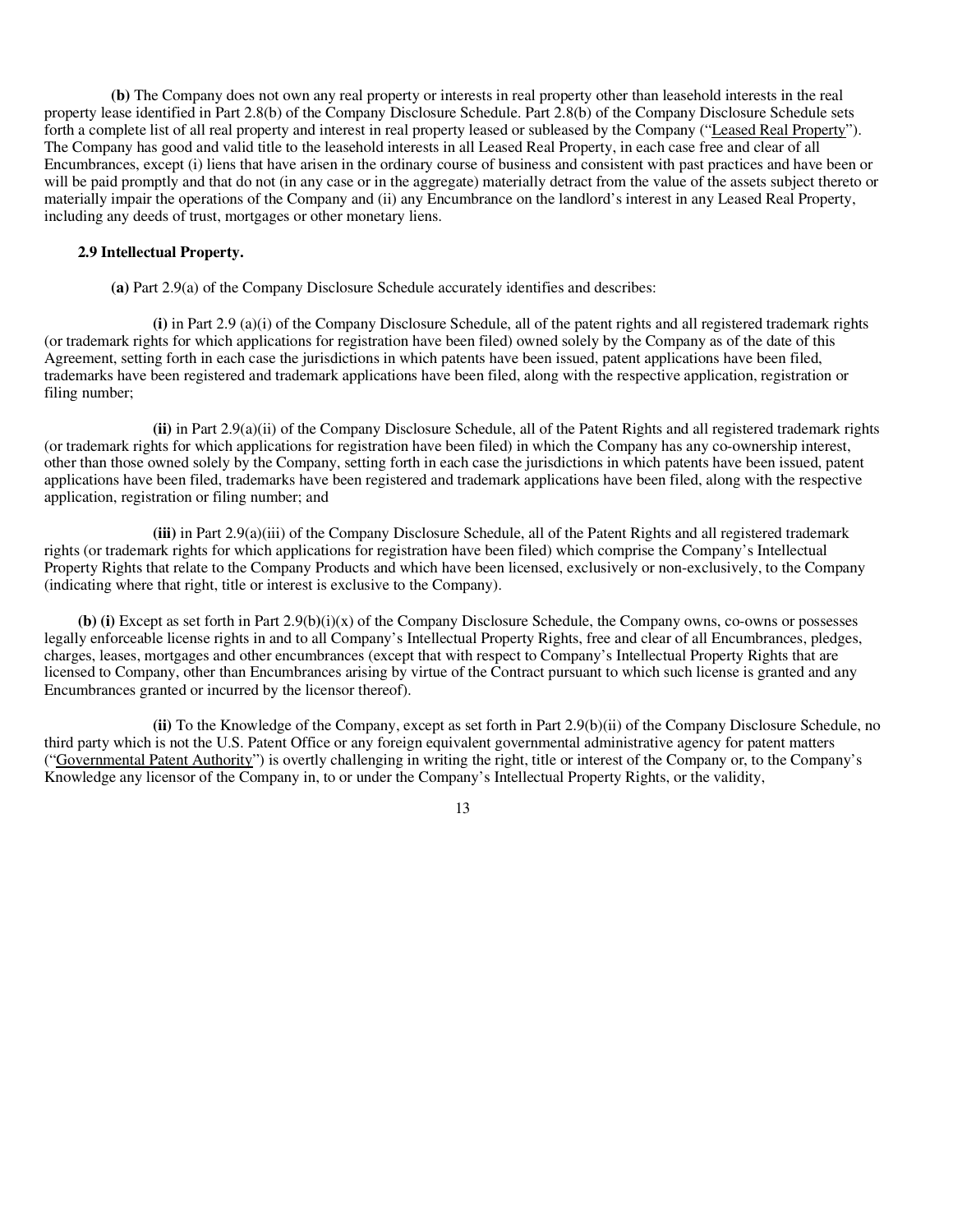**(b)** The Company does not own any real property or interests in real property other than leasehold interests in the real property lease identified in Part 2.8(b) of the Company Disclosure Schedule. Part 2.8(b) of the Company Disclosure Schedule sets forth a complete list of all real property and interest in real property leased or subleased by the Company ("Leased Real Property"). The Company has good and valid title to the leasehold interests in all Leased Real Property, in each case free and clear of all Encumbrances, except (i) liens that have arisen in the ordinary course of business and consistent with past practices and have been or will be paid promptly and that do not (in any case or in the aggregate) materially detract from the value of the assets subject thereto or materially impair the operations of the Company and (ii) any Encumbrance on the landlord's interest in any Leased Real Property, including any deeds of trust, mortgages or other monetary liens.

**2.9 Intellectual Property.**

**(a)** Part 2.9(a) of the Company Disclosure Schedule accurately identifies and describes:

**(i)** in Part 2.9 (a)(i) of the Company Disclosure Schedule, all of the patent rights and all registered trademark rights (or trademark rights for which applications for registration have been filed) owned solely by the Company as of the date of this Agreement, setting forth in each case the jurisdictions in which patents have been issued, patent applications have been filed, trademarks have been registered and trademark applications have been filed, along with the respective application, registration or filing number;

**(ii)** in Part 2.9(a)(ii) of the Company Disclosure Schedule, all of the Patent Rights and all registered trademark rights (or trademark rights for which applications for registration have been filed) in which the Company has any co-ownership interest, other than those owned solely by the Company, setting forth in each case the jurisdictions in which patents have been issued, patent applications have been filed, trademarks have been registered and trademark applications have been filed, along with the respective application, registration or filing number; and

**(iii)** in Part 2.9(a)(iii) of the Company Disclosure Schedule, all of the Patent Rights and all registered trademark rights (or trademark rights for which applications for registration have been filed) which comprise the Company's Intellectual Property Rights that relate to the Company Products and which have been licensed, exclusively or non-exclusively, to the Company (indicating where that right, title or interest is exclusive to the Company).

**(b) (i)** Except as set forth in Part 2.9(b)(i)(x) of the Company Disclosure Schedule, the Company owns, co-owns or possesses legally enforceable license rights in and to all Company's Intellectual Property Rights, free and clear of all Encumbrances, pledges, charges, leases, mortgages and other encumbrances (except that with respect to Company's Intellectual Property Rights that are licensed to Company, other than Encumbrances arising by virtue of the Contract pursuant to which such license is granted and any Encumbrances granted or incurred by the licensor thereof).

**(ii)** To the Knowledge of the Company, except as set forth in Part 2.9(b)(ii) of the Company Disclosure Schedule, no third party which is not the U.S. Patent Office or any foreign equivalent governmental administrative agency for patent matters ("Governmental Patent Authority") is overtly challenging in writing the right, title or interest of the Company or, to the Company's Knowledge any licensor of the Company in, to or under the Company's Intellectual Property Rights, or the validity,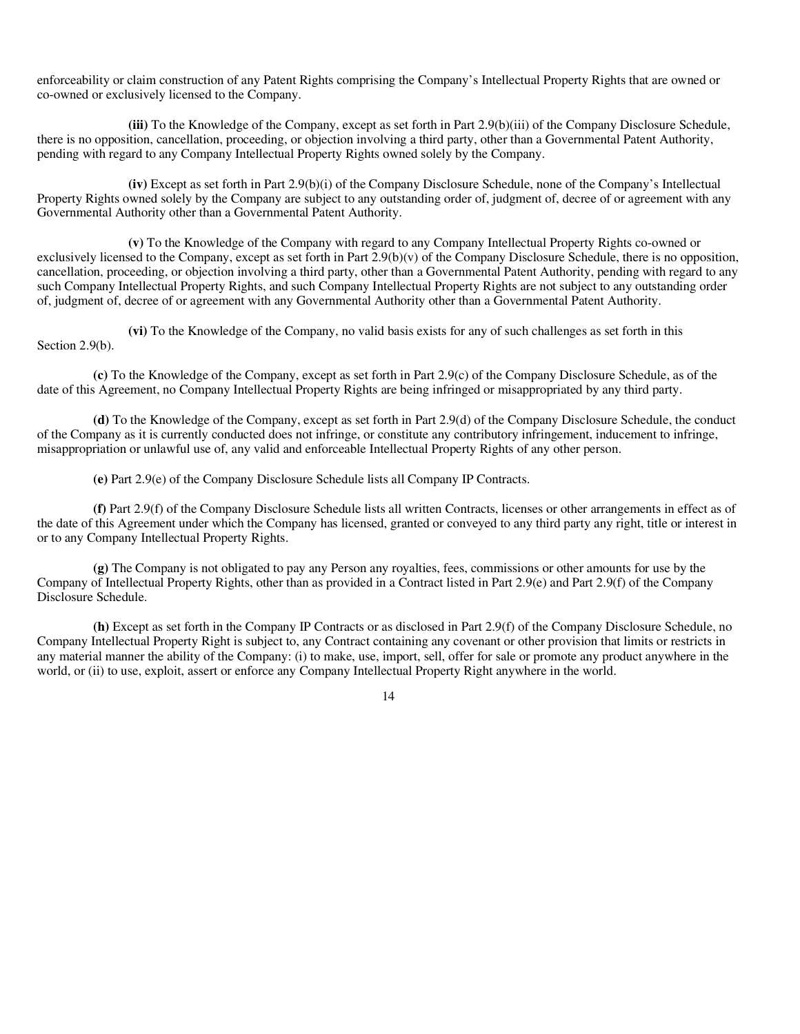enforceability or claim construction of any Patent Rights comprising the Company's Intellectual Property Rights that are owned or co-owned or exclusively licensed to the Company.

**(iii)** To the Knowledge of the Company, except as set forth in Part 2.9(b)(iii) of the Company Disclosure Schedule, there is no opposition, cancellation, proceeding, or objection involving a third party, other than a Governmental Patent Authority, pending with regard to any Company Intellectual Property Rights owned solely by the Company.

**(iv)** Except as set forth in Part 2.9(b)(i) of the Company Disclosure Schedule, none of the Company's Intellectual Property Rights owned solely by the Company are subject to any outstanding order of, judgment of, decree of or agreement with any Governmental Authority other than a Governmental Patent Authority.

**(v)** To the Knowledge of the Company with regard to any Company Intellectual Property Rights co-owned or exclusively licensed to the Company, except as set forth in Part 2.9(b)(v) of the Company Disclosure Schedule, there is no opposition, cancellation, proceeding, or objection involving a third party, other than a Governmental Patent Authority, pending with regard to any such Company Intellectual Property Rights, and such Company Intellectual Property Rights are not subject to any outstanding order of, judgment of, decree of or agreement with any Governmental Authority other than a Governmental Patent Authority.

**(vi)** To the Knowledge of the Company, no valid basis exists for any of such challenges as set forth in this Section 2.9(b).

**(c)** To the Knowledge of the Company, except as set forth in Part 2.9(c) of the Company Disclosure Schedule, as of the date of this Agreement, no Company Intellectual Property Rights are being infringed or misappropriated by any third party.

**(d)** To the Knowledge of the Company, except as set forth in Part 2.9(d) of the Company Disclosure Schedule, the conduct of the Company as it is currently conducted does not infringe, or constitute any contributory infringement, inducement to infringe, misappropriation or unlawful use of, any valid and enforceable Intellectual Property Rights of any other person.

**(e)** Part 2.9(e) of the Company Disclosure Schedule lists all Company IP Contracts.

**(f)** Part 2.9(f) of the Company Disclosure Schedule lists all written Contracts, licenses or other arrangements in effect as of the date of this Agreement under which the Company has licensed, granted or conveyed to any third party any right, title or interest in or to any Company Intellectual Property Rights.

**(g)** The Company is not obligated to pay any Person any royalties, fees, commissions or other amounts for use by the Company of Intellectual Property Rights, other than as provided in a Contract listed in Part 2.9(e) and Part 2.9(f) of the Company Disclosure Schedule.

**(h)** Except as set forth in the Company IP Contracts or as disclosed in Part 2.9(f) of the Company Disclosure Schedule, no Company Intellectual Property Right is subject to, any Contract containing any covenant or other provision that limits or restricts in any material manner the ability of the Company: (i) to make, use, import, sell, offer for sale or promote any product anywhere in the world, or (ii) to use, exploit, assert or enforce any Company Intellectual Property Right anywhere in the world.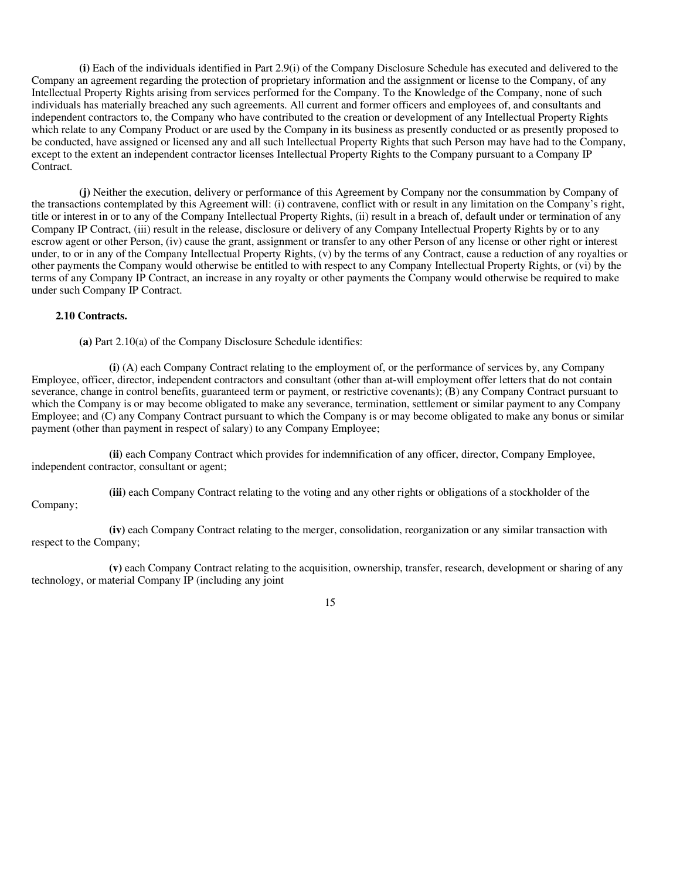**(i)** Each of the individuals identified in Part 2.9(i) of the Company Disclosure Schedule has executed and delivered to the Company an agreement regarding the protection of proprietary information and the assignment or license to the Company, of any Intellectual Property Rights arising from services performed for the Company. To the Knowledge of the Company, none of such individuals has materially breached any such agreements. All current and former officers and employees of, and consultants and independent contractors to, the Company who have contributed to the creation or development of any Intellectual Property Rights which relate to any Company Product or are used by the Company in its business as presently conducted or as presently proposed to be conducted, have assigned or licensed any and all such Intellectual Property Rights that such Person may have had to the Company, except to the extent an independent contractor licenses Intellectual Property Rights to the Company pursuant to a Company IP Contract.

**(j)** Neither the execution, delivery or performance of this Agreement by Company nor the consummation by Company of the transactions contemplated by this Agreement will: (i) contravene, conflict with or result in any limitation on the Company's right, title or interest in or to any of the Company Intellectual Property Rights, (ii) result in a breach of, default under or termination of any Company IP Contract, (iii) result in the release, disclosure or delivery of any Company Intellectual Property Rights by or to any escrow agent or other Person, (iv) cause the grant, assignment or transfer to any other Person of any license or other right or interest under, to or in any of the Company Intellectual Property Rights, (v) by the terms of any Contract, cause a reduction of any royalties or other payments the Company would otherwise be entitled to with respect to any Company Intellectual Property Rights, or (vi) by the terms of any Company IP Contract, an increase in any royalty or other payments the Company would otherwise be required to make under such Company IP Contract.

**2.10 Contracts.**

**(a)** Part 2.10(a) of the Company Disclosure Schedule identifies:

**(i)** (A) each Company Contract relating to the employment of, or the performance of services by, any Company Employee, officer, director, independent contractors and consultant (other than at-will employment offer letters that do not contain severance, change in control benefits, guaranteed term or payment, or restrictive covenants); (B) any Company Contract pursuant to which the Company is or may become obligated to make any severance, termination, settlement or similar payment to any Company Employee; and (C) any Company Contract pursuant to which the Company is or may become obligated to make any bonus or similar payment (other than payment in respect of salary) to any Company Employee;

**(ii)** each Company Contract which provides for indemnification of any officer, director, Company Employee, independent contractor, consultant or agent;

**(iii)** each Company Contract relating to the voting and any other rights or obligations of a stockholder of the Company;

**(iv)** each Company Contract relating to the merger, consolidation, reorganization or any similar transaction with respect to the Company;

**(v)** each Company Contract relating to the acquisition, ownership, transfer, research, development or sharing of any technology, or material Company IP (including any joint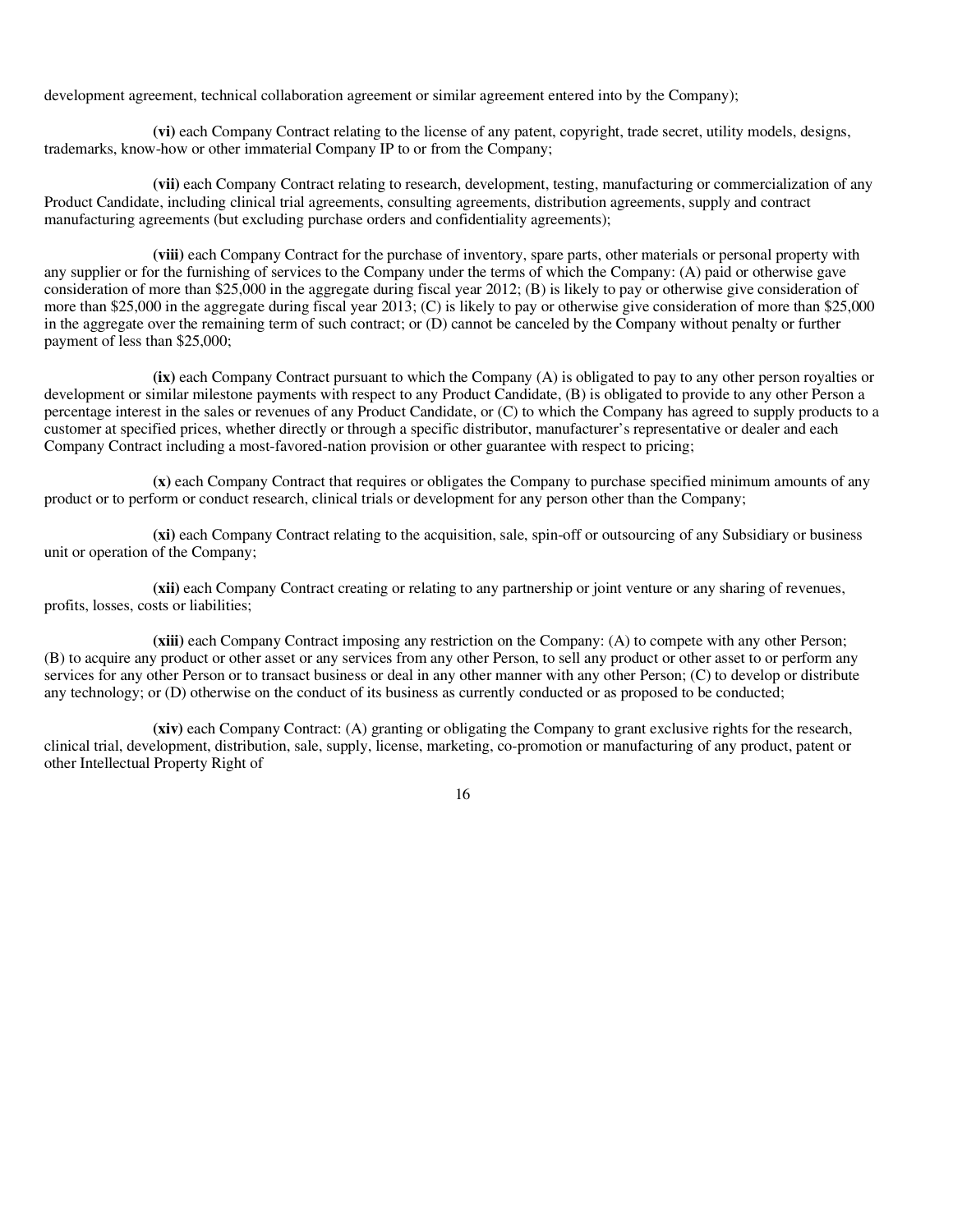development agreement, technical collaboration agreement or similar agreement entered into by the Company);

**(vi)** each Company Contract relating to the license of any patent, copyright, trade secret, utility models, designs, trademarks, know-how or other immaterial Company IP to or from the Company;

**(vii)** each Company Contract relating to research, development, testing, manufacturing or commercialization of any Product Candidate, including clinical trial agreements, consulting agreements, distribution agreements, supply and contract manufacturing agreements (but excluding purchase orders and confidentiality agreements);

**(viii)** each Company Contract for the purchase of inventory, spare parts, other materials or personal property with any supplier or for the furnishing of services to the Company under the terms of which the Company: (A) paid or otherwise gave consideration of more than $25,000 in the aggregate during fiscal year 2012; (B) is likely to pay or otherwise give consideration of more than $25,000 in the aggregate during fiscal year 2013; (C) is likely to pay or otherwise give consideration of more than $25,000 in the aggregate over the remaining term of such contract; or (D) cannot be canceled by the Company without penalty or further payment of less than $25,000;

**(ix)** each Company Contract pursuant to which the Company (A) is obligated to pay to any other person royalties or development or similar milestone payments with respect to any Product Candidate, (B) is obligated to provide to any other Person a percentage interest in the sales or revenues of any Product Candidate, or (C) to which the Company has agreed to supply products to a customer at specified prices, whether directly or through a specific distributor, manufacturer's representative or dealer and each Company Contract including a most-favored-nation provision or other guarantee with respect to pricing;

**(x)** each Company Contract that requires or obligates the Company to purchase specified minimum amounts of any product or to perform or conduct research, clinical trials or development for any person other than the Company;

**(xi)** each Company Contract relating to the acquisition, sale, spin-off or outsourcing of any Subsidiary or business unit or operation of the Company;

**(xii)** each Company Contract creating or relating to any partnership or joint venture or any sharing of revenues, profits, losses, costs or liabilities;

**(xiii)** each Company Contract imposing any restriction on the Company: (A) to compete with any other Person; (B) to acquire any product or other asset or any services from any other Person, to sell any product or other asset to or perform any services for any other Person or to transact business or deal in any other manner with any other Person; (C) to develop or distribute any technology; or (D) otherwise on the conduct of its business as currently conducted or as proposed to be conducted;

**(xiv)** each Company Contract: (A) granting or obligating the Company to grant exclusive rights for the research, clinical trial, development, distribution, sale, supply, license, marketing, co-promotion or manufacturing of any product, patent or other Intellectual Property Right of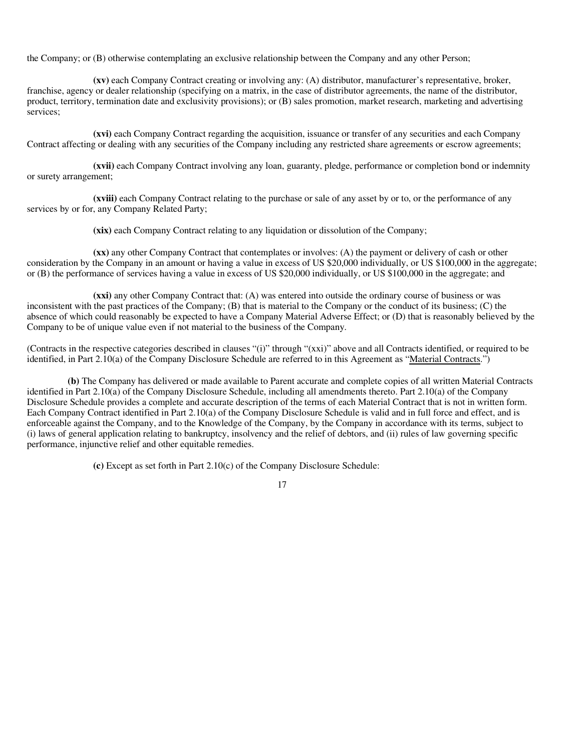the Company; or (B) otherwise contemplating an exclusive relationship between the Company and any other Person;

**(xv)** each Company Contract creating or involving any: (A) distributor, manufacturer's representative, broker, franchise, agency or dealer relationship (specifying on a matrix, in the case of distributor agreements, the name of the distributor, product, territory, termination date and exclusivity provisions); or (B) sales promotion, market research, marketing and advertising services;

**(xvi)** each Company Contract regarding the acquisition, issuance or transfer of any securities and each Company Contract affecting or dealing with any securities of the Company including any restricted share agreements or escrow agreements;

**(xvii)** each Company Contract involving any loan, guaranty, pledge, performance or completion bond or indemnity or surety arrangement;

**(xviii)** each Company Contract relating to the purchase or sale of any asset by or to, or the performance of any services by or for, any Company Related Party;

**(xix)** each Company Contract relating to any liquidation or dissolution of the Company;

**(xx)** any other Company Contract that contemplates or involves: (A) the payment or delivery of cash or other consideration by the Company in an amount or having a value in excess of US $20,000 individually, or US $100,000 in the aggregate; or (B) the performance of services having a value in excess of US $20,000 individually, or US $100,000 in the aggregate; and

**(xxi)** any other Company Contract that: (A) was entered into outside the ordinary course of business or was inconsistent with the past practices of the Company; (B) that is material to the Company or the conduct of its business; (C) the absence of which could reasonably be expected to have a Company Material Adverse Effect; or (D) that is reasonably believed by the Company to be of unique value even if not material to the business of the Company.

(Contracts in the respective categories described in clauses "(i)" through "(xxi)" above and all Contracts identified, or required to be identified, in Part 2.10(a) of the Company Disclosure Schedule are referred to in this Agreement as "Material Contracts.")

**(b)** The Company has delivered or made available to Parent accurate and complete copies of all written Material Contracts identified in Part 2.10(a) of the Company Disclosure Schedule, including all amendments thereto. Part 2.10(a) of the Company Disclosure Schedule provides a complete and accurate description of the terms of each Material Contract that is not in written form. Each Company Contract identified in Part 2.10(a) of the Company Disclosure Schedule is valid and in full force and effect, and is enforceable against the Company, and to the Knowledge of the Company, by the Company in accordance with its terms, subject to (i) laws of general application relating to bankruptcy, insolvency and the relief of debtors, and (ii) rules of law governing specific performance, injunctive relief and other equitable remedies.

**(c)** Except as set forth in Part 2.10(c) of the Company Disclosure Schedule: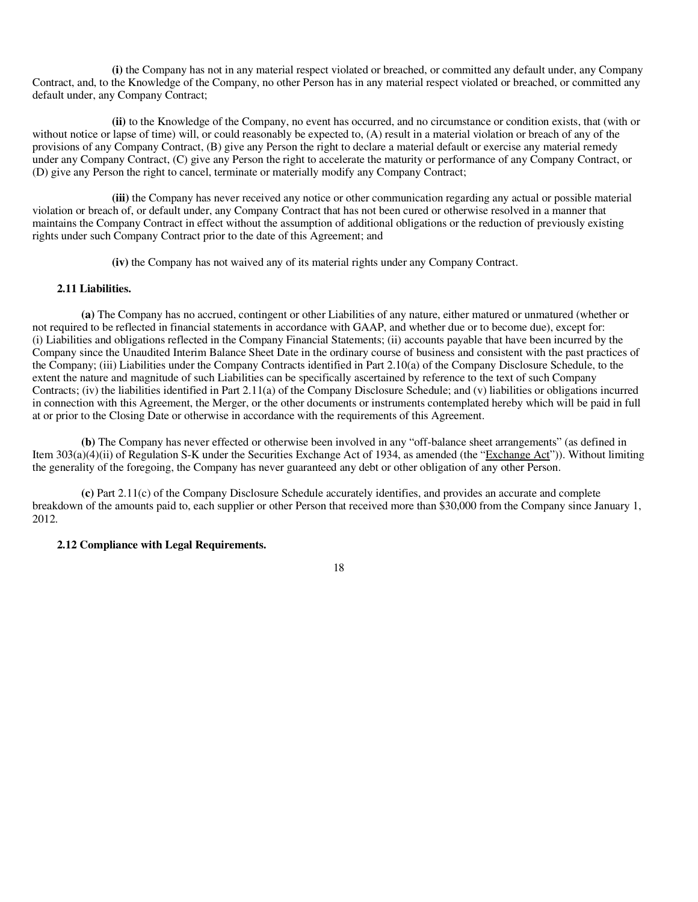**(i)** the Company has not in any material respect violated or breached, or committed any default under, any Company Contract, and, to the Knowledge of the Company, no other Person has in any material respect violated or breached, or committed any default under, any Company Contract;

**(ii)** to the Knowledge of the Company, no event has occurred, and no circumstance or condition exists, that (with or without notice or lapse of time) will, or could reasonably be expected to, (A) result in a material violation or breach of any of the provisions of any Company Contract, (B) give any Person the right to declare a material default or exercise any material remedy under any Company Contract, (C) give any Person the right to accelerate the maturity or performance of any Company Contract, or (D) give any Person the right to cancel, terminate or materially modify any Company Contract;

**(iii)** the Company has never received any notice or other communication regarding any actual or possible material violation or breach of, or default under, any Company Contract that has not been cured or otherwise resolved in a manner that maintains the Company Contract in effect without the assumption of additional obligations or the reduction of previously existing rights under such Company Contract prior to the date of this Agreement; and

**(iv)** the Company has not waived any of its material rights under any Company Contract.

**2.11 Liabilities.**

**(a)** The Company has no accrued, contingent or other Liabilities of any nature, either matured or unmatured (whether or not required to be reflected in financial statements in accordance with GAAP, and whether due or to become due), except for: (i) Liabilities and obligations reflected in the Company Financial Statements; (ii) accounts payable that have been incurred by the Company since the Unaudited Interim Balance Sheet Date in the ordinary course of business and consistent with the past practices of the Company; (iii) Liabilities under the Company Contracts identified in Part 2.10(a) of the Company Disclosure Schedule, to the extent the nature and magnitude of such Liabilities can be specifically ascertained by reference to the text of such Company Contracts; (iv) the liabilities identified in Part 2.11(a) of the Company Disclosure Schedule; and (v) liabilities or obligations incurred in connection with this Agreement, the Merger, or the other documents or instruments contemplated hereby which will be paid in full at or prior to the Closing Date or otherwise in accordance with the requirements of this Agreement.

**(b)** The Company has never effected or otherwise been involved in any "off-balance sheet arrangements" (as defined in Item 303(a)(4)(ii) of Regulation S-K under the Securities Exchange Act of 1934, as amended (the "Exchange Act")). Without limiting the generality of the foregoing, the Company has never guaranteed any debt or other obligation of any other Person.

**(c)** Part 2.11(c) of the Company Disclosure Schedule accurately identifies, and provides an accurate and complete breakdown of the amounts paid to, each supplier or other Person that received more than $30,000 from the Company since January 1, 2012.

**2.12 Compliance with Legal Requirements.**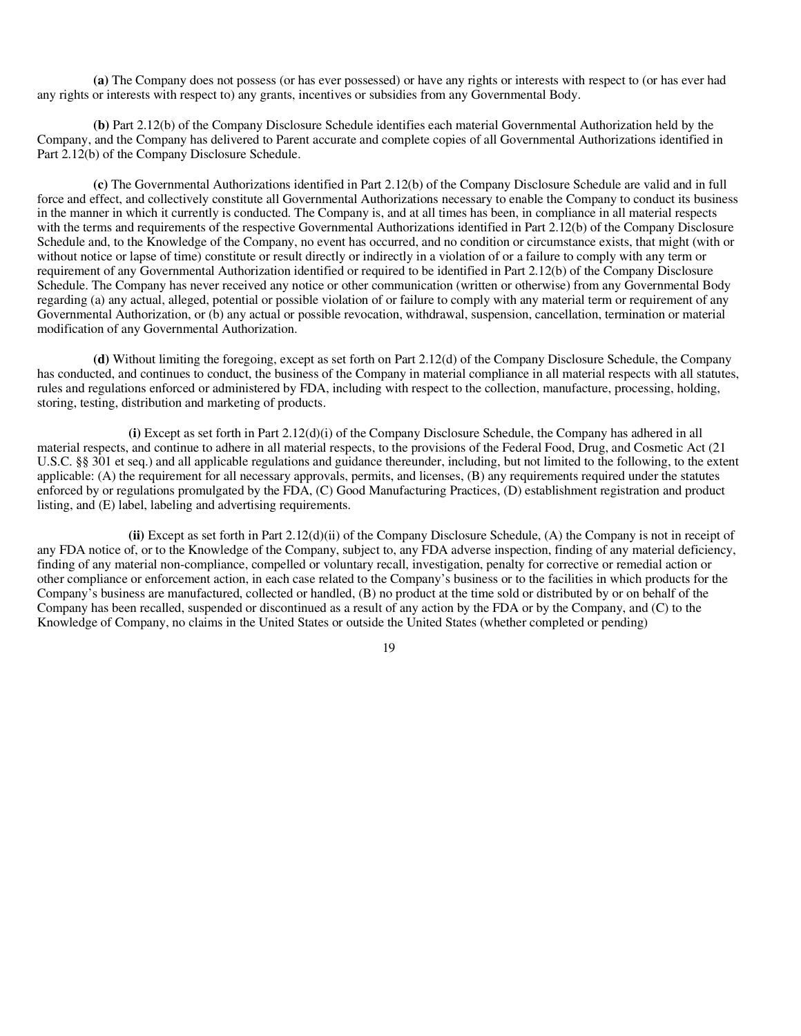**(a)** The Company does not possess (or has ever possessed) or have any rights or interests with respect to (or has ever had any rights or interests with respect to) any grants, incentives or subsidies from any Governmental Body.

**(b)** Part 2.12(b) of the Company Disclosure Schedule identifies each material Governmental Authorization held by the Company, and the Company has delivered to Parent accurate and complete copies of all Governmental Authorizations identified in Part 2.12(b) of the Company Disclosure Schedule.

**(c)** The Governmental Authorizations identified in Part 2.12(b) of the Company Disclosure Schedule are valid and in full force and effect, and collectively constitute all Governmental Authorizations necessary to enable the Company to conduct its business in the manner in which it currently is conducted. The Company is, and at all times has been, in compliance in all material respects with the terms and requirements of the respective Governmental Authorizations identified in Part 2.12(b) of the Company Disclosure Schedule and, to the Knowledge of the Company, no event has occurred, and no condition or circumstance exists, that might (with or without notice or lapse of time) constitute or result directly or indirectly in a violation of or a failure to comply with any term or requirement of any Governmental Authorization identified or required to be identified in Part 2.12(b) of the Company Disclosure Schedule. The Company has never received any notice or other communication (written or otherwise) from any Governmental Body regarding (a) any actual, alleged, potential or possible violation of or failure to comply with any material term or requirement of any Governmental Authorization, or (b) any actual or possible revocation, withdrawal, suspension, cancellation, termination or material modification of any Governmental Authorization.

**(d)** Without limiting the foregoing, except as set forth on Part 2.12(d) of the Company Disclosure Schedule, the Company has conducted, and continues to conduct, the business of the Company in material compliance in all material respects with all statutes, rules and regulations enforced or administered by FDA, including with respect to the collection, manufacture, processing, holding, storing, testing, distribution and marketing of products.

**(i)** Except as set forth in Part 2.12(d)(i) of the Company Disclosure Schedule, the Company has adhered in all material respects, and continue to adhere in all material respects, to the provisions of the Federal Food, Drug, and Cosmetic Act (21 U.S.C. §§ 301 et seq.) and all applicable regulations and guidance thereunder, including, but not limited to the following, to the extent applicable: (A) the requirement for all necessary approvals, permits, and licenses, (B) any requirements required under the statutes enforced by or regulations promulgated by the FDA, (C) Good Manufacturing Practices, (D) establishment registration and product listing, and (E) label, labeling and advertising requirements.

**(ii)** Except as set forth in Part 2.12(d)(ii) of the Company Disclosure Schedule, (A) the Company is not in receipt of any FDA notice of, or to the Knowledge of the Company, subject to, any FDA adverse inspection, finding of any material deficiency, finding of any material non-compliance, compelled or voluntary recall, investigation, penalty for corrective or remedial action or other compliance or enforcement action, in each case related to the Company's business or to the facilities in which products for the Company's business are manufactured, collected or handled, (B) no product at the time sold or distributed by or on behalf of the Company has been recalled, suspended or discontinued as a result of any action by the FDA or by the Company, and (C) to the Knowledge of Company, no claims in the United States or outside the United States (whether completed or pending)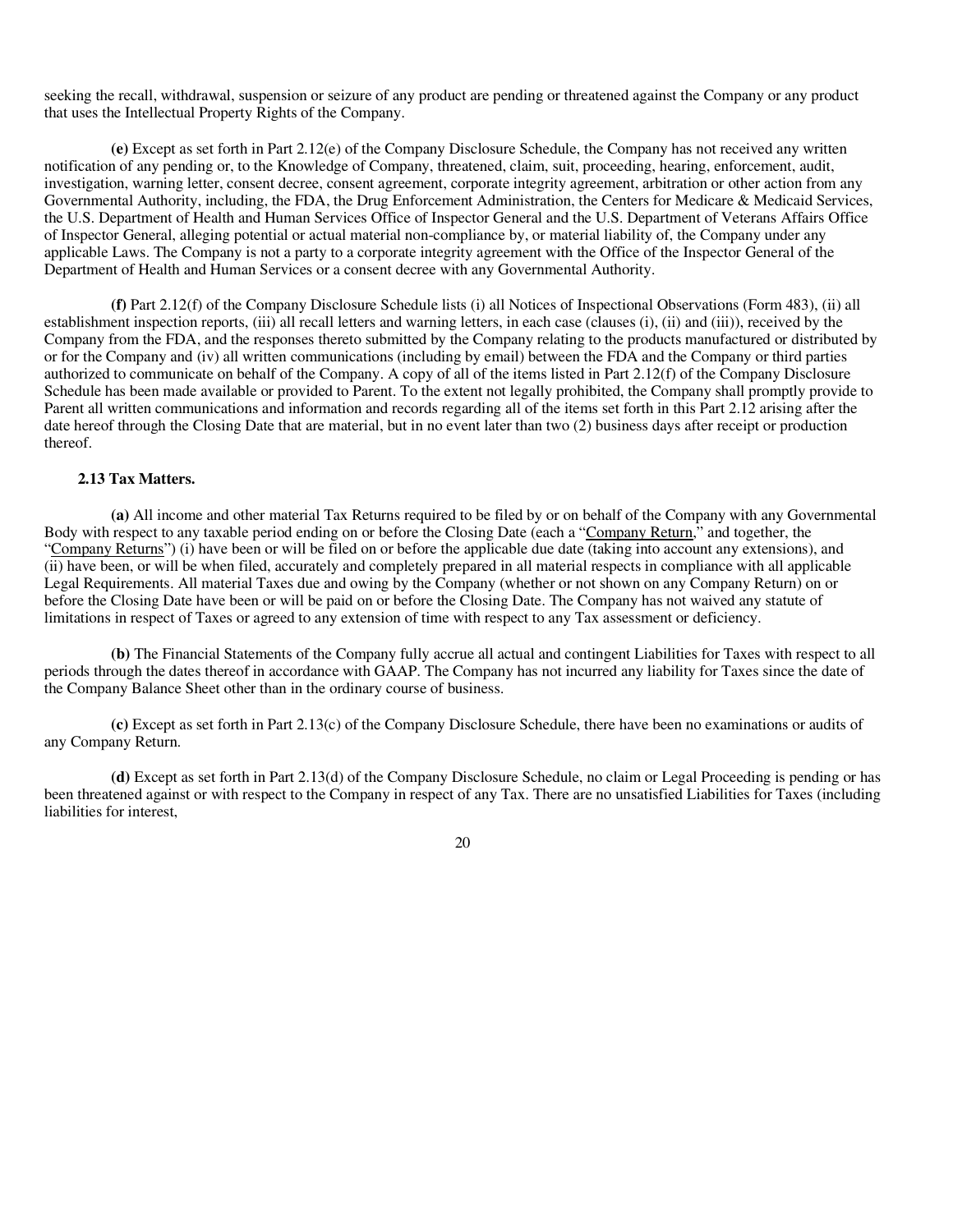seeking the recall, withdrawal, suspension or seizure of any product are pending or threatened against the Company or any product that uses the Intellectual Property Rights of the Company.

**(e)** Except as set forth in Part 2.12(e) of the Company Disclosure Schedule, the Company has not received any written notification of any pending or, to the Knowledge of Company, threatened, claim, suit, proceeding, hearing, enforcement, audit, investigation, warning letter, consent decree, consent agreement, corporate integrity agreement, arbitration or other action from any Governmental Authority, including, the FDA, the Drug Enforcement Administration, the Centers for Medicare & Medicaid Services, the U.S. Department of Health and Human Services Office of Inspector General and the U.S. Department of Veterans Affairs Office of Inspector General, alleging potential or actual material non-compliance by, or material liability of, the Company under any applicable Laws. The Company is not a party to a corporate integrity agreement with the Office of the Inspector General of the Department of Health and Human Services or a consent decree with any Governmental Authority.

**(f)** Part 2.12(f) of the Company Disclosure Schedule lists (i) all Notices of Inspectional Observations (Form 483), (ii) all establishment inspection reports, (iii) all recall letters and warning letters, in each case (clauses (i), (ii) and (iii)), received by the Company from the FDA, and the responses thereto submitted by the Company relating to the products manufactured or distributed by or for the Company and (iv) all written communications (including by email) between the FDA and the Company or third parties authorized to communicate on behalf of the Company. A copy of all of the items listed in Part 2.12(f) of the Company Disclosure Schedule has been made available or provided to Parent. To the extent not legally prohibited, the Company shall promptly provide to Parent all written communications and information and records regarding all of the items set forth in this Part 2.12 arising after the date hereof through the Closing Date that are material, but in no event later than two (2) business days after receipt or production thereof.

**2.13 Tax Matters.**

**(a)** All income and other material Tax Returns required to be filed by or on behalf of the Company with any Governmental Body with respect to any taxable period ending on or before the Closing Date (each a "Company Return," and together, the "Company Returns") (i) have been or will be filed on or before the applicable due date (taking into account any extensions), and (ii) have been, or will be when filed, accurately and completely prepared in all material respects in compliance with all applicable Legal Requirements. All material Taxes due and owing by the Company (whether or not shown on any Company Return) on or before the Closing Date have been or will be paid on or before the Closing Date. The Company has not waived any statute of limitations in respect of Taxes or agreed to any extension of time with respect to any Tax assessment or deficiency.

**(b)** The Financial Statements of the Company fully accrue all actual and contingent Liabilities for Taxes with respect to all periods through the dates thereof in accordance with GAAP. The Company has not incurred any liability for Taxes since the date of the Company Balance Sheet other than in the ordinary course of business.

**(c)** Except as set forth in Part 2.13(c) of the Company Disclosure Schedule, there have been no examinations or audits of any Company Return.

**(d)** Except as set forth in Part 2.13(d) of the Company Disclosure Schedule, no claim or Legal Proceeding is pending or has been threatened against or with respect to the Company in respect of any Tax. There are no unsatisfied Liabilities for Taxes (including liabilities for interest,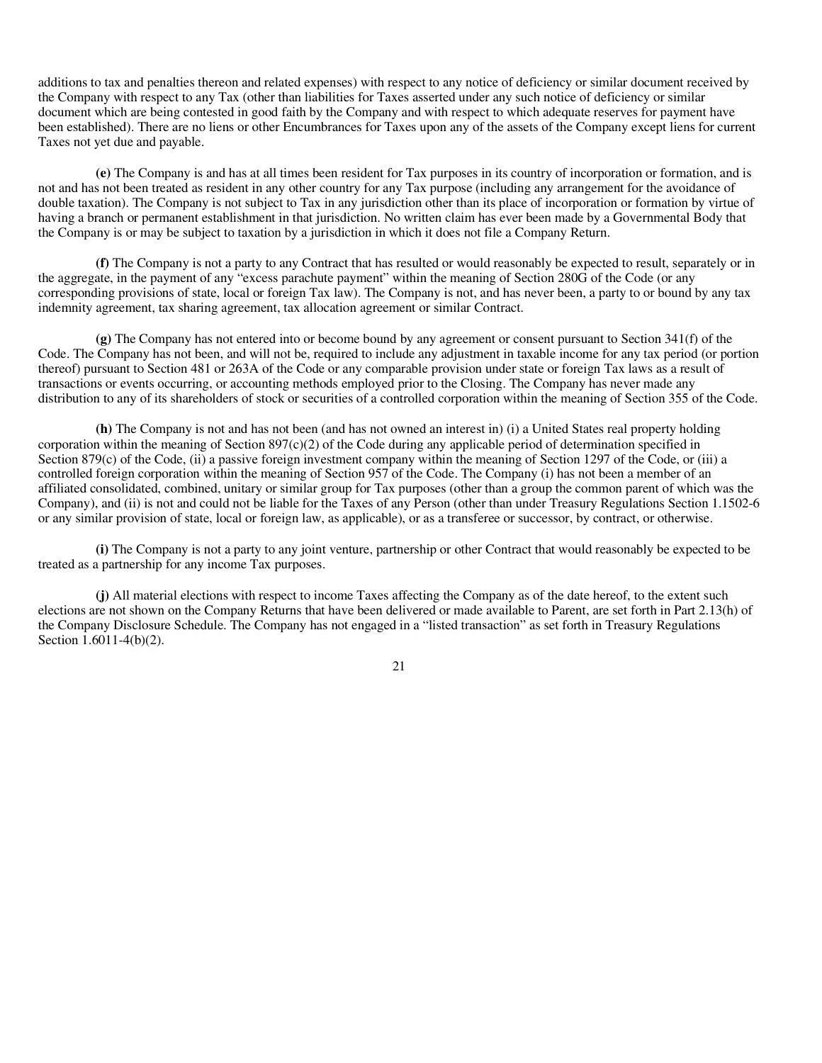additions to tax and penalties thereon and related expenses) with respect to any notice of deficiency or similar document received by the Company with respect to any Tax (other than liabilities for Taxes asserted under any such notice of deficiency or similar document which are being contested in good faith by the Company and with respect to which adequate reserves for payment have been established). There are no liens or other Encumbrances for Taxes upon any of the assets of the Company except liens for current Taxes not yet due and payable.

**(e)** The Company is and has at all times been resident for Tax purposes in its country of incorporation or formation, and is not and has not been treated as resident in any other country for any Tax purpose (including any arrangement for the avoidance of double taxation). The Company is not subject to Tax in any jurisdiction other than its place of incorporation or formation by virtue of having a branch or permanent establishment in that jurisdiction. No written claim has ever been made by a Governmental Body that the Company is or may be subject to taxation by a jurisdiction in which it does not file a Company Return.

**(f)** The Company is not a party to any Contract that has resulted or would reasonably be expected to result, separately or in the aggregate, in the payment of any "excess parachute payment" within the meaning of Section 280G of the Code (or any corresponding provisions of state, local or foreign Tax law). The Company is not, and has never been, a party to or bound by any tax indemnity agreement, tax sharing agreement, tax allocation agreement or similar Contract.

**(g)** The Company has not entered into or become bound by any agreement or consent pursuant to Section 341(f) of the Code. The Company has not been, and will not be, required to include any adjustment in taxable income for any tax period (or portion thereof) pursuant to Section 481 or 263A of the Code or any comparable provision under state or foreign Tax laws as a result of transactions or events occurring, or accounting methods employed prior to the Closing. The Company has never made any distribution to any of its shareholders of stock or securities of a controlled corporation within the meaning of Section 355 of the Code.

**(h)** The Company is not and has not been (and has not owned an interest in) (i) a United States real property holding corporation within the meaning of Section 897(c)(2) of the Code during any applicable period of determination specified in Section 879(c) of the Code, (ii) a passive foreign investment company within the meaning of Section 1297 of the Code, or (iii) a controlled foreign corporation within the meaning of Section 957 of the Code. The Company (i) has not been a member of an affiliated consolidated, combined, unitary or similar group for Tax purposes (other than a group the common parent of which was the Company), and (ii) is not and could not be liable for the Taxes of any Person (other than under Treasury Regulations Section 1.1502-6 or any similar provision of state, local or foreign law, as applicable), or as a transferee or successor, by contract, or otherwise.

**(i)** The Company is not a party to any joint venture, partnership or other Contract that would reasonably be expected to be treated as a partnership for any income Tax purposes.

**(j)** All material elections with respect to income Taxes affecting the Company as of the date hereof, to the extent such elections are not shown on the Company Returns that have been delivered or made available to Parent, are set forth in Part 2.13(h) of the Company Disclosure Schedule. The Company has not engaged in a "listed transaction" as set forth in Treasury Regulations Section 1.6011-4(b)(2).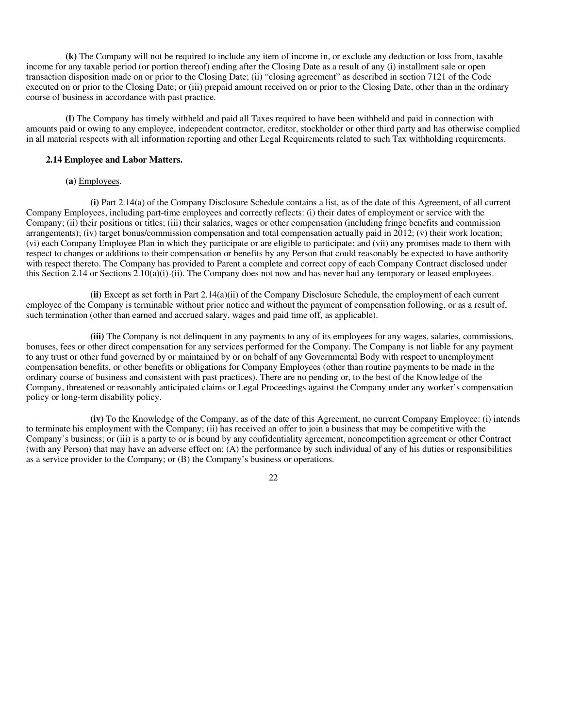**(k)** The Company will not be required to include any item of income in, or exclude any deduction or loss from, taxable income for any taxable period (or portion thereof) ending after the Closing Date as a result of any (i) installment sale or open transaction disposition made on or prior to the Closing Date; (ii) "closing agreement" as described in section 7121 of the Code executed on or prior to the Closing Date; or (iii) prepaid amount received on or prior to the Closing Date, other than in the ordinary course of business in accordance with past practice.

**(l)** The Company has timely withheld and paid all Taxes required to have been withheld and paid in connection with amounts paid or owing to any employee, independent contractor, creditor, stockholder or other third party and has otherwise complied in all material respects with all information reporting and other Legal Requirements related to such Tax withholding requirements.

**2.14 Employee and Labor Matters.**

**(a)** Employees.

**(i)** Part 2.14(a) of the Company Disclosure Schedule contains a list, as of the date of this Agreement, of all current Company Employees, including part-time employees and correctly reflects: (i) their dates of employment or service with the Company; (ii) their positions or titles; (iii) their salaries, wages or other compensation (including fringe benefits and commission arrangements); (iv) target bonus/commission compensation and total compensation actually paid in 2012; (v) their work location; (vi) each Company Employee Plan in which they participate or are eligible to participate; and (vii) any promises made to them with respect to changes or additions to their compensation or benefits by any Person that could reasonably be expected to have authority with respect thereto. The Company has provided to Parent a complete and correct copy of each Company Contract disclosed under this Section 2.14 or Sections 2.10(a)(i)-(ii). The Company does not now and has never had any temporary or leased employees.

**(ii)** Except as set forth in Part 2.14(a)(ii) of the Company Disclosure Schedule, the employment of each current employee of the Company is terminable without prior notice and without the payment of compensation following, or as a result of, such termination (other than earned and accrued salary, wages and paid time off, as applicable).

**(iii)** The Company is not delinquent in any payments to any of its employees for any wages, salaries, commissions, bonuses, fees or other direct compensation for any services performed for the Company. The Company is not liable for any payment to any trust or other fund governed by or maintained by or on behalf of any Governmental Body with respect to unemployment compensation benefits, or other benefits or obligations for Company Employees (other than routine payments to be made in the ordinary course of business and consistent with past practices). There are no pending or, to the best of the Knowledge of the Company, threatened or reasonably anticipated claims or Legal Proceedings against the Company under any worker's compensation policy or long-term disability policy.

**(iv)** To the Knowledge of the Company, as of the date of this Agreement, no current Company Employee: (i) intends to terminate his employment with the Company; (ii) has received an offer to join a business that may be competitive with the Company's business; or (iii) is a party to or is bound by any confidentiality agreement, noncompetition agreement or other Contract (with any Person) that may have an adverse effect on: (A) the performance by such individual of any of his duties or responsibilities as a service provider to the Company; or (B) the Company's business or operations.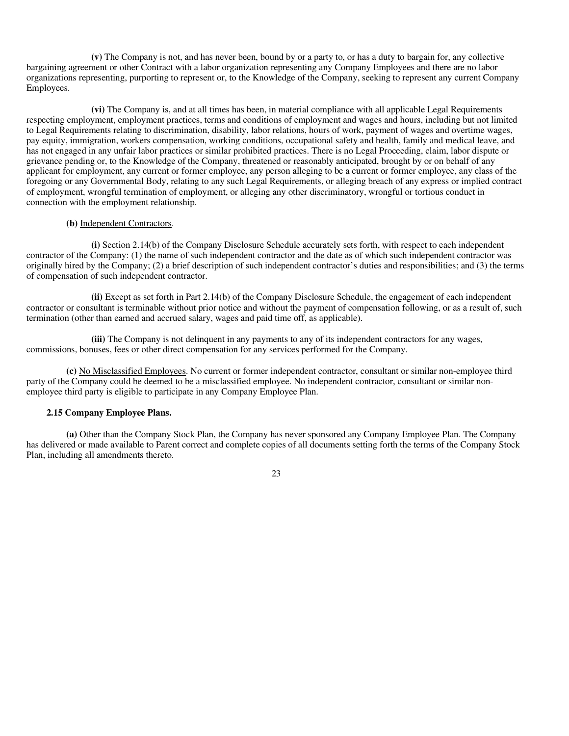**(v)** The Company is not, and has never been, bound by or a party to, or has a duty to bargain for, any collective bargaining agreement or other Contract with a labor organization representing any Company Employees and there are no labor organizations representing, purporting to represent or, to the Knowledge of the Company, seeking to represent any current Company Employees.

**(vi)** The Company is, and at all times has been, in material compliance with all applicable Legal Requirements respecting employment, employment practices, terms and conditions of employment and wages and hours, including but not limited to Legal Requirements relating to discrimination, disability, labor relations, hours of work, payment of wages and overtime wages, pay equity, immigration, workers compensation, working conditions, occupational safety and health, family and medical leave, and has not engaged in any unfair labor practices or similar prohibited practices. There is no Legal Proceeding, claim, labor dispute or grievance pending or, to the Knowledge of the Company, threatened or reasonably anticipated, brought by or on behalf of any applicant for employment, any current or former employee, any person alleging to be a current or former employee, any class of the foregoing or any Governmental Body, relating to any such Legal Requirements, or alleging breach of any express or implied contract of employment, wrongful termination of employment, or alleging any other discriminatory, wrongful or tortious conduct in connection with the employment relationship.

**(b)** Independent Contractors.

**(i)** Section 2.14(b) of the Company Disclosure Schedule accurately sets forth, with respect to each independent contractor of the Company: (1) the name of such independent contractor and the date as of which such independent contractor was originally hired by the Company; (2) a brief description of such independent contractor's duties and responsibilities; and (3) the terms of compensation of such independent contractor.

**(ii)** Except as set forth in Part 2.14(b) of the Company Disclosure Schedule, the engagement of each independent contractor or consultant is terminable without prior notice and without the payment of compensation following, or as a result of, such termination (other than earned and accrued salary, wages and paid time off, as applicable).

**(iii)** The Company is not delinquent in any payments to any of its independent contractors for any wages, commissions, bonuses, fees or other direct compensation for any services performed for the Company.

**(c)** No Misclassified Employees. No current or former independent contractor, consultant or similar non-employee third party of the Company could be deemed to be a misclassified employee. No independent contractor, consultant or similar non-employee third party is eligible to participate in any Company Employee Plan.

**2.15 Company Employee Plans.**

**(a)** Other than the Company Stock Plan, the Company has never sponsored any Company Employee Plan. The Company has delivered or made available to Parent correct and complete copies of all documents setting forth the terms of the Company Stock Plan, including all amendments thereto.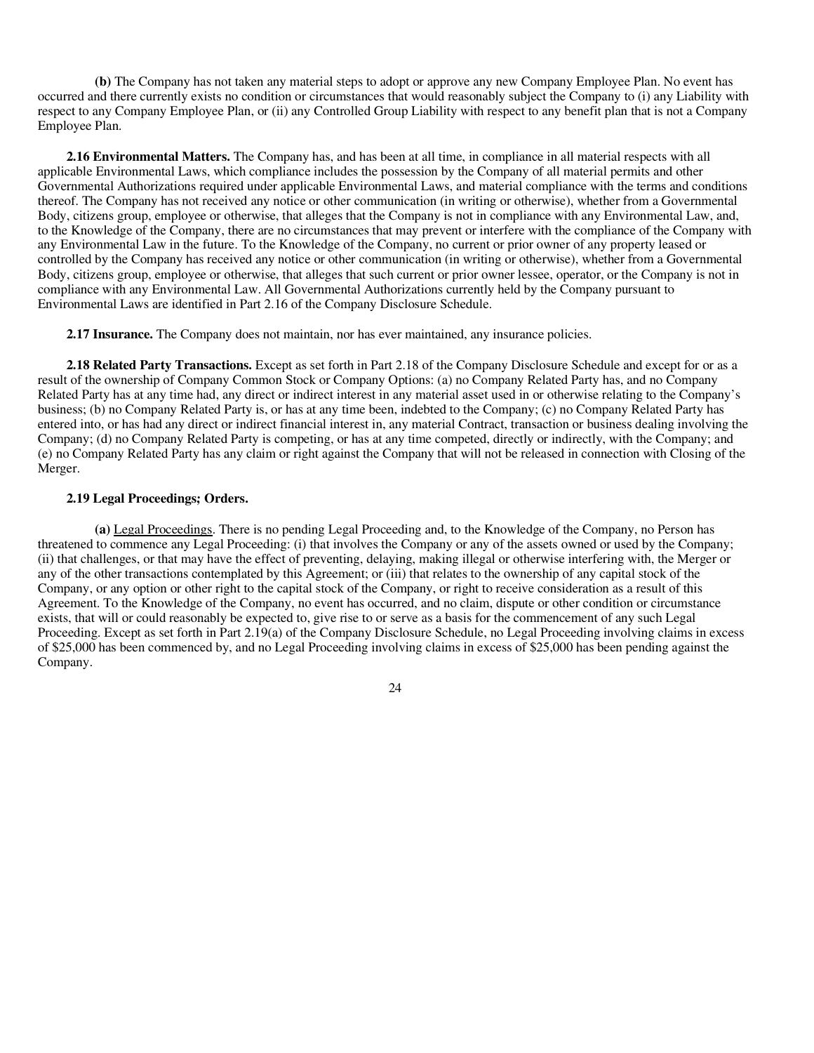**(b)** The Company has not taken any material steps to adopt or approve any new Company Employee Plan. No event has occurred and there currently exists no condition or circumstances that would reasonably subject the Company to (i) any Liability with respect to any Company Employee Plan, or (ii) any Controlled Group Liability with respect to any benefit plan that is not a Company Employee Plan.

**2.16 Environmental Matters.** The Company has, and has been at all time, in compliance in all material respects with all applicable Environmental Laws, which compliance includes the possession by the Company of all material permits and other Governmental Authorizations required under applicable Environmental Laws, and material compliance with the terms and conditions thereof. The Company has not received any notice or other communication (in writing or otherwise), whether from a Governmental Body, citizens group, employee or otherwise, that alleges that the Company is not in compliance with any Environmental Law, and, to the Knowledge of the Company, there are no circumstances that may prevent or interfere with the compliance of the Company with any Environmental Law in the future. To the Knowledge of the Company, no current or prior owner of any property leased or controlled by the Company has received any notice or other communication (in writing or otherwise), whether from a Governmental Body, citizens group, employee or otherwise, that alleges that such current or prior owner lessee, operator, or the Company is not in compliance with any Environmental Law. All Governmental Authorizations currently held by the Company pursuant to Environmental Laws are identified in Part 2.16 of the Company Disclosure Schedule.

**2.17 Insurance.** The Company does not maintain, nor has ever maintained, any insurance policies.

**2.18 Related Party Transactions.** Except as set forth in Part 2.18 of the Company Disclosure Schedule and except for or as a result of the ownership of Company Common Stock or Company Options: (a) no Company Related Party has, and no Company Related Party has at any time had, any direct or indirect interest in any material asset used in or otherwise relating to the Company's business; (b) no Company Related Party is, or has at any time been, indebted to the Company; (c) no Company Related Party has entered into, or has had any direct or indirect financial interest in, any material Contract, transaction or business dealing involving the Company; (d) no Company Related Party is competing, or has at any time competed, directly or indirectly, with the Company; and (e) no Company Related Party has any claim or right against the Company that will not be released in connection with Closing of the Merger.

**2.19 Legal Proceedings; Orders.**

**(a)** Legal Proceedings. There is no pending Legal Proceeding and, to the Knowledge of the Company, no Person has threatened to commence any Legal Proceeding: (i) that involves the Company or any of the assets owned or used by the Company; (ii) that challenges, or that may have the effect of preventing, delaying, making illegal or otherwise interfering with, the Merger or any of the other transactions contemplated by this Agreement; or (iii) that relates to the ownership of any capital stock of the Company, or any option or other right to the capital stock of the Company, or right to receive consideration as a result of this Agreement. To the Knowledge of the Company, no event has occurred, and no claim, dispute or other condition or circumstance exists, that will or could reasonably be expected to, give rise to or serve as a basis for the commencement of any such Legal Proceeding. Except as set forth in Part 2.19(a) of the Company Disclosure Schedule, no Legal Proceeding involving claims in excess of $25,000 has been commenced by, and no Legal Proceeding involving claims in excess of $25,000 has been pending against the Company.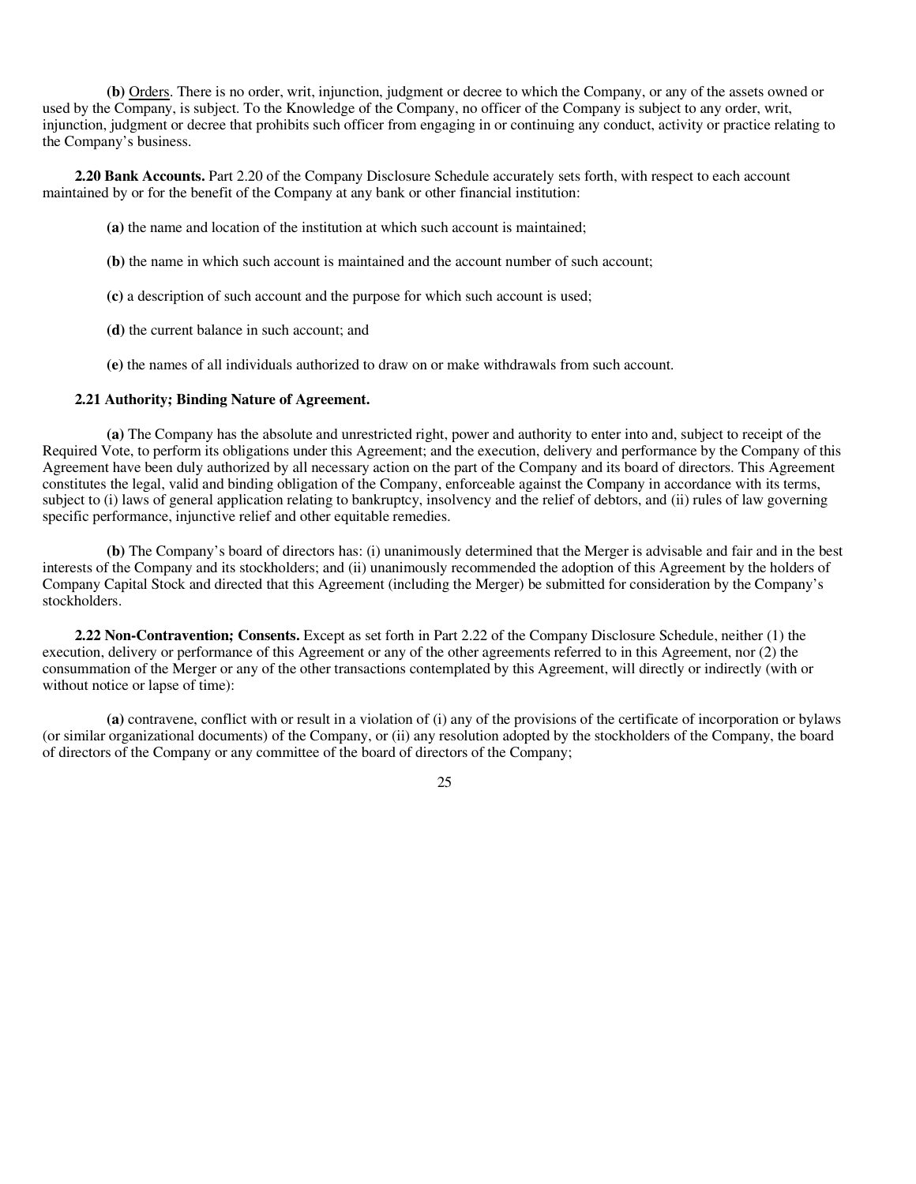**(b)** Orders. There is no order, writ, injunction, judgment or decree to which the Company, or any of the assets owned or used by the Company, is subject. To the Knowledge of the Company, no officer of the Company is subject to any order, writ, injunction, judgment or decree that prohibits such officer from engaging in or continuing any conduct, activity or practice relating to the Company's business.

**2.20 Bank Accounts.** Part 2.20 of the Company Disclosure Schedule accurately sets forth, with respect to each account maintained by or for the benefit of the Company at any bank or other financial institution:

**(a)** the name and location of the institution at which such account is maintained;

**(b)** the name in which such account is maintained and the account number of such account;

**(c)** a description of such account and the purpose for which such account is used;

**(d)** the current balance in such account; and

**(e)** the names of all individuals authorized to draw on or make withdrawals from such account.

**2.21 Authority; Binding Nature of Agreement.**

**(a)** The Company has the absolute and unrestricted right, power and authority to enter into and, subject to receipt of the Required Vote, to perform its obligations under this Agreement; and the execution, delivery and performance by the Company of this Agreement have been duly authorized by all necessary action on the part of the Company and its board of directors. This Agreement constitutes the legal, valid and binding obligation of the Company, enforceable against the Company in accordance with its terms, subject to (i) laws of general application relating to bankruptcy, insolvency and the relief of debtors, and (ii) rules of law governing specific performance, injunctive relief and other equitable remedies.

**(b)** The Company's board of directors has: (i) unanimously determined that the Merger is advisable and fair and in the best interests of the Company and its stockholders; and (ii) unanimously recommended the adoption of this Agreement by the holders of Company Capital Stock and directed that this Agreement (including the Merger) be submitted for consideration by the Company's stockholders.

**2.22 Non-Contravention; Consents.** Except as set forth in Part 2.22 of the Company Disclosure Schedule, neither (1) the execution, delivery or performance of this Agreement or any of the other agreements referred to in this Agreement, nor (2) the consummation of the Merger or any of the other transactions contemplated by this Agreement, will directly or indirectly (with or without notice or lapse of time):

**(a)** contravene, conflict with or result in a violation of (i) any of the provisions of the certificate of incorporation or bylaws (or similar organizational documents) of the Company, or (ii) any resolution adopted by the stockholders of the Company, the board of directors of the Company or any committee of the board of directors of the Company;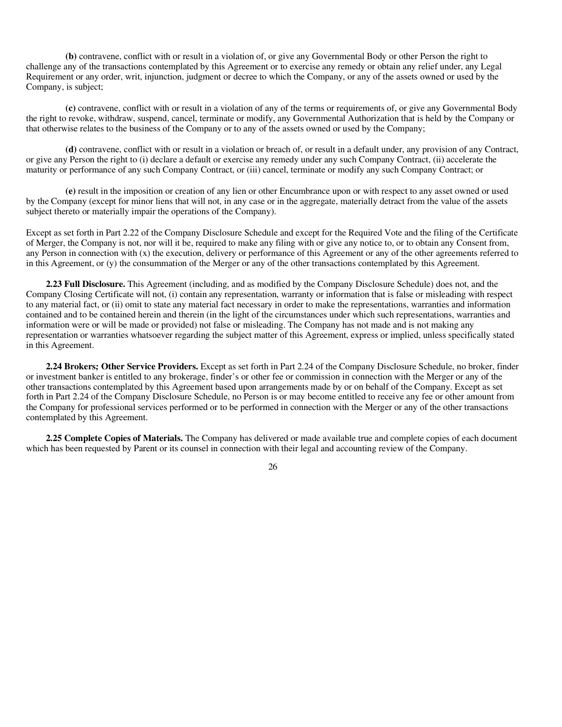**(b)** contravene, conflict with or result in a violation of, or give any Governmental Body or other Person the right to challenge any of the transactions contemplated by this Agreement or to exercise any remedy or obtain any relief under, any Legal Requirement or any order, writ, injunction, judgment or decree to which the Company, or any of the assets owned or used by the Company, is subject;

**(c)** contravene, conflict with or result in a violation of any of the terms or requirements of, or give any Governmental Body the right to revoke, withdraw, suspend, cancel, terminate or modify, any Governmental Authorization that is held by the Company or that otherwise relates to the business of the Company or to any of the assets owned or used by the Company;

**(d)** contravene, conflict with or result in a violation or breach of, or result in a default under, any provision of any Contract, or give any Person the right to (i) declare a default or exercise any remedy under any such Company Contract, (ii) accelerate the maturity or performance of any such Company Contract, or (iii) cancel, terminate or modify any such Company Contract; or

**(e)** result in the imposition or creation of any lien or other Encumbrance upon or with respect to any asset owned or used by the Company (except for minor liens that will not, in any case or in the aggregate, materially detract from the value of the assets subject thereto or materially impair the operations of the Company).

Except as set forth in Part 2.22 of the Company Disclosure Schedule and except for the Required Vote and the filing of the Certificate of Merger, the Company is not, nor will it be, required to make any filing with or give any notice to, or to obtain any Consent from, any Person in connection with (x) the execution, delivery or performance of this Agreement or any of the other agreements referred to in this Agreement, or (y) the consummation of the Merger or any of the other transactions contemplated by this Agreement.

**2.23 Full Disclosure.** This Agreement (including, and as modified by the Company Disclosure Schedule) does not, and the Company Closing Certificate will not, (i) contain any representation, warranty or information that is false or misleading with respect to any material fact, or (ii) omit to state any material fact necessary in order to make the representations, warranties and information contained and to be contained herein and therein (in the light of the circumstances under which such representations, warranties and information were or will be made or provided) not false or misleading. The Company has not made and is not making any representation or warranties whatsoever regarding the subject matter of this Agreement, express or implied, unless specifically stated in this Agreement.

**2.24 Brokers; Other Service Providers.** Except as set forth in Part 2.24 of the Company Disclosure Schedule, no broker, finder or investment banker is entitled to any brokerage, finder's or other fee or commission in connection with the Merger or any of the other transactions contemplated by this Agreement based upon arrangements made by or on behalf of the Company. Except as set forth in Part 2.24 of the Company Disclosure Schedule, no Person is or may become entitled to receive any fee or other amount from the Company for professional services performed or to be performed in connection with the Merger or any of the other transactions contemplated by this Agreement.

**2.25 Complete Copies of Materials.** The Company has delivered or made available true and complete copies of each document which has been requested by Parent or its counsel in connection with their legal and accounting review of the Company.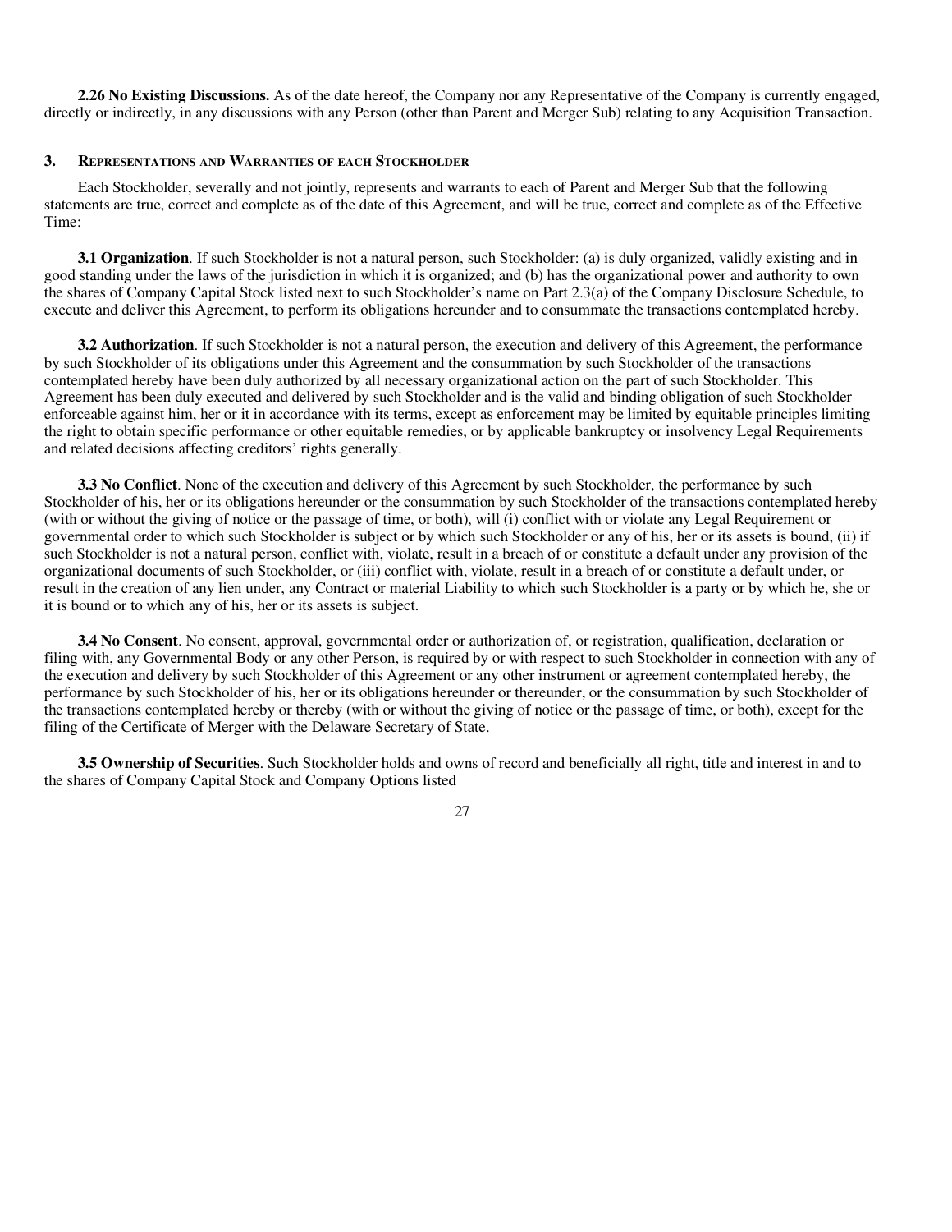**2.26 No Existing Discussions.** As of the date hereof, the Company nor any Representative of the Company is currently engaged, directly or indirectly, in any discussions with any Person (other than Parent and Merger Sub) relating to any Acquisition Transaction.

## 3. Representations and Warranties of each Stockholder

Each Stockholder, severally and not jointly, represents and warrants to each of Parent and Merger Sub that the following statements are true, correct and complete as of the date of this Agreement, and will be true, correct and complete as of the Effective Time:

**3.1 Organization**. If such Stockholder is not a natural person, such Stockholder: (a) is duly organized, validly existing and in good standing under the laws of the jurisdiction in which it is organized; and (b) has the organizational power and authority to own the shares of Company Capital Stock listed next to such Stockholder's name on Part 2.3(a) of the Company Disclosure Schedule, to execute and deliver this Agreement, to perform its obligations hereunder and to consummate the transactions contemplated hereby.

**3.2 Authorization**. If such Stockholder is not a natural person, the execution and delivery of this Agreement, the performance by such Stockholder of its obligations under this Agreement and the consummation by such Stockholder of the transactions contemplated hereby have been duly authorized by all necessary organizational action on the part of such Stockholder. This Agreement has been duly executed and delivered by such Stockholder and is the valid and binding obligation of such Stockholder enforceable against him, her or it in accordance with its terms, except as enforcement may be limited by equitable principles limiting the right to obtain specific performance or other equitable remedies, or by applicable bankruptcy or insolvency Legal Requirements and related decisions affecting creditors' rights generally.

**3.3 No Conflict**. None of the execution and delivery of this Agreement by such Stockholder, the performance by such Stockholder of his, her or its obligations hereunder or the consummation by such Stockholder of the transactions contemplated hereby (with or without the giving of notice or the passage of time, or both), will (i) conflict with or violate any Legal Requirement or governmental order to which such Stockholder is subject or by which such Stockholder or any of his, her or its assets is bound, (ii) if such Stockholder is not a natural person, conflict with, violate, result in a breach of or constitute a default under any provision of the organizational documents of such Stockholder, or (iii) conflict with, violate, result in a breach of or constitute a default under, or result in the creation of any lien under, any Contract or material Liability to which such Stockholder is a party or by which he, she or it is bound or to which any of his, her or its assets is subject.

**3.4 No Consent**. No consent, approval, governmental order or authorization of, or registration, qualification, declaration or filing with, any Governmental Body or any other Person, is required by or with respect to such Stockholder in connection with any of the execution and delivery by such Stockholder of this Agreement or any other instrument or agreement contemplated hereby, the performance by such Stockholder of his, her or its obligations hereunder or thereunder, or the consummation by such Stockholder of the transactions contemplated hereby or thereby (with or without the giving of notice or the passage of time, or both), except for the filing of the Certificate of Merger with the Delaware Secretary of State.

**3.5 Ownership of Securities**. Such Stockholder holds and owns of record and beneficially all right, title and interest in and to the shares of Company Capital Stock and Company Options listed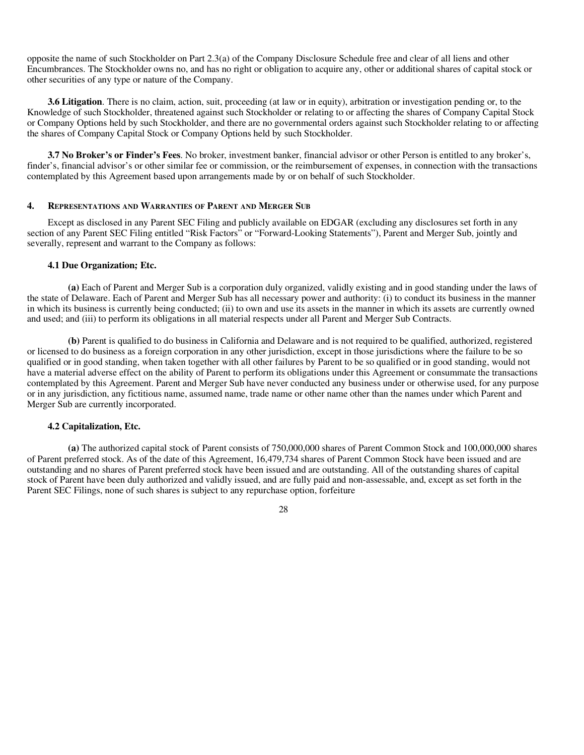opposite the name of such Stockholder on Part 2.3(a) of the Company Disclosure Schedule free and clear of all liens and other Encumbrances. The Stockholder owns no, and has no right or obligation to acquire any, other or additional shares of capital stock or other securities of any type or nature of the Company.

**3.6 Litigation**. There is no claim, action, suit, proceeding (at law or in equity), arbitration or investigation pending or, to the Knowledge of such Stockholder, threatened against such Stockholder or relating to or affecting the shares of Company Capital Stock or Company Options held by such Stockholder, and there are no governmental orders against such Stockholder relating to or affecting the shares of Company Capital Stock or Company Options held by such Stockholder.

**3.7 No Broker's or Finder's Fees**. No broker, investment banker, financial advisor or other Person is entitled to any broker's, finder's, financial advisor's or other similar fee or commission, or the reimbursement of expenses, in connection with the transactions contemplated by this Agreement based upon arrangements made by or on behalf of such Stockholder.

## 4. Representations and Warranties of Parent and Merger Sub

Except as disclosed in any Parent SEC Filing and publicly available on EDGAR (excluding any disclosures set forth in any section of any Parent SEC Filing entitled "Risk Factors" or "Forward-Looking Statements"), Parent and Merger Sub, jointly and severally, represent and warrant to the Company as follows:

### 4.1 Due Organization; Etc.

**(a)** Each of Parent and Merger Sub is a corporation duly organized, validly existing and in good standing under the laws of the state of Delaware. Each of Parent and Merger Sub has all necessary power and authority: (i) to conduct its business in the manner in which its business is currently being conducted; (ii) to own and use its assets in the manner in which its assets are currently owned and used; and (iii) to perform its obligations in all material respects under all Parent and Merger Sub Contracts.

**(b)** Parent is qualified to do business in California and Delaware and is not required to be qualified, authorized, registered or licensed to do business as a foreign corporation in any other jurisdiction, except in those jurisdictions where the failure to be so qualified or in good standing, when taken together with all other failures by Parent to be so qualified or in good standing, would not have a material adverse effect on the ability of Parent to perform its obligations under this Agreement or consummate the transactions contemplated by this Agreement. Parent and Merger Sub have never conducted any business under or otherwise used, for any purpose or in any jurisdiction, any fictitious name, assumed name, trade name or other name other than the names under which Parent and Merger Sub are currently incorporated.

### 4.2 Capitalization, Etc.

**(a)** The authorized capital stock of Parent consists of 750,000,000 shares of Parent Common Stock and 100,000,000 shares of Parent preferred stock. As of the date of this Agreement, 16,479,734 shares of Parent Common Stock have been issued and are outstanding and no shares of Parent preferred stock have been issued and are outstanding. All of the outstanding shares of capital stock of Parent have been duly authorized and validly issued, and are fully paid and non-assessable, and, except as set forth in the Parent SEC Filings, none of such shares is subject to any repurchase option, forfeiture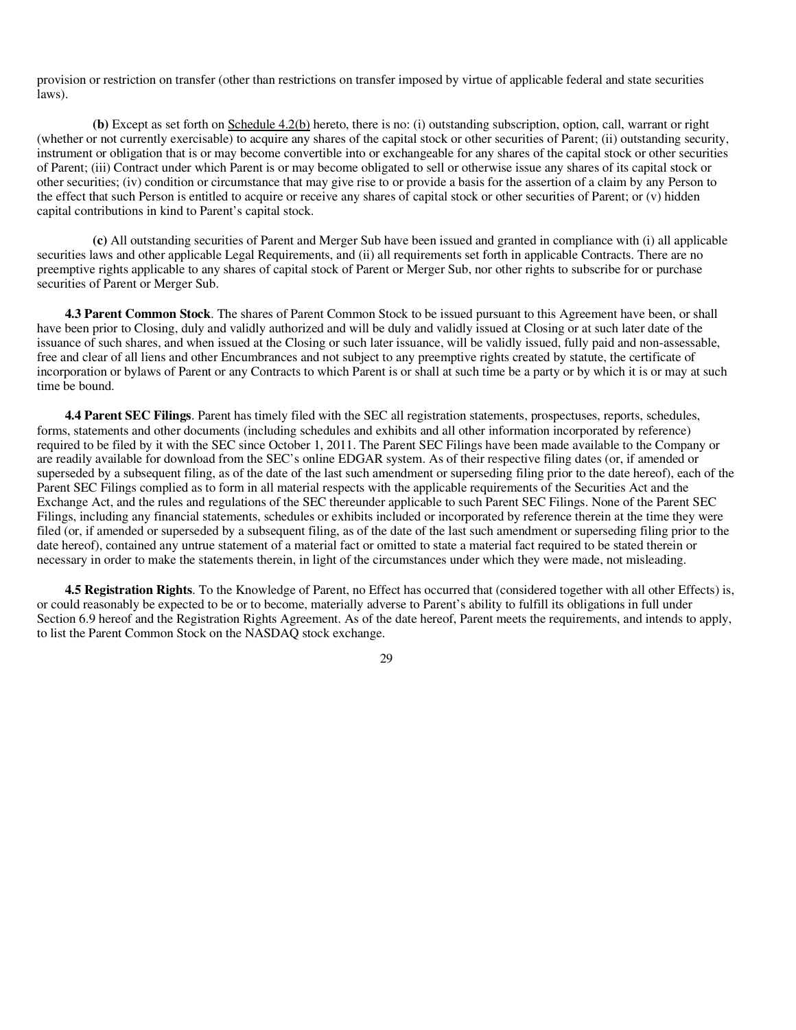provision or restriction on transfer (other than restrictions on transfer imposed by virtue of applicable federal and state securities laws).

**(b)** Except as set forth on Schedule 4.2(b) hereto, there is no: (i) outstanding subscription, option, call, warrant or right (whether or not currently exercisable) to acquire any shares of the capital stock or other securities of Parent; (ii) outstanding security, instrument or obligation that is or may become convertible into or exchangeable for any shares of the capital stock or other securities of Parent; (iii) Contract under which Parent is or may become obligated to sell or otherwise issue any shares of its capital stock or other securities; (iv) condition or circumstance that may give rise to or provide a basis for the assertion of a claim by any Person to the effect that such Person is entitled to acquire or receive any shares of capital stock or other securities of Parent; or (v) hidden capital contributions in kind to Parent's capital stock.

**(c)** All outstanding securities of Parent and Merger Sub have been issued and granted in compliance with (i) all applicable securities laws and other applicable Legal Requirements, and (ii) all requirements set forth in applicable Contracts. There are no preemptive rights applicable to any shares of capital stock of Parent or Merger Sub, nor other rights to subscribe for or purchase securities of Parent or Merger Sub.

**4.3 Parent Common Stock**. The shares of Parent Common Stock to be issued pursuant to this Agreement have been, or shall have been prior to Closing, duly and validly authorized and will be duly and validly issued at Closing or at such later date of the issuance of such shares, and when issued at the Closing or such later issuance, will be validly issued, fully paid and non-assessable, free and clear of all liens and other Encumbrances and not subject to any preemptive rights created by statute, the certificate of incorporation or bylaws of Parent or any Contracts to which Parent is or shall at such time be a party or by which it is or may at such time be bound.

**4.4 Parent SEC Filings**. Parent has timely filed with the SEC all registration statements, prospectuses, reports, schedules, forms, statements and other documents (including schedules and exhibits and all other information incorporated by reference) required to be filed by it with the SEC since October 1, 2011. The Parent SEC Filings have been made available to the Company or are readily available for download from the SEC's online EDGAR system. As of their respective filing dates (or, if amended or superseded by a subsequent filing, as of the date of the last such amendment or superseding filing prior to the date hereof), each of the Parent SEC Filings complied as to form in all material respects with the applicable requirements of the Securities Act and the Exchange Act, and the rules and regulations of the SEC thereunder applicable to such Parent SEC Filings. None of the Parent SEC Filings, including any financial statements, schedules or exhibits included or incorporated by reference therein at the time they were filed (or, if amended or superseded by a subsequent filing, as of the date of the last such amendment or superseding filing prior to the date hereof), contained any untrue statement of a material fact or omitted to state a material fact required to be stated therein or necessary in order to make the statements therein, in light of the circumstances under which they were made, not misleading.

**4.5 Registration Rights**. To the Knowledge of Parent, no Effect has occurred that (considered together with all other Effects) is, or could reasonably be expected to be or to become, materially adverse to Parent's ability to fulfill its obligations in full under Section 6.9 hereof and the Registration Rights Agreement. As of the date hereof, Parent meets the requirements, and intends to apply, to list the Parent Common Stock on the NASDAQ stock exchange.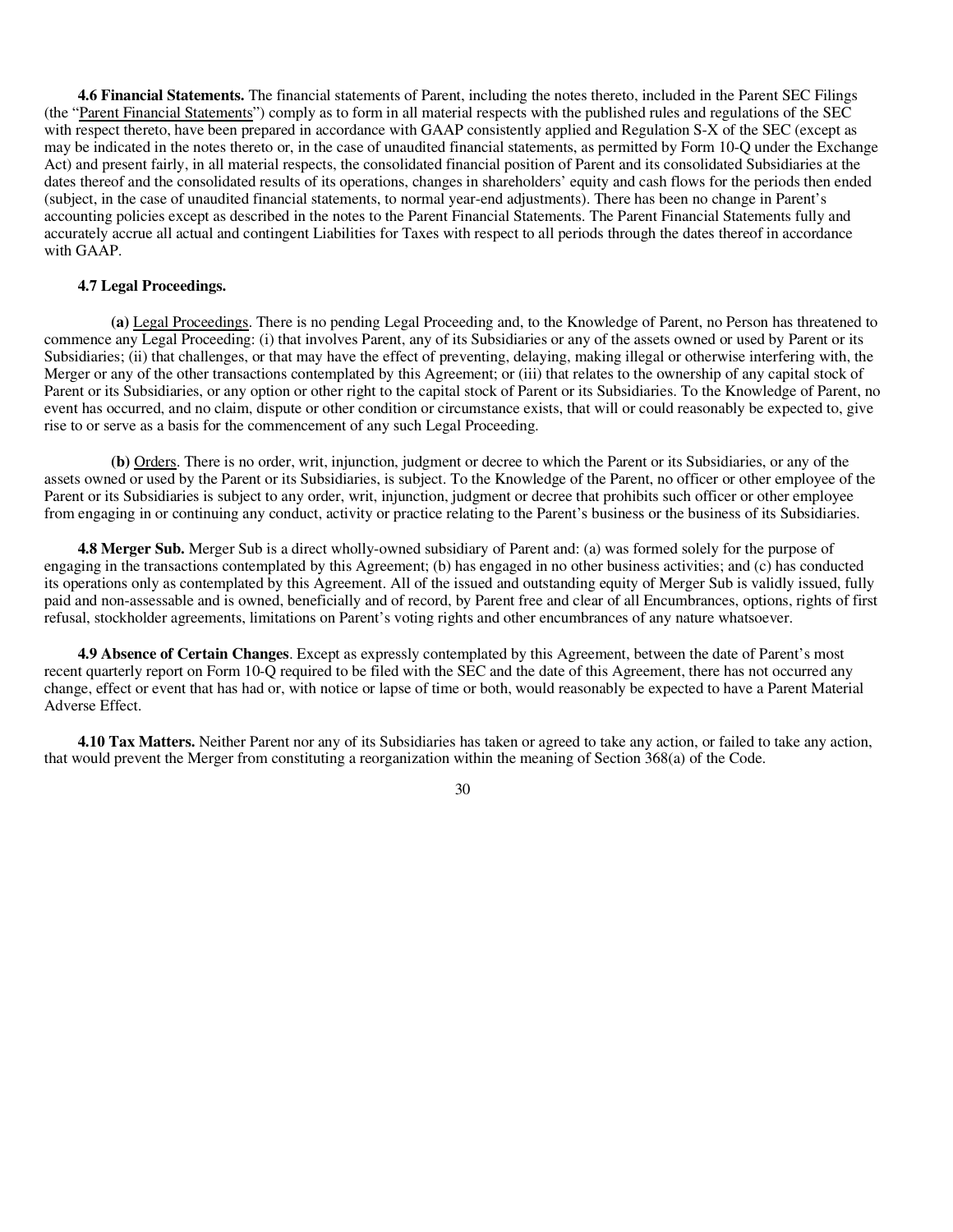**4.6 Financial Statements.** The financial statements of Parent, including the notes thereto, included in the Parent SEC Filings (the "Parent Financial Statements") comply as to form in all material respects with the published rules and regulations of the SEC with respect thereto, have been prepared in accordance with GAAP consistently applied and Regulation S-X of the SEC (except as may be indicated in the notes thereto or, in the case of unaudited financial statements, as permitted by Form 10-Q under the Exchange Act) and present fairly, in all material respects, the consolidated financial position of Parent and its consolidated Subsidiaries at the dates thereof and the consolidated results of its operations, changes in shareholders' equity and cash flows for the periods then ended (subject, in the case of unaudited financial statements, to normal year-end adjustments). There has been no change in Parent's accounting policies except as described in the notes to the Parent Financial Statements. The Parent Financial Statements fully and accurately accrue all actual and contingent Liabilities for Taxes with respect to all periods through the dates thereof in accordance with GAAP.

**4.7 Legal Proceedings.**

**(a)** Legal Proceedings. There is no pending Legal Proceeding and, to the Knowledge of Parent, no Person has threatened to commence any Legal Proceeding: (i) that involves Parent, any of its Subsidiaries or any of the assets owned or used by Parent or its Subsidiaries; (ii) that challenges, or that may have the effect of preventing, delaying, making illegal or otherwise interfering with, the Merger or any of the other transactions contemplated by this Agreement; or (iii) that relates to the ownership of any capital stock of Parent or its Subsidiaries, or any option or other right to the capital stock of Parent or its Subsidiaries. To the Knowledge of Parent, no event has occurred, and no claim, dispute or other condition or circumstance exists, that will or could reasonably be expected to, give rise to or serve as a basis for the commencement of any such Legal Proceeding.

**(b)** Orders. There is no order, writ, injunction, judgment or decree to which the Parent or its Subsidiaries, or any of the assets owned or used by the Parent or its Subsidiaries, is subject. To the Knowledge of the Parent, no officer or other employee of the Parent or its Subsidiaries is subject to any order, writ, injunction, judgment or decree that prohibits such officer or other employee from engaging in or continuing any conduct, activity or practice relating to the Parent's business or the business of its Subsidiaries.

**4.8 Merger Sub.** Merger Sub is a direct wholly-owned subsidiary of Parent and: (a) was formed solely for the purpose of engaging in the transactions contemplated by this Agreement; (b) has engaged in no other business activities; and (c) has conducted its operations only as contemplated by this Agreement. All of the issued and outstanding equity of Merger Sub is validly issued, fully paid and non-assessable and is owned, beneficially and of record, by Parent free and clear of all Encumbrances, options, rights of first refusal, stockholder agreements, limitations on Parent's voting rights and other encumbrances of any nature whatsoever.

**4.9 Absence of Certain Changes**. Except as expressly contemplated by this Agreement, between the date of Parent's most recent quarterly report on Form 10-Q required to be filed with the SEC and the date of this Agreement, there has not occurred any change, effect or event that has had or, with notice or lapse of time or both, would reasonably be expected to have a Parent Material Adverse Effect.

**4.10 Tax Matters.** Neither Parent nor any of its Subsidiaries has taken or agreed to take any action, or failed to take any action, that would prevent the Merger from constituting a reorganization within the meaning of Section 368(a) of the Code.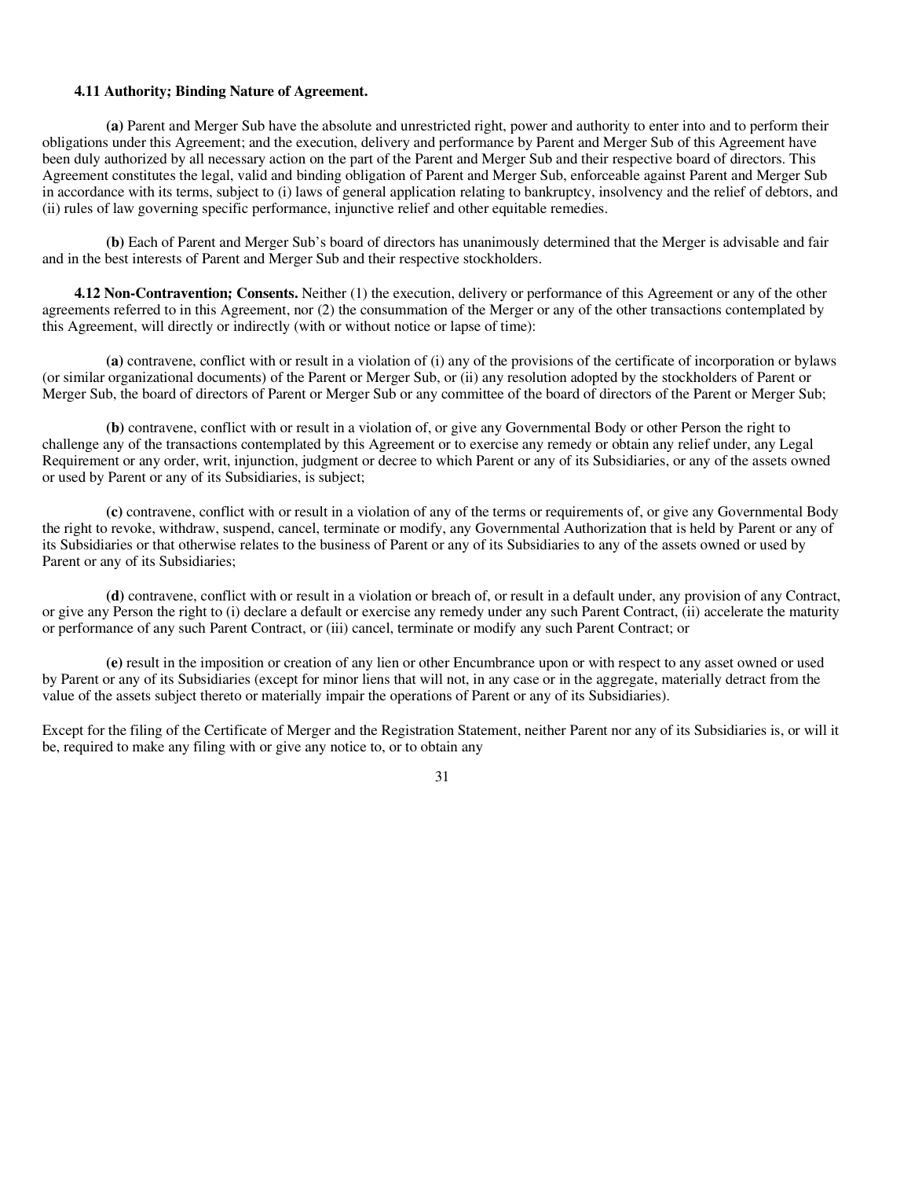**4.11 Authority; Binding Nature of Agreement.**

**(a)** Parent and Merger Sub have the absolute and unrestricted right, power and authority to enter into and to perform their obligations under this Agreement; and the execution, delivery and performance by Parent and Merger Sub of this Agreement have been duly authorized by all necessary action on the part of the Parent and Merger Sub and their respective board of directors. This Agreement constitutes the legal, valid and binding obligation of Parent and Merger Sub, enforceable against Parent and Merger Sub in accordance with its terms, subject to (i) laws of general application relating to bankruptcy, insolvency and the relief of debtors, and (ii) rules of law governing specific performance, injunctive relief and other equitable remedies.

**(b)** Each of Parent and Merger Sub's board of directors has unanimously determined that the Merger is advisable and fair and in the best interests of Parent and Merger Sub and their respective stockholders.

**4.12 Non-Contravention; Consents.** Neither (1) the execution, delivery or performance of this Agreement or any of the other agreements referred to in this Agreement, nor (2) the consummation of the Merger or any of the other transactions contemplated by this Agreement, will directly or indirectly (with or without notice or lapse of time):

**(a)** contravene, conflict with or result in a violation of (i) any of the provisions of the certificate of incorporation or bylaws (or similar organizational documents) of the Parent or Merger Sub, or (ii) any resolution adopted by the stockholders of Parent or Merger Sub, the board of directors of Parent or Merger Sub or any committee of the board of directors of the Parent or Merger Sub;

**(b)** contravene, conflict with or result in a violation of, or give any Governmental Body or other Person the right to challenge any of the transactions contemplated by this Agreement or to exercise any remedy or obtain any relief under, any Legal Requirement or any order, writ, injunction, judgment or decree to which Parent or any of its Subsidiaries, or any of the assets owned or used by Parent or any of its Subsidiaries, is subject;

**(c)** contravene, conflict with or result in a violation of any of the terms or requirements of, or give any Governmental Body the right to revoke, withdraw, suspend, cancel, terminate or modify, any Governmental Authorization that is held by Parent or any of its Subsidiaries or that otherwise relates to the business of Parent or any of its Subsidiaries to any of the assets owned or used by Parent or any of its Subsidiaries;

**(d)** contravene, conflict with or result in a violation or breach of, or result in a default under, any provision of any Contract, or give any Person the right to (i) declare a default or exercise any remedy under any such Parent Contract, (ii) accelerate the maturity or performance of any such Parent Contract, or (iii) cancel, terminate or modify any such Parent Contract; or

**(e)** result in the imposition or creation of any lien or other Encumbrance upon or with respect to any asset owned or used by Parent or any of its Subsidiaries (except for minor liens that will not, in any case or in the aggregate, materially detract from the value of the assets subject thereto or materially impair the operations of Parent or any of its Subsidiaries).

Except for the filing of the Certificate of Merger and the Registration Statement, neither Parent nor any of its Subsidiaries is, or will it be, required to make any filing with or give any notice to, or to obtain any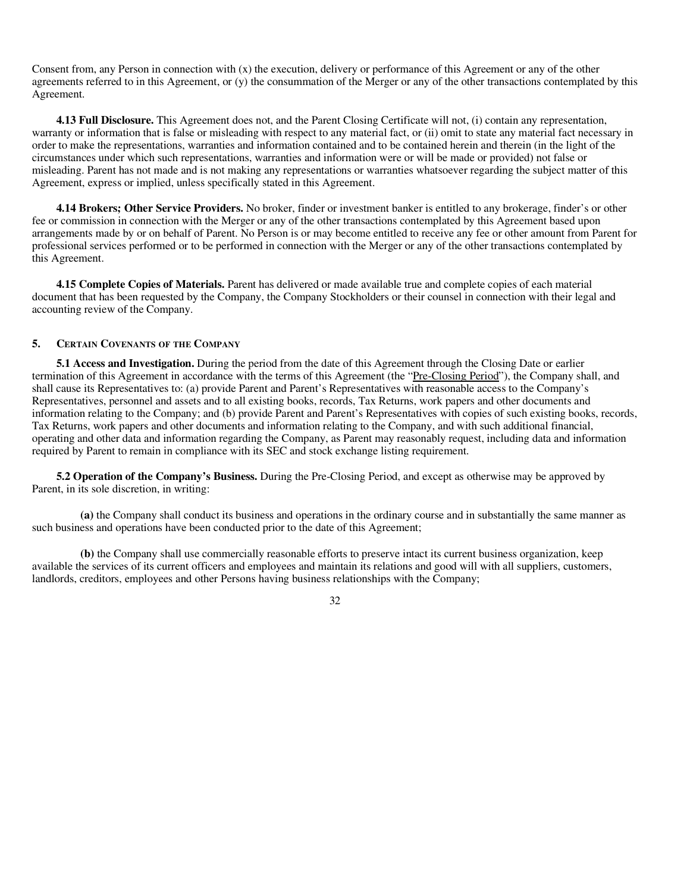Consent from, any Person in connection with (x) the execution, delivery or performance of this Agreement or any of the other agreements referred to in this Agreement, or (y) the consummation of the Merger or any of the other transactions contemplated by this Agreement.

**4.13 Full Disclosure.** This Agreement does not, and the Parent Closing Certificate will not, (i) contain any representation, warranty or information that is false or misleading with respect to any material fact, or (ii) omit to state any material fact necessary in order to make the representations, warranties and information contained and to be contained herein and therein (in the light of the circumstances under which such representations, warranties and information were or will be made or provided) not false or misleading. Parent has not made and is not making any representations or warranties whatsoever regarding the subject matter of this Agreement, express or implied, unless specifically stated in this Agreement.

**4.14 Brokers; Other Service Providers.** No broker, finder or investment banker is entitled to any brokerage, finder's or other fee or commission in connection with the Merger or any of the other transactions contemplated by this Agreement based upon arrangements made by or on behalf of Parent. No Person is or may become entitled to receive any fee or other amount from Parent for professional services performed or to be performed in connection with the Merger or any of the other transactions contemplated by this Agreement.

**4.15 Complete Copies of Materials.** Parent has delivered or made available true and complete copies of each material document that has been requested by the Company, the Company Stockholders or their counsel in connection with their legal and accounting review of the Company.

## 5. CERTAIN COVENANTS OF THE COMPANY

**5.1 Access and Investigation.** During the period from the date of this Agreement through the Closing Date or earlier termination of this Agreement in accordance with the terms of this Agreement (the "Pre-Closing Period"), the Company shall, and shall cause its Representatives to: (a) provide Parent and Parent's Representatives with reasonable access to the Company's Representatives, personnel and assets and to all existing books, records, Tax Returns, work papers and other documents and information relating to the Company; and (b) provide Parent and Parent's Representatives with copies of such existing books, records, Tax Returns, work papers and other documents and information relating to the Company, and with such additional financial, operating and other data and information regarding the Company, as Parent may reasonably request, including data and information required by Parent to remain in compliance with its SEC and stock exchange listing requirement.

**5.2 Operation of the Company's Business.** During the Pre-Closing Period, and except as otherwise may be approved by Parent, in its sole discretion, in writing:

**(a)** the Company shall conduct its business and operations in the ordinary course and in substantially the same manner as such business and operations have been conducted prior to the date of this Agreement;

**(b)** the Company shall use commercially reasonable efforts to preserve intact its current business organization, keep available the services of its current officers and employees and maintain its relations and good will with all suppliers, customers, landlords, creditors, employees and other Persons having business relationships with the Company;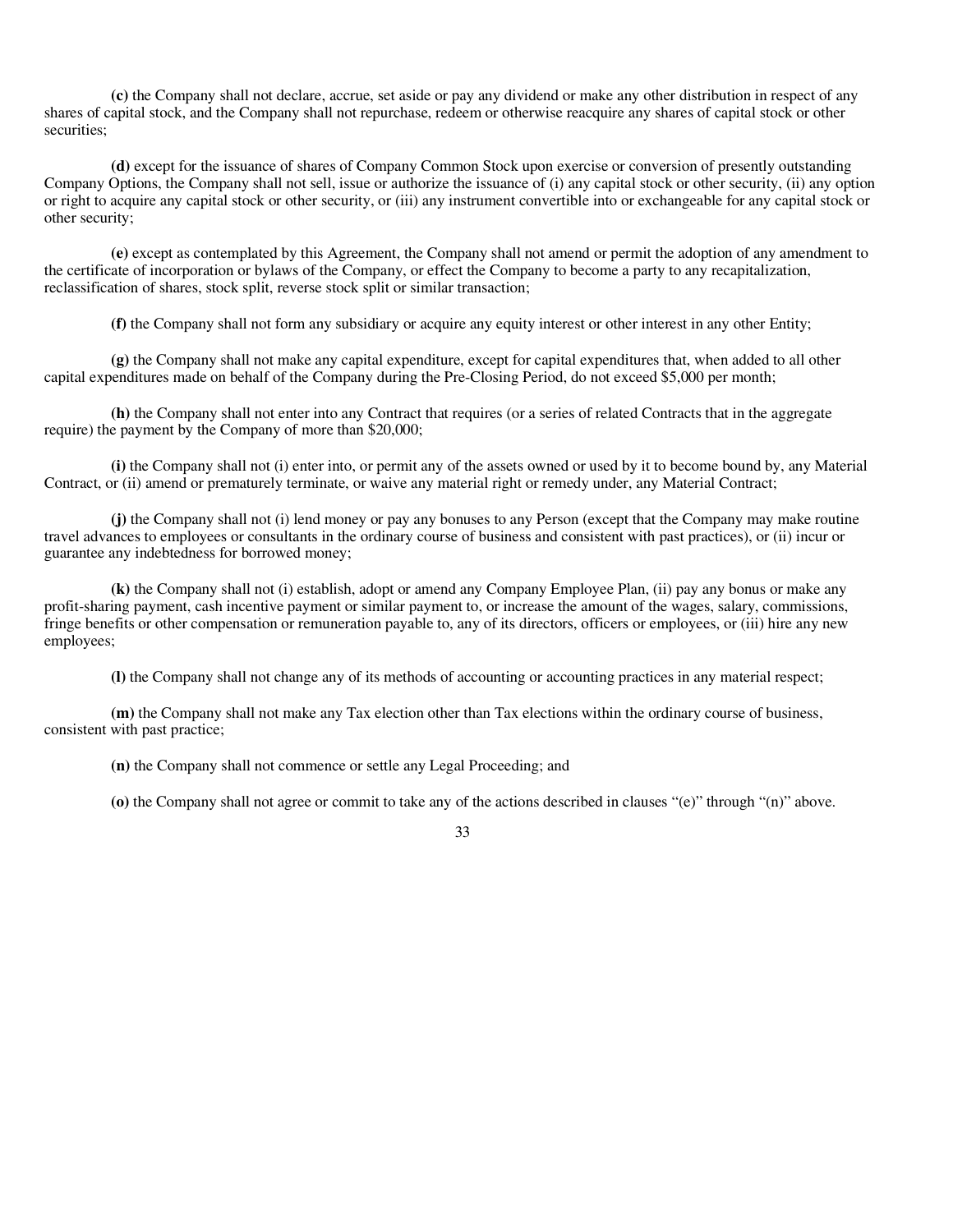**(c)** the Company shall not declare, accrue, set aside or pay any dividend or make any other distribution in respect of any shares of capital stock, and the Company shall not repurchase, redeem or otherwise reacquire any shares of capital stock or other securities;

**(d)** except for the issuance of shares of Company Common Stock upon exercise or conversion of presently outstanding Company Options, the Company shall not sell, issue or authorize the issuance of (i) any capital stock or other security, (ii) any option or right to acquire any capital stock or other security, or (iii) any instrument convertible into or exchangeable for any capital stock or other security;

**(e)** except as contemplated by this Agreement, the Company shall not amend or permit the adoption of any amendment to the certificate of incorporation or bylaws of the Company, or effect the Company to become a party to any recapitalization, reclassification of shares, stock split, reverse stock split or similar transaction;

**(f)** the Company shall not form any subsidiary or acquire any equity interest or other interest in any other Entity;

**(g)** the Company shall not make any capital expenditure, except for capital expenditures that, when added to all other capital expenditures made on behalf of the Company during the Pre-Closing Period, do not exceed $5,000 per month;

**(h)** the Company shall not enter into any Contract that requires (or a series of related Contracts that in the aggregate require) the payment by the Company of more than $20,000;

**(i)** the Company shall not (i) enter into, or permit any of the assets owned or used by it to become bound by, any Material Contract, or (ii) amend or prematurely terminate, or waive any material right or remedy under, any Material Contract;

**(j)** the Company shall not (i) lend money or pay any bonuses to any Person (except that the Company may make routine travel advances to employees or consultants in the ordinary course of business and consistent with past practices), or (ii) incur or guarantee any indebtedness for borrowed money;

**(k)** the Company shall not (i) establish, adopt or amend any Company Employee Plan, (ii) pay any bonus or make any profit-sharing payment, cash incentive payment or similar payment to, or increase the amount of the wages, salary, commissions, fringe benefits or other compensation or remuneration payable to, any of its directors, officers or employees, or (iii) hire any new employees;

**(l)** the Company shall not change any of its methods of accounting or accounting practices in any material respect;

**(m)** the Company shall not make any Tax election other than Tax elections within the ordinary course of business, consistent with past practice;

**(n)** the Company shall not commence or settle any Legal Proceeding; and

**(o)** the Company shall not agree or commit to take any of the actions described in clauses "(e)" through "(n)" above.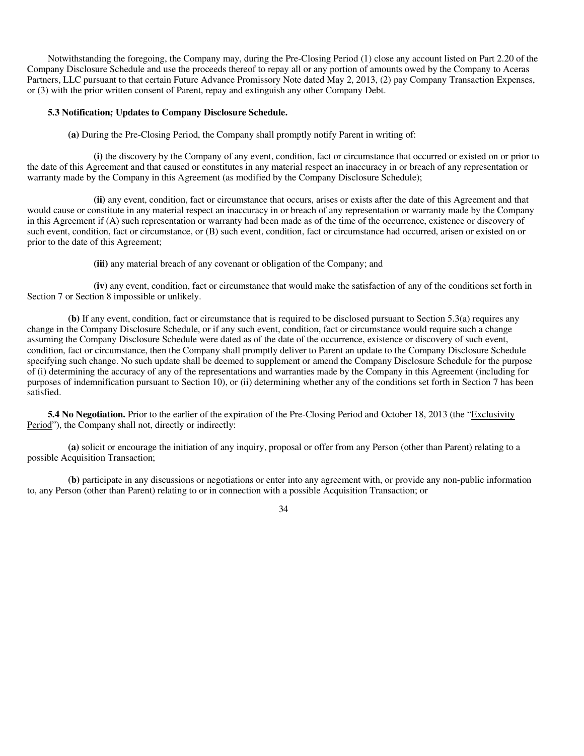Notwithstanding the foregoing, the Company may, during the Pre-Closing Period (1) close any account listed on Part 2.20 of the Company Disclosure Schedule and use the proceeds thereof to repay all or any portion of amounts owed by the Company to Aceras Partners, LLC pursuant to that certain Future Advance Promissory Note dated May 2, 2013, (2) pay Company Transaction Expenses, or (3) with the prior written consent of Parent, repay and extinguish any other Company Debt.

**5.3 Notification; Updates to Company Disclosure Schedule.**

**(a)** During the Pre-Closing Period, the Company shall promptly notify Parent in writing of:

**(i)** the discovery by the Company of any event, condition, fact or circumstance that occurred or existed on or prior to the date of this Agreement and that caused or constitutes in any material respect an inaccuracy in or breach of any representation or warranty made by the Company in this Agreement (as modified by the Company Disclosure Schedule);

**(ii)** any event, condition, fact or circumstance that occurs, arises or exists after the date of this Agreement and that would cause or constitute in any material respect an inaccuracy in or breach of any representation or warranty made by the Company in this Agreement if (A) such representation or warranty had been made as of the time of the occurrence, existence or discovery of such event, condition, fact or circumstance, or (B) such event, condition, fact or circumstance had occurred, arisen or existed on or prior to the date of this Agreement;

**(iii)** any material breach of any covenant or obligation of the Company; and

**(iv)** any event, condition, fact or circumstance that would make the satisfaction of any of the conditions set forth in Section 7 or Section 8 impossible or unlikely.

**(b)** If any event, condition, fact or circumstance that is required to be disclosed pursuant to Section 5.3(a) requires any change in the Company Disclosure Schedule, or if any such event, condition, fact or circumstance would require such a change assuming the Company Disclosure Schedule were dated as of the date of the occurrence, existence or discovery of such event, condition, fact or circumstance, then the Company shall promptly deliver to Parent an update to the Company Disclosure Schedule specifying such change. No such update shall be deemed to supplement or amend the Company Disclosure Schedule for the purpose of (i) determining the accuracy of any of the representations and warranties made by the Company in this Agreement (including for purposes of indemnification pursuant to Section 10), or (ii) determining whether any of the conditions set forth in Section 7 has been satisfied.

**5.4 No Negotiation.** Prior to the earlier of the expiration of the Pre-Closing Period and October 18, 2013 (the "Exclusivity Period"), the Company shall not, directly or indirectly:

**(a)** solicit or encourage the initiation of any inquiry, proposal or offer from any Person (other than Parent) relating to a possible Acquisition Transaction;

**(b)** participate in any discussions or negotiations or enter into any agreement with, or provide any non-public information to, any Person (other than Parent) relating to or in connection with a possible Acquisition Transaction; or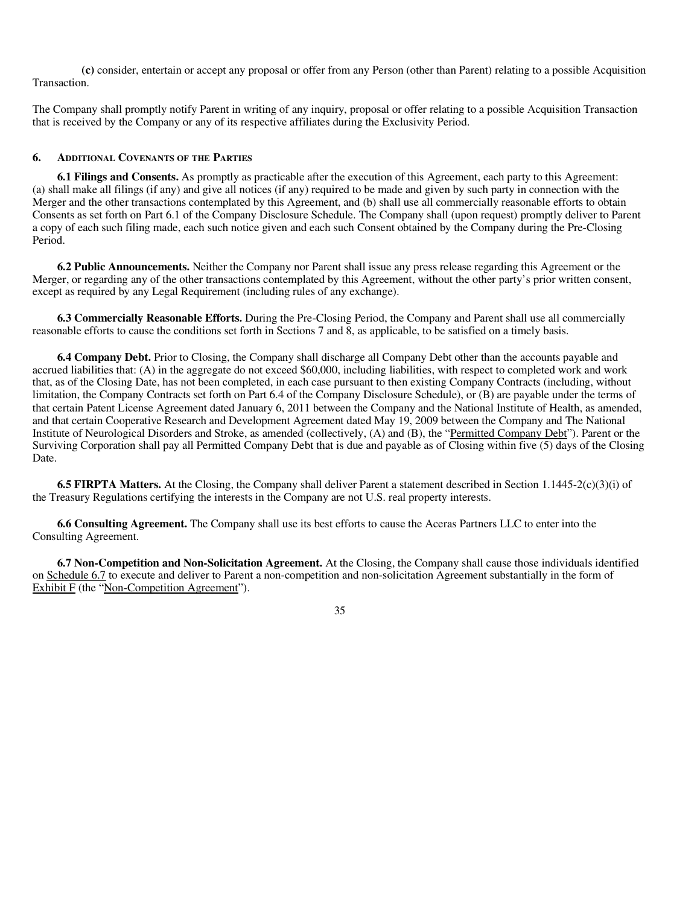**(c)** consider, entertain or accept any proposal or offer from any Person (other than Parent) relating to a possible Acquisition Transaction.

The Company shall promptly notify Parent in writing of any inquiry, proposal or offer relating to a possible Acquisition Transaction that is received by the Company or any of its respective affiliates during the Exclusivity Period.

## 6. Additional Covenants of the Parties

**6.1 Filings and Consents.** As promptly as practicable after the execution of this Agreement, each party to this Agreement: (a) shall make all filings (if any) and give all notices (if any) required to be made and given by such party in connection with the Merger and the other transactions contemplated by this Agreement, and (b) shall use all commercially reasonable efforts to obtain Consents as set forth on Part 6.1 of the Company Disclosure Schedule. The Company shall (upon request) promptly deliver to Parent a copy of each such filing made, each such notice given and each such Consent obtained by the Company during the Pre-Closing Period.

**6.2 Public Announcements.** Neither the Company nor Parent shall issue any press release regarding this Agreement or the Merger, or regarding any of the other transactions contemplated by this Agreement, without the other party's prior written consent, except as required by any Legal Requirement (including rules of any exchange).

**6.3 Commercially Reasonable Efforts.** During the Pre-Closing Period, the Company and Parent shall use all commercially reasonable efforts to cause the conditions set forth in Sections 7 and 8, as applicable, to be satisfied on a timely basis.

**6.4 Company Debt.** Prior to Closing, the Company shall discharge all Company Debt other than the accounts payable and accrued liabilities that: (A) in the aggregate do not exceed $60,000, including liabilities, with respect to completed work and work that, as of the Closing Date, has not been completed, in each case pursuant to then existing Company Contracts (including, without limitation, the Company Contracts set forth on Part 6.4 of the Company Disclosure Schedule), or (B) are payable under the terms of that certain Patent License Agreement dated January 6, 2011 between the Company and the National Institute of Health, as amended, and that certain Cooperative Research and Development Agreement dated May 19, 2009 between the Company and The National Institute of Neurological Disorders and Stroke, as amended (collectively, (A) and (B), the "Permitted Company Debt"). Parent or the Surviving Corporation shall pay all Permitted Company Debt that is due and payable as of Closing within five (5) days of the Closing Date.

**6.5 FIRPTA Matters.** At the Closing, the Company shall deliver Parent a statement described in Section 1.1445-2(c)(3)(i) of the Treasury Regulations certifying the interests in the Company are not U.S. real property interests.

**6.6 Consulting Agreement.** The Company shall use its best efforts to cause the Aceras Partners LLC to enter into the Consulting Agreement.

**6.7 Non-Competition and Non-Solicitation Agreement.** At the Closing, the Company shall cause those individuals identified on Schedule 6.7 to execute and deliver to Parent a non-competition and non-solicitation Agreement substantially in the form of Exhibit F (the "Non-Competition Agreement").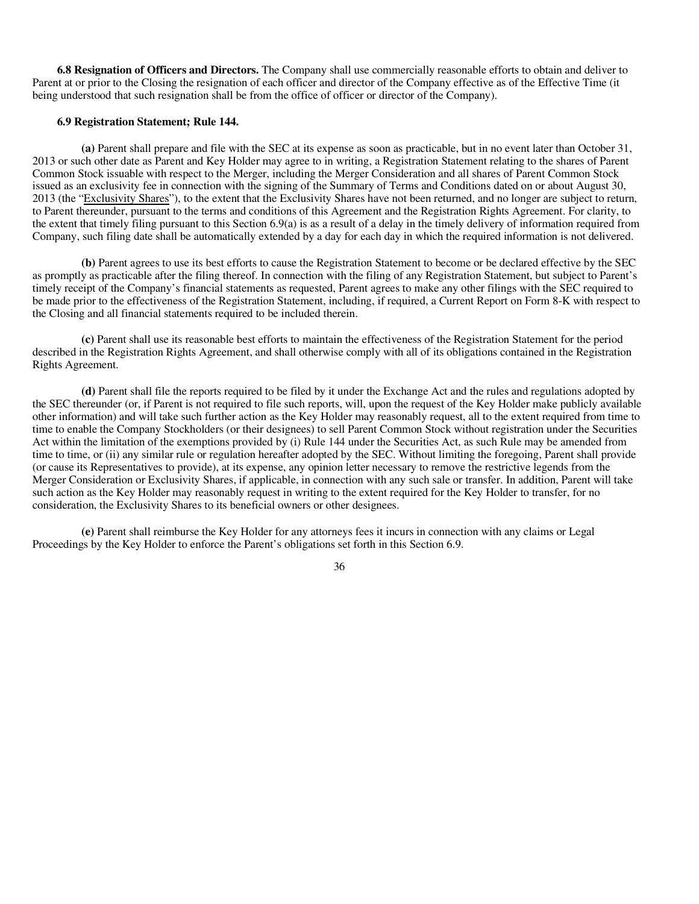**6.8 Resignation of Officers and Directors.** The Company shall use commercially reasonable efforts to obtain and deliver to Parent at or prior to the Closing the resignation of each officer and director of the Company effective as of the Effective Time (it being understood that such resignation shall be from the office of officer or director of the Company).

**6.9 Registration Statement; Rule 144.**

**(a)** Parent shall prepare and file with the SEC at its expense as soon as practicable, but in no event later than October 31, 2013 or such other date as Parent and Key Holder may agree to in writing, a Registration Statement relating to the shares of Parent Common Stock issuable with respect to the Merger, including the Merger Consideration and all shares of Parent Common Stock issued as an exclusivity fee in connection with the signing of the Summary of Terms and Conditions dated on or about August 30, 2013 (the "Exclusivity Shares"), to the extent that the Exclusivity Shares have not been returned, and no longer are subject to return, to Parent thereunder, pursuant to the terms and conditions of this Agreement and the Registration Rights Agreement. For clarity, to the extent that timely filing pursuant to this Section 6.9(a) is as a result of a delay in the timely delivery of information required from Company, such filing date shall be automatically extended by a day for each day in which the required information is not delivered.

**(b)** Parent agrees to use its best efforts to cause the Registration Statement to become or be declared effective by the SEC as promptly as practicable after the filing thereof. In connection with the filing of any Registration Statement, but subject to Parent's timely receipt of the Company's financial statements as requested, Parent agrees to make any other filings with the SEC required to be made prior to the effectiveness of the Registration Statement, including, if required, a Current Report on Form 8-K with respect to the Closing and all financial statements required to be included therein.

**(c)** Parent shall use its reasonable best efforts to maintain the effectiveness of the Registration Statement for the period described in the Registration Rights Agreement, and shall otherwise comply with all of its obligations contained in the Registration Rights Agreement.

**(d)** Parent shall file the reports required to be filed by it under the Exchange Act and the rules and regulations adopted by the SEC thereunder (or, if Parent is not required to file such reports, will, upon the request of the Key Holder make publicly available other information) and will take such further action as the Key Holder may reasonably request, all to the extent required from time to time to enable the Company Stockholders (or their designees) to sell Parent Common Stock without registration under the Securities Act within the limitation of the exemptions provided by (i) Rule 144 under the Securities Act, as such Rule may be amended from time to time, or (ii) any similar rule or regulation hereafter adopted by the SEC. Without limiting the foregoing, Parent shall provide (or cause its Representatives to provide), at its expense, any opinion letter necessary to remove the restrictive legends from the Merger Consideration or Exclusivity Shares, if applicable, in connection with any such sale or transfer. In addition, Parent will take such action as the Key Holder may reasonably request in writing to the extent required for the Key Holder to transfer, for no consideration, the Exclusivity Shares to its beneficial owners or other designees.

**(e)** Parent shall reimburse the Key Holder for any attorneys fees it incurs in connection with any claims or Legal Proceedings by the Key Holder to enforce the Parent's obligations set forth in this Section 6.9.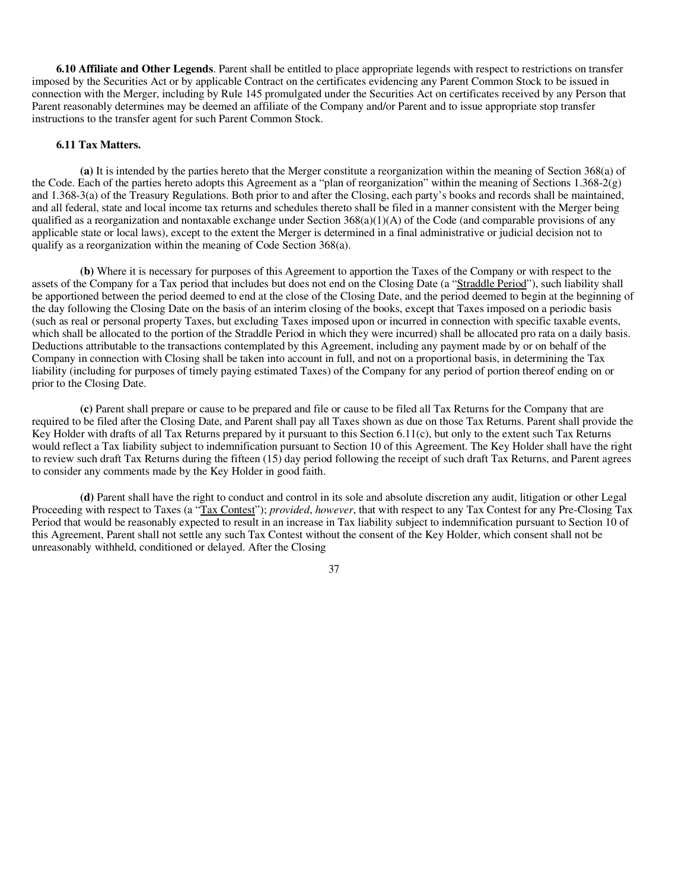**6.10 Affiliate and Other Legends**. Parent shall be entitled to place appropriate legends with respect to restrictions on transfer imposed by the Securities Act or by applicable Contract on the certificates evidencing any Parent Common Stock to be issued in connection with the Merger, including by Rule 145 promulgated under the Securities Act on certificates received by any Person that Parent reasonably determines may be deemed an affiliate of the Company and/or Parent and to issue appropriate stop transfer instructions to the transfer agent for such Parent Common Stock.

**6.11 Tax Matters.**

**(a)** It is intended by the parties hereto that the Merger constitute a reorganization within the meaning of Section 368(a) of the Code. Each of the parties hereto adopts this Agreement as a "plan of reorganization" within the meaning of Sections 1.368-2(g) and 1.368-3(a) of the Treasury Regulations. Both prior to and after the Closing, each party's books and records shall be maintained, and all federal, state and local income tax returns and schedules thereto shall be filed in a manner consistent with the Merger being qualified as a reorganization and nontaxable exchange under Section 368(a)(1)(A) of the Code (and comparable provisions of any applicable state or local laws), except to the extent the Merger is determined in a final administrative or judicial decision not to qualify as a reorganization within the meaning of Code Section 368(a).

**(b)** Where it is necessary for purposes of this Agreement to apportion the Taxes of the Company or with respect to the assets of the Company for a Tax period that includes but does not end on the Closing Date (a "Straddle Period"), such liability shall be apportioned between the period deemed to end at the close of the Closing Date, and the period deemed to begin at the beginning of the day following the Closing Date on the basis of an interim closing of the books, except that Taxes imposed on a periodic basis (such as real or personal property Taxes, but excluding Taxes imposed upon or incurred in connection with specific taxable events, which shall be allocated to the portion of the Straddle Period in which they were incurred) shall be allocated pro rata on a daily basis. Deductions attributable to the transactions contemplated by this Agreement, including any payment made by or on behalf of the Company in connection with Closing shall be taken into account in full, and not on a proportional basis, in determining the Tax liability (including for purposes of timely paying estimated Taxes) of the Company for any period of portion thereof ending on or prior to the Closing Date.

**(c)** Parent shall prepare or cause to be prepared and file or cause to be filed all Tax Returns for the Company that are required to be filed after the Closing Date, and Parent shall pay all Taxes shown as due on those Tax Returns. Parent shall provide the Key Holder with drafts of all Tax Returns prepared by it pursuant to this Section 6.11(c), but only to the extent such Tax Returns would reflect a Tax liability subject to indemnification pursuant to Section 10 of this Agreement. The Key Holder shall have the right to review such draft Tax Returns during the fifteen (15) day period following the receipt of such draft Tax Returns, and Parent agrees to consider any comments made by the Key Holder in good faith.

**(d)** Parent shall have the right to conduct and control in its sole and absolute discretion any audit, litigation or other Legal Proceeding with respect to Taxes (a "Tax Contest"); *provided*, *however*, that with respect to any Tax Contest for any Pre-Closing Tax Period that would be reasonably expected to result in an increase in Tax liability subject to indemnification pursuant to Section 10 of this Agreement, Parent shall not settle any such Tax Contest without the consent of the Key Holder, which consent shall not be unreasonably withheld, conditioned or delayed. After the Closing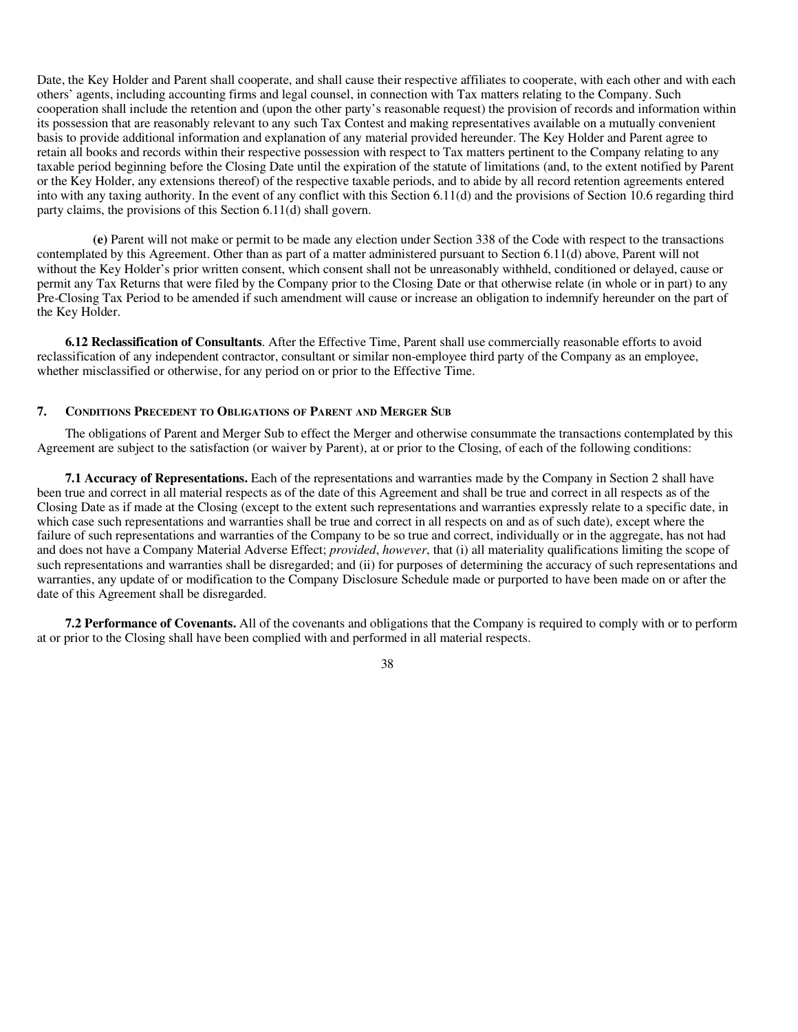Date, the Key Holder and Parent shall cooperate, and shall cause their respective affiliates to cooperate, with each other and with each others' agents, including accounting firms and legal counsel, in connection with Tax matters relating to the Company. Such cooperation shall include the retention and (upon the other party's reasonable request) the provision of records and information within its possession that are reasonably relevant to any such Tax Contest and making representatives available on a mutually convenient basis to provide additional information and explanation of any material provided hereunder. The Key Holder and Parent agree to retain all books and records within their respective possession with respect to Tax matters pertinent to the Company relating to any taxable period beginning before the Closing Date until the expiration of the statute of limitations (and, to the extent notified by Parent or the Key Holder, any extensions thereof) of the respective taxable periods, and to abide by all record retention agreements entered into with any taxing authority. In the event of any conflict with this Section 6.11(d) and the provisions of Section 10.6 regarding third party claims, the provisions of this Section 6.11(d) shall govern.

**(e)** Parent will not make or permit to be made any election under Section 338 of the Code with respect to the transactions contemplated by this Agreement. Other than as part of a matter administered pursuant to Section 6.11(d) above, Parent will not without the Key Holder's prior written consent, which consent shall not be unreasonably withheld, conditioned or delayed, cause or permit any Tax Returns that were filed by the Company prior to the Closing Date or that otherwise relate (in whole or in part) to any Pre-Closing Tax Period to be amended if such amendment will cause or increase an obligation to indemnify hereunder on the part of the Key Holder.

**6.12 Reclassification of Consultants**. After the Effective Time, Parent shall use commercially reasonable efforts to avoid reclassification of any independent contractor, consultant or similar non-employee third party of the Company as an employee, whether misclassified or otherwise, for any period on or prior to the Effective Time.

## 7. Conditions Precedent to Obligations of Parent and Merger Sub

The obligations of Parent and Merger Sub to effect the Merger and otherwise consummate the transactions contemplated by this Agreement are subject to the satisfaction (or waiver by Parent), at or prior to the Closing, of each of the following conditions:

**7.1 Accuracy of Representations.** Each of the representations and warranties made by the Company in Section 2 shall have been true and correct in all material respects as of the date of this Agreement and shall be true and correct in all respects as of the Closing Date as if made at the Closing (except to the extent such representations and warranties expressly relate to a specific date, in which case such representations and warranties shall be true and correct in all respects on and as of such date), except where the failure of such representations and warranties of the Company to be so true and correct, individually or in the aggregate, has not had and does not have a Company Material Adverse Effect; *provided*, *however*, that (i) all materiality qualifications limiting the scope of such representations and warranties shall be disregarded; and (ii) for purposes of determining the accuracy of such representations and warranties, any update of or modification to the Company Disclosure Schedule made or purported to have been made on or after the date of this Agreement shall be disregarded.

**7.2 Performance of Covenants.** All of the covenants and obligations that the Company is required to comply with or to perform at or prior to the Closing shall have been complied with and performed in all material respects.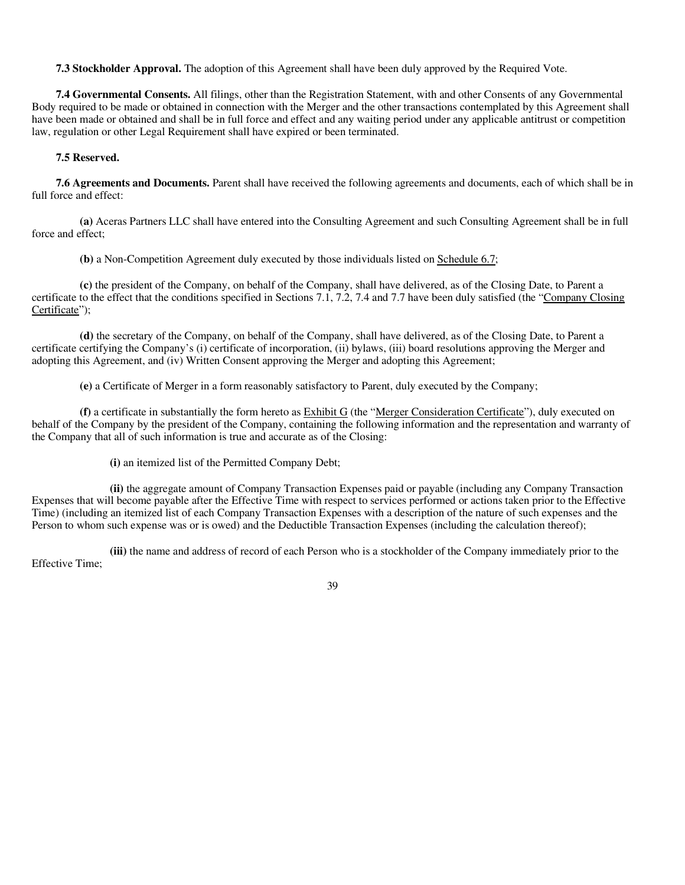**7.3 Stockholder Approval.** The adoption of this Agreement shall have been duly approved by the Required Vote.

**7.4 Governmental Consents.** All filings, other than the Registration Statement, with and other Consents of any Governmental Body required to be made or obtained in connection with the Merger and the other transactions contemplated by this Agreement shall have been made or obtained and shall be in full force and effect and any waiting period under any applicable antitrust or competition law, regulation or other Legal Requirement shall have expired or been terminated.

**7.5 Reserved.**

**7.6 Agreements and Documents.** Parent shall have received the following agreements and documents, each of which shall be in full force and effect:

**(a)** Aceras Partners LLC shall have entered into the Consulting Agreement and such Consulting Agreement shall be in full force and effect;

**(b)** a Non-Competition Agreement duly executed by those individuals listed on Schedule 6.7;

**(c)** the president of the Company, on behalf of the Company, shall have delivered, as of the Closing Date, to Parent a certificate to the effect that the conditions specified in Sections 7.1, 7.2, 7.4 and 7.7 have been duly satisfied (the "Company Closing Certificate");

**(d)** the secretary of the Company, on behalf of the Company, shall have delivered, as of the Closing Date, to Parent a certificate certifying the Company's (i) certificate of incorporation, (ii) bylaws, (iii) board resolutions approving the Merger and adopting this Agreement, and (iv) Written Consent approving the Merger and adopting this Agreement;

**(e)** a Certificate of Merger in a form reasonably satisfactory to Parent, duly executed by the Company;

**(f)** a certificate in substantially the form hereto as Exhibit G (the "Merger Consideration Certificate"), duly executed on behalf of the Company by the president of the Company, containing the following information and the representation and warranty of the Company that all of such information is true and accurate as of the Closing:

**(i)** an itemized list of the Permitted Company Debt;

**(ii)** the aggregate amount of Company Transaction Expenses paid or payable (including any Company Transaction Expenses that will become payable after the Effective Time with respect to services performed or actions taken prior to the Effective Time) (including an itemized list of each Company Transaction Expenses with a description of the nature of such expenses and the Person to whom such expense was or is owed) and the Deductible Transaction Expenses (including the calculation thereof);

**(iii)** the name and address of record of each Person who is a stockholder of the Company immediately prior to the Effective Time;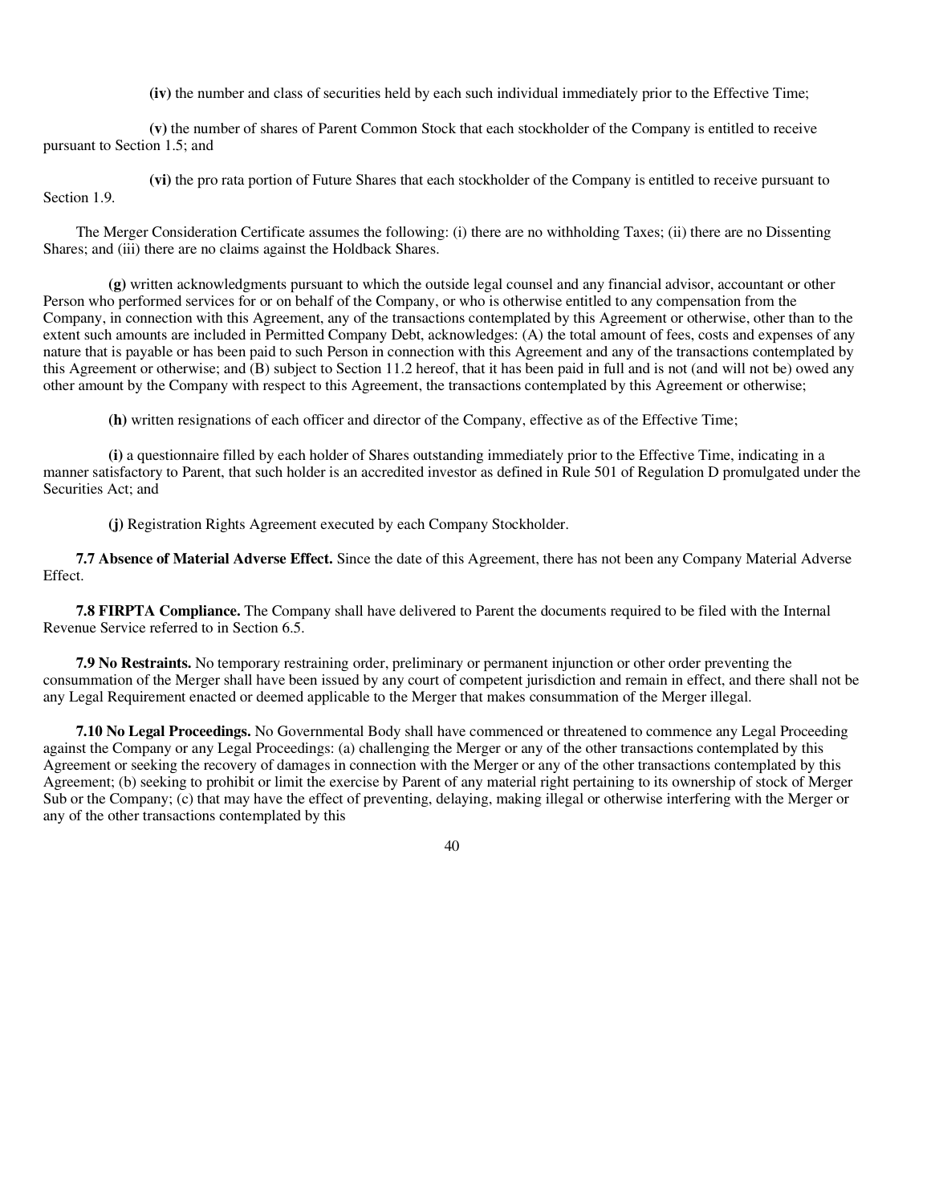(iv) the number and class of securities held by each such individual immediately prior to the Effective Time;

(v) the number of shares of Parent Common Stock that each stockholder of the Company is entitled to receive pursuant to Section 1.5; and

(vi) the pro rata portion of Future Shares that each stockholder of the Company is entitled to receive pursuant to Section 1.9.

The Merger Consideration Certificate assumes the following: (i) there are no withholding Taxes; (ii) there are no Dissenting Shares; and (iii) there are no claims against the Holdback Shares.

**(g)** written acknowledgments pursuant to which the outside legal counsel and any financial advisor, accountant or other Person who performed services for or on behalf of the Company, or who is otherwise entitled to any compensation from the Company, in connection with this Agreement, any of the transactions contemplated by this Agreement or otherwise, other than to the extent such amounts are included in Permitted Company Debt, acknowledges: (A) the total amount of fees, costs and expenses of any nature that is payable or has been paid to such Person in connection with this Agreement and any of the transactions contemplated by this Agreement or otherwise; and (B) subject to Section 11.2 hereof, that it has been paid in full and is not (and will not be) owed any other amount by the Company with respect to this Agreement, the transactions contemplated by this Agreement or otherwise;

**(h)** written resignations of each officer and director of the Company, effective as of the Effective Time;

**(i)** a questionnaire filled by each holder of Shares outstanding immediately prior to the Effective Time, indicating in a manner satisfactory to Parent, that such holder is an accredited investor as defined in Rule 501 of Regulation D promulgated under the Securities Act; and

**(j)** Registration Rights Agreement executed by each Company Stockholder.

**7.7 Absence of Material Adverse Effect.** Since the date of this Agreement, there has not been any Company Material Adverse Effect.

**7.8 FIRPTA Compliance.** The Company shall have delivered to Parent the documents required to be filed with the Internal Revenue Service referred to in Section 6.5.

**7.9 No Restraints.** No temporary restraining order, preliminary or permanent injunction or other order preventing the consummation of the Merger shall have been issued by any court of competent jurisdiction and remain in effect, and there shall not be any Legal Requirement enacted or deemed applicable to the Merger that makes consummation of the Merger illegal.

**7.10 No Legal Proceedings.** No Governmental Body shall have commenced or threatened to commence any Legal Proceeding against the Company or any Legal Proceedings: (a) challenging the Merger or any of the other transactions contemplated by this Agreement or seeking the recovery of damages in connection with the Merger or any of the other transactions contemplated by this Agreement; (b) seeking to prohibit or limit the exercise by Parent of any material right pertaining to its ownership of stock of Merger Sub or the Company; (c) that may have the effect of preventing, delaying, making illegal or otherwise interfering with the Merger or any of the other transactions contemplated by this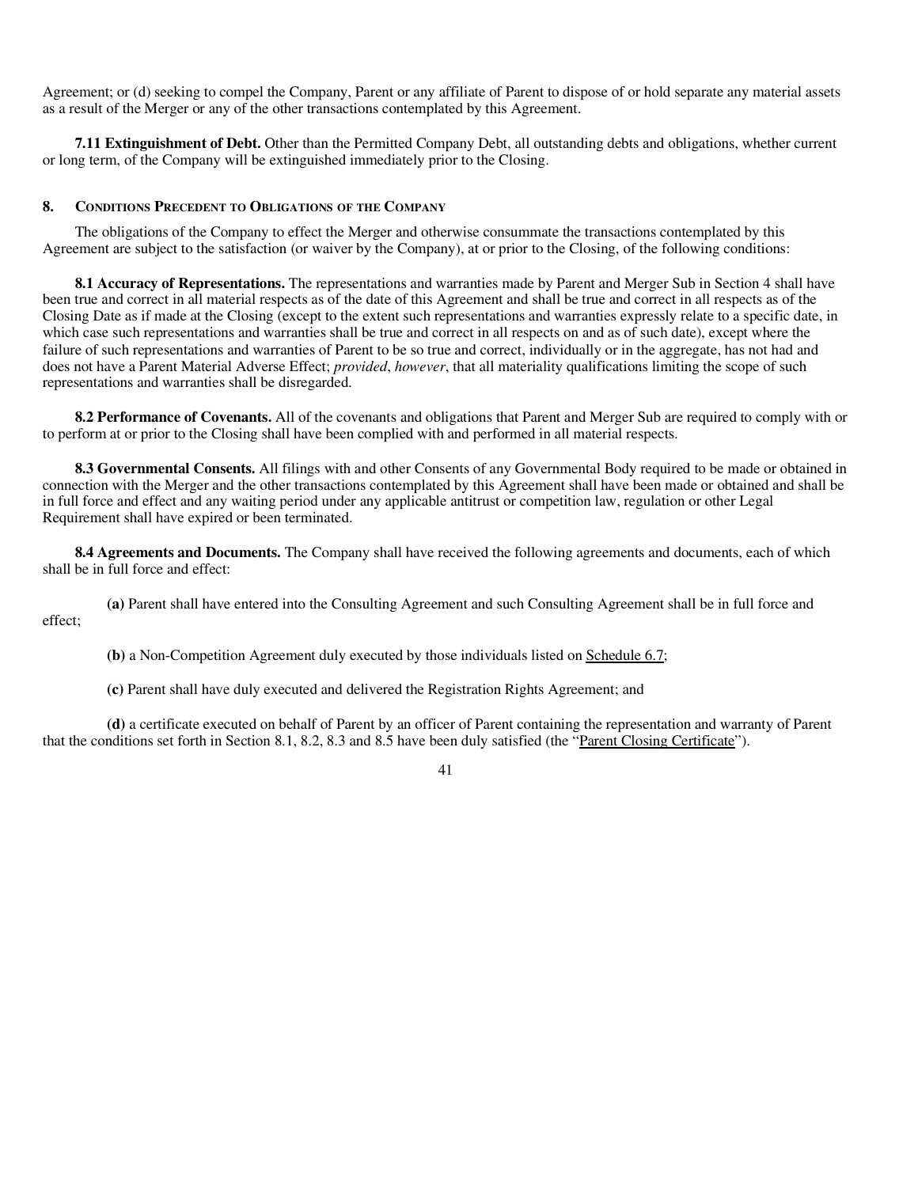Agreement; or (d) seeking to compel the Company, Parent or any affiliate of Parent to dispose of or hold separate any material assets as a result of the Merger or any of the other transactions contemplated by this Agreement.

**7.11 Extinguishment of Debt.** Other than the Permitted Company Debt, all outstanding debts and obligations, whether current or long term, of the Company will be extinguished immediately prior to the Closing.

## 8. Conditions Precedent to Obligations of the Company

The obligations of the Company to effect the Merger and otherwise consummate the transactions contemplated by this Agreement are subject to the satisfaction (or waiver by the Company), at or prior to the Closing, of the following conditions:

**8.1 Accuracy of Representations.** The representations and warranties made by Parent and Merger Sub in Section 4 shall have been true and correct in all material respects as of the date of this Agreement and shall be true and correct in all respects as of the Closing Date as if made at the Closing (except to the extent such representations and warranties expressly relate to a specific date, in which case such representations and warranties shall be true and correct in all respects on and as of such date), except where the failure of such representations and warranties of Parent to be so true and correct, individually or in the aggregate, has not had and does not have a Parent Material Adverse Effect; *provided*, *however*, that all materiality qualifications limiting the scope of such representations and warranties shall be disregarded.

**8.2 Performance of Covenants.** All of the covenants and obligations that Parent and Merger Sub are required to comply with or to perform at or prior to the Closing shall have been complied with and performed in all material respects.

**8.3 Governmental Consents.** All filings with and other Consents of any Governmental Body required to be made or obtained in connection with the Merger and the other transactions contemplated by this Agreement shall have been made or obtained and shall be in full force and effect and any waiting period under any applicable antitrust or competition law, regulation or other Legal Requirement shall have expired or been terminated.

**8.4 Agreements and Documents.** The Company shall have received the following agreements and documents, each of which shall be in full force and effect:

**(a)** Parent shall have entered into the Consulting Agreement and such Consulting Agreement shall be in full force and effect;

**(b)** a Non-Competition Agreement duly executed by those individuals listed on Schedule 6.7;

**(c)** Parent shall have duly executed and delivered the Registration Rights Agreement; and

**(d)** a certificate executed on behalf of Parent by an officer of Parent containing the representation and warranty of Parent that the conditions set forth in Section 8.1, 8.2, 8.3 and 8.5 have been duly satisfied (the "Parent Closing Certificate").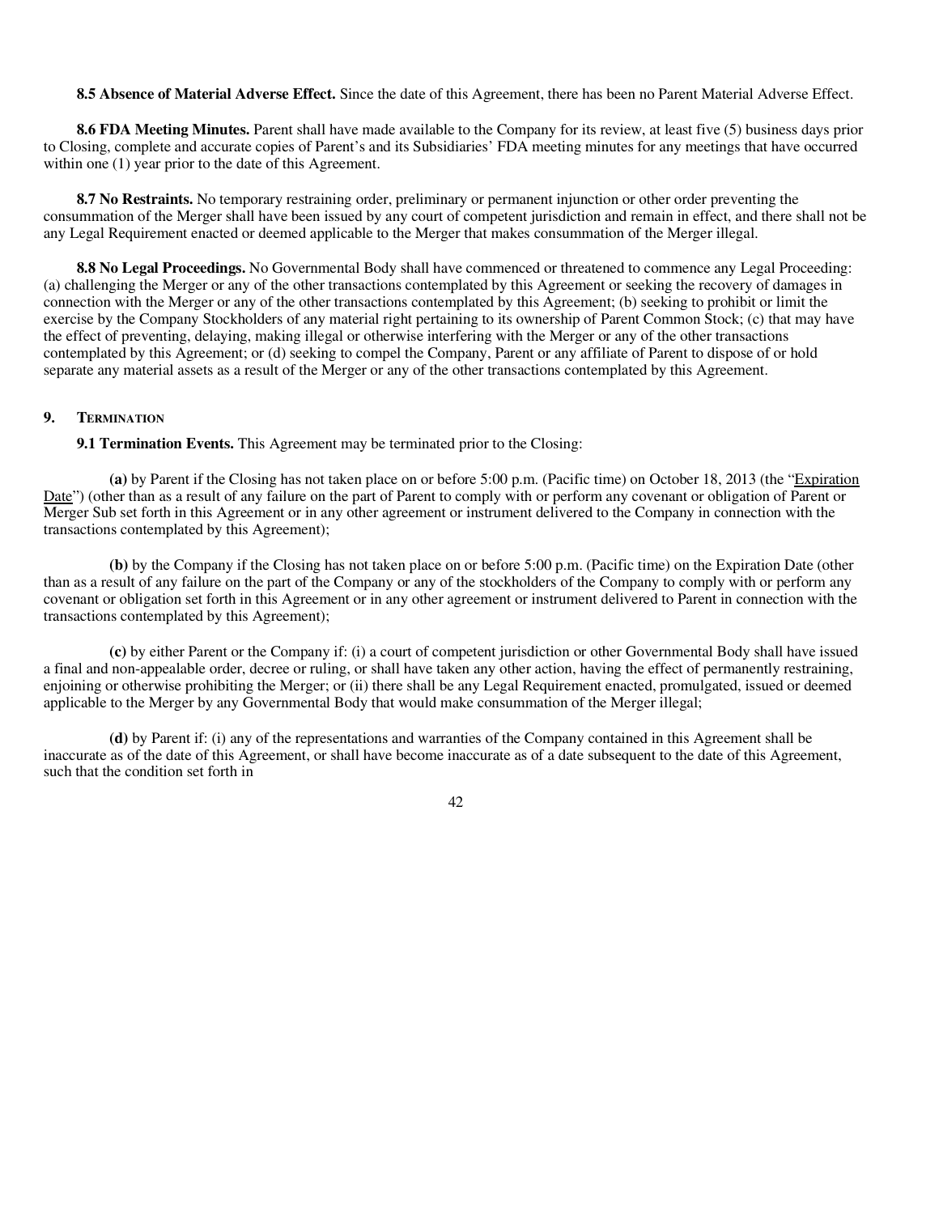**8.5 Absence of Material Adverse Effect.** Since the date of this Agreement, there has been no Parent Material Adverse Effect.

**8.6 FDA Meeting Minutes.** Parent shall have made available to the Company for its review, at least five (5) business days prior to Closing, complete and accurate copies of Parent's and its Subsidiaries' FDA meeting minutes for any meetings that have occurred within one (1) year prior to the date of this Agreement.

**8.7 No Restraints.** No temporary restraining order, preliminary or permanent injunction or other order preventing the consummation of the Merger shall have been issued by any court of competent jurisdiction and remain in effect, and there shall not be any Legal Requirement enacted or deemed applicable to the Merger that makes consummation of the Merger illegal.

**8.8 No Legal Proceedings.** No Governmental Body shall have commenced or threatened to commence any Legal Proceeding: (a) challenging the Merger or any of the other transactions contemplated by this Agreement or seeking the recovery of damages in connection with the Merger or any of the other transactions contemplated by this Agreement; (b) seeking to prohibit or limit the exercise by the Company Stockholders of any material right pertaining to its ownership of Parent Common Stock; (c) that may have the effect of preventing, delaying, making illegal or otherwise interfering with the Merger or any of the other transactions contemplated by this Agreement; or (d) seeking to compel the Company, Parent or any affiliate of Parent to dispose of or hold separate any material assets as a result of the Merger or any of the other transactions contemplated by this Agreement.

## 9. Termination

**9.1 Termination Events.** This Agreement may be terminated prior to the Closing:

**(a)** by Parent if the Closing has not taken place on or before 5:00 p.m. (Pacific time) on October 18, 2013 (the "Expiration Date") (other than as a result of any failure on the part of Parent to comply with or perform any covenant or obligation of Parent or Merger Sub set forth in this Agreement or in any other agreement or instrument delivered to the Company in connection with the transactions contemplated by this Agreement);

**(b)** by the Company if the Closing has not taken place on or before 5:00 p.m. (Pacific time) on the Expiration Date (other than as a result of any failure on the part of the Company or any of the stockholders of the Company to comply with or perform any covenant or obligation set forth in this Agreement or in any other agreement or instrument delivered to Parent in connection with the transactions contemplated by this Agreement);

**(c)** by either Parent or the Company if: (i) a court of competent jurisdiction or other Governmental Body shall have issued a final and non-appealable order, decree or ruling, or shall have taken any other action, having the effect of permanently restraining, enjoining or otherwise prohibiting the Merger; or (ii) there shall be any Legal Requirement enacted, promulgated, issued or deemed applicable to the Merger by any Governmental Body that would make consummation of the Merger illegal;

**(d)** by Parent if: (i) any of the representations and warranties of the Company contained in this Agreement shall be inaccurate as of the date of this Agreement, or shall have become inaccurate as of a date subsequent to the date of this Agreement, such that the condition set forth in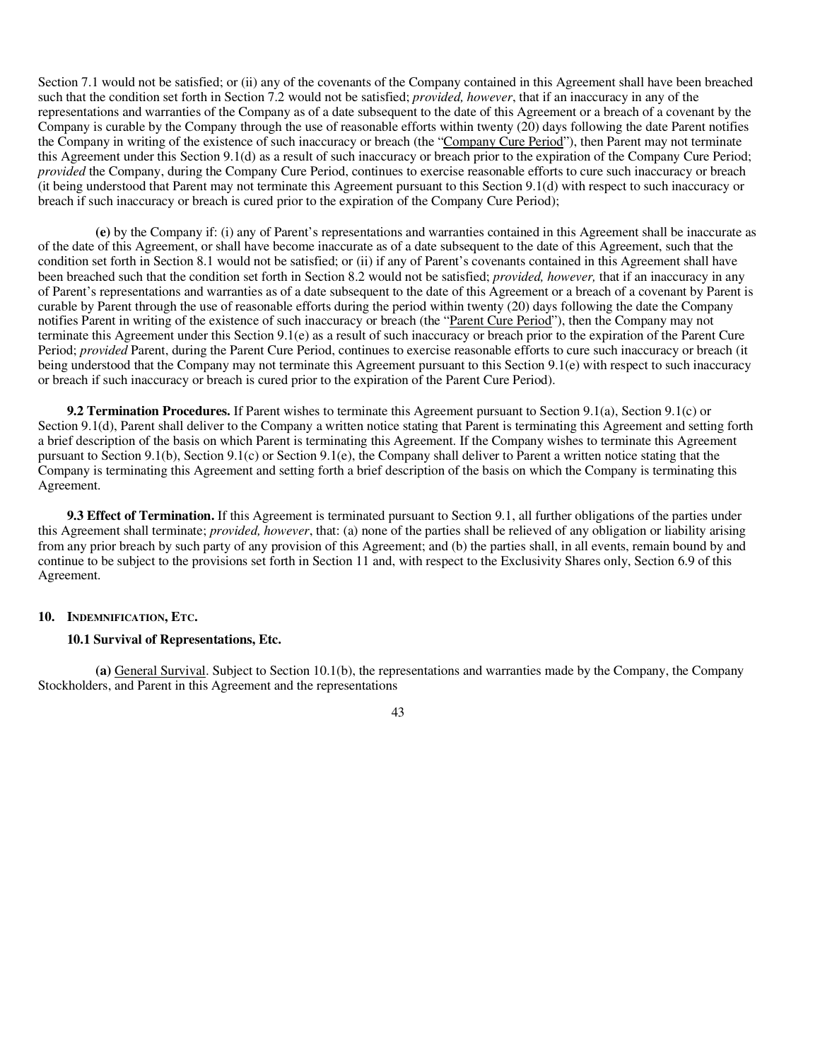Section 7.1 would not be satisfied; or (ii) any of the covenants of the Company contained in this Agreement shall have been breached such that the condition set forth in Section 7.2 would not be satisfied; *provided, however*, that if an inaccuracy in any of the representations and warranties of the Company as of a date subsequent to the date of this Agreement or a breach of a covenant by the Company is curable by the Company through the use of reasonable efforts within twenty (20) days following the date Parent notifies the Company in writing of the existence of such inaccuracy or breach (the "Company Cure Period"), then Parent may not terminate this Agreement under this Section 9.1(d) as a result of such inaccuracy or breach prior to the expiration of the Company Cure Period; *provided* the Company, during the Company Cure Period, continues to exercise reasonable efforts to cure such inaccuracy or breach (it being understood that Parent may not terminate this Agreement pursuant to this Section 9.1(d) with respect to such inaccuracy or breach if such inaccuracy or breach is cured prior to the expiration of the Company Cure Period);

**(e)** by the Company if: (i) any of Parent's representations and warranties contained in this Agreement shall be inaccurate as of the date of this Agreement, or shall have become inaccurate as of a date subsequent to the date of this Agreement, such that the condition set forth in Section 8.1 would not be satisfied; or (ii) if any of Parent's covenants contained in this Agreement shall have been breached such that the condition set forth in Section 8.2 would not be satisfied; *provided, however,* that if an inaccuracy in any of Parent's representations and warranties as of a date subsequent to the date of this Agreement or a breach of a covenant by Parent is curable by Parent through the use of reasonable efforts during the period within twenty (20) days following the date the Company notifies Parent in writing of the existence of such inaccuracy or breach (the "Parent Cure Period"), then the Company may not terminate this Agreement under this Section 9.1(e) as a result of such inaccuracy or breach prior to the expiration of the Parent Cure Period; *provided* Parent, during the Parent Cure Period, continues to exercise reasonable efforts to cure such inaccuracy or breach (it being understood that the Company may not terminate this Agreement pursuant to this Section 9.1(e) with respect to such inaccuracy or breach if such inaccuracy or breach is cured prior to the expiration of the Parent Cure Period).

**9.2 Termination Procedures.** If Parent wishes to terminate this Agreement pursuant to Section 9.1(a), Section 9.1(c) or Section 9.1(d), Parent shall deliver to the Company a written notice stating that Parent is terminating this Agreement and setting forth a brief description of the basis on which Parent is terminating this Agreement. If the Company wishes to terminate this Agreement pursuant to Section 9.1(b), Section 9.1(c) or Section 9.1(e), the Company shall deliver to Parent a written notice stating that the Company is terminating this Agreement and setting forth a brief description of the basis on which the Company is terminating this Agreement.

**9.3 Effect of Termination.** If this Agreement is terminated pursuant to Section 9.1, all further obligations of the parties under this Agreement shall terminate; *provided, however*, that: (a) none of the parties shall be relieved of any obligation or liability arising from any prior breach by such party of any provision of this Agreement; and (b) the parties shall, in all events, remain bound by and continue to be subject to the provisions set forth in Section 11 and, with respect to the Exclusivity Shares only, Section 6.9 of this Agreement.

## 10. INDEMNIFICATION, ETC.

### 10.1 Survival of Representations, Etc.

**(a)** General Survival. Subject to Section 10.1(b), the representations and warranties made by the Company, the Company Stockholders, and Parent in this Agreement and the representations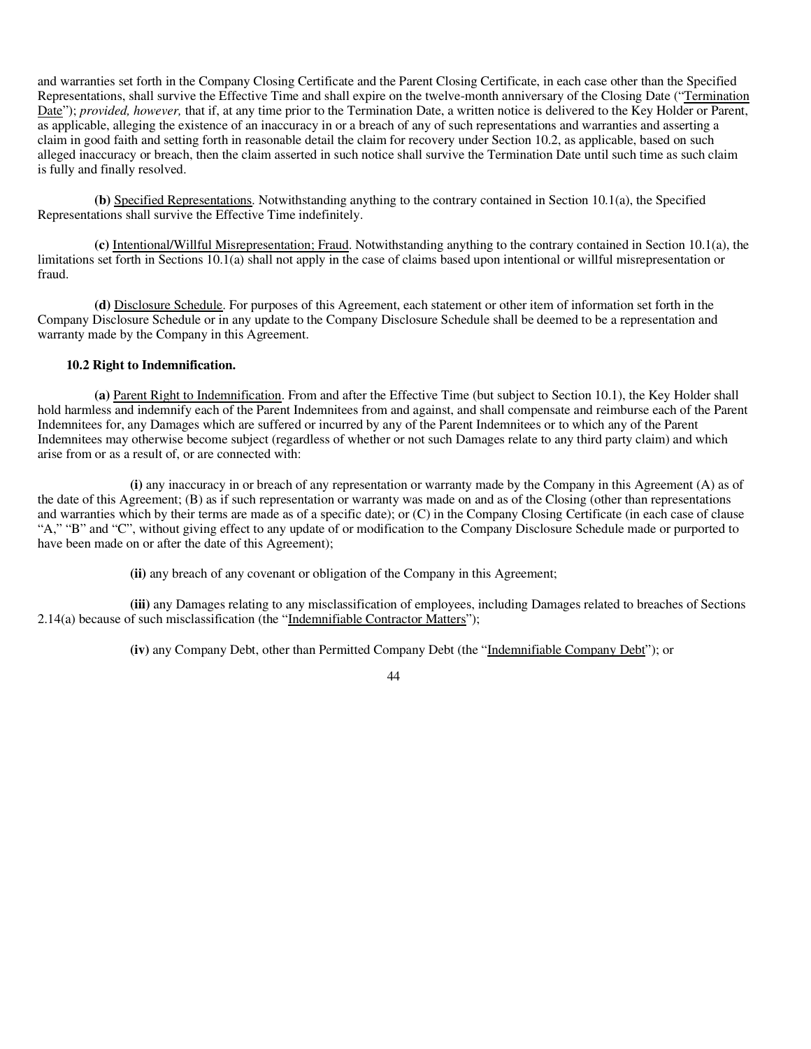and warranties set forth in the Company Closing Certificate and the Parent Closing Certificate, in each case other than the Specified Representations, shall survive the Effective Time and shall expire on the twelve-month anniversary of the Closing Date ("Termination Date"); *provided, however,* that if, at any time prior to the Termination Date, a written notice is delivered to the Key Holder or Parent, as applicable, alleging the existence of an inaccuracy in or a breach of any of such representations and warranties and asserting a claim in good faith and setting forth in reasonable detail the claim for recovery under Section 10.2, as applicable, based on such alleged inaccuracy or breach, then the claim asserted in such notice shall survive the Termination Date until such time as such claim is fully and finally resolved.

**(b)** Specified Representations. Notwithstanding anything to the contrary contained in Section 10.1(a), the Specified Representations shall survive the Effective Time indefinitely.

**(c)** Intentional/Willful Misrepresentation; Fraud. Notwithstanding anything to the contrary contained in Section 10.1(a), the limitations set forth in Sections 10.1(a) shall not apply in the case of claims based upon intentional or willful misrepresentation or fraud.

**(d)** Disclosure Schedule. For purposes of this Agreement, each statement or other item of information set forth in the Company Disclosure Schedule or in any update to the Company Disclosure Schedule shall be deemed to be a representation and warranty made by the Company in this Agreement.

**10.2 Right to Indemnification.**

**(a)** Parent Right to Indemnification. From and after the Effective Time (but subject to Section 10.1), the Key Holder shall hold harmless and indemnify each of the Parent Indemnitees from and against, and shall compensate and reimburse each of the Parent Indemnitees for, any Damages which are suffered or incurred by any of the Parent Indemnitees or to which any of the Parent Indemnitees may otherwise become subject (regardless of whether or not such Damages relate to any third party claim) and which arise from or as a result of, or are connected with:

**(i)** any inaccuracy in or breach of any representation or warranty made by the Company in this Agreement (A) as of the date of this Agreement; (B) as if such representation or warranty was made on and as of the Closing (other than representations and warranties which by their terms are made as of a specific date); or (C) in the Company Closing Certificate (in each case of clause "A," "B" and "C", without giving effect to any update of or modification to the Company Disclosure Schedule made or purported to have been made on or after the date of this Agreement);

**(ii)** any breach of any covenant or obligation of the Company in this Agreement;

**(iii)** any Damages relating to any misclassification of employees, including Damages related to breaches of Sections 2.14(a) because of such misclassification (the "Indemnifiable Contractor Matters");

**(iv)** any Company Debt, other than Permitted Company Debt (the "Indemnifiable Company Debt"); or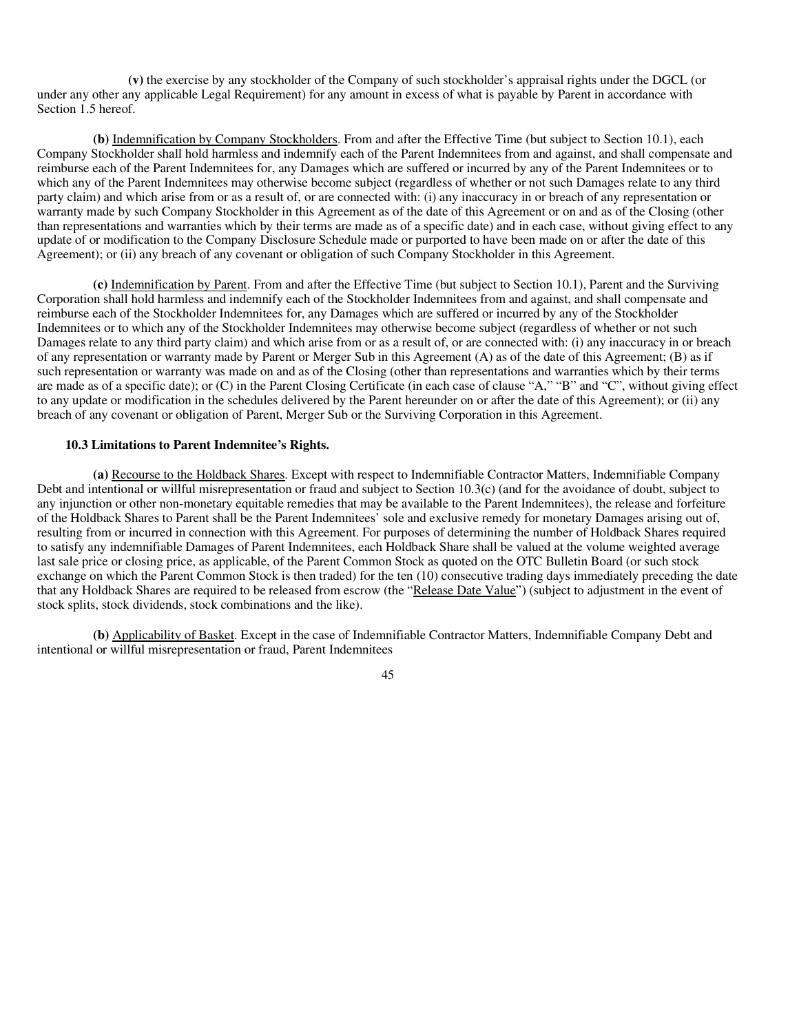**(v)** the exercise by any stockholder of the Company of such stockholder's appraisal rights under the DGCL (or under any other any applicable Legal Requirement) for any amount in excess of what is payable by Parent in accordance with Section 1.5 hereof.

**(b)** Indemnification by Company Stockholders. From and after the Effective Time (but subject to Section 10.1), each Company Stockholder shall hold harmless and indemnify each of the Parent Indemnitees from and against, and shall compensate and reimburse each of the Parent Indemnitees for, any Damages which are suffered or incurred by any of the Parent Indemnitees or to which any of the Parent Indemnitees may otherwise become subject (regardless of whether or not such Damages relate to any third party claim) and which arise from or as a result of, or are connected with: (i) any inaccuracy in or breach of any representation or warranty made by such Company Stockholder in this Agreement as of the date of this Agreement or on and as of the Closing (other than representations and warranties which by their terms are made as of a specific date) and in each case, without giving effect to any update of or modification to the Company Disclosure Schedule made or purported to have been made on or after the date of this Agreement); or (ii) any breach of any covenant or obligation of such Company Stockholder in this Agreement.

**(c)** Indemnification by Parent. From and after the Effective Time (but subject to Section 10.1), Parent and the Surviving Corporation shall hold harmless and indemnify each of the Stockholder Indemnitees from and against, and shall compensate and reimburse each of the Stockholder Indemnitees for, any Damages which are suffered or incurred by any of the Stockholder Indemnitees or to which any of the Stockholder Indemnitees may otherwise become subject (regardless of whether or not such Damages relate to any third party claim) and which arise from or as a result of, or are connected with: (i) any inaccuracy in or breach of any representation or warranty made by Parent or Merger Sub in this Agreement (A) as of the date of this Agreement; (B) as if such representation or warranty was made on and as of the Closing (other than representations and warranties which by their terms are made as of a specific date); or (C) in the Parent Closing Certificate (in each case of clause "A," "B" and "C", without giving effect to any update or modification in the schedules delivered by the Parent hereunder on or after the date of this Agreement); or (ii) any breach of any covenant or obligation of Parent, Merger Sub or the Surviving Corporation in this Agreement.

**10.3 Limitations to Parent Indemnitee's Rights.**

**(a)** Recourse to the Holdback Shares. Except with respect to Indemnifiable Contractor Matters, Indemnifiable Company Debt and intentional or willful misrepresentation or fraud and subject to Section 10.3(c) (and for the avoidance of doubt, subject to any injunction or other non-monetary equitable remedies that may be available to the Parent Indemnitees), the release and forfeiture of the Holdback Shares to Parent shall be the Parent Indemnitees' sole and exclusive remedy for monetary Damages arising out of, resulting from or incurred in connection with this Agreement. For purposes of determining the number of Holdback Shares required to satisfy any indemnifiable Damages of Parent Indemnitees, each Holdback Share shall be valued at the volume weighted average last sale price or closing price, as applicable, of the Parent Common Stock as quoted on the OTC Bulletin Board (or such stock exchange on which the Parent Common Stock is then traded) for the ten (10) consecutive trading days immediately preceding the date that any Holdback Shares are required to be released from escrow (the "Release Date Value") (subject to adjustment in the event of stock splits, stock dividends, stock combinations and the like).

**(b)** Applicability of Basket. Except in the case of Indemnifiable Contractor Matters, Indemnifiable Company Debt and intentional or willful misrepresentation or fraud, Parent Indemnitees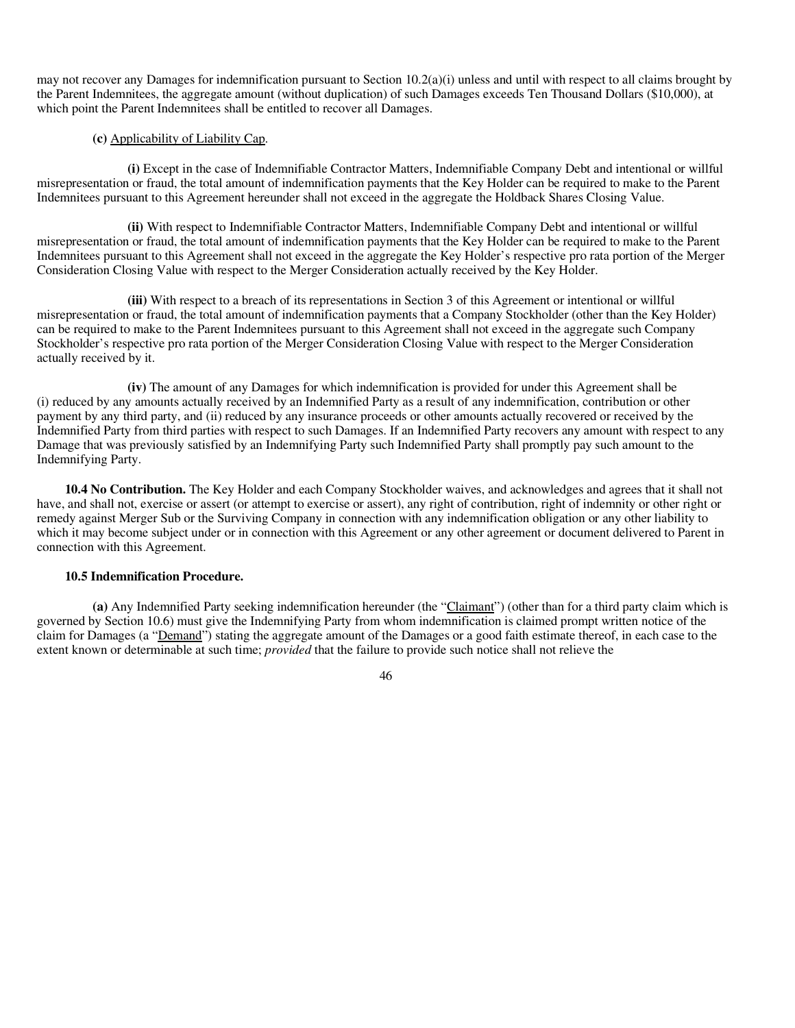may not recover any Damages for indemnification pursuant to Section 10.2(a)(i) unless and until with respect to all claims brought by the Parent Indemnitees, the aggregate amount (without duplication) of such Damages exceeds Ten Thousand Dollars ($10,000), at which point the Parent Indemnitees shall be entitled to recover all Damages.

**(c)** Applicability of Liability Cap.

**(i)** Except in the case of Indemnifiable Contractor Matters, Indemnifiable Company Debt and intentional or willful misrepresentation or fraud, the total amount of indemnification payments that the Key Holder can be required to make to the Parent Indemnitees pursuant to this Agreement hereunder shall not exceed in the aggregate the Holdback Shares Closing Value.

**(ii)** With respect to Indemnifiable Contractor Matters, Indemnifiable Company Debt and intentional or willful misrepresentation or fraud, the total amount of indemnification payments that the Key Holder can be required to make to the Parent Indemnitees pursuant to this Agreement shall not exceed in the aggregate the Key Holder's respective pro rata portion of the Merger Consideration Closing Value with respect to the Merger Consideration actually received by the Key Holder.

**(iii)** With respect to a breach of its representations in Section 3 of this Agreement or intentional or willful misrepresentation or fraud, the total amount of indemnification payments that a Company Stockholder (other than the Key Holder) can be required to make to the Parent Indemnitees pursuant to this Agreement shall not exceed in the aggregate such Company Stockholder's respective pro rata portion of the Merger Consideration Closing Value with respect to the Merger Consideration actually received by it.

**(iv)** The amount of any Damages for which indemnification is provided for under this Agreement shall be (i) reduced by any amounts actually received by an Indemnified Party as a result of any indemnification, contribution or other payment by any third party, and (ii) reduced by any insurance proceeds or other amounts actually recovered or received by the Indemnified Party from third parties with respect to such Damages. If an Indemnified Party recovers any amount with respect to any Damage that was previously satisfied by an Indemnifying Party such Indemnified Party shall promptly pay such amount to the Indemnifying Party.

**10.4 No Contribution.** The Key Holder and each Company Stockholder waives, and acknowledges and agrees that it shall not have, and shall not, exercise or assert (or attempt to exercise or assert), any right of contribution, right of indemnity or other right or remedy against Merger Sub or the Surviving Company in connection with any indemnification obligation or any other liability to which it may become subject under or in connection with this Agreement or any other agreement or document delivered to Parent in connection with this Agreement.

**10.5 Indemnification Procedure.**

**(a)** Any Indemnified Party seeking indemnification hereunder (the "Claimant") (other than for a third party claim which is governed by Section 10.6) must give the Indemnifying Party from whom indemnification is claimed prompt written notice of the claim for Damages (a "Demand") stating the aggregate amount of the Damages or a good faith estimate thereof, in each case to the extent known or determinable at such time; *provided* that the failure to provide such notice shall not relieve the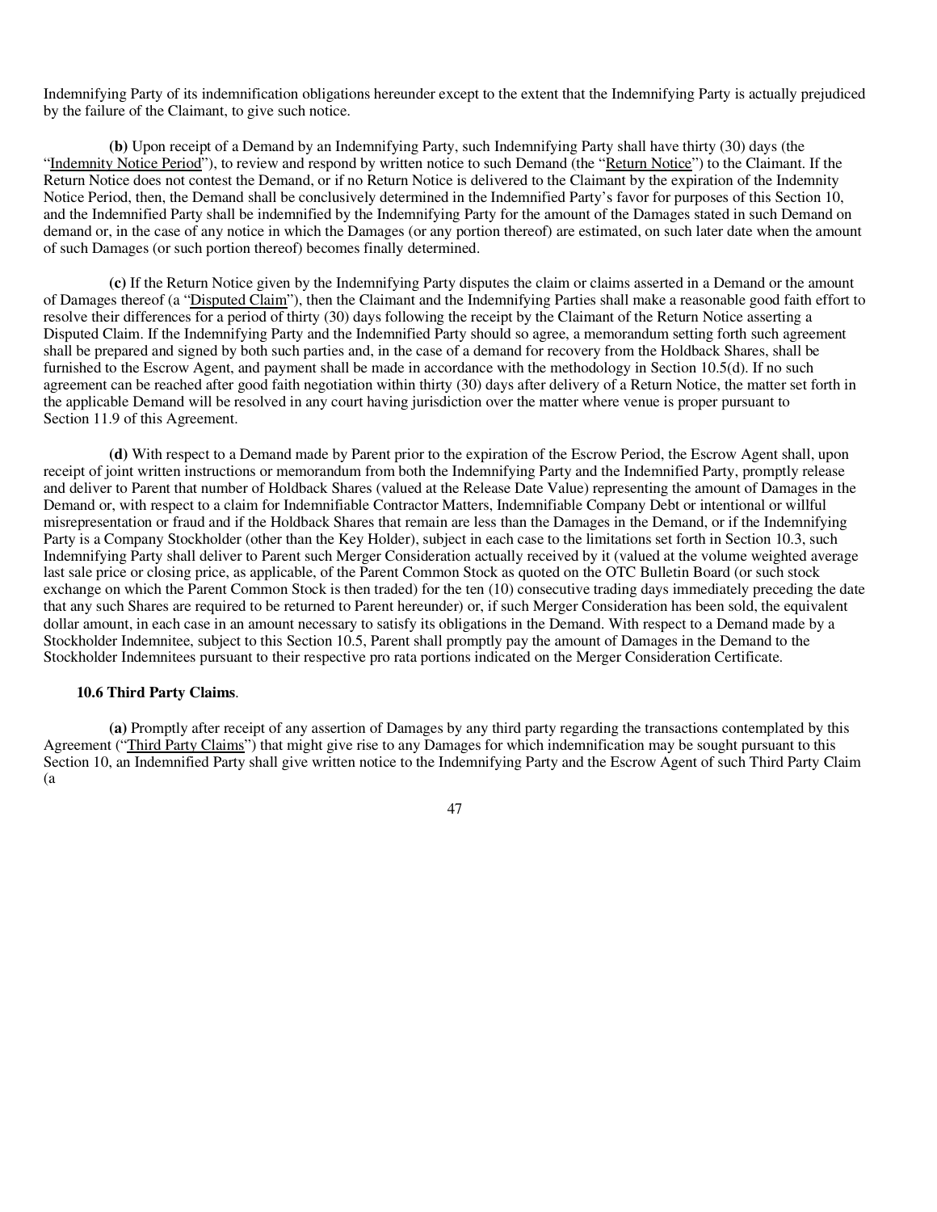Indemnifying Party of its indemnification obligations hereunder except to the extent that the Indemnifying Party is actually prejudiced by the failure of the Claimant, to give such notice.

**(b)** Upon receipt of a Demand by an Indemnifying Party, such Indemnifying Party shall have thirty (30) days (the "Indemnity Notice Period"), to review and respond by written notice to such Demand (the "Return Notice") to the Claimant. If the Return Notice does not contest the Demand, or if no Return Notice is delivered to the Claimant by the expiration of the Indemnity Notice Period, then, the Demand shall be conclusively determined in the Indemnified Party's favor for purposes of this Section 10, and the Indemnified Party shall be indemnified by the Indemnifying Party for the amount of the Damages stated in such Demand on demand or, in the case of any notice in which the Damages (or any portion thereof) are estimated, on such later date when the amount of such Damages (or such portion thereof) becomes finally determined.

**(c)** If the Return Notice given by the Indemnifying Party disputes the claim or claims asserted in a Demand or the amount of Damages thereof (a "Disputed Claim"), then the Claimant and the Indemnifying Parties shall make a reasonable good faith effort to resolve their differences for a period of thirty (30) days following the receipt by the Claimant of the Return Notice asserting a Disputed Claim. If the Indemnifying Party and the Indemnified Party should so agree, a memorandum setting forth such agreement shall be prepared and signed by both such parties and, in the case of a demand for recovery from the Holdback Shares, shall be furnished to the Escrow Agent, and payment shall be made in accordance with the methodology in Section 10.5(d). If no such agreement can be reached after good faith negotiation within thirty (30) days after delivery of a Return Notice, the matter set forth in the applicable Demand will be resolved in any court having jurisdiction over the matter where venue is proper pursuant to Section 11.9 of this Agreement.

**(d)** With respect to a Demand made by Parent prior to the expiration of the Escrow Period, the Escrow Agent shall, upon receipt of joint written instructions or memorandum from both the Indemnifying Party and the Indemnified Party, promptly release and deliver to Parent that number of Holdback Shares (valued at the Release Date Value) representing the amount of Damages in the Demand or, with respect to a claim for Indemnifiable Contractor Matters, Indemnifiable Company Debt or intentional or willful misrepresentation or fraud and if the Holdback Shares that remain are less than the Damages in the Demand, or if the Indemnifying Party is a Company Stockholder (other than the Key Holder), subject in each case to the limitations set forth in Section 10.3, such Indemnifying Party shall deliver to Parent such Merger Consideration actually received by it (valued at the volume weighted average last sale price or closing price, as applicable, of the Parent Common Stock as quoted on the OTC Bulletin Board (or such stock exchange on which the Parent Common Stock is then traded) for the ten (10) consecutive trading days immediately preceding the date that any such Shares are required to be returned to Parent hereunder) or, if such Merger Consideration has been sold, the equivalent dollar amount, in each case in an amount necessary to satisfy its obligations in the Demand. With respect to a Demand made by a Stockholder Indemnitee, subject to this Section 10.5, Parent shall promptly pay the amount of Damages in the Demand to the Stockholder Indemnitees pursuant to their respective pro rata portions indicated on the Merger Consideration Certificate.

**10.6 Third Party Claims**.

**(a)** Promptly after receipt of any assertion of Damages by any third party regarding the transactions contemplated by this Agreement ("Third Party Claims") that might give rise to any Damages for which indemnification may be sought pursuant to this Section 10, an Indemnified Party shall give written notice to the Indemnifying Party and the Escrow Agent of such Third Party Claim (a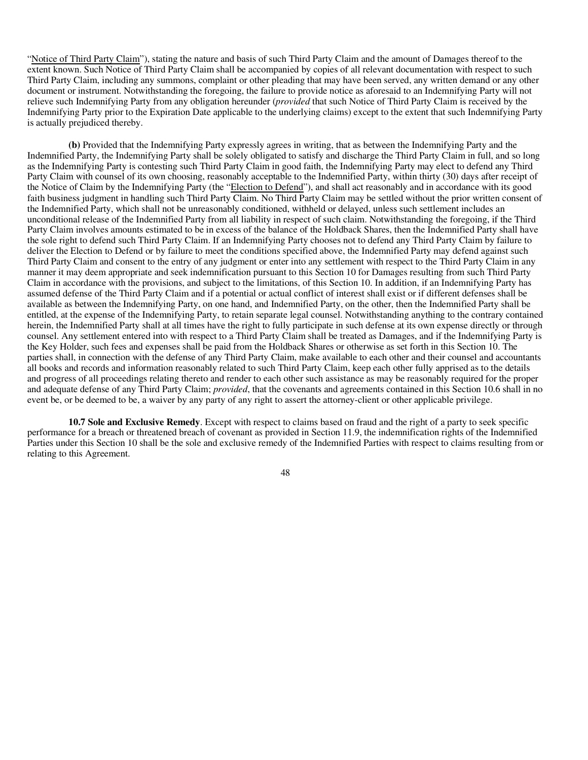"Notice of Third Party Claim"), stating the nature and basis of such Third Party Claim and the amount of Damages thereof to the extent known. Such Notice of Third Party Claim shall be accompanied by copies of all relevant documentation with respect to such Third Party Claim, including any summons, complaint or other pleading that may have been served, any written demand or any other document or instrument. Notwithstanding the foregoing, the failure to provide notice as aforesaid to an Indemnifying Party will not relieve such Indemnifying Party from any obligation hereunder (*provided* that such Notice of Third Party Claim is received by the Indemnifying Party prior to the Expiration Date applicable to the underlying claims) except to the extent that such Indemnifying Party is actually prejudiced thereby.

**(b)** Provided that the Indemnifying Party expressly agrees in writing, that as between the Indemnifying Party and the Indemnified Party, the Indemnifying Party shall be solely obligated to satisfy and discharge the Third Party Claim in full, and so long as the Indemnifying Party is contesting such Third Party Claim in good faith, the Indemnifying Party may elect to defend any Third Party Claim with counsel of its own choosing, reasonably acceptable to the Indemnified Party, within thirty (30) days after receipt of the Notice of Claim by the Indemnifying Party (the "Election to Defend"), and shall act reasonably and in accordance with its good faith business judgment in handling such Third Party Claim. No Third Party Claim may be settled without the prior written consent of the Indemnified Party, which shall not be unreasonably conditioned, withheld or delayed, unless such settlement includes an unconditional release of the Indemnified Party from all liability in respect of such claim. Notwithstanding the foregoing, if the Third Party Claim involves amounts estimated to be in excess of the balance of the Holdback Shares, then the Indemnified Party shall have the sole right to defend such Third Party Claim. If an Indemnifying Party chooses not to defend any Third Party Claim by failure to deliver the Election to Defend or by failure to meet the conditions specified above, the Indemnified Party may defend against such Third Party Claim and consent to the entry of any judgment or enter into any settlement with respect to the Third Party Claim in any manner it may deem appropriate and seek indemnification pursuant to this Section 10 for Damages resulting from such Third Party Claim in accordance with the provisions, and subject to the limitations, of this Section 10. In addition, if an Indemnifying Party has assumed defense of the Third Party Claim and if a potential or actual conflict of interest shall exist or if different defenses shall be available as between the Indemnifying Party, on one hand, and Indemnified Party, on the other, then the Indemnified Party shall be entitled, at the expense of the Indemnifying Party, to retain separate legal counsel. Notwithstanding anything to the contrary contained herein, the Indemnified Party shall at all times have the right to fully participate in such defense at its own expense directly or through counsel. Any settlement entered into with respect to a Third Party Claim shall be treated as Damages, and if the Indemnifying Party is the Key Holder, such fees and expenses shall be paid from the Holdback Shares or otherwise as set forth in this Section 10. The parties shall, in connection with the defense of any Third Party Claim, make available to each other and their counsel and accountants all books and records and information reasonably related to such Third Party Claim, keep each other fully apprised as to the details and progress of all proceedings relating thereto and render to each other such assistance as may be reasonably required for the proper and adequate defense of any Third Party Claim; *provided*, that the covenants and agreements contained in this Section 10.6 shall in no event be, or be deemed to be, a waiver by any party of any right to assert the attorney-client or other applicable privilege.

**10.7 Sole and Exclusive Remedy**. Except with respect to claims based on fraud and the right of a party to seek specific performance for a breach or threatened breach of covenant as provided in Section 11.9, the indemnification rights of the Indemnified Parties under this Section 10 shall be the sole and exclusive remedy of the Indemnified Parties with respect to claims resulting from or relating to this Agreement.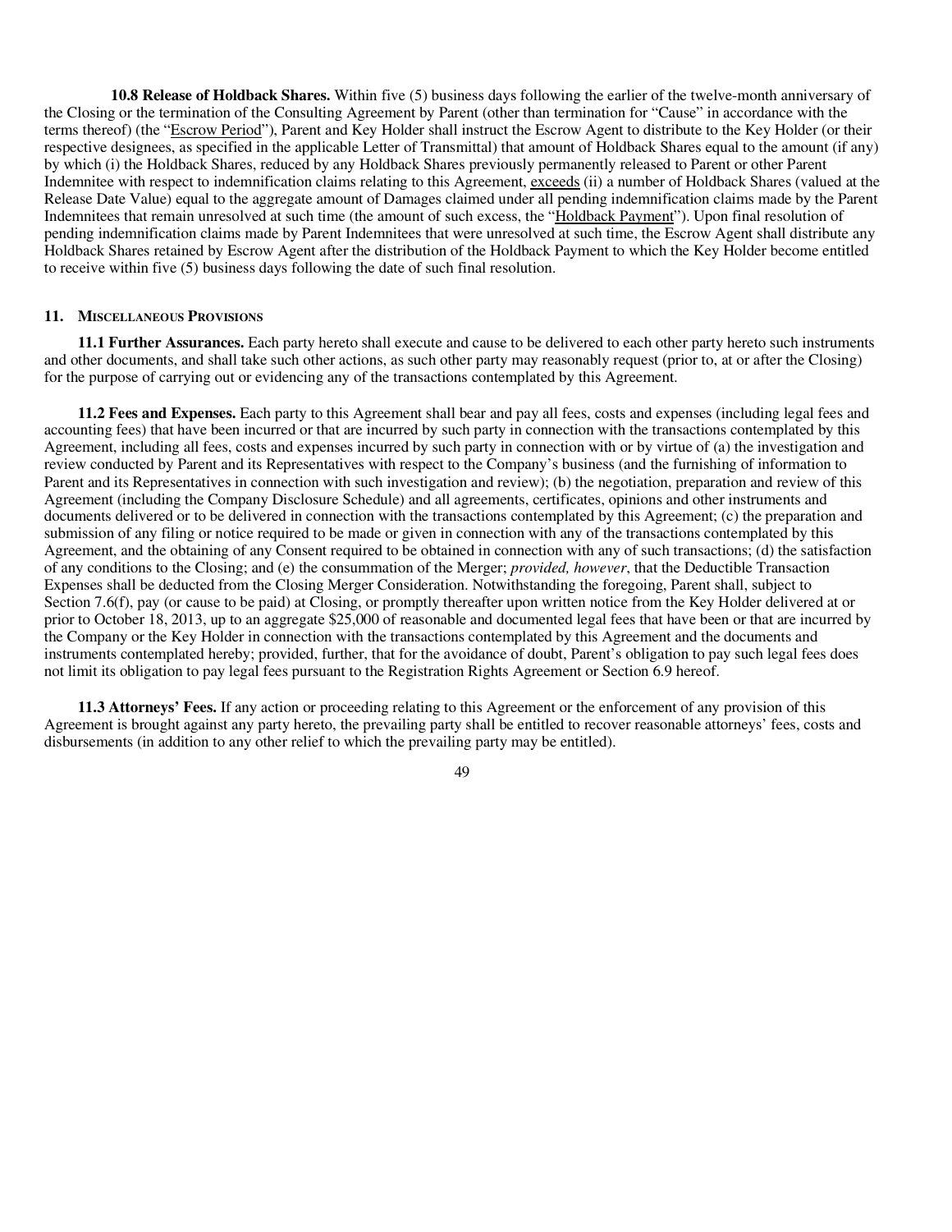**10.8 Release of Holdback Shares.** Within five (5) business days following the earlier of the twelve-month anniversary of the Closing or the termination of the Consulting Agreement by Parent (other than termination for "Cause" in accordance with the terms thereof) (the "Escrow Period"), Parent and Key Holder shall instruct the Escrow Agent to distribute to the Key Holder (or their respective designees, as specified in the applicable Letter of Transmittal) that amount of Holdback Shares equal to the amount (if any) by which (i) the Holdback Shares, reduced by any Holdback Shares previously permanently released to Parent or other Parent Indemnitee with respect to indemnification claims relating to this Agreement, exceeds (ii) a number of Holdback Shares (valued at the Release Date Value) equal to the aggregate amount of Damages claimed under all pending indemnification claims made by the Parent Indemnitees that remain unresolved at such time (the amount of such excess, the "Holdback Payment"). Upon final resolution of pending indemnification claims made by Parent Indemnitees that were unresolved at such time, the Escrow Agent shall distribute any Holdback Shares retained by Escrow Agent after the distribution of the Holdback Payment to which the Key Holder become entitled to receive within five (5) business days following the date of such final resolution.

## 11. MISCELLANEOUS PROVISIONS

**11.1 Further Assurances.** Each party hereto shall execute and cause to be delivered to each other party hereto such instruments and other documents, and shall take such other actions, as such other party may reasonably request (prior to, at or after the Closing) for the purpose of carrying out or evidencing any of the transactions contemplated by this Agreement.

**11.2 Fees and Expenses.** Each party to this Agreement shall bear and pay all fees, costs and expenses (including legal fees and accounting fees) that have been incurred or that are incurred by such party in connection with the transactions contemplated by this Agreement, including all fees, costs and expenses incurred by such party in connection with or by virtue of (a) the investigation and review conducted by Parent and its Representatives with respect to the Company's business (and the furnishing of information to Parent and its Representatives in connection with such investigation and review); (b) the negotiation, preparation and review of this Agreement (including the Company Disclosure Schedule) and all agreements, certificates, opinions and other instruments and documents delivered or to be delivered in connection with the transactions contemplated by this Agreement; (c) the preparation and submission of any filing or notice required to be made or given in connection with any of the transactions contemplated by this Agreement, and the obtaining of any Consent required to be obtained in connection with any of such transactions; (d) the satisfaction of any conditions to the Closing; and (e) the consummation of the Merger; *provided, however*, that the Deductible Transaction Expenses shall be deducted from the Closing Merger Consideration. Notwithstanding the foregoing, Parent shall, subject to Section 7.6(f), pay (or cause to be paid) at Closing, or promptly thereafter upon written notice from the Key Holder delivered at or prior to October 18, 2013, up to an aggregate $25,000 of reasonable and documented legal fees that have been or that are incurred by the Company or the Key Holder in connection with the transactions contemplated by this Agreement and the documents and instruments contemplated hereby; provided, further, that for the avoidance of doubt, Parent's obligation to pay such legal fees does not limit its obligation to pay legal fees pursuant to the Registration Rights Agreement or Section 6.9 hereof.

**11.3 Attorneys' Fees.** If any action or proceeding relating to this Agreement or the enforcement of any provision of this Agreement is brought against any party hereto, the prevailing party shall be entitled to recover reasonable attorneys' fees, costs and disbursements (in addition to any other relief to which the prevailing party may be entitled).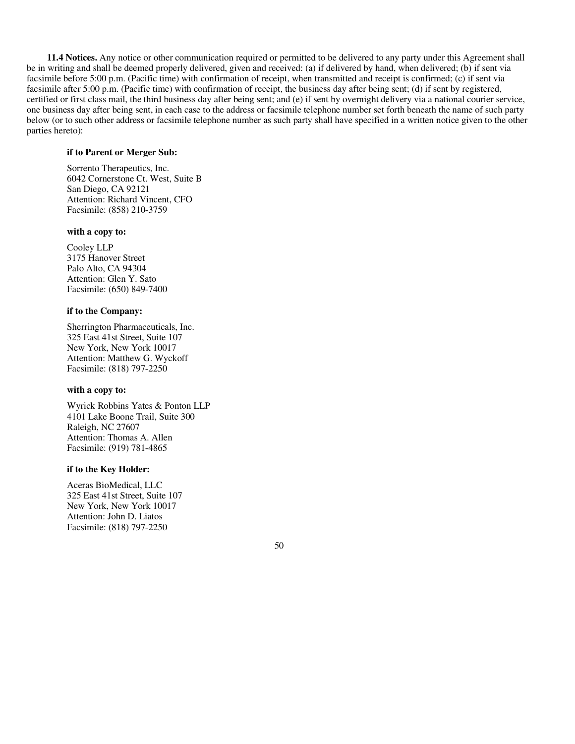**11.4 Notices.** Any notice or other communication required or permitted to be delivered to any party under this Agreement shall be in writing and shall be deemed properly delivered, given and received: (a) if delivered by hand, when delivered; (b) if sent via facsimile before 5:00 p.m. (Pacific time) with confirmation of receipt, when transmitted and receipt is confirmed; (c) if sent via facsimile after 5:00 p.m. (Pacific time) with confirmation of receipt, the business day after being sent; (d) if sent by registered, certified or first class mail, the third business day after being sent; and (e) if sent by overnight delivery via a national courier service, one business day after being sent, in each case to the address or facsimile telephone number set forth beneath the name of such party below (or to such other address or facsimile telephone number as such party shall have specified in a written notice given to the other parties hereto):

**if to Parent or Merger Sub:**

Sorrento Therapeutics, Inc.
6042 Cornerstone Ct. West, Suite B
San Diego, CA 92121
Attention: Richard Vincent, CFO
Facsimile: (858) 210-3759

**with a copy to:**

Cooley LLP
3175 Hanover Street
Palo Alto, CA 94304
Attention: Glen Y. Sato
Facsimile: (650) 849-7400

**if to the Company:**

Sherrington Pharmaceuticals, Inc.
325 East 41st Street, Suite 107
New York, New York 10017
Attention: Matthew G. Wyckoff
Facsimile: (818) 797-2250

**with a copy to:**

Wyrick Robbins Yates & Ponton LLP
4101 Lake Boone Trail, Suite 300
Raleigh, NC 27607
Attention: Thomas A. Allen
Facsimile: (919) 781-4865

**if to the Key Holder:**

Aceras BioMedical, LLC
325 East 41st Street, Suite 107
New York, New York 10017
Attention: John D. Liatos
Facsimile: (818) 797-2250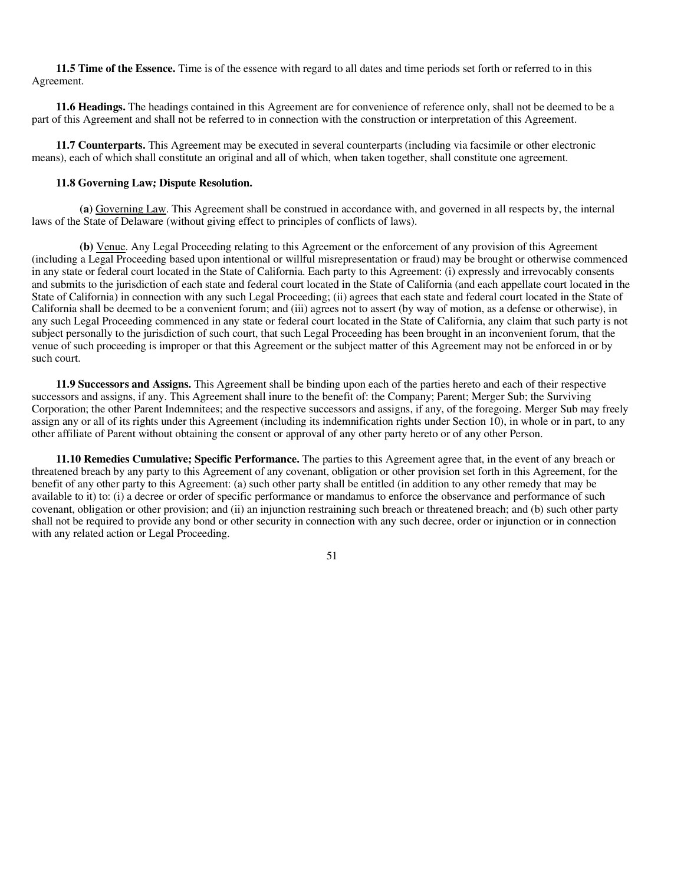**11.5 Time of the Essence.** Time is of the essence with regard to all dates and time periods set forth or referred to in this Agreement.

**11.6 Headings.** The headings contained in this Agreement are for convenience of reference only, shall not be deemed to be a part of this Agreement and shall not be referred to in connection with the construction or interpretation of this Agreement.

**11.7 Counterparts.** This Agreement may be executed in several counterparts (including via facsimile or other electronic means), each of which shall constitute an original and all of which, when taken together, shall constitute one agreement.

**11.8 Governing Law; Dispute Resolution.**

**(a)** Governing Law. This Agreement shall be construed in accordance with, and governed in all respects by, the internal laws of the State of Delaware (without giving effect to principles of conflicts of laws).

**(b)** Venue. Any Legal Proceeding relating to this Agreement or the enforcement of any provision of this Agreement (including a Legal Proceeding based upon intentional or willful misrepresentation or fraud) may be brought or otherwise commenced in any state or federal court located in the State of California. Each party to this Agreement: (i) expressly and irrevocably consents and submits to the jurisdiction of each state and federal court located in the State of California (and each appellate court located in the State of California) in connection with any such Legal Proceeding; (ii) agrees that each state and federal court located in the State of California shall be deemed to be a convenient forum; and (iii) agrees not to assert (by way of motion, as a defense or otherwise), in any such Legal Proceeding commenced in any state or federal court located in the State of California, any claim that such party is not subject personally to the jurisdiction of such court, that such Legal Proceeding has been brought in an inconvenient forum, that the venue of such proceeding is improper or that this Agreement or the subject matter of this Agreement may not be enforced in or by such court.

**11.9 Successors and Assigns.** This Agreement shall be binding upon each of the parties hereto and each of their respective successors and assigns, if any. This Agreement shall inure to the benefit of: the Company; Parent; Merger Sub; the Surviving Corporation; the other Parent Indemnitees; and the respective successors and assigns, if any, of the foregoing. Merger Sub may freely assign any or all of its rights under this Agreement (including its indemnification rights under Section 10), in whole or in part, to any other affiliate of Parent without obtaining the consent or approval of any other party hereto or of any other Person.

**11.10 Remedies Cumulative; Specific Performance.** The parties to this Agreement agree that, in the event of any breach or threatened breach by any party to this Agreement of any covenant, obligation or other provision set forth in this Agreement, for the benefit of any other party to this Agreement: (a) such other party shall be entitled (in addition to any other remedy that may be available to it) to: (i) a decree or order of specific performance or mandamus to enforce the observance and performance of such covenant, obligation or other provision; and (ii) an injunction restraining such breach or threatened breach; and (b) such other party shall not be required to provide any bond or other security in connection with any such decree, order or injunction or in connection with any related action or Legal Proceeding.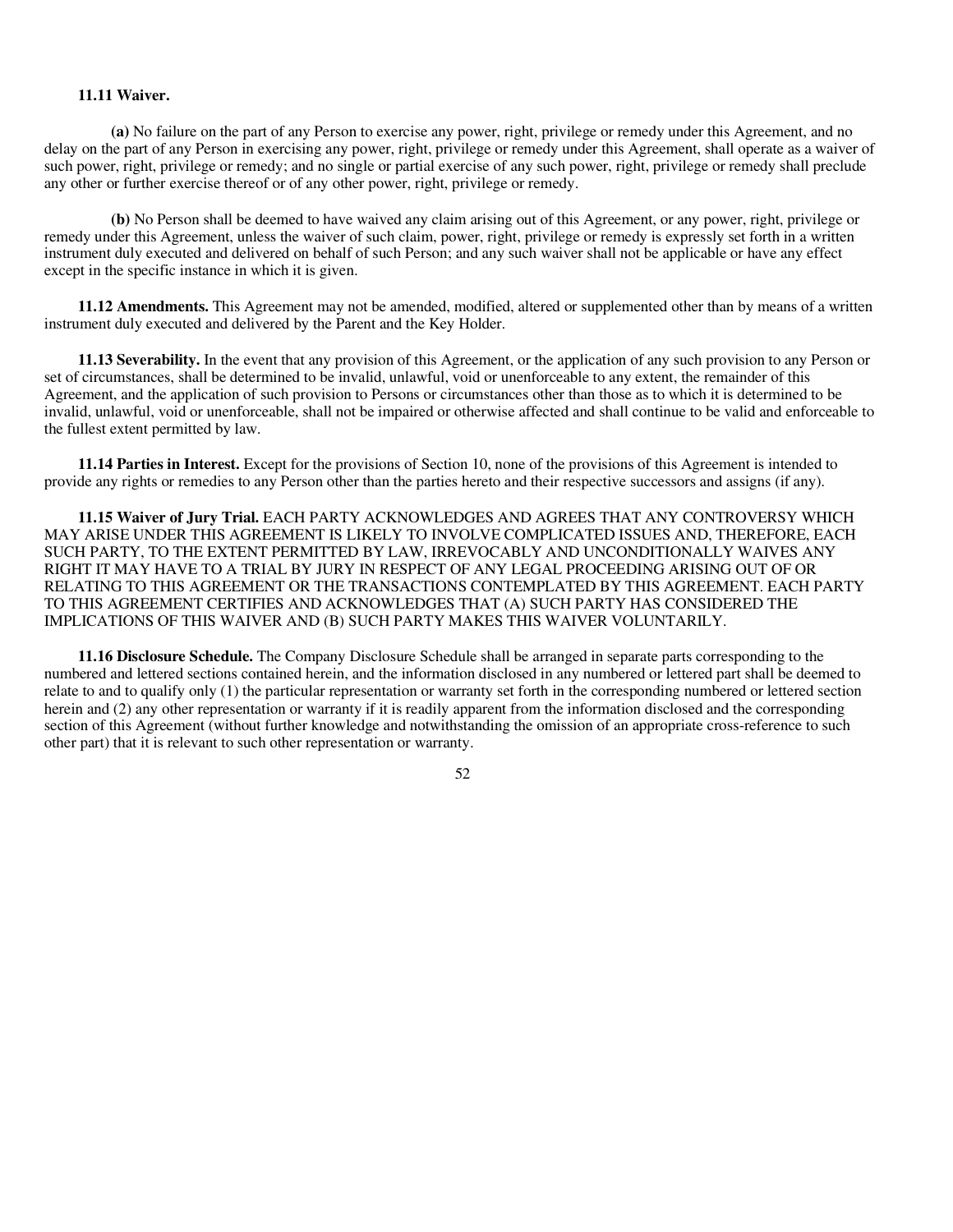**11.11 Waiver.**

**(a)** No failure on the part of any Person to exercise any power, right, privilege or remedy under this Agreement, and no delay on the part of any Person in exercising any power, right, privilege or remedy under this Agreement, shall operate as a waiver of such power, right, privilege or remedy; and no single or partial exercise of any such power, right, privilege or remedy shall preclude any other or further exercise thereof or of any other power, right, privilege or remedy.

**(b)** No Person shall be deemed to have waived any claim arising out of this Agreement, or any power, right, privilege or remedy under this Agreement, unless the waiver of such claim, power, right, privilege or remedy is expressly set forth in a written instrument duly executed and delivered on behalf of such Person; and any such waiver shall not be applicable or have any effect except in the specific instance in which it is given.

**11.12 Amendments.** This Agreement may not be amended, modified, altered or supplemented other than by means of a written instrument duly executed and delivered by the Parent and the Key Holder.

**11.13 Severability.** In the event that any provision of this Agreement, or the application of any such provision to any Person or set of circumstances, shall be determined to be invalid, unlawful, void or unenforceable to any extent, the remainder of this Agreement, and the application of such provision to Persons or circumstances other than those as to which it is determined to be invalid, unlawful, void or unenforceable, shall not be impaired or otherwise affected and shall continue to be valid and enforceable to the fullest extent permitted by law.

**11.14 Parties in Interest.** Except for the provisions of Section 10, none of the provisions of this Agreement is intended to provide any rights or remedies to any Person other than the parties hereto and their respective successors and assigns (if any).

**11.15 Waiver of Jury Trial.** EACH PARTY ACKNOWLEDGES AND AGREES THAT ANY CONTROVERSY WHICH MAY ARISE UNDER THIS AGREEMENT IS LIKELY TO INVOLVE COMPLICATED ISSUES AND, THEREFORE, EACH SUCH PARTY, TO THE EXTENT PERMITTED BY LAW, IRREVOCABLY AND UNCONDITIONALLY WAIVES ANY RIGHT IT MAY HAVE TO A TRIAL BY JURY IN RESPECT OF ANY LEGAL PROCEEDING ARISING OUT OF OR RELATING TO THIS AGREEMENT OR THE TRANSACTIONS CONTEMPLATED BY THIS AGREEMENT. EACH PARTY TO THIS AGREEMENT CERTIFIES AND ACKNOWLEDGES THAT (A) SUCH PARTY HAS CONSIDERED THE IMPLICATIONS OF THIS WAIVER AND (B) SUCH PARTY MAKES THIS WAIVER VOLUNTARILY.

**11.16 Disclosure Schedule.** The Company Disclosure Schedule shall be arranged in separate parts corresponding to the numbered and lettered sections contained herein, and the information disclosed in any numbered or lettered part shall be deemed to relate to and to qualify only (1) the particular representation or warranty set forth in the corresponding numbered or lettered section herein and (2) any other representation or warranty if it is readily apparent from the information disclosed and the corresponding section of this Agreement (without further knowledge and notwithstanding the omission of an appropriate cross-reference to such other part) that it is relevant to such other representation or warranty.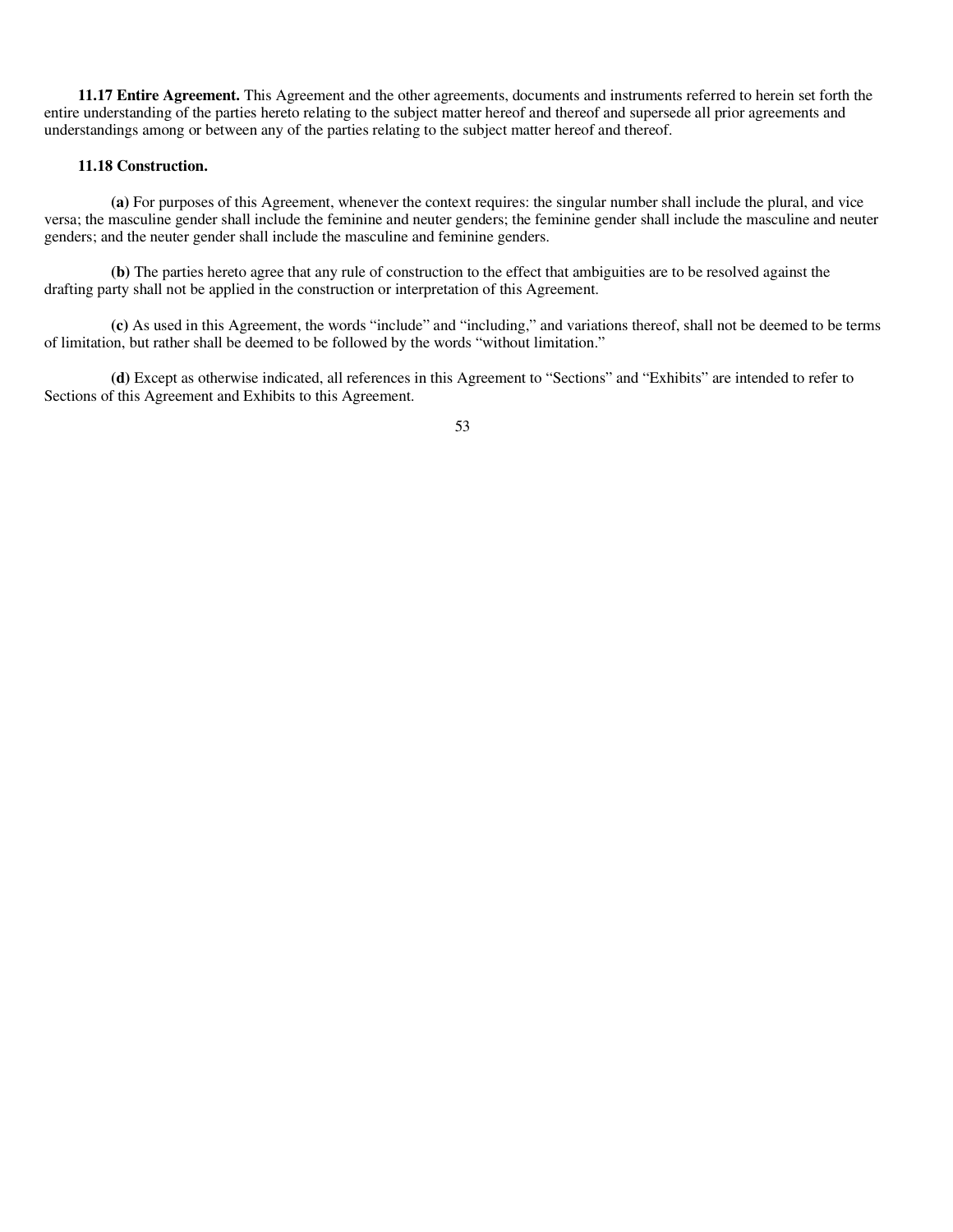**11.17 Entire Agreement.** This Agreement and the other agreements, documents and instruments referred to herein set forth the entire understanding of the parties hereto relating to the subject matter hereof and thereof and supersede all prior agreements and understandings among or between any of the parties relating to the subject matter hereof and thereof.

**11.18 Construction.**

**(a)** For purposes of this Agreement, whenever the context requires: the singular number shall include the plural, and vice versa; the masculine gender shall include the feminine and neuter genders; the feminine gender shall include the masculine and neuter genders; and the neuter gender shall include the masculine and feminine genders.

**(b)** The parties hereto agree that any rule of construction to the effect that ambiguities are to be resolved against the drafting party shall not be applied in the construction or interpretation of this Agreement.

**(c)** As used in this Agreement, the words "include" and "including," and variations thereof, shall not be deemed to be terms of limitation, but rather shall be deemed to be followed by the words "without limitation."

**(d)** Except as otherwise indicated, all references in this Agreement to "Sections" and "Exhibits" are intended to refer to Sections of this Agreement and Exhibits to this Agreement.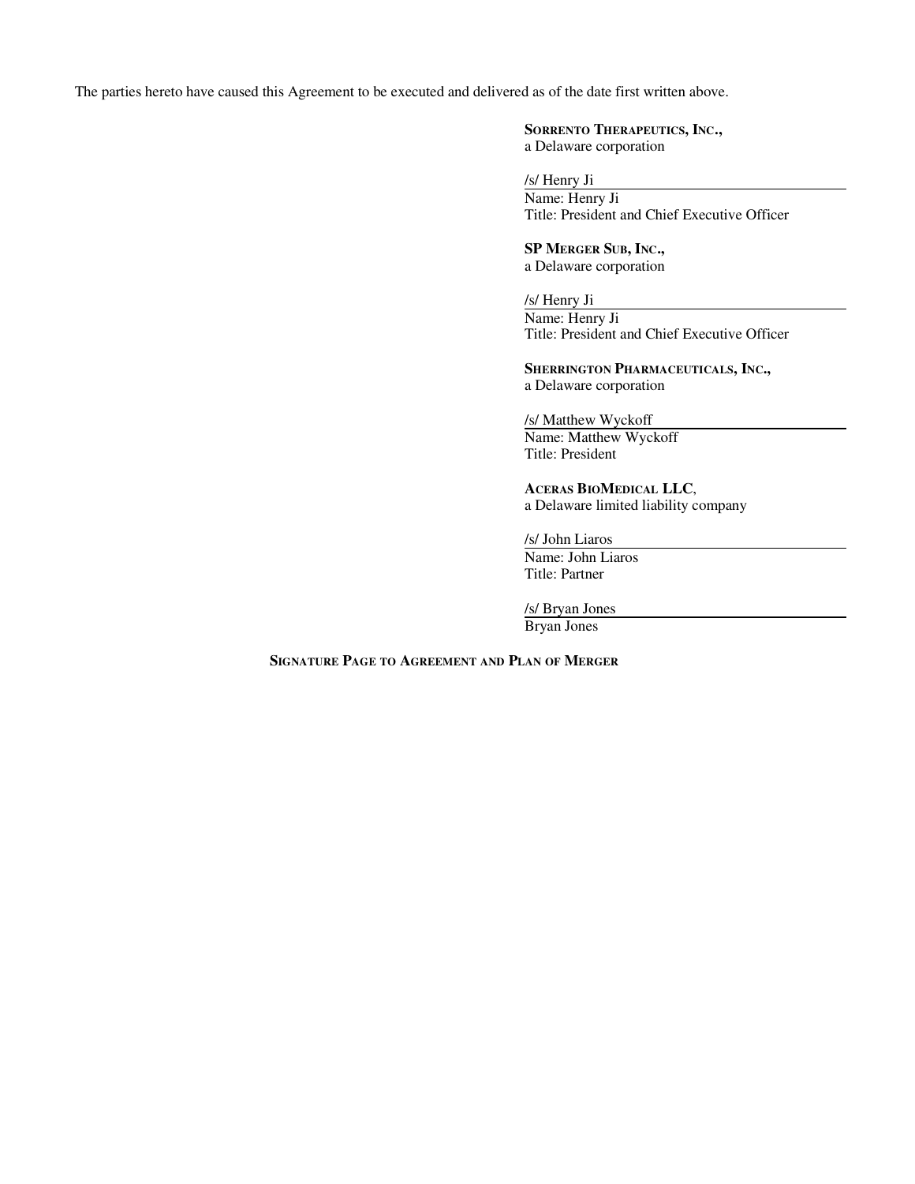The parties hereto have caused this Agreement to be executed and delivered as of the date first written above.

**SORRENTO THERAPEUTICS, INC.,**
a Delaware corporation

/s/ Henry Ji
Name: Henry Ji
Title: President and Chief Executive Officer

**SP MERGER SUB, INC.,**
a Delaware corporation

/s/ Henry Ji
Name: Henry Ji
Title: President and Chief Executive Officer

**SHERRINGTON PHARMACEUTICALS, INC.,**
a Delaware corporation

/s/ Matthew Wyckoff
Name: Matthew Wyckoff
Title: President

**ACERAS BIOMEDICAL LLC**,
a Delaware limited liability company

/s/ John Liaros
Name: John Liaros
Title: Partner

/s/ Bryan Jones
Bryan Jones

**SIGNATURE PAGE TO AGREEMENT AND PLAN OF MERGER**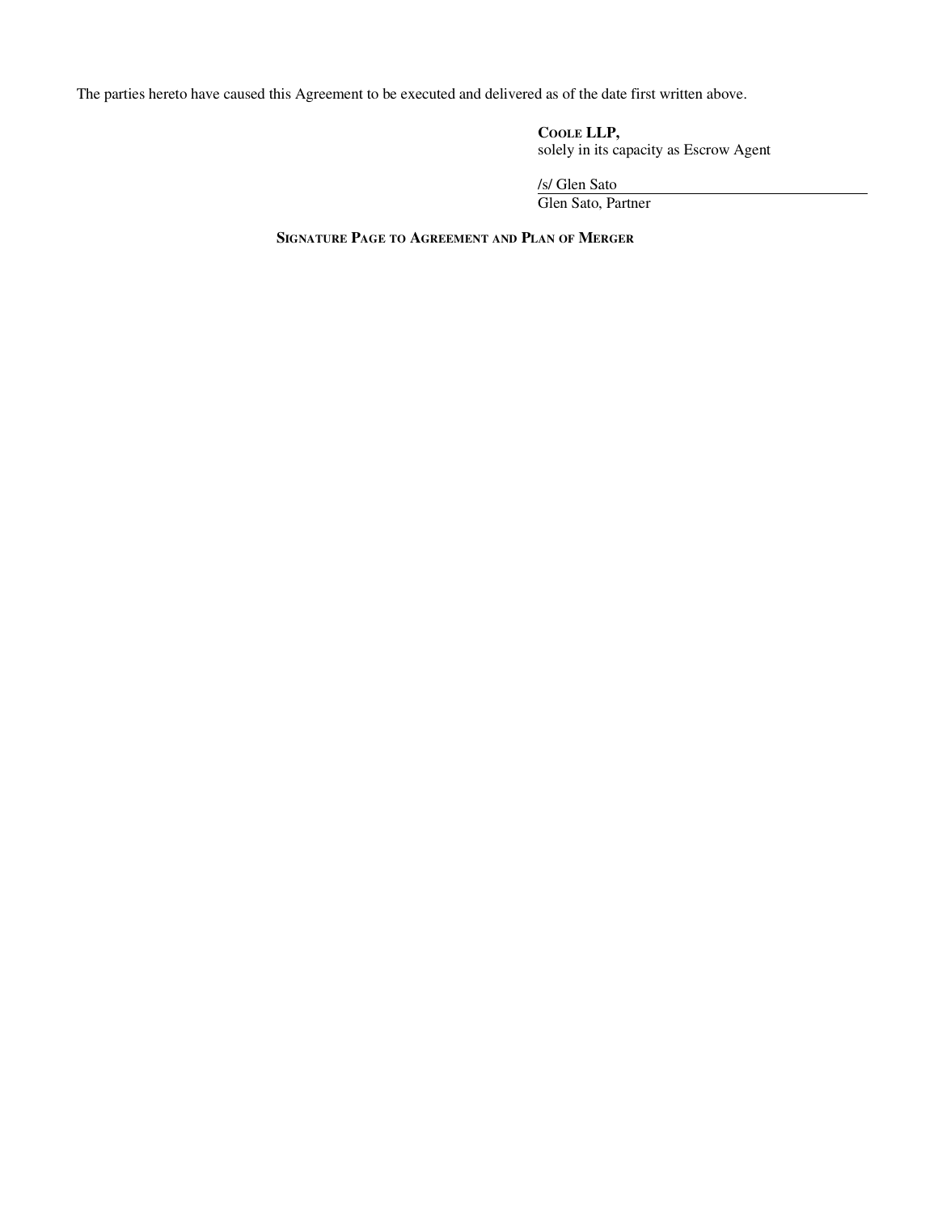The parties hereto have caused this Agreement to be executed and delivered as of the date first written above.

**COOLE LLP,**
solely in its capacity as Escrow Agent

/s/ Glen Sato
Glen Sato, Partner

**SIGNATURE PAGE TO AGREEMENT AND PLAN OF MERGER**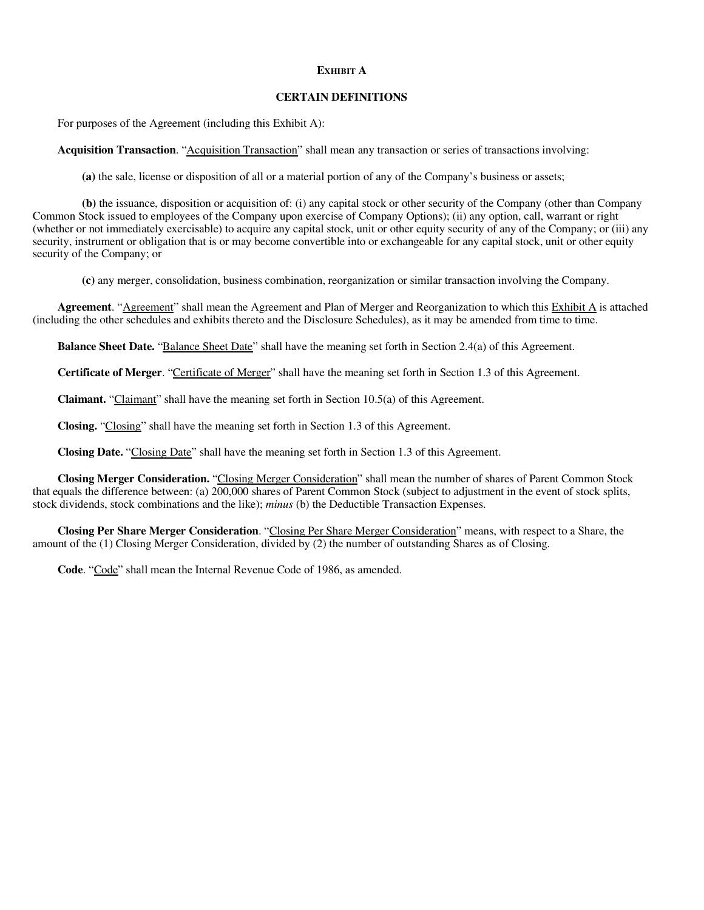**EXHIBIT A**

**CERTAIN DEFINITIONS**

For purposes of the Agreement (including this Exhibit A):

**Acquisition Transaction**. "Acquisition Transaction" shall mean any transaction or series of transactions involving:

**(a)** the sale, license or disposition of all or a material portion of any of the Company's business or assets;

**(b)** the issuance, disposition or acquisition of: (i) any capital stock or other security of the Company (other than Company Common Stock issued to employees of the Company upon exercise of Company Options); (ii) any option, call, warrant or right (whether or not immediately exercisable) to acquire any capital stock, unit or other equity security of any of the Company; or (iii) any security, instrument or obligation that is or may become convertible into or exchangeable for any capital stock, unit or other equity security of the Company; or

**(c)** any merger, consolidation, business combination, reorganization or similar transaction involving the Company.

**Agreement**. "Agreement" shall mean the Agreement and Plan of Merger and Reorganization to which this Exhibit A is attached (including the other schedules and exhibits thereto and the Disclosure Schedules), as it may be amended from time to time.

**Balance Sheet Date.** "Balance Sheet Date" shall have the meaning set forth in Section 2.4(a) of this Agreement.

**Certificate of Merger**. "Certificate of Merger" shall have the meaning set forth in Section 1.3 of this Agreement.

**Claimant.** "Claimant" shall have the meaning set forth in Section 10.5(a) of this Agreement.

**Closing.** "Closing" shall have the meaning set forth in Section 1.3 of this Agreement.

**Closing Date.** "Closing Date" shall have the meaning set forth in Section 1.3 of this Agreement.

**Closing Merger Consideration.** "Closing Merger Consideration" shall mean the number of shares of Parent Common Stock that equals the difference between: (a) 200,000 shares of Parent Common Stock (subject to adjustment in the event of stock splits, stock dividends, stock combinations and the like); *minus* (b) the Deductible Transaction Expenses.

**Closing Per Share Merger Consideration**. "Closing Per Share Merger Consideration" means, with respect to a Share, the amount of the (1) Closing Merger Consideration, divided by (2) the number of outstanding Shares as of Closing.

**Code**. "Code" shall mean the Internal Revenue Code of 1986, as amended.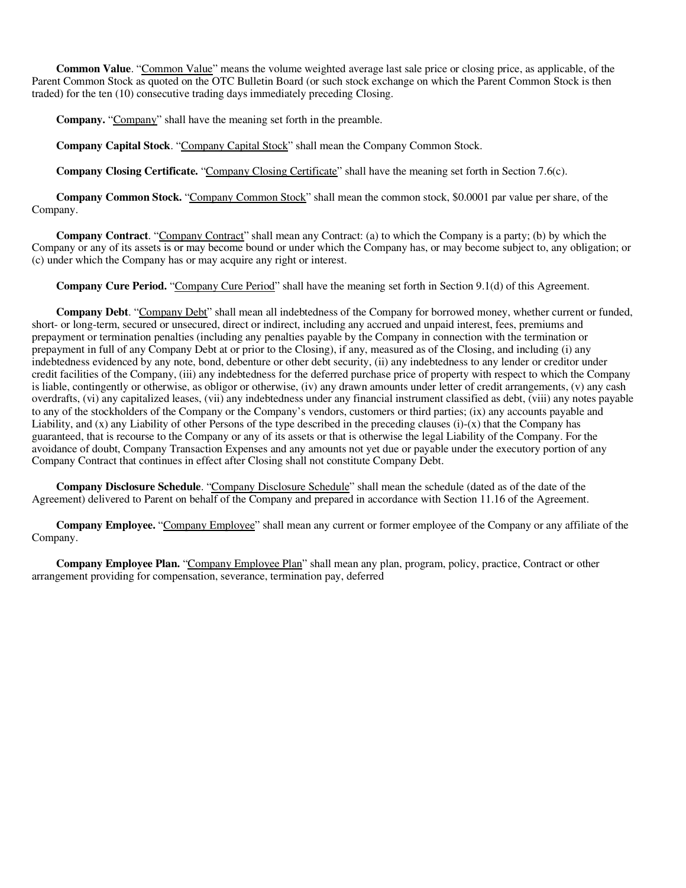**Common Value**. "Common Value" means the volume weighted average last sale price or closing price, as applicable, of the Parent Common Stock as quoted on the OTC Bulletin Board (or such stock exchange on which the Parent Common Stock is then traded) for the ten (10) consecutive trading days immediately preceding Closing.

**Company.** "Company" shall have the meaning set forth in the preamble.

**Company Capital Stock**. "Company Capital Stock" shall mean the Company Common Stock.

**Company Closing Certificate.** "Company Closing Certificate" shall have the meaning set forth in Section 7.6(c).

**Company Common Stock.** "Company Common Stock" shall mean the common stock, $0.0001 par value per share, of the Company.

**Company Contract**. "Company Contract" shall mean any Contract: (a) to which the Company is a party; (b) by which the Company or any of its assets is or may become bound or under which the Company has, or may become subject to, any obligation; or (c) under which the Company has or may acquire any right or interest.

**Company Cure Period.** "Company Cure Period" shall have the meaning set forth in Section 9.1(d) of this Agreement.

**Company Debt**. "Company Debt" shall mean all indebtedness of the Company for borrowed money, whether current or funded, short- or long-term, secured or unsecured, direct or indirect, including any accrued and unpaid interest, fees, premiums and prepayment or termination penalties (including any penalties payable by the Company in connection with the termination or prepayment in full of any Company Debt at or prior to the Closing), if any, measured as of the Closing, and including (i) any indebtedness evidenced by any note, bond, debenture or other debt security, (ii) any indebtedness to any lender or creditor under credit facilities of the Company, (iii) any indebtedness for the deferred purchase price of property with respect to which the Company is liable, contingently or otherwise, as obligor or otherwise, (iv) any drawn amounts under letter of credit arrangements, (v) any cash overdrafts, (vi) any capitalized leases, (vii) any indebtedness under any financial instrument classified as debt, (viii) any notes payable to any of the stockholders of the Company or the Company's vendors, customers or third parties; (ix) any accounts payable and Liability, and (x) any Liability of other Persons of the type described in the preceding clauses (i)-(x) that the Company has guaranteed, that is recourse to the Company or any of its assets or that is otherwise the legal Liability of the Company. For the avoidance of doubt, Company Transaction Expenses and any amounts not yet due or payable under the executory portion of any Company Contract that continues in effect after Closing shall not constitute Company Debt.

**Company Disclosure Schedule**. "Company Disclosure Schedule" shall mean the schedule (dated as of the date of the Agreement) delivered to Parent on behalf of the Company and prepared in accordance with Section 11.16 of the Agreement.

**Company Employee.** "Company Employee" shall mean any current or former employee of the Company or any affiliate of the Company.

**Company Employee Plan.** "Company Employee Plan" shall mean any plan, program, policy, practice, Contract or other arrangement providing for compensation, severance, termination pay, deferred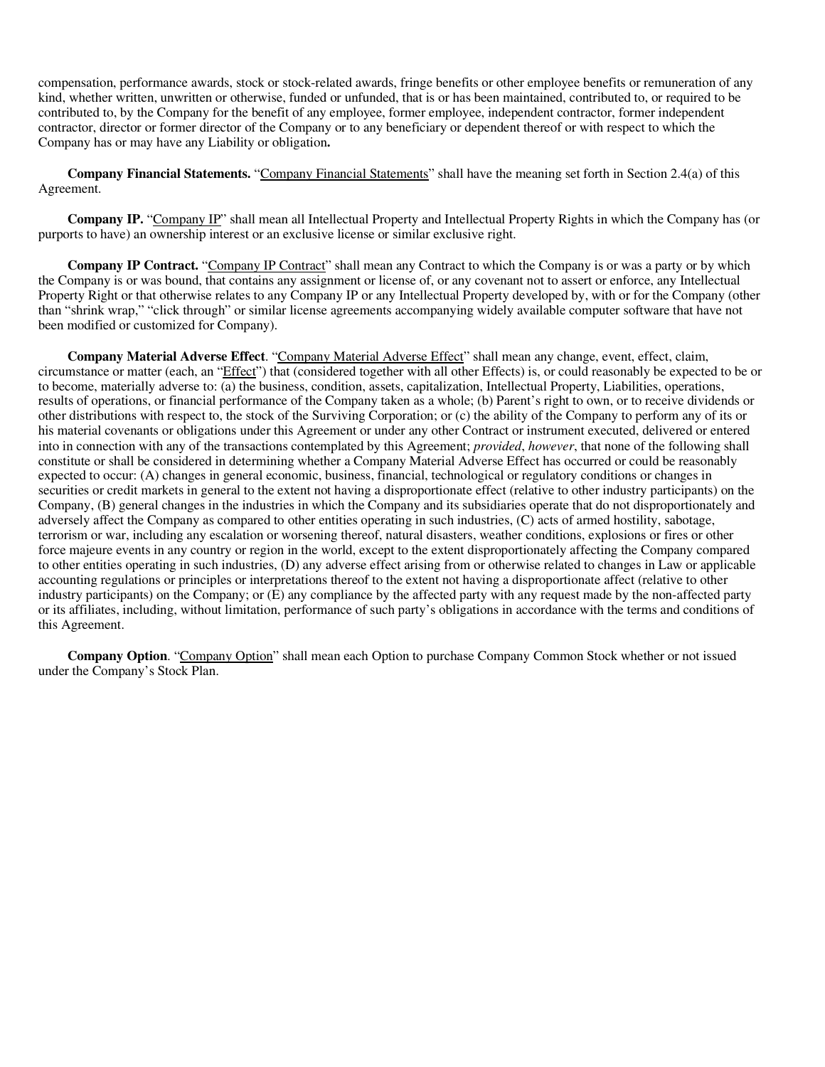compensation, performance awards, stock or stock-related awards, fringe benefits or other employee benefits or remuneration of any kind, whether written, unwritten or otherwise, funded or unfunded, that is or has been maintained, contributed to, or required to be contributed to, by the Company for the benefit of any employee, former employee, independent contractor, former independent contractor, director or former director of the Company or to any beneficiary or dependent thereof or with respect to which the Company has or may have any Liability or obligation**.**

**Company Financial Statements.** "Company Financial Statements" shall have the meaning set forth in Section 2.4(a) of this Agreement.

**Company IP.** "Company IP" shall mean all Intellectual Property and Intellectual Property Rights in which the Company has (or purports to have) an ownership interest or an exclusive license or similar exclusive right.

**Company IP Contract.** "Company IP Contract" shall mean any Contract to which the Company is or was a party or by which the Company is or was bound, that contains any assignment or license of, or any covenant not to assert or enforce, any Intellectual Property Right or that otherwise relates to any Company IP or any Intellectual Property developed by, with or for the Company (other than "shrink wrap," "click through" or similar license agreements accompanying widely available computer software that have not been modified or customized for Company).

**Company Material Adverse Effect**. "Company Material Adverse Effect" shall mean any change, event, effect, claim, circumstance or matter (each, an "Effect") that (considered together with all other Effects) is, or could reasonably be expected to be or to become, materially adverse to: (a) the business, condition, assets, capitalization, Intellectual Property, Liabilities, operations, results of operations, or financial performance of the Company taken as a whole; (b) Parent's right to own, or to receive dividends or other distributions with respect to, the stock of the Surviving Corporation; or (c) the ability of the Company to perform any of its or his material covenants or obligations under this Agreement or under any other Contract or instrument executed, delivered or entered into in connection with any of the transactions contemplated by this Agreement; *provided*, *however*, that none of the following shall constitute or shall be considered in determining whether a Company Material Adverse Effect has occurred or could be reasonably expected to occur: (A) changes in general economic, business, financial, technological or regulatory conditions or changes in securities or credit markets in general to the extent not having a disproportionate effect (relative to other industry participants) on the Company, (B) general changes in the industries in which the Company and its subsidiaries operate that do not disproportionately and adversely affect the Company as compared to other entities operating in such industries, (C) acts of armed hostility, sabotage, terrorism or war, including any escalation or worsening thereof, natural disasters, weather conditions, explosions or fires or other force majeure events in any country or region in the world, except to the extent disproportionately affecting the Company compared to other entities operating in such industries, (D) any adverse effect arising from or otherwise related to changes in Law or applicable accounting regulations or principles or interpretations thereof to the extent not having a disproportionate affect (relative to other industry participants) on the Company; or (E) any compliance by the affected party with any request made by the non-affected party or its affiliates, including, without limitation, performance of such party's obligations in accordance with the terms and conditions of this Agreement.

**Company Option**. "Company Option" shall mean each Option to purchase Company Common Stock whether or not issued under the Company's Stock Plan.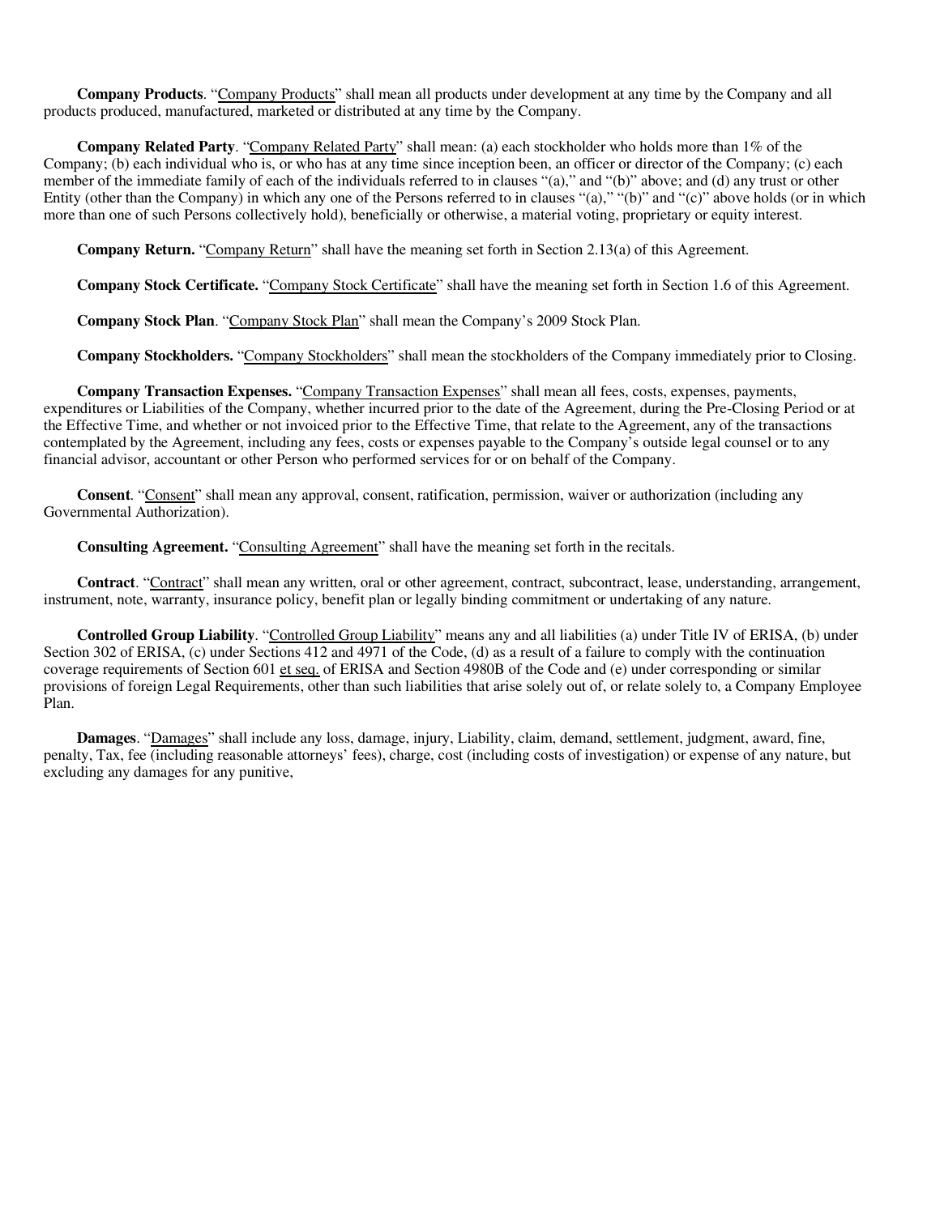**Company Products**. "Company Products" shall mean all products under development at any time by the Company and all products produced, manufactured, marketed or distributed at any time by the Company.

**Company Related Party**. "Company Related Party" shall mean: (a) each stockholder who holds more than 1% of the Company; (b) each individual who is, or who has at any time since inception been, an officer or director of the Company; (c) each member of the immediate family of each of the individuals referred to in clauses "(a)," and "(b)" above; and (d) any trust or other Entity (other than the Company) in which any one of the Persons referred to in clauses "(a)," "(b)" and "(c)" above holds (or in which more than one of such Persons collectively hold), beneficially or otherwise, a material voting, proprietary or equity interest.

**Company Return.** "Company Return" shall have the meaning set forth in Section 2.13(a) of this Agreement.

**Company Stock Certificate.** "Company Stock Certificate" shall have the meaning set forth in Section 1.6 of this Agreement.

**Company Stock Plan**. "Company Stock Plan" shall mean the Company's 2009 Stock Plan.

**Company Stockholders.** "Company Stockholders" shall mean the stockholders of the Company immediately prior to Closing.

**Company Transaction Expenses.** "Company Transaction Expenses" shall mean all fees, costs, expenses, payments, expenditures or Liabilities of the Company, whether incurred prior to the date of the Agreement, during the Pre-Closing Period or at the Effective Time, and whether or not invoiced prior to the Effective Time, that relate to the Agreement, any of the transactions contemplated by the Agreement, including any fees, costs or expenses payable to the Company's outside legal counsel or to any financial advisor, accountant or other Person who performed services for or on behalf of the Company.

**Consent**. "Consent" shall mean any approval, consent, ratification, permission, waiver or authorization (including any Governmental Authorization).

**Consulting Agreement.** "Consulting Agreement" shall have the meaning set forth in the recitals.

**Contract**. "Contract" shall mean any written, oral or other agreement, contract, subcontract, lease, understanding, arrangement, instrument, note, warranty, insurance policy, benefit plan or legally binding commitment or undertaking of any nature.

**Controlled Group Liability**. "Controlled Group Liability" means any and all liabilities (a) under Title IV of ERISA, (b) under Section 302 of ERISA, (c) under Sections 412 and 4971 of the Code, (d) as a result of a failure to comply with the continuation coverage requirements of Section 601 et seq. of ERISA and Section 4980B of the Code and (e) under corresponding or similar provisions of foreign Legal Requirements, other than such liabilities that arise solely out of, or relate solely to, a Company Employee Plan.

**Damages**. "Damages" shall include any loss, damage, injury, Liability, claim, demand, settlement, judgment, award, fine, penalty, Tax, fee (including reasonable attorneys' fees), charge, cost (including costs of investigation) or expense of any nature, but excluding any damages for any punitive,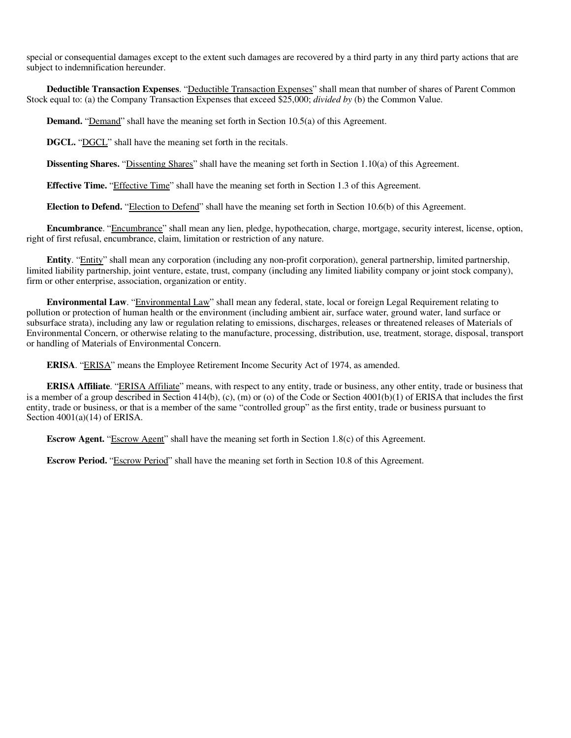special or consequential damages except to the extent such damages are recovered by a third party in any third party actions that are subject to indemnification hereunder.

**Deductible Transaction Expenses**. "Deductible Transaction Expenses" shall mean that number of shares of Parent Common Stock equal to: (a) the Company Transaction Expenses that exceed $25,000; *divided by* (b) the Common Value.

**Demand.** "Demand" shall have the meaning set forth in Section 10.5(a) of this Agreement.

**DGCL.** "DGCL" shall have the meaning set forth in the recitals.

**Dissenting Shares.** "Dissenting Shares" shall have the meaning set forth in Section 1.10(a) of this Agreement.

**Effective Time.** "Effective Time" shall have the meaning set forth in Section 1.3 of this Agreement.

**Election to Defend.** "Election to Defend" shall have the meaning set forth in Section 10.6(b) of this Agreement.

**Encumbrance**. "Encumbrance" shall mean any lien, pledge, hypothecation, charge, mortgage, security interest, license, option, right of first refusal, encumbrance, claim, limitation or restriction of any nature.

**Entity**. "Entity" shall mean any corporation (including any non-profit corporation), general partnership, limited partnership, limited liability partnership, joint venture, estate, trust, company (including any limited liability company or joint stock company), firm or other enterprise, association, organization or entity.

**Environmental Law**. "Environmental Law" shall mean any federal, state, local or foreign Legal Requirement relating to pollution or protection of human health or the environment (including ambient air, surface water, ground water, land surface or subsurface strata), including any law or regulation relating to emissions, discharges, releases or threatened releases of Materials of Environmental Concern, or otherwise relating to the manufacture, processing, distribution, use, treatment, storage, disposal, transport or handling of Materials of Environmental Concern.

**ERISA**. "ERISA" means the Employee Retirement Income Security Act of 1974, as amended.

**ERISA Affiliate**. "ERISA Affiliate" means, with respect to any entity, trade or business, any other entity, trade or business that is a member of a group described in Section 414(b), (c), (m) or (o) of the Code or Section 4001(b)(1) of ERISA that includes the first entity, trade or business, or that is a member of the same "controlled group" as the first entity, trade or business pursuant to Section 4001(a)(14) of ERISA.

**Escrow Agent.** "Escrow Agent" shall have the meaning set forth in Section 1.8(c) of this Agreement.

**Escrow Period.** "Escrow Period" shall have the meaning set forth in Section 10.8 of this Agreement.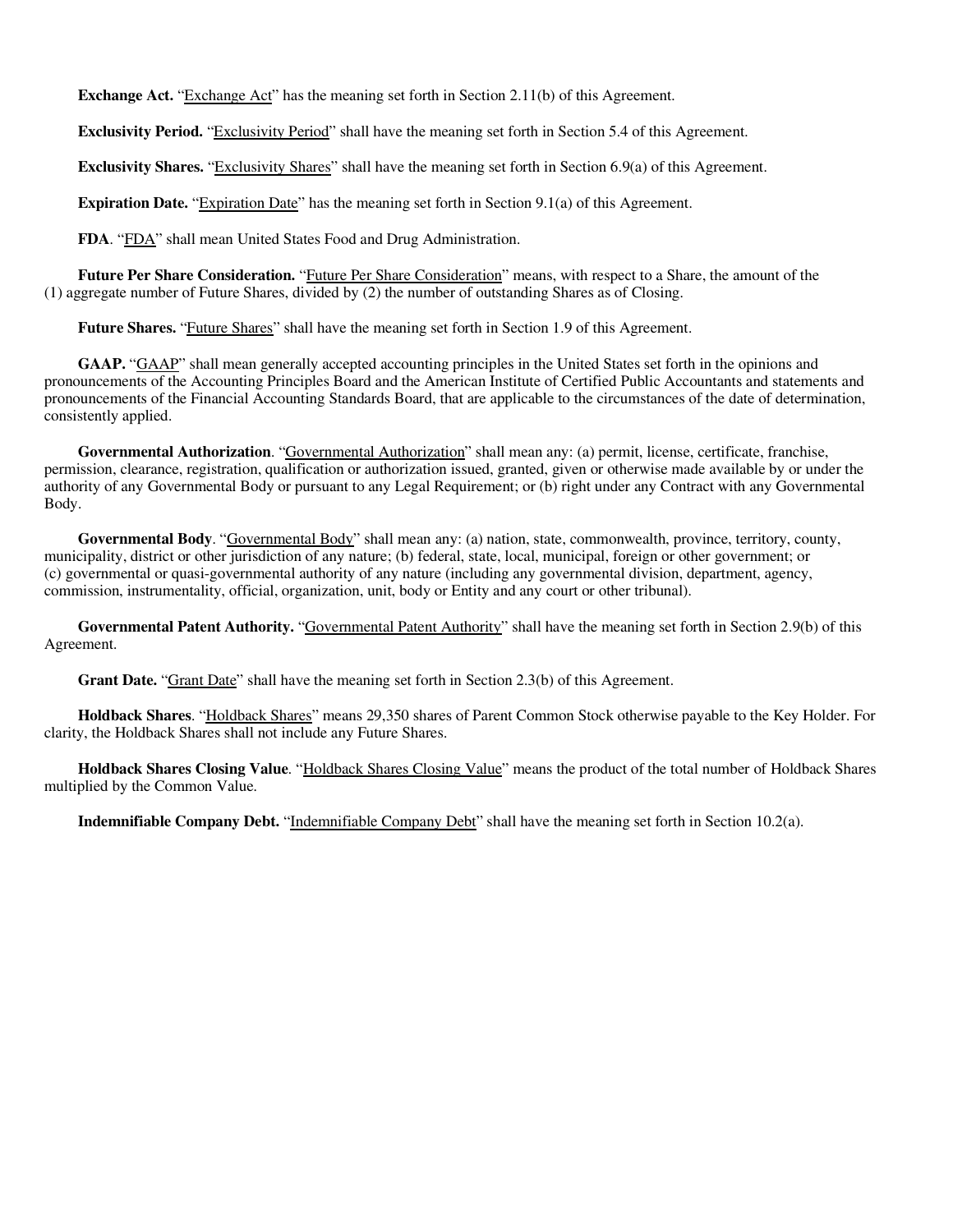**Exchange Act.** "Exchange Act" has the meaning set forth in Section 2.11(b) of this Agreement.

**Exclusivity Period.** "Exclusivity Period" shall have the meaning set forth in Section 5.4 of this Agreement.

**Exclusivity Shares.** "Exclusivity Shares" shall have the meaning set forth in Section 6.9(a) of this Agreement.

**Expiration Date.** "Expiration Date" has the meaning set forth in Section 9.1(a) of this Agreement.

**FDA**. "FDA" shall mean United States Food and Drug Administration.

**Future Per Share Consideration.** "Future Per Share Consideration" means, with respect to a Share, the amount of the (1) aggregate number of Future Shares, divided by (2) the number of outstanding Shares as of Closing.

**Future Shares.** "Future Shares" shall have the meaning set forth in Section 1.9 of this Agreement.

**GAAP.** "GAAP" shall mean generally accepted accounting principles in the United States set forth in the opinions and pronouncements of the Accounting Principles Board and the American Institute of Certified Public Accountants and statements and pronouncements of the Financial Accounting Standards Board, that are applicable to the circumstances of the date of determination, consistently applied.

**Governmental Authorization**. "Governmental Authorization" shall mean any: (a) permit, license, certificate, franchise, permission, clearance, registration, qualification or authorization issued, granted, given or otherwise made available by or under the authority of any Governmental Body or pursuant to any Legal Requirement; or (b) right under any Contract with any Governmental Body.

**Governmental Body**. "Governmental Body" shall mean any: (a) nation, state, commonwealth, province, territory, county, municipality, district or other jurisdiction of any nature; (b) federal, state, local, municipal, foreign or other government; or (c) governmental or quasi-governmental authority of any nature (including any governmental division, department, agency, commission, instrumentality, official, organization, unit, body or Entity and any court or other tribunal).

**Governmental Patent Authority.** "Governmental Patent Authority" shall have the meaning set forth in Section 2.9(b) of this Agreement.

**Grant Date.** "Grant Date" shall have the meaning set forth in Section 2.3(b) of this Agreement.

**Holdback Shares**. "Holdback Shares" means 29,350 shares of Parent Common Stock otherwise payable to the Key Holder. For clarity, the Holdback Shares shall not include any Future Shares.

**Holdback Shares Closing Value**. "Holdback Shares Closing Value" means the product of the total number of Holdback Shares multiplied by the Common Value.

**Indemnifiable Company Debt.** "Indemnifiable Company Debt" shall have the meaning set forth in Section 10.2(a).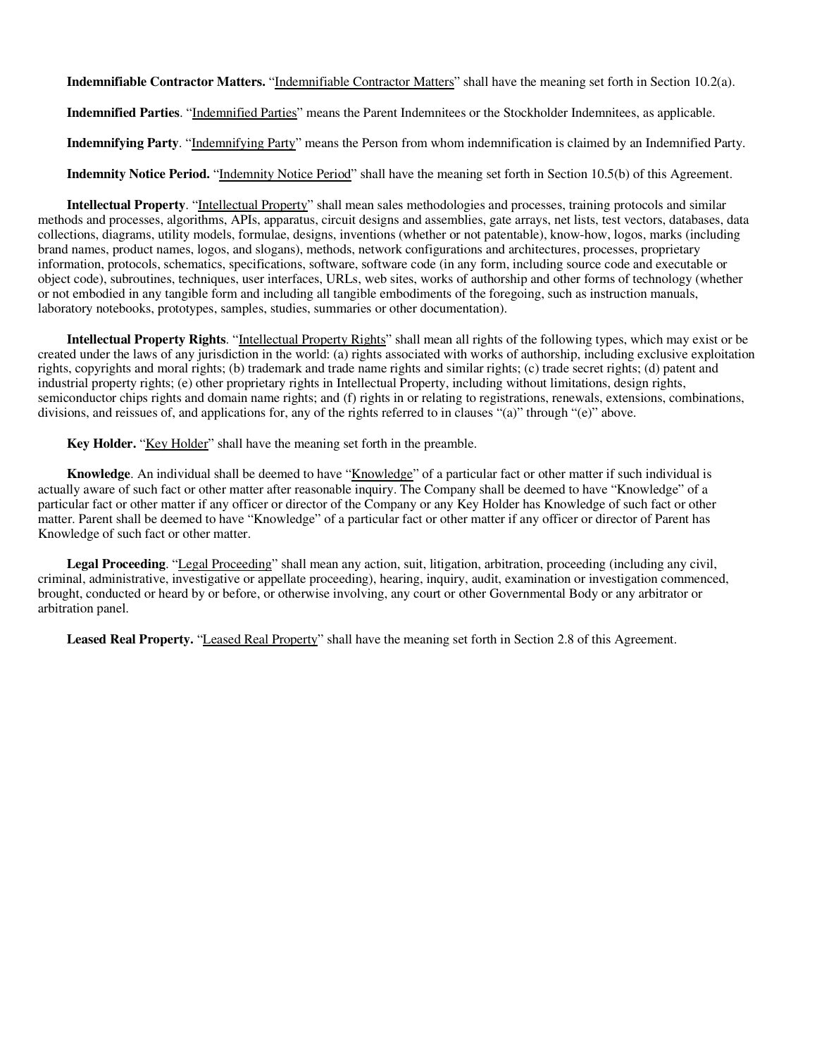**Indemnifiable Contractor Matters.** "Indemnifiable Contractor Matters" shall have the meaning set forth in Section 10.2(a).

**Indemnified Parties**. "Indemnified Parties" means the Parent Indemnitees or the Stockholder Indemnitees, as applicable.

**Indemnifying Party**. "Indemnifying Party" means the Person from whom indemnification is claimed by an Indemnified Party.

**Indemnity Notice Period.** "Indemnity Notice Period" shall have the meaning set forth in Section 10.5(b) of this Agreement.

**Intellectual Property**. "Intellectual Property" shall mean sales methodologies and processes, training protocols and similar methods and processes, algorithms, APIs, apparatus, circuit designs and assemblies, gate arrays, net lists, test vectors, databases, data collections, diagrams, utility models, formulae, designs, inventions (whether or not patentable), know-how, logos, marks (including brand names, product names, logos, and slogans), methods, network configurations and architectures, processes, proprietary information, protocols, schematics, specifications, software, software code (in any form, including source code and executable or object code), subroutines, techniques, user interfaces, URLs, web sites, works of authorship and other forms of technology (whether or not embodied in any tangible form and including all tangible embodiments of the foregoing, such as instruction manuals, laboratory notebooks, prototypes, samples, studies, summaries or other documentation).

**Intellectual Property Rights**. "Intellectual Property Rights" shall mean all rights of the following types, which may exist or be created under the laws of any jurisdiction in the world: (a) rights associated with works of authorship, including exclusive exploitation rights, copyrights and moral rights; (b) trademark and trade name rights and similar rights; (c) trade secret rights; (d) patent and industrial property rights; (e) other proprietary rights in Intellectual Property, including without limitations, design rights, semiconductor chips rights and domain name rights; and (f) rights in or relating to registrations, renewals, extensions, combinations, divisions, and reissues of, and applications for, any of the rights referred to in clauses "(a)" through "(e)" above.

**Key Holder.** "Key Holder" shall have the meaning set forth in the preamble.

**Knowledge**. An individual shall be deemed to have "Knowledge" of a particular fact or other matter if such individual is actually aware of such fact or other matter after reasonable inquiry. The Company shall be deemed to have "Knowledge" of a particular fact or other matter if any officer or director of the Company or any Key Holder has Knowledge of such fact or other matter. Parent shall be deemed to have "Knowledge" of a particular fact or other matter if any officer or director of Parent has Knowledge of such fact or other matter.

**Legal Proceeding**. "Legal Proceeding" shall mean any action, suit, litigation, arbitration, proceeding (including any civil, criminal, administrative, investigative or appellate proceeding), hearing, inquiry, audit, examination or investigation commenced, brought, conducted or heard by or before, or otherwise involving, any court or other Governmental Body or any arbitrator or arbitration panel.

**Leased Real Property.** "Leased Real Property" shall have the meaning set forth in Section 2.8 of this Agreement.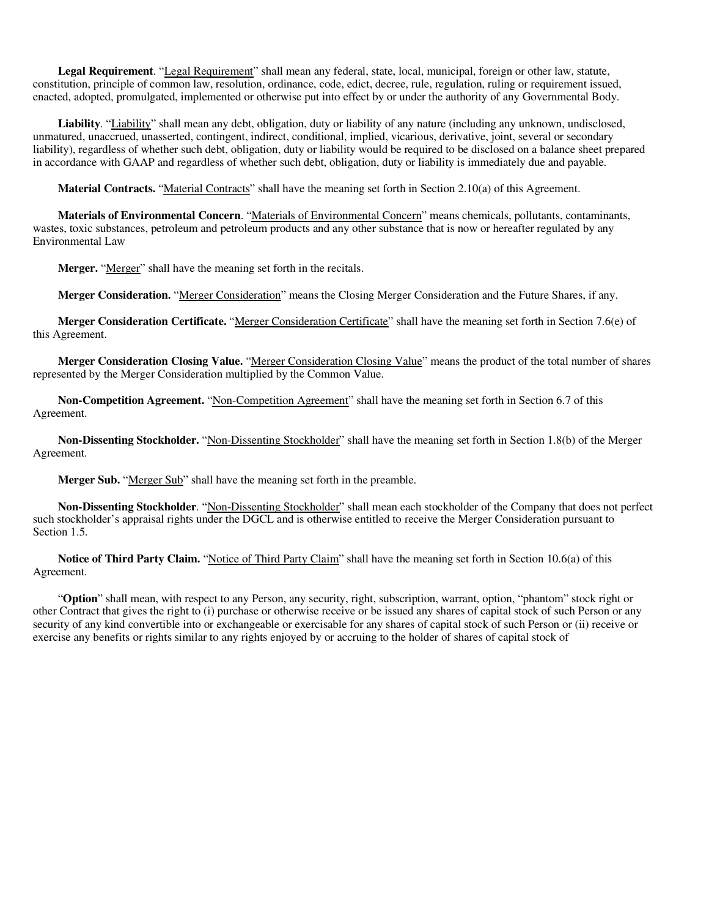**Legal Requirement**. "Legal Requirement" shall mean any federal, state, local, municipal, foreign or other law, statute, constitution, principle of common law, resolution, ordinance, code, edict, decree, rule, regulation, ruling or requirement issued, enacted, adopted, promulgated, implemented or otherwise put into effect by or under the authority of any Governmental Body.

**Liability**. "Liability" shall mean any debt, obligation, duty or liability of any nature (including any unknown, undisclosed, unmatured, unaccrued, unasserted, contingent, indirect, conditional, implied, vicarious, derivative, joint, several or secondary liability), regardless of whether such debt, obligation, duty or liability would be required to be disclosed on a balance sheet prepared in accordance with GAAP and regardless of whether such debt, obligation, duty or liability is immediately due and payable.

**Material Contracts.** "Material Contracts" shall have the meaning set forth in Section 2.10(a) of this Agreement.

**Materials of Environmental Concern**. "Materials of Environmental Concern" means chemicals, pollutants, contaminants, wastes, toxic substances, petroleum and petroleum products and any other substance that is now or hereafter regulated by any Environmental Law

**Merger.** "Merger" shall have the meaning set forth in the recitals.

**Merger Consideration.** "Merger Consideration" means the Closing Merger Consideration and the Future Shares, if any.

**Merger Consideration Certificate.** "Merger Consideration Certificate" shall have the meaning set forth in Section 7.6(e) of this Agreement.

**Merger Consideration Closing Value.** "Merger Consideration Closing Value" means the product of the total number of shares represented by the Merger Consideration multiplied by the Common Value.

**Non-Competition Agreement.** "Non-Competition Agreement" shall have the meaning set forth in Section 6.7 of this Agreement.

**Non-Dissenting Stockholder.** "Non-Dissenting Stockholder" shall have the meaning set forth in Section 1.8(b) of the Merger Agreement.

**Merger Sub.** "Merger Sub" shall have the meaning set forth in the preamble.

**Non-Dissenting Stockholder**. "Non-Dissenting Stockholder" shall mean each stockholder of the Company that does not perfect such stockholder's appraisal rights under the DGCL and is otherwise entitled to receive the Merger Consideration pursuant to Section 1.5.

**Notice of Third Party Claim.** "Notice of Third Party Claim" shall have the meaning set forth in Section 10.6(a) of this Agreement.

"**Option**" shall mean, with respect to any Person, any security, right, subscription, warrant, option, "phantom" stock right or other Contract that gives the right to (i) purchase or otherwise receive or be issued any shares of capital stock of such Person or any security of any kind convertible into or exchangeable or exercisable for any shares of capital stock of such Person or (ii) receive or exercise any benefits or rights similar to any rights enjoyed by or accruing to the holder of shares of capital stock of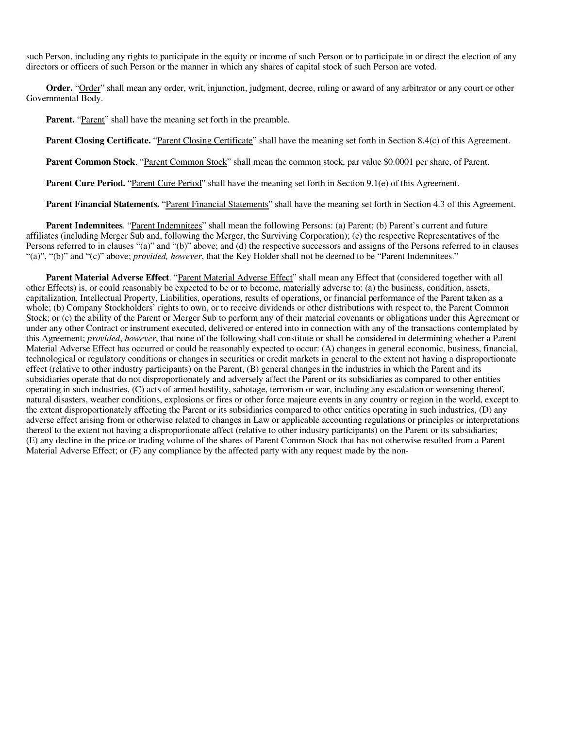such Person, including any rights to participate in the equity or income of such Person or to participate in or direct the election of any directors or officers of such Person or the manner in which any shares of capital stock of such Person are voted.

**Order.** "Order" shall mean any order, writ, injunction, judgment, decree, ruling or award of any arbitrator or any court or other Governmental Body.

**Parent.** "Parent" shall have the meaning set forth in the preamble.

**Parent Closing Certificate.** "Parent Closing Certificate" shall have the meaning set forth in Section 8.4(c) of this Agreement.

**Parent Common Stock**. "Parent Common Stock" shall mean the common stock, par value $0.0001 per share, of Parent.

**Parent Cure Period.** "Parent Cure Period" shall have the meaning set forth in Section 9.1(e) of this Agreement.

**Parent Financial Statements.** "Parent Financial Statements" shall have the meaning set forth in Section 4.3 of this Agreement.

**Parent Indemnitees**. "Parent Indemnitees" shall mean the following Persons: (a) Parent; (b) Parent's current and future affiliates (including Merger Sub and, following the Merger, the Surviving Corporation); (c) the respective Representatives of the Persons referred to in clauses "(a)" and "(b)" above; and (d) the respective successors and assigns of the Persons referred to in clauses "(a)", "(b)" and "(c)" above; *provided, however*, that the Key Holder shall not be deemed to be "Parent Indemnitees."

**Parent Material Adverse Effect**. "Parent Material Adverse Effect" shall mean any Effect that (considered together with all other Effects) is, or could reasonably be expected to be or to become, materially adverse to: (a) the business, condition, assets, capitalization, Intellectual Property, Liabilities, operations, results of operations, or financial performance of the Parent taken as a whole; (b) Company Stockholders' rights to own, or to receive dividends or other distributions with respect to, the Parent Common Stock; or (c) the ability of the Parent or Merger Sub to perform any of their material covenants or obligations under this Agreement or under any other Contract or instrument executed, delivered or entered into in connection with any of the transactions contemplated by this Agreement; *provided*, *however*, that none of the following shall constitute or shall be considered in determining whether a Parent Material Adverse Effect has occurred or could be reasonably expected to occur: (A) changes in general economic, business, financial, technological or regulatory conditions or changes in securities or credit markets in general to the extent not having a disproportionate effect (relative to other industry participants) on the Parent, (B) general changes in the industries in which the Parent and its subsidiaries operate that do not disproportionately and adversely affect the Parent or its subsidiaries as compared to other entities operating in such industries, (C) acts of armed hostility, sabotage, terrorism or war, including any escalation or worsening thereof, natural disasters, weather conditions, explosions or fires or other force majeure events in any country or region in the world, except to the extent disproportionately affecting the Parent or its subsidiaries compared to other entities operating in such industries, (D) any adverse effect arising from or otherwise related to changes in Law or applicable accounting regulations or principles or interpretations thereof to the extent not having a disproportionate affect (relative to other industry participants) on the Parent or its subsidiaries; (E) any decline in the price or trading volume of the shares of Parent Common Stock that has not otherwise resulted from a Parent Material Adverse Effect; or (F) any compliance by the affected party with any request made by the non-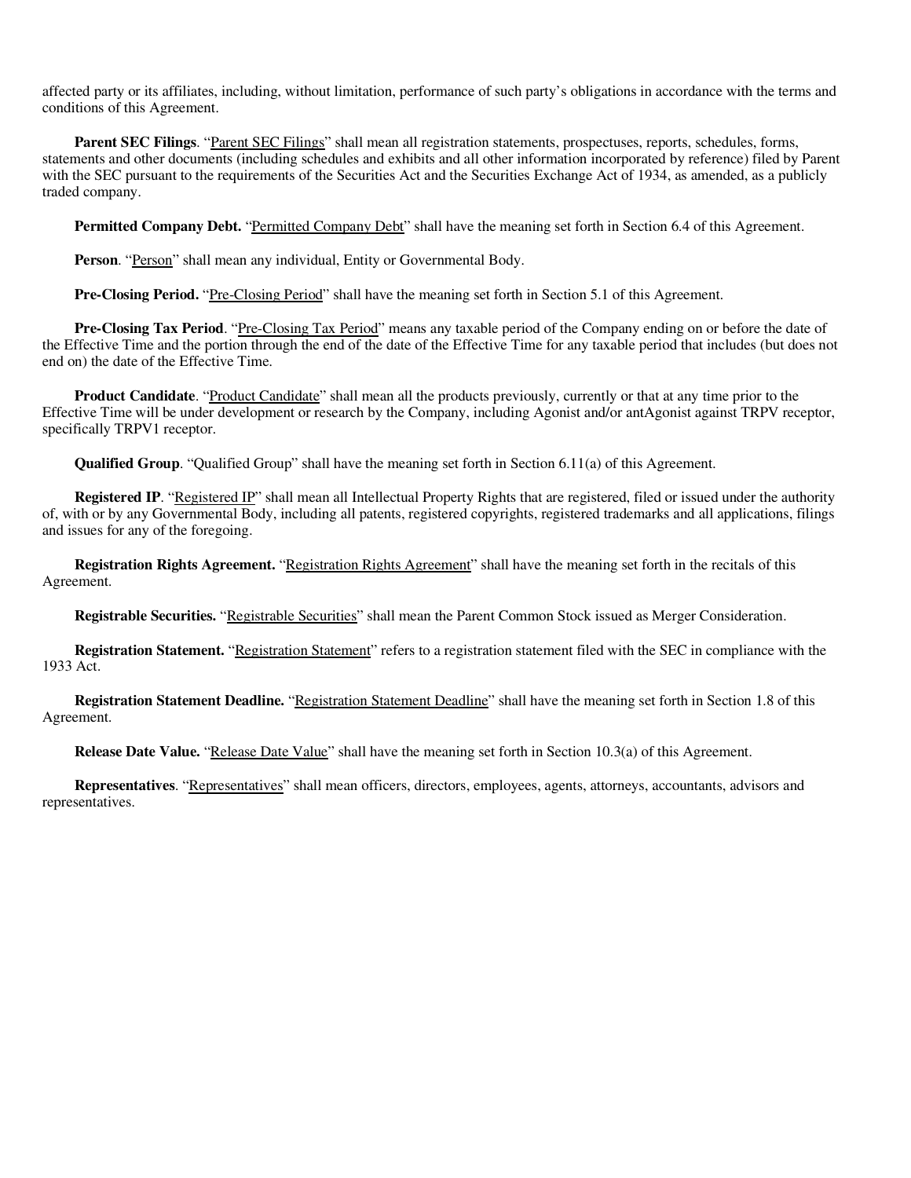affected party or its affiliates, including, without limitation, performance of such party's obligations in accordance with the terms and conditions of this Agreement.

**Parent SEC Filings**. "Parent SEC Filings" shall mean all registration statements, prospectuses, reports, schedules, forms, statements and other documents (including schedules and exhibits and all other information incorporated by reference) filed by Parent with the SEC pursuant to the requirements of the Securities Act and the Securities Exchange Act of 1934, as amended, as a publicly traded company.

**Permitted Company Debt.** "Permitted Company Debt" shall have the meaning set forth in Section 6.4 of this Agreement.

**Person**. "Person" shall mean any individual, Entity or Governmental Body.

**Pre-Closing Period.** "Pre-Closing Period" shall have the meaning set forth in Section 5.1 of this Agreement.

**Pre-Closing Tax Period**. "Pre-Closing Tax Period" means any taxable period of the Company ending on or before the date of the Effective Time and the portion through the end of the date of the Effective Time for any taxable period that includes (but does not end on) the date of the Effective Time.

**Product Candidate**. "Product Candidate" shall mean all the products previously, currently or that at any time prior to the Effective Time will be under development or research by the Company, including Agonist and/or antAgonist against TRPV receptor, specifically TRPV1 receptor.

**Qualified Group**. "Qualified Group" shall have the meaning set forth in Section 6.11(a) of this Agreement.

**Registered IP**. "Registered IP" shall mean all Intellectual Property Rights that are registered, filed or issued under the authority of, with or by any Governmental Body, including all patents, registered copyrights, registered trademarks and all applications, filings and issues for any of the foregoing.

**Registration Rights Agreement.** "Registration Rights Agreement" shall have the meaning set forth in the recitals of this Agreement.

**Registrable Securities.** "Registrable Securities" shall mean the Parent Common Stock issued as Merger Consideration.

**Registration Statement.** "Registration Statement" refers to a registration statement filed with the SEC in compliance with the 1933 Act.

**Registration Statement Deadline.** "Registration Statement Deadline" shall have the meaning set forth in Section 1.8 of this Agreement.

**Release Date Value.** "Release Date Value" shall have the meaning set forth in Section 10.3(a) of this Agreement.

**Representatives**. "Representatives" shall mean officers, directors, employees, agents, attorneys, accountants, advisors and representatives.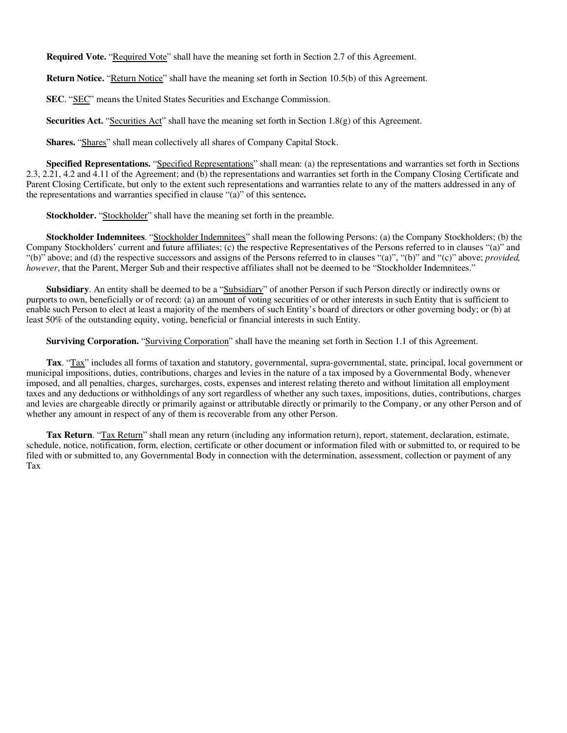**Required Vote.** "Required Vote" shall have the meaning set forth in Section 2.7 of this Agreement.

**Return Notice.** "Return Notice" shall have the meaning set forth in Section 10.5(b) of this Agreement.

**SEC**. "SEC" means the United States Securities and Exchange Commission.

**Securities Act.** "Securities Act" shall have the meaning set forth in Section 1.8(g) of this Agreement.

**Shares.** "Shares" shall mean collectively all shares of Company Capital Stock.

**Specified Representations.** "Specified Representations" shall mean: (a) the representations and warranties set forth in Sections 2.3, 2.21, 4.2 and 4.11 of the Agreement; and (b) the representations and warranties set forth in the Company Closing Certificate and Parent Closing Certificate, but only to the extent such representations and warranties relate to any of the matters addressed in any of the representations and warranties specified in clause "(a)" of this sentence**.**

**Stockholder.** "Stockholder" shall have the meaning set forth in the preamble.

**Stockholder Indemnitees**. "Stockholder Indemnitees" shall mean the following Persons: (a) the Company Stockholders; (b) the Company Stockholders' current and future affiliates; (c) the respective Representatives of the Persons referred to in clauses "(a)" and "(b)" above; and (d) the respective successors and assigns of the Persons referred to in clauses "(a)", "(b)" and "(c)" above; *provided, however*, that the Parent, Merger Sub and their respective affiliates shall not be deemed to be "Stockholder Indemnitees."

**Subsidiary**. An entity shall be deemed to be a "Subsidiary" of another Person if such Person directly or indirectly owns or purports to own, beneficially or of record: (a) an amount of voting securities of or other interests in such Entity that is sufficient to enable such Person to elect at least a majority of the members of such Entity's board of directors or other governing body; or (b) at least 50% of the outstanding equity, voting, beneficial or financial interests in such Entity.

**Surviving Corporation.** "Surviving Corporation" shall have the meaning set forth in Section 1.1 of this Agreement.

**Tax**. "Tax" includes all forms of taxation and statutory, governmental, supra-governmental, state, principal, local government or municipal impositions, duties, contributions, charges and levies in the nature of a tax imposed by a Governmental Body, whenever imposed, and all penalties, charges, surcharges, costs, expenses and interest relating thereto and without limitation all employment taxes and any deductions or withholdings of any sort regardless of whether any such taxes, impositions, duties, contributions, charges and levies are chargeable directly or primarily against or attributable directly or primarily to the Company, or any other Person and of whether any amount in respect of any of them is recoverable from any other Person.

**Tax Return**. "Tax Return" shall mean any return (including any information return), report, statement, declaration, estimate, schedule, notice, notification, form, election, certificate or other document or information filed with or submitted to, or required to be filed with or submitted to, any Governmental Body in connection with the determination, assessment, collection or payment of any Tax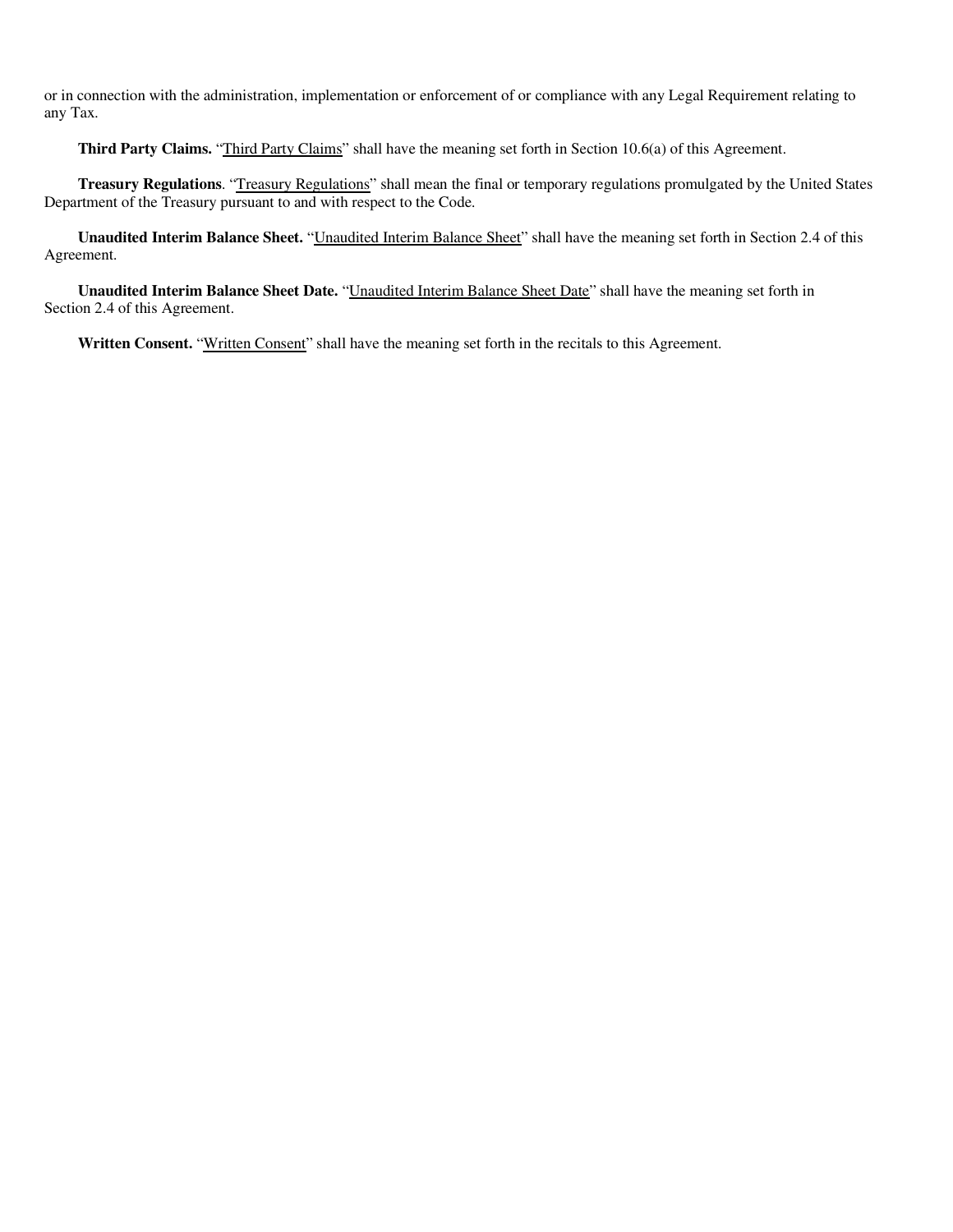or in connection with the administration, implementation or enforcement of or compliance with any Legal Requirement relating to any Tax.

**Third Party Claims.** "Third Party Claims" shall have the meaning set forth in Section 10.6(a) of this Agreement.

**Treasury Regulations**. "Treasury Regulations" shall mean the final or temporary regulations promulgated by the United States Department of the Treasury pursuant to and with respect to the Code.

**Unaudited Interim Balance Sheet.** "Unaudited Interim Balance Sheet" shall have the meaning set forth in Section 2.4 of this Agreement.

**Unaudited Interim Balance Sheet Date.** "Unaudited Interim Balance Sheet Date" shall have the meaning set forth in Section 2.4 of this Agreement.

**Written Consent.** "Written Consent" shall have the meaning set forth in the recitals to this Agreement.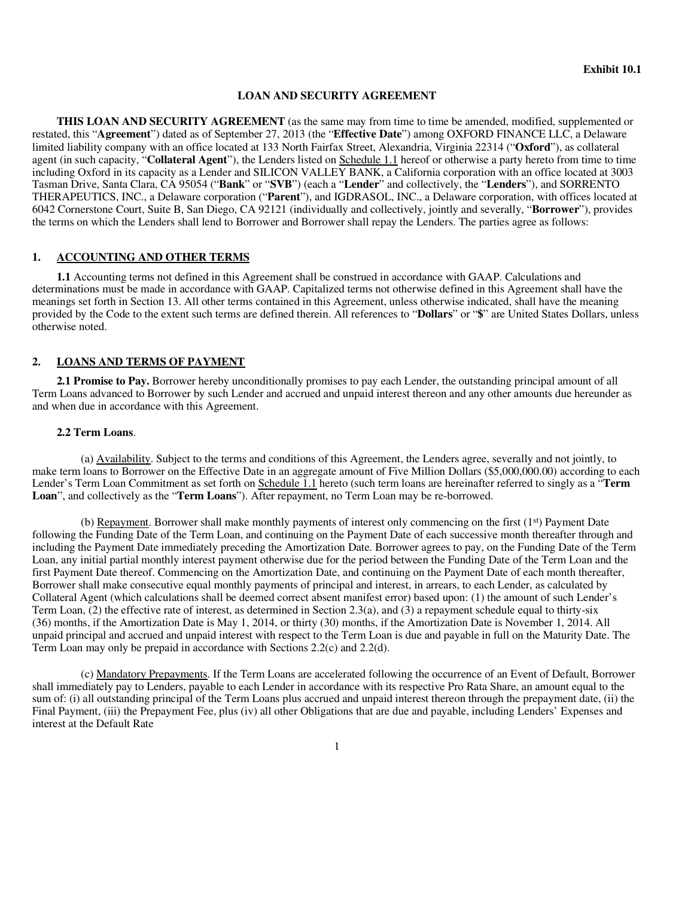**Exhibit 10.1**

**LOAN AND SECURITY AGREEMENT**

**THIS LOAN AND SECURITY AGREEMENT** (as the same may from time to time be amended, modified, supplemented or restated, this "**Agreement**") dated as of September 27, 2013 (the "**Effective Date**") among OXFORD FINANCE LLC, a Delaware limited liability company with an office located at 133 North Fairfax Street, Alexandria, Virginia 22314 ("**Oxford**"), as collateral agent (in such capacity, "**Collateral Agent**"), the Lenders listed on Schedule 1.1 hereof or otherwise a party hereto from time to time including Oxford in its capacity as a Lender and SILICON VALLEY BANK, a California corporation with an office located at 3003 Tasman Drive, Santa Clara, CA 95054 ("**Bank**" or "**SVB**") (each a "**Lender**" and collectively, the "**Lenders**"), and SORRENTO THERAPEUTICS, INC., a Delaware corporation ("**Parent**"), and IGDRASOL, INC., a Delaware corporation, with offices located at 6042 Cornerstone Court, Suite B, San Diego, CA 92121 (individually and collectively, jointly and severally, "**Borrower**"), provides the terms on which the Lenders shall lend to Borrower and Borrower shall repay the Lenders. The parties agree as follows:

## 1. ACCOUNTING AND OTHER TERMS

**1.1** Accounting terms not defined in this Agreement shall be construed in accordance with GAAP. Calculations and determinations must be made in accordance with GAAP. Capitalized terms not otherwise defined in this Agreement shall have the meanings set forth in Section 13. All other terms contained in this Agreement, unless otherwise indicated, shall have the meaning provided by the Code to the extent such terms are defined therein. All references to "**Dollars**" or "**$**" are United States Dollars, unless otherwise noted.

## 2. LOANS AND TERMS OF PAYMENT

**2.1 Promise to Pay.** Borrower hereby unconditionally promises to pay each Lender, the outstanding principal amount of all Term Loans advanced to Borrower by such Lender and accrued and unpaid interest thereon and any other amounts due hereunder as and when due in accordance with this Agreement.

**2.2 Term Loans**.

(a) Availability. Subject to the terms and conditions of this Agreement, the Lenders agree, severally and not jointly, to make term loans to Borrower on the Effective Date in an aggregate amount of Five Million Dollars ($5,000,000.00) according to each Lender's Term Loan Commitment as set forth on Schedule 1.1 hereto (such term loans are hereinafter referred to singly as a "**Term Loan**", and collectively as the "**Term Loans**"). After repayment, no Term Loan may be re-borrowed.

(b) Repayment. Borrower shall make monthly payments of interest only commencing on the first (1st) Payment Date following the Funding Date of the Term Loan, and continuing on the Payment Date of each successive month thereafter through and including the Payment Date immediately preceding the Amortization Date. Borrower agrees to pay, on the Funding Date of the Term Loan, any initial partial monthly interest payment otherwise due for the period between the Funding Date of the Term Loan and the first Payment Date thereof. Commencing on the Amortization Date, and continuing on the Payment Date of each month thereafter, Borrower shall make consecutive equal monthly payments of principal and interest, in arrears, to each Lender, as calculated by Collateral Agent (which calculations shall be deemed correct absent manifest error) based upon: (1) the amount of such Lender's Term Loan, (2) the effective rate of interest, as determined in Section 2.3(a), and (3) a repayment schedule equal to thirty-six (36) months, if the Amortization Date is May 1, 2014, or thirty (30) months, if the Amortization Date is November 1, 2014. All unpaid principal and accrued and unpaid interest with respect to the Term Loan is due and payable in full on the Maturity Date. The Term Loan may only be prepaid in accordance with Sections 2.2(c) and 2.2(d).

(c) Mandatory Prepayments. If the Term Loans are accelerated following the occurrence of an Event of Default, Borrower shall immediately pay to Lenders, payable to each Lender in accordance with its respective Pro Rata Share, an amount equal to the sum of: (i) all outstanding principal of the Term Loans plus accrued and unpaid interest thereon through the prepayment date, (ii) the Final Payment, (iii) the Prepayment Fee, plus (iv) all other Obligations that are due and payable, including Lenders' Expenses and interest at the Default Rate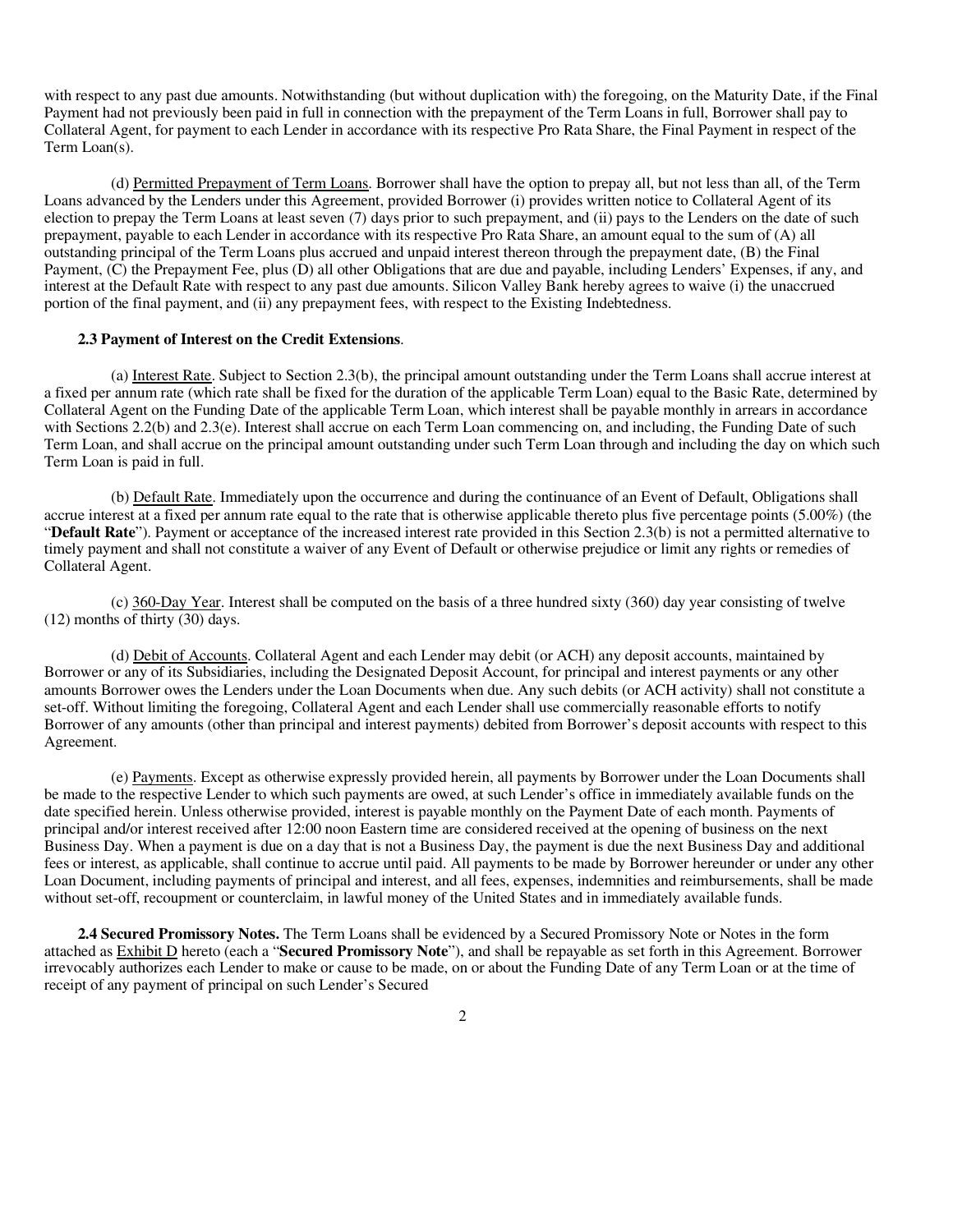with respect to any past due amounts. Notwithstanding (but without duplication with) the foregoing, on the Maturity Date, if the Final Payment had not previously been paid in full in connection with the prepayment of the Term Loans in full, Borrower shall pay to Collateral Agent, for payment to each Lender in accordance with its respective Pro Rata Share, the Final Payment in respect of the Term Loan(s).

(d) Permitted Prepayment of Term Loans. Borrower shall have the option to prepay all, but not less than all, of the Term Loans advanced by the Lenders under this Agreement, provided Borrower (i) provides written notice to Collateral Agent of its election to prepay the Term Loans at least seven (7) days prior to such prepayment, and (ii) pays to the Lenders on the date of such prepayment, payable to each Lender in accordance with its respective Pro Rata Share, an amount equal to the sum of (A) all outstanding principal of the Term Loans plus accrued and unpaid interest thereon through the prepayment date, (B) the Final Payment, (C) the Prepayment Fee, plus (D) all other Obligations that are due and payable, including Lenders' Expenses, if any, and interest at the Default Rate with respect to any past due amounts. Silicon Valley Bank hereby agrees to waive (i) the unaccrued portion of the final payment, and (ii) any prepayment fees, with respect to the Existing Indebtedness.

**2.3 Payment of Interest on the Credit Extensions**.

(a) Interest Rate. Subject to Section 2.3(b), the principal amount outstanding under the Term Loans shall accrue interest at a fixed per annum rate (which rate shall be fixed for the duration of the applicable Term Loan) equal to the Basic Rate, determined by Collateral Agent on the Funding Date of the applicable Term Loan, which interest shall be payable monthly in arrears in accordance with Sections 2.2(b) and 2.3(e). Interest shall accrue on each Term Loan commencing on, and including, the Funding Date of such Term Loan, and shall accrue on the principal amount outstanding under such Term Loan through and including the day on which such Term Loan is paid in full.

(b) Default Rate. Immediately upon the occurrence and during the continuance of an Event of Default, Obligations shall accrue interest at a fixed per annum rate equal to the rate that is otherwise applicable thereto plus five percentage points (5.00%) (the "**Default Rate**"). Payment or acceptance of the increased interest rate provided in this Section 2.3(b) is not a permitted alternative to timely payment and shall not constitute a waiver of any Event of Default or otherwise prejudice or limit any rights or remedies of Collateral Agent.

(c) 360-Day Year. Interest shall be computed on the basis of a three hundred sixty (360) day year consisting of twelve (12) months of thirty (30) days.

(d) Debit of Accounts. Collateral Agent and each Lender may debit (or ACH) any deposit accounts, maintained by Borrower or any of its Subsidiaries, including the Designated Deposit Account, for principal and interest payments or any other amounts Borrower owes the Lenders under the Loan Documents when due. Any such debits (or ACH activity) shall not constitute a set-off. Without limiting the foregoing, Collateral Agent and each Lender shall use commercially reasonable efforts to notify Borrower of any amounts (other than principal and interest payments) debited from Borrower's deposit accounts with respect to this Agreement.

(e) Payments. Except as otherwise expressly provided herein, all payments by Borrower under the Loan Documents shall be made to the respective Lender to which such payments are owed, at such Lender's office in immediately available funds on the date specified herein. Unless otherwise provided, interest is payable monthly on the Payment Date of each month. Payments of principal and/or interest received after 12:00 noon Eastern time are considered received at the opening of business on the next Business Day. When a payment is due on a day that is not a Business Day, the payment is due the next Business Day and additional fees or interest, as applicable, shall continue to accrue until paid. All payments to be made by Borrower hereunder or under any other Loan Document, including payments of principal and interest, and all fees, expenses, indemnities and reimbursements, shall be made without set-off, recoupment or counterclaim, in lawful money of the United States and in immediately available funds.

**2.4 Secured Promissory Notes.** The Term Loans shall be evidenced by a Secured Promissory Note or Notes in the form attached as Exhibit D hereto (each a "**Secured Promissory Note**"), and shall be repayable as set forth in this Agreement. Borrower irrevocably authorizes each Lender to make or cause to be made, on or about the Funding Date of any Term Loan or at the time of receipt of any payment of principal on such Lender's Secured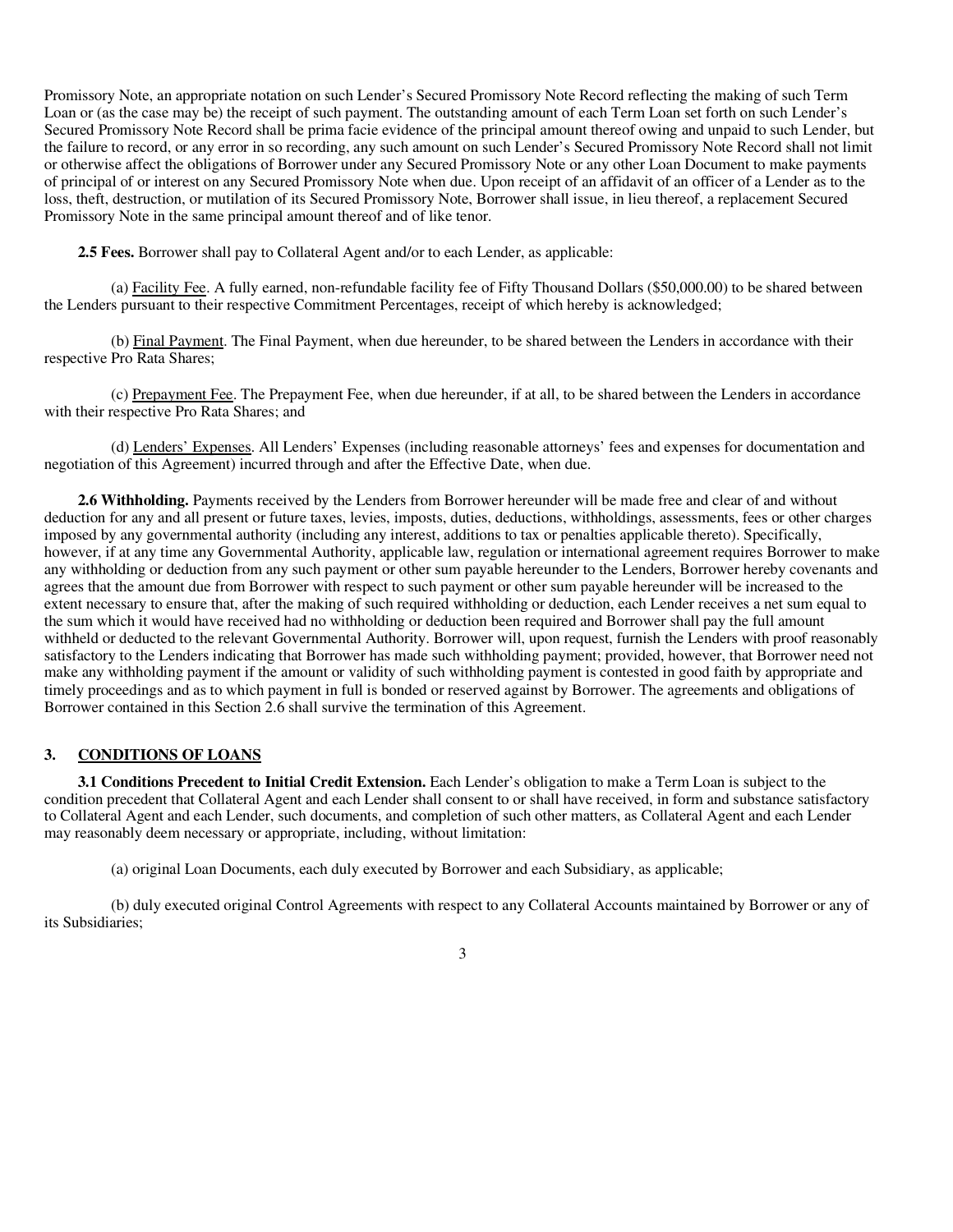Promissory Note, an appropriate notation on such Lender's Secured Promissory Note Record reflecting the making of such Term Loan or (as the case may be) the receipt of such payment. The outstanding amount of each Term Loan set forth on such Lender's Secured Promissory Note Record shall be prima facie evidence of the principal amount thereof owing and unpaid to such Lender, but the failure to record, or any error in so recording, any such amount on such Lender's Secured Promissory Note Record shall not limit or otherwise affect the obligations of Borrower under any Secured Promissory Note or any other Loan Document to make payments of principal of or interest on any Secured Promissory Note when due. Upon receipt of an affidavit of an officer of a Lender as to the loss, theft, destruction, or mutilation of its Secured Promissory Note, Borrower shall issue, in lieu thereof, a replacement Secured Promissory Note in the same principal amount thereof and of like tenor.

**2.5 Fees.** Borrower shall pay to Collateral Agent and/or to each Lender, as applicable:

(a) Facility Fee. A fully earned, non-refundable facility fee of Fifty Thousand Dollars ($50,000.00) to be shared between the Lenders pursuant to their respective Commitment Percentages, receipt of which hereby is acknowledged;

(b) Final Payment. The Final Payment, when due hereunder, to be shared between the Lenders in accordance with their respective Pro Rata Shares;

(c) Prepayment Fee. The Prepayment Fee, when due hereunder, if at all, to be shared between the Lenders in accordance with their respective Pro Rata Shares; and

(d) Lenders' Expenses. All Lenders' Expenses (including reasonable attorneys' fees and expenses for documentation and negotiation of this Agreement) incurred through and after the Effective Date, when due.

**2.6 Withholding.** Payments received by the Lenders from Borrower hereunder will be made free and clear of and without deduction for any and all present or future taxes, levies, imposts, duties, deductions, withholdings, assessments, fees or other charges imposed by any governmental authority (including any interest, additions to tax or penalties applicable thereto). Specifically, however, if at any time any Governmental Authority, applicable law, regulation or international agreement requires Borrower to make any withholding or deduction from any such payment or other sum payable hereunder to the Lenders, Borrower hereby covenants and agrees that the amount due from Borrower with respect to such payment or other sum payable hereunder will be increased to the extent necessary to ensure that, after the making of such required withholding or deduction, each Lender receives a net sum equal to the sum which it would have received had no withholding or deduction been required and Borrower shall pay the full amount withheld or deducted to the relevant Governmental Authority. Borrower will, upon request, furnish the Lenders with proof reasonably satisfactory to the Lenders indicating that Borrower has made such withholding payment; provided, however, that Borrower need not make any withholding payment if the amount or validity of such withholding payment is contested in good faith by appropriate and timely proceedings and as to which payment in full is bonded or reserved against by Borrower. The agreements and obligations of Borrower contained in this Section 2.6 shall survive the termination of this Agreement.

## 3. CONDITIONS OF LOANS

**3.1 Conditions Precedent to Initial Credit Extension.** Each Lender's obligation to make a Term Loan is subject to the condition precedent that Collateral Agent and each Lender shall consent to or shall have received, in form and substance satisfactory to Collateral Agent and each Lender, such documents, and completion of such other matters, as Collateral Agent and each Lender may reasonably deem necessary or appropriate, including, without limitation:

(a) original Loan Documents, each duly executed by Borrower and each Subsidiary, as applicable;

(b) duly executed original Control Agreements with respect to any Collateral Accounts maintained by Borrower or any of its Subsidiaries;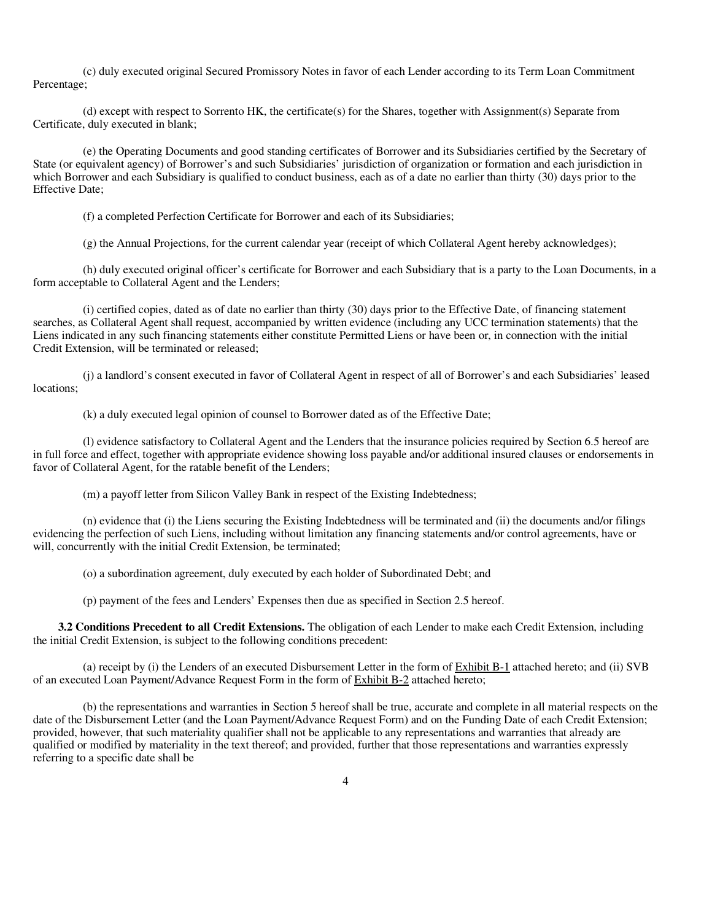(c) duly executed original Secured Promissory Notes in favor of each Lender according to its Term Loan Commitment Percentage;

(d) except with respect to Sorrento HK, the certificate(s) for the Shares, together with Assignment(s) Separate from Certificate, duly executed in blank;

(e) the Operating Documents and good standing certificates of Borrower and its Subsidiaries certified by the Secretary of State (or equivalent agency) of Borrower's and such Subsidiaries' jurisdiction of organization or formation and each jurisdiction in which Borrower and each Subsidiary is qualified to conduct business, each as of a date no earlier than thirty (30) days prior to the Effective Date;

(f) a completed Perfection Certificate for Borrower and each of its Subsidiaries;

(g) the Annual Projections, for the current calendar year (receipt of which Collateral Agent hereby acknowledges);

(h) duly executed original officer's certificate for Borrower and each Subsidiary that is a party to the Loan Documents, in a form acceptable to Collateral Agent and the Lenders;

(i) certified copies, dated as of date no earlier than thirty (30) days prior to the Effective Date, of financing statement searches, as Collateral Agent shall request, accompanied by written evidence (including any UCC termination statements) that the Liens indicated in any such financing statements either constitute Permitted Liens or have been or, in connection with the initial Credit Extension, will be terminated or released;

(j) a landlord's consent executed in favor of Collateral Agent in respect of all of Borrower's and each Subsidiaries' leased locations;

(k) a duly executed legal opinion of counsel to Borrower dated as of the Effective Date;

(l) evidence satisfactory to Collateral Agent and the Lenders that the insurance policies required by Section 6.5 hereof are in full force and effect, together with appropriate evidence showing loss payable and/or additional insured clauses or endorsements in favor of Collateral Agent, for the ratable benefit of the Lenders;

(m) a payoff letter from Silicon Valley Bank in respect of the Existing Indebtedness;

(n) evidence that (i) the Liens securing the Existing Indebtedness will be terminated and (ii) the documents and/or filings evidencing the perfection of such Liens, including without limitation any financing statements and/or control agreements, have or will, concurrently with the initial Credit Extension, be terminated;

(o) a subordination agreement, duly executed by each holder of Subordinated Debt; and

(p) payment of the fees and Lenders' Expenses then due as specified in Section 2.5 hereof.

**3.2 Conditions Precedent to all Credit Extensions.** The obligation of each Lender to make each Credit Extension, including the initial Credit Extension, is subject to the following conditions precedent:

(a) receipt by (i) the Lenders of an executed Disbursement Letter in the form of Exhibit B-1 attached hereto; and (ii) SVB of an executed Loan Payment/Advance Request Form in the form of Exhibit B-2 attached hereto;

(b) the representations and warranties in Section 5 hereof shall be true, accurate and complete in all material respects on the date of the Disbursement Letter (and the Loan Payment/Advance Request Form) and on the Funding Date of each Credit Extension; provided, however, that such materiality qualifier shall not be applicable to any representations and warranties that already are qualified or modified by materiality in the text thereof; and provided, further that those representations and warranties expressly referring to a specific date shall be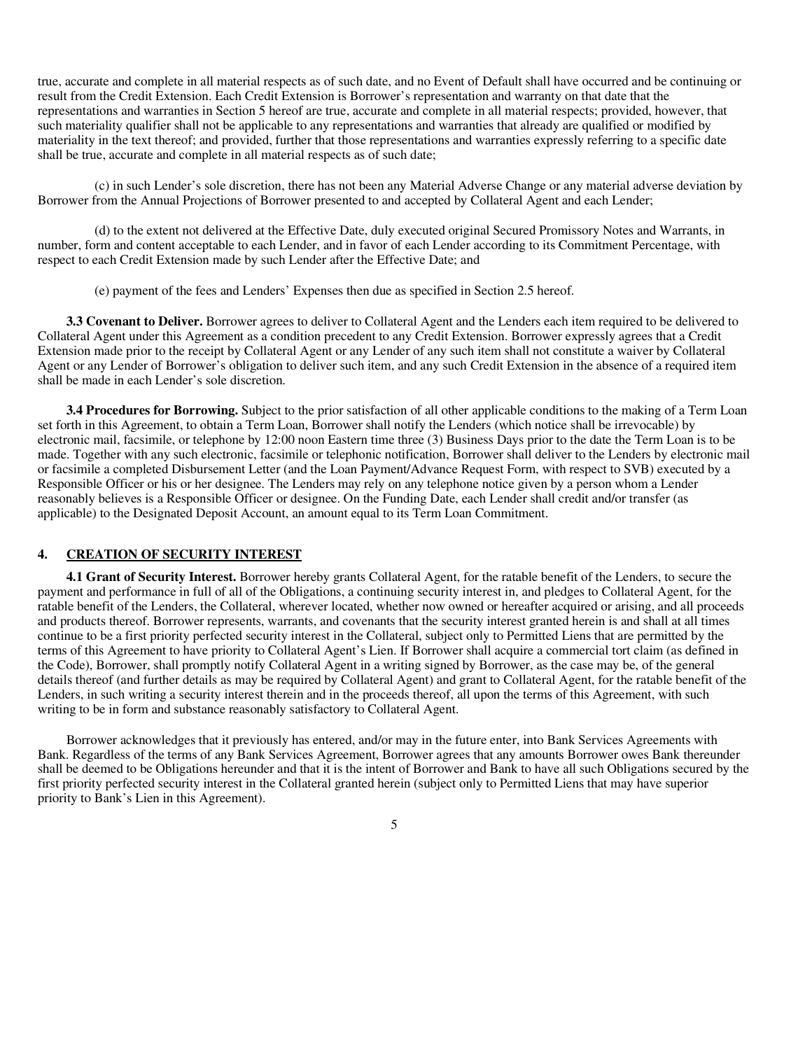true, accurate and complete in all material respects as of such date, and no Event of Default shall have occurred and be continuing or result from the Credit Extension. Each Credit Extension is Borrower's representation and warranty on that date that the representations and warranties in Section 5 hereof are true, accurate and complete in all material respects; provided, however, that such materiality qualifier shall not be applicable to any representations and warranties that already are qualified or modified by materiality in the text thereof; and provided, further that those representations and warranties expressly referring to a specific date shall be true, accurate and complete in all material respects as of such date;

(c) in such Lender's sole discretion, there has not been any Material Adverse Change or any material adverse deviation by Borrower from the Annual Projections of Borrower presented to and accepted by Collateral Agent and each Lender;

(d) to the extent not delivered at the Effective Date, duly executed original Secured Promissory Notes and Warrants, in number, form and content acceptable to each Lender, and in favor of each Lender according to its Commitment Percentage, with respect to each Credit Extension made by such Lender after the Effective Date; and

(e) payment of the fees and Lenders' Expenses then due as specified in Section 2.5 hereof.

**3.3 Covenant to Deliver.** Borrower agrees to deliver to Collateral Agent and the Lenders each item required to be delivered to Collateral Agent under this Agreement as a condition precedent to any Credit Extension. Borrower expressly agrees that a Credit Extension made prior to the receipt by Collateral Agent or any Lender of any such item shall not constitute a waiver by Collateral Agent or any Lender of Borrower's obligation to deliver such item, and any such Credit Extension in the absence of a required item shall be made in each Lender's sole discretion.

**3.4 Procedures for Borrowing.** Subject to the prior satisfaction of all other applicable conditions to the making of a Term Loan set forth in this Agreement, to obtain a Term Loan, Borrower shall notify the Lenders (which notice shall be irrevocable) by electronic mail, facsimile, or telephone by 12:00 noon Eastern time three (3) Business Days prior to the date the Term Loan is to be made. Together with any such electronic, facsimile or telephonic notification, Borrower shall deliver to the Lenders by electronic mail or facsimile a completed Disbursement Letter (and the Loan Payment/Advance Request Form, with respect to SVB) executed by a Responsible Officer or his or her designee. The Lenders may rely on any telephone notice given by a person whom a Lender reasonably believes is a Responsible Officer or designee. On the Funding Date, each Lender shall credit and/or transfer (as applicable) to the Designated Deposit Account, an amount equal to its Term Loan Commitment.

## 4. CREATION OF SECURITY INTEREST

**4.1 Grant of Security Interest.** Borrower hereby grants Collateral Agent, for the ratable benefit of the Lenders, to secure the payment and performance in full of all of the Obligations, a continuing security interest in, and pledges to Collateral Agent, for the ratable benefit of the Lenders, the Collateral, wherever located, whether now owned or hereafter acquired or arising, and all proceeds and products thereof. Borrower represents, warrants, and covenants that the security interest granted herein is and shall at all times continue to be a first priority perfected security interest in the Collateral, subject only to Permitted Liens that are permitted by the terms of this Agreement to have priority to Collateral Agent's Lien. If Borrower shall acquire a commercial tort claim (as defined in the Code), Borrower, shall promptly notify Collateral Agent in a writing signed by Borrower, as the case may be, of the general details thereof (and further details as may be required by Collateral Agent) and grant to Collateral Agent, for the ratable benefit of the Lenders, in such writing a security interest therein and in the proceeds thereof, all upon the terms of this Agreement, with such writing to be in form and substance reasonably satisfactory to Collateral Agent.

Borrower acknowledges that it previously has entered, and/or may in the future enter, into Bank Services Agreements with Bank. Regardless of the terms of any Bank Services Agreement, Borrower agrees that any amounts Borrower owes Bank thereunder shall be deemed to be Obligations hereunder and that it is the intent of Borrower and Bank to have all such Obligations secured by the first priority perfected security interest in the Collateral granted herein (subject only to Permitted Liens that may have superior priority to Bank's Lien in this Agreement).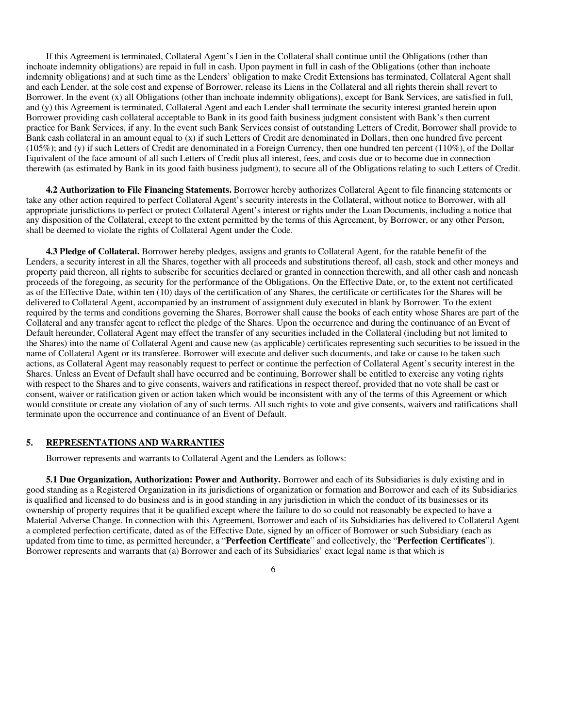If this Agreement is terminated, Collateral Agent's Lien in the Collateral shall continue until the Obligations (other than inchoate indemnity obligations) are repaid in full in cash. Upon payment in full in cash of the Obligations (other than inchoate indemnity obligations) and at such time as the Lenders' obligation to make Credit Extensions has terminated, Collateral Agent shall and each Lender, at the sole cost and expense of Borrower, release its Liens in the Collateral and all rights therein shall revert to Borrower. In the event (x) all Obligations (other than inchoate indemnity obligations), except for Bank Services, are satisfied in full, and (y) this Agreement is terminated, Collateral Agent and each Lender shall terminate the security interest granted herein upon Borrower providing cash collateral acceptable to Bank in its good faith business judgment consistent with Bank's then current practice for Bank Services, if any. In the event such Bank Services consist of outstanding Letters of Credit, Borrower shall provide to Bank cash collateral in an amount equal to (x) if such Letters of Credit are denominated in Dollars, then one hundred five percent (105%); and (y) if such Letters of Credit are denominated in a Foreign Currency, then one hundred ten percent (110%), of the Dollar Equivalent of the face amount of all such Letters of Credit plus all interest, fees, and costs due or to become due in connection therewith (as estimated by Bank in its good faith business judgment), to secure all of the Obligations relating to such Letters of Credit.

**4.2 Authorization to File Financing Statements.** Borrower hereby authorizes Collateral Agent to file financing statements or take any other action required to perfect Collateral Agent's security interests in the Collateral, without notice to Borrower, with all appropriate jurisdictions to perfect or protect Collateral Agent's interest or rights under the Loan Documents, including a notice that any disposition of the Collateral, except to the extent permitted by the terms of this Agreement, by Borrower, or any other Person, shall be deemed to violate the rights of Collateral Agent under the Code.

**4.3 Pledge of Collateral.** Borrower hereby pledges, assigns and grants to Collateral Agent, for the ratable benefit of the Lenders, a security interest in all the Shares, together with all proceeds and substitutions thereof, all cash, stock and other moneys and property paid thereon, all rights to subscribe for securities declared or granted in connection therewith, and all other cash and noncash proceeds of the foregoing, as security for the performance of the Obligations. On the Effective Date, or, to the extent not certificated as of the Effective Date, within ten (10) days of the certification of any Shares, the certificate or certificates for the Shares will be delivered to Collateral Agent, accompanied by an instrument of assignment duly executed in blank by Borrower. To the extent required by the terms and conditions governing the Shares, Borrower shall cause the books of each entity whose Shares are part of the Collateral and any transfer agent to reflect the pledge of the Shares. Upon the occurrence and during the continuance of an Event of Default hereunder, Collateral Agent may effect the transfer of any securities included in the Collateral (including but not limited to the Shares) into the name of Collateral Agent and cause new (as applicable) certificates representing such securities to be issued in the name of Collateral Agent or its transferee. Borrower will execute and deliver such documents, and take or cause to be taken such actions, as Collateral Agent may reasonably request to perfect or continue the perfection of Collateral Agent's security interest in the Shares. Unless an Event of Default shall have occurred and be continuing, Borrower shall be entitled to exercise any voting rights with respect to the Shares and to give consents, waivers and ratifications in respect thereof, provided that no vote shall be cast or consent, waiver or ratification given or action taken which would be inconsistent with any of the terms of this Agreement or which would constitute or create any violation of any of such terms. All such rights to vote and give consents, waivers and ratifications shall terminate upon the occurrence and continuance of an Event of Default.

## 5. REPRESENTATIONS AND WARRANTIES

Borrower represents and warrants to Collateral Agent and the Lenders as follows:

**5.1 Due Organization, Authorization: Power and Authority.** Borrower and each of its Subsidiaries is duly existing and in good standing as a Registered Organization in its jurisdictions of organization or formation and Borrower and each of its Subsidiaries is qualified and licensed to do business and is in good standing in any jurisdiction in which the conduct of its businesses or its ownership of property requires that it be qualified except where the failure to do so could not reasonably be expected to have a Material Adverse Change. In connection with this Agreement, Borrower and each of its Subsidiaries has delivered to Collateral Agent a completed perfection certificate, dated as of the Effective Date, signed by an officer of Borrower or such Subsidiary (each as updated from time to time, as permitted hereunder, a "**Perfection Certificate**" and collectively, the "**Perfection Certificates**"). Borrower represents and warrants that (a) Borrower and each of its Subsidiaries' exact legal name is that which is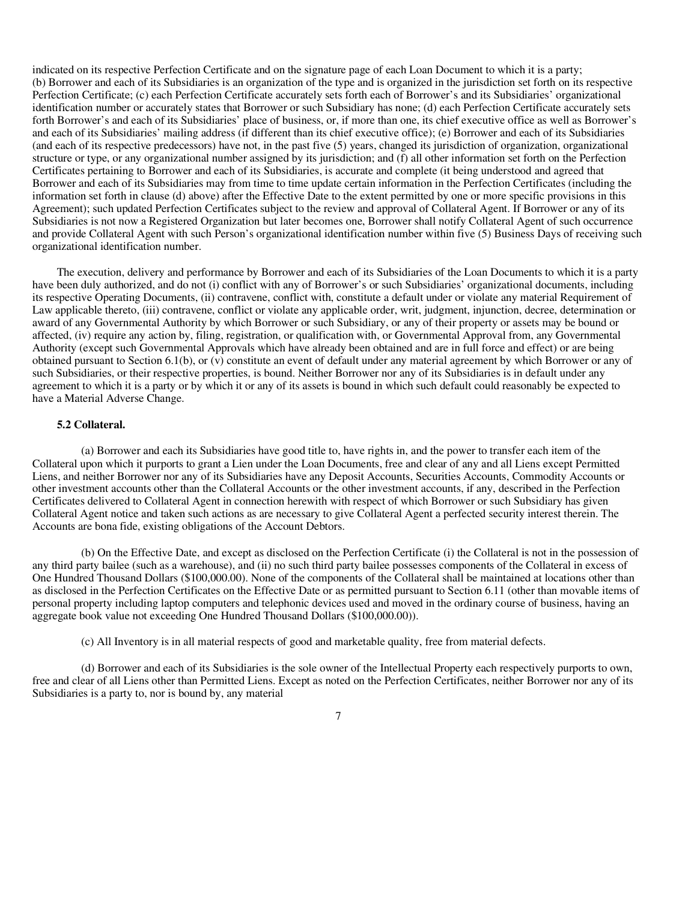indicated on its respective Perfection Certificate and on the signature page of each Loan Document to which it is a party; (b) Borrower and each of its Subsidiaries is an organization of the type and is organized in the jurisdiction set forth on its respective Perfection Certificate; (c) each Perfection Certificate accurately sets forth each of Borrower's and its Subsidiaries' organizational identification number or accurately states that Borrower or such Subsidiary has none; (d) each Perfection Certificate accurately sets forth Borrower's and each of its Subsidiaries' place of business, or, if more than one, its chief executive office as well as Borrower's and each of its Subsidiaries' mailing address (if different than its chief executive office); (e) Borrower and each of its Subsidiaries (and each of its respective predecessors) have not, in the past five (5) years, changed its jurisdiction of organization, organizational structure or type, or any organizational number assigned by its jurisdiction; and (f) all other information set forth on the Perfection Certificates pertaining to Borrower and each of its Subsidiaries, is accurate and complete (it being understood and agreed that Borrower and each of its Subsidiaries may from time to time update certain information in the Perfection Certificates (including the information set forth in clause (d) above) after the Effective Date to the extent permitted by one or more specific provisions in this Agreement); such updated Perfection Certificates subject to the review and approval of Collateral Agent. If Borrower or any of its Subsidiaries is not now a Registered Organization but later becomes one, Borrower shall notify Collateral Agent of such occurrence and provide Collateral Agent with such Person's organizational identification number within five (5) Business Days of receiving such organizational identification number.

The execution, delivery and performance by Borrower and each of its Subsidiaries of the Loan Documents to which it is a party have been duly authorized, and do not (i) conflict with any of Borrower's or such Subsidiaries' organizational documents, including its respective Operating Documents, (ii) contravene, conflict with, constitute a default under or violate any material Requirement of Law applicable thereto, (iii) contravene, conflict or violate any applicable order, writ, judgment, injunction, decree, determination or award of any Governmental Authority by which Borrower or such Subsidiary, or any of their property or assets may be bound or affected, (iv) require any action by, filing, registration, or qualification with, or Governmental Approval from, any Governmental Authority (except such Governmental Approvals which have already been obtained and are in full force and effect) or are being obtained pursuant to Section 6.1(b), or (v) constitute an event of default under any material agreement by which Borrower or any of such Subsidiaries, or their respective properties, is bound. Neither Borrower nor any of its Subsidiaries is in default under any agreement to which it is a party or by which it or any of its assets is bound in which such default could reasonably be expected to have a Material Adverse Change.

**5.2 Collateral.**

(a) Borrower and each its Subsidiaries have good title to, have rights in, and the power to transfer each item of the Collateral upon which it purports to grant a Lien under the Loan Documents, free and clear of any and all Liens except Permitted Liens, and neither Borrower nor any of its Subsidiaries have any Deposit Accounts, Securities Accounts, Commodity Accounts or other investment accounts other than the Collateral Accounts or the other investment accounts, if any, described in the Perfection Certificates delivered to Collateral Agent in connection herewith with respect of which Borrower or such Subsidiary has given Collateral Agent notice and taken such actions as are necessary to give Collateral Agent a perfected security interest therein. The Accounts are bona fide, existing obligations of the Account Debtors.

(b) On the Effective Date, and except as disclosed on the Perfection Certificate (i) the Collateral is not in the possession of any third party bailee (such as a warehouse), and (ii) no such third party bailee possesses components of the Collateral in excess of One Hundred Thousand Dollars ($100,000.00). None of the components of the Collateral shall be maintained at locations other than as disclosed in the Perfection Certificates on the Effective Date or as permitted pursuant to Section 6.11 (other than movable items of personal property including laptop computers and telephonic devices used and moved in the ordinary course of business, having an aggregate book value not exceeding One Hundred Thousand Dollars ($100,000.00)).

(c) All Inventory is in all material respects of good and marketable quality, free from material defects.

(d) Borrower and each of its Subsidiaries is the sole owner of the Intellectual Property each respectively purports to own, free and clear of all Liens other than Permitted Liens. Except as noted on the Perfection Certificates, neither Borrower nor any of its Subsidiaries is a party to, nor is bound by, any material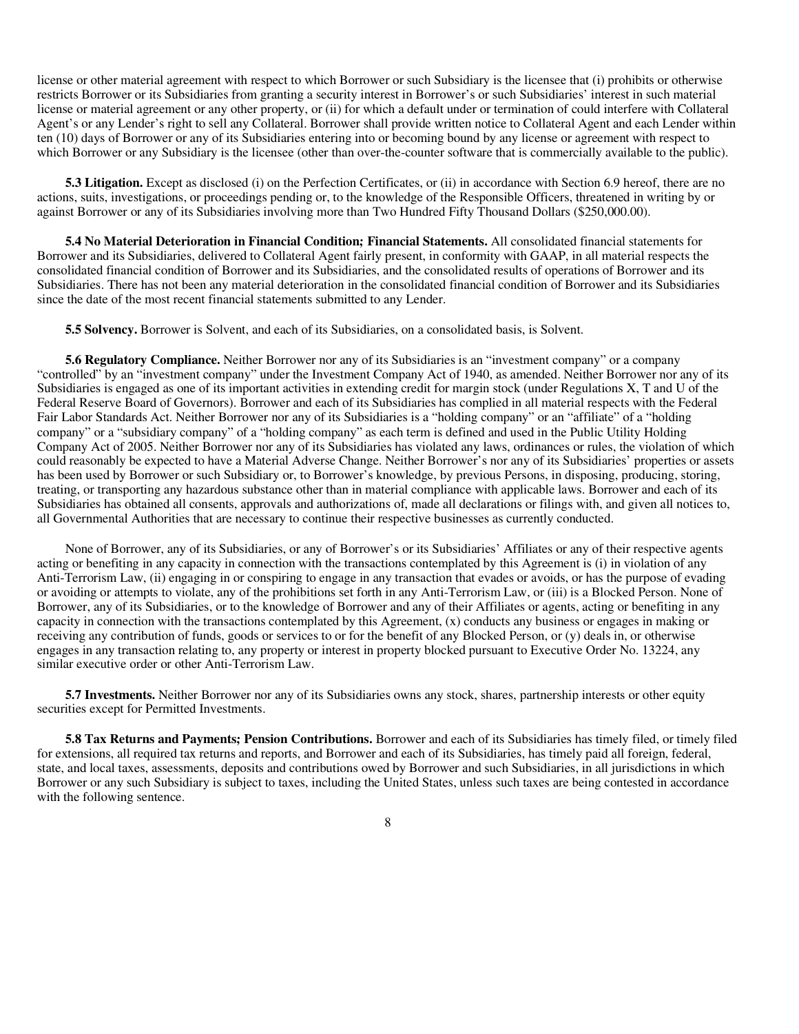license or other material agreement with respect to which Borrower or such Subsidiary is the licensee that (i) prohibits or otherwise restricts Borrower or its Subsidiaries from granting a security interest in Borrower's or such Subsidiaries' interest in such material license or material agreement or any other property, or (ii) for which a default under or termination of could interfere with Collateral Agent's or any Lender's right to sell any Collateral. Borrower shall provide written notice to Collateral Agent and each Lender within ten (10) days of Borrower or any of its Subsidiaries entering into or becoming bound by any license or agreement with respect to which Borrower or any Subsidiary is the licensee (other than over-the-counter software that is commercially available to the public).

**5.3 Litigation.** Except as disclosed (i) on the Perfection Certificates, or (ii) in accordance with Section 6.9 hereof, there are no actions, suits, investigations, or proceedings pending or, to the knowledge of the Responsible Officers, threatened in writing by or against Borrower or any of its Subsidiaries involving more than Two Hundred Fifty Thousand Dollars ($250,000.00).

**5.4 No Material Deterioration in Financial Condition; Financial Statements.** All consolidated financial statements for Borrower and its Subsidiaries, delivered to Collateral Agent fairly present, in conformity with GAAP, in all material respects the consolidated financial condition of Borrower and its Subsidiaries, and the consolidated results of operations of Borrower and its Subsidiaries. There has not been any material deterioration in the consolidated financial condition of Borrower and its Subsidiaries since the date of the most recent financial statements submitted to any Lender.

**5.5 Solvency.** Borrower is Solvent, and each of its Subsidiaries, on a consolidated basis, is Solvent.

**5.6 Regulatory Compliance.** Neither Borrower nor any of its Subsidiaries is an "investment company" or a company "controlled" by an "investment company" under the Investment Company Act of 1940, as amended. Neither Borrower nor any of its Subsidiaries is engaged as one of its important activities in extending credit for margin stock (under Regulations X, T and U of the Federal Reserve Board of Governors). Borrower and each of its Subsidiaries has complied in all material respects with the Federal Fair Labor Standards Act. Neither Borrower nor any of its Subsidiaries is a "holding company" or an "affiliate" of a "holding company" or a "subsidiary company" of a "holding company" as each term is defined and used in the Public Utility Holding Company Act of 2005. Neither Borrower nor any of its Subsidiaries has violated any laws, ordinances or rules, the violation of which could reasonably be expected to have a Material Adverse Change. Neither Borrower's nor any of its Subsidiaries' properties or assets has been used by Borrower or such Subsidiary or, to Borrower's knowledge, by previous Persons, in disposing, producing, storing, treating, or transporting any hazardous substance other than in material compliance with applicable laws. Borrower and each of its Subsidiaries has obtained all consents, approvals and authorizations of, made all declarations or filings with, and given all notices to, all Governmental Authorities that are necessary to continue their respective businesses as currently conducted.

None of Borrower, any of its Subsidiaries, or any of Borrower's or its Subsidiaries' Affiliates or any of their respective agents acting or benefiting in any capacity in connection with the transactions contemplated by this Agreement is (i) in violation of any Anti-Terrorism Law, (ii) engaging in or conspiring to engage in any transaction that evades or avoids, or has the purpose of evading or avoiding or attempts to violate, any of the prohibitions set forth in any Anti-Terrorism Law, or (iii) is a Blocked Person. None of Borrower, any of its Subsidiaries, or to the knowledge of Borrower and any of their Affiliates or agents, acting or benefiting in any capacity in connection with the transactions contemplated by this Agreement, (x) conducts any business or engages in making or receiving any contribution of funds, goods or services to or for the benefit of any Blocked Person, or (y) deals in, or otherwise engages in any transaction relating to, any property or interest in property blocked pursuant to Executive Order No. 13224, any similar executive order or other Anti-Terrorism Law.

**5.7 Investments.** Neither Borrower nor any of its Subsidiaries owns any stock, shares, partnership interests or other equity securities except for Permitted Investments.

**5.8 Tax Returns and Payments; Pension Contributions.** Borrower and each of its Subsidiaries has timely filed, or timely filed for extensions, all required tax returns and reports, and Borrower and each of its Subsidiaries, has timely paid all foreign, federal, state, and local taxes, assessments, deposits and contributions owed by Borrower and such Subsidiaries, in all jurisdictions in which Borrower or any such Subsidiary is subject to taxes, including the United States, unless such taxes are being contested in accordance with the following sentence.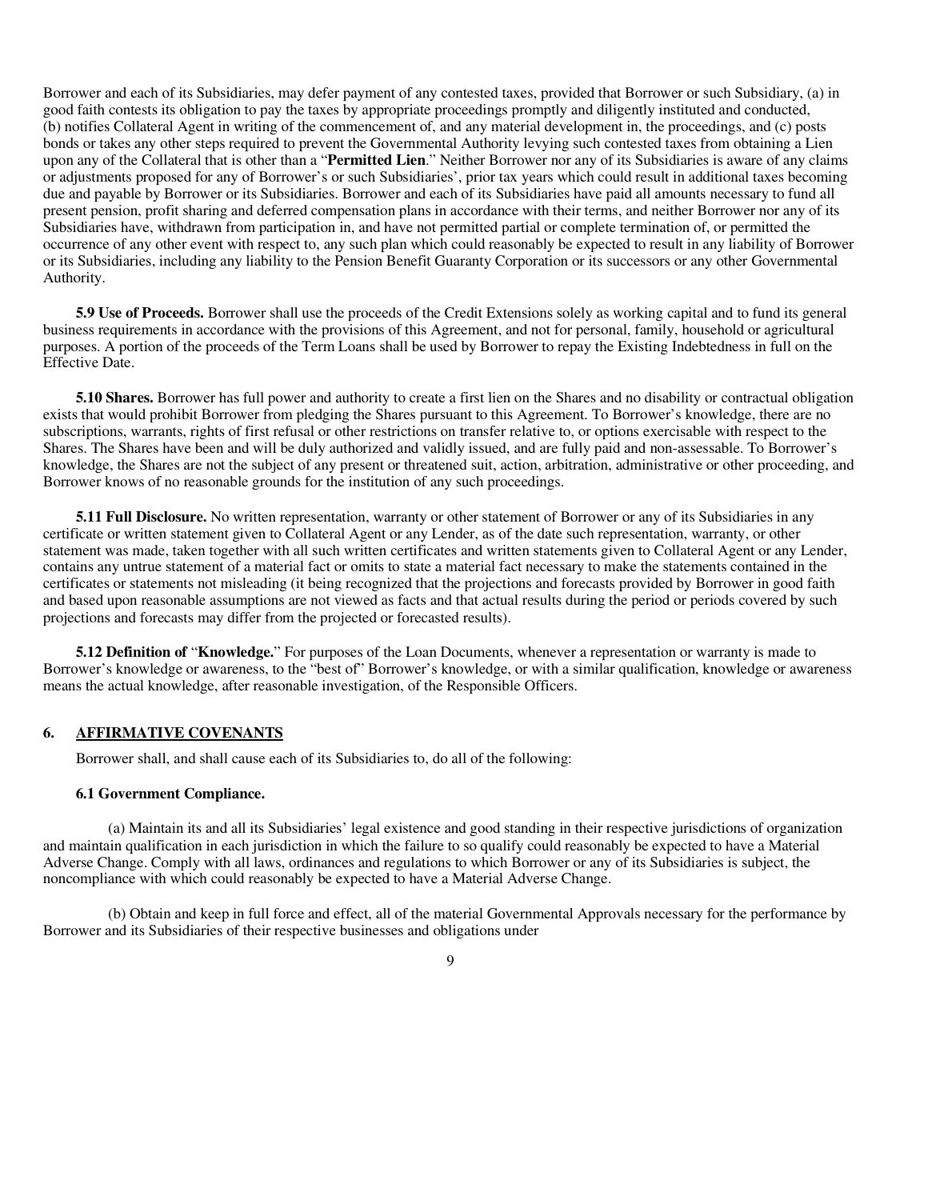Borrower and each of its Subsidiaries, may defer payment of any contested taxes, provided that Borrower or such Subsidiary, (a) in good faith contests its obligation to pay the taxes by appropriate proceedings promptly and diligently instituted and conducted, (b) notifies Collateral Agent in writing of the commencement of, and any material development in, the proceedings, and (c) posts bonds or takes any other steps required to prevent the Governmental Authority levying such contested taxes from obtaining a Lien upon any of the Collateral that is other than a "**Permitted Lien**." Neither Borrower nor any of its Subsidiaries is aware of any claims or adjustments proposed for any of Borrower's or such Subsidiaries', prior tax years which could result in additional taxes becoming due and payable by Borrower or its Subsidiaries. Borrower and each of its Subsidiaries have paid all amounts necessary to fund all present pension, profit sharing and deferred compensation plans in accordance with their terms, and neither Borrower nor any of its Subsidiaries have, withdrawn from participation in, and have not permitted partial or complete termination of, or permitted the occurrence of any other event with respect to, any such plan which could reasonably be expected to result in any liability of Borrower or its Subsidiaries, including any liability to the Pension Benefit Guaranty Corporation or its successors or any other Governmental Authority.

**5.9 Use of Proceeds.** Borrower shall use the proceeds of the Credit Extensions solely as working capital and to fund its general business requirements in accordance with the provisions of this Agreement, and not for personal, family, household or agricultural purposes. A portion of the proceeds of the Term Loans shall be used by Borrower to repay the Existing Indebtedness in full on the Effective Date.

**5.10 Shares.** Borrower has full power and authority to create a first lien on the Shares and no disability or contractual obligation exists that would prohibit Borrower from pledging the Shares pursuant to this Agreement. To Borrower's knowledge, there are no subscriptions, warrants, rights of first refusal or other restrictions on transfer relative to, or options exercisable with respect to the Shares. The Shares have been and will be duly authorized and validly issued, and are fully paid and non-assessable. To Borrower's knowledge, the Shares are not the subject of any present or threatened suit, action, arbitration, administrative or other proceeding, and Borrower knows of no reasonable grounds for the institution of any such proceedings.

**5.11 Full Disclosure.** No written representation, warranty or other statement of Borrower or any of its Subsidiaries in any certificate or written statement given to Collateral Agent or any Lender, as of the date such representation, warranty, or other statement was made, taken together with all such written certificates and written statements given to Collateral Agent or any Lender, contains any untrue statement of a material fact or omits to state a material fact necessary to make the statements contained in the certificates or statements not misleading (it being recognized that the projections and forecasts provided by Borrower in good faith and based upon reasonable assumptions are not viewed as facts and that actual results during the period or periods covered by such projections and forecasts may differ from the projected or forecasted results).

**5.12 Definition of "Knowledge."** For purposes of the Loan Documents, whenever a representation or warranty is made to Borrower's knowledge or awareness, to the "best of" Borrower's knowledge, or with a similar qualification, knowledge or awareness means the actual knowledge, after reasonable investigation, of the Responsible Officers.

## 6. AFFIRMATIVE COVENANTS

Borrower shall, and shall cause each of its Subsidiaries to, do all of the following:

**6.1 Government Compliance.**

(a) Maintain its and all its Subsidiaries' legal existence and good standing in their respective jurisdictions of organization and maintain qualification in each jurisdiction in which the failure to so qualify could reasonably be expected to have a Material Adverse Change. Comply with all laws, ordinances and regulations to which Borrower or any of its Subsidiaries is subject, the noncompliance with which could reasonably be expected to have a Material Adverse Change.

(b) Obtain and keep in full force and effect, all of the material Governmental Approvals necessary for the performance by Borrower and its Subsidiaries of their respective businesses and obligations under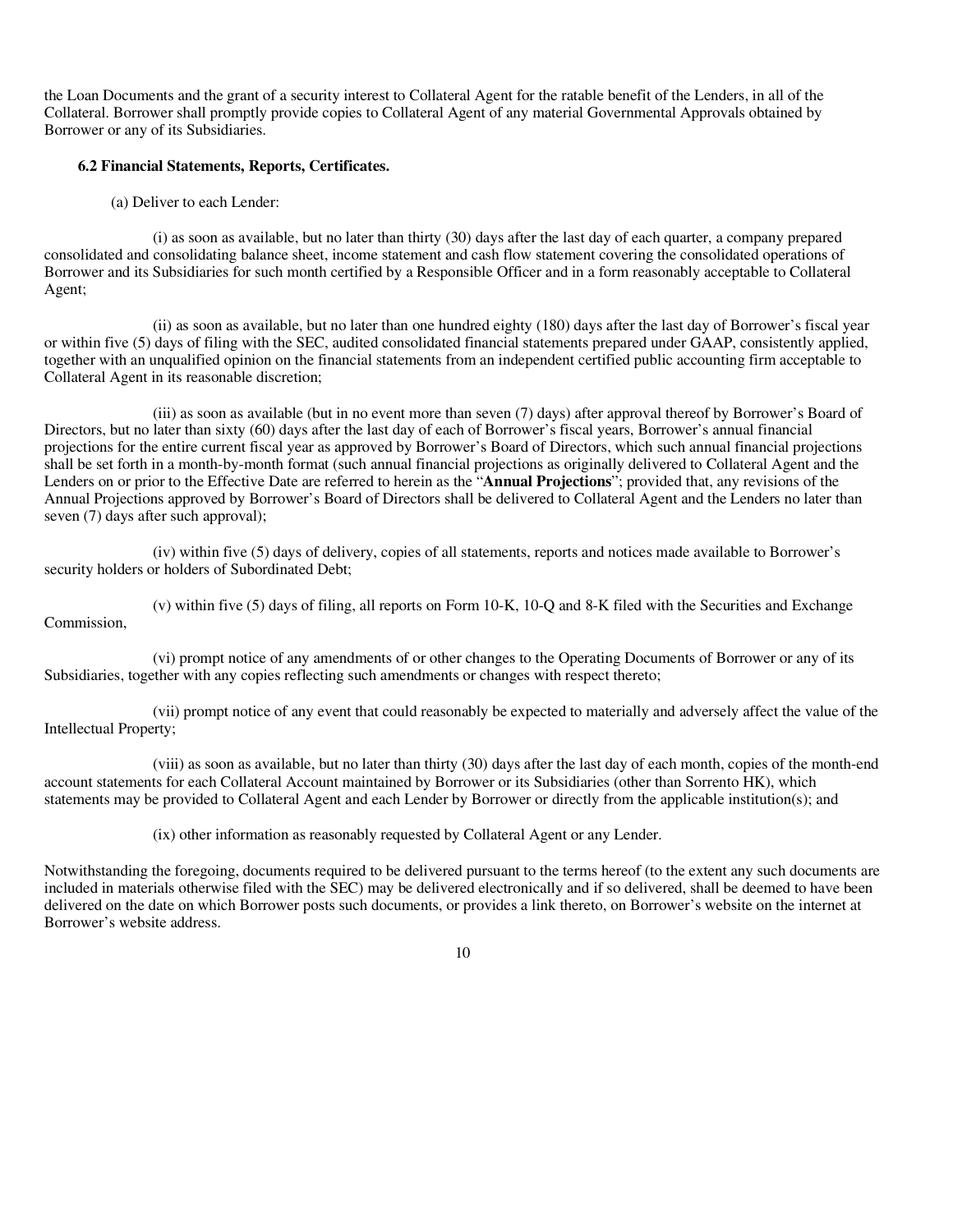the Loan Documents and the grant of a security interest to Collateral Agent for the ratable benefit of the Lenders, in all of the Collateral. Borrower shall promptly provide copies to Collateral Agent of any material Governmental Approvals obtained by Borrower or any of its Subsidiaries.

**6.2 Financial Statements, Reports, Certificates.**

(a) Deliver to each Lender:

(i) as soon as available, but no later than thirty (30) days after the last day of each quarter, a company prepared consolidated and consolidating balance sheet, income statement and cash flow statement covering the consolidated operations of Borrower and its Subsidiaries for such month certified by a Responsible Officer and in a form reasonably acceptable to Collateral Agent;

(ii) as soon as available, but no later than one hundred eighty (180) days after the last day of Borrower's fiscal year or within five (5) days of filing with the SEC, audited consolidated financial statements prepared under GAAP, consistently applied, together with an unqualified opinion on the financial statements from an independent certified public accounting firm acceptable to Collateral Agent in its reasonable discretion;

(iii) as soon as available (but in no event more than seven (7) days) after approval thereof by Borrower's Board of Directors, but no later than sixty (60) days after the last day of each of Borrower's fiscal years, Borrower's annual financial projections for the entire current fiscal year as approved by Borrower's Board of Directors, which such annual financial projections shall be set forth in a month-by-month format (such annual financial projections as originally delivered to Collateral Agent and the Lenders on or prior to the Effective Date are referred to herein as the "**Annual Projections**"; provided that, any revisions of the Annual Projections approved by Borrower's Board of Directors shall be delivered to Collateral Agent and the Lenders no later than seven (7) days after such approval);

(iv) within five (5) days of delivery, copies of all statements, reports and notices made available to Borrower's security holders or holders of Subordinated Debt;

(v) within five (5) days of filing, all reports on Form 10-K, 10-Q and 8-K filed with the Securities and Exchange Commission,

(vi) prompt notice of any amendments of or other changes to the Operating Documents of Borrower or any of its Subsidiaries, together with any copies reflecting such amendments or changes with respect thereto;

(vii) prompt notice of any event that could reasonably be expected to materially and adversely affect the value of the Intellectual Property;

(viii) as soon as available, but no later than thirty (30) days after the last day of each month, copies of the month-end account statements for each Collateral Account maintained by Borrower or its Subsidiaries (other than Sorrento HK), which statements may be provided to Collateral Agent and each Lender by Borrower or directly from the applicable institution(s); and

(ix) other information as reasonably requested by Collateral Agent or any Lender.

Notwithstanding the foregoing, documents required to be delivered pursuant to the terms hereof (to the extent any such documents are included in materials otherwise filed with the SEC) may be delivered electronically and if so delivered, shall be deemed to have been delivered on the date on which Borrower posts such documents, or provides a link thereto, on Borrower's website on the internet at Borrower's website address.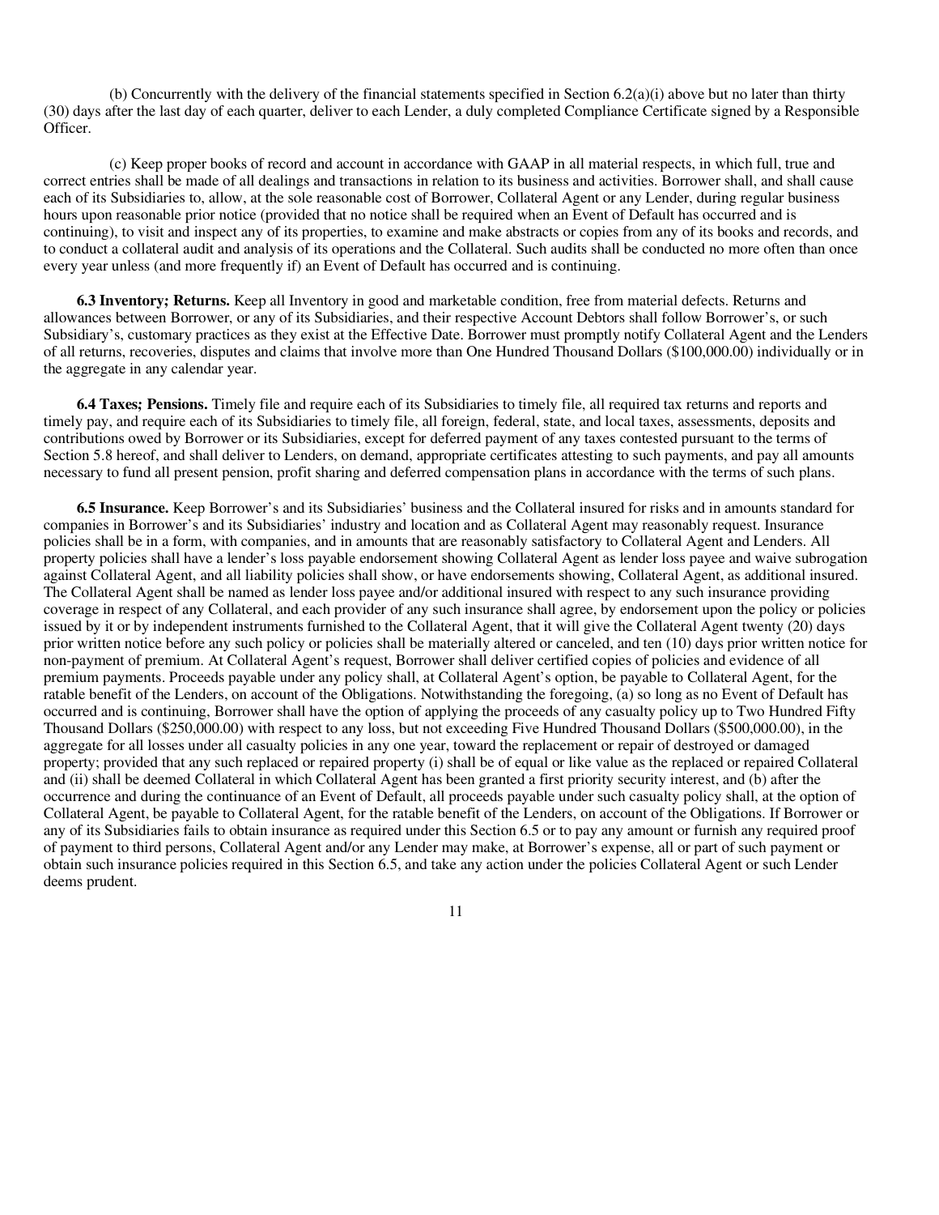(b) Concurrently with the delivery of the financial statements specified in Section 6.2(a)(i) above but no later than thirty (30) days after the last day of each quarter, deliver to each Lender, a duly completed Compliance Certificate signed by a Responsible Officer.

(c) Keep proper books of record and account in accordance with GAAP in all material respects, in which full, true and correct entries shall be made of all dealings and transactions in relation to its business and activities. Borrower shall, and shall cause each of its Subsidiaries to, allow, at the sole reasonable cost of Borrower, Collateral Agent or any Lender, during regular business hours upon reasonable prior notice (provided that no notice shall be required when an Event of Default has occurred and is continuing), to visit and inspect any of its properties, to examine and make abstracts or copies from any of its books and records, and to conduct a collateral audit and analysis of its operations and the Collateral. Such audits shall be conducted no more often than once every year unless (and more frequently if) an Event of Default has occurred and is continuing.

**6.3 Inventory; Returns.** Keep all Inventory in good and marketable condition, free from material defects. Returns and allowances between Borrower, or any of its Subsidiaries, and their respective Account Debtors shall follow Borrower's, or such Subsidiary's, customary practices as they exist at the Effective Date. Borrower must promptly notify Collateral Agent and the Lenders of all returns, recoveries, disputes and claims that involve more than One Hundred Thousand Dollars ($100,000.00) individually or in the aggregate in any calendar year.

**6.4 Taxes; Pensions.** Timely file and require each of its Subsidiaries to timely file, all required tax returns and reports and timely pay, and require each of its Subsidiaries to timely file, all foreign, federal, state, and local taxes, assessments, deposits and contributions owed by Borrower or its Subsidiaries, except for deferred payment of any taxes contested pursuant to the terms of Section 5.8 hereof, and shall deliver to Lenders, on demand, appropriate certificates attesting to such payments, and pay all amounts necessary to fund all present pension, profit sharing and deferred compensation plans in accordance with the terms of such plans.

**6.5 Insurance.** Keep Borrower's and its Subsidiaries' business and the Collateral insured for risks and in amounts standard for companies in Borrower's and its Subsidiaries' industry and location and as Collateral Agent may reasonably request. Insurance policies shall be in a form, with companies, and in amounts that are reasonably satisfactory to Collateral Agent and Lenders. All property policies shall have a lender's loss payable endorsement showing Collateral Agent as lender loss payee and waive subrogation against Collateral Agent, and all liability policies shall show, or have endorsements showing, Collateral Agent, as additional insured. The Collateral Agent shall be named as lender loss payee and/or additional insured with respect to any such insurance providing coverage in respect of any Collateral, and each provider of any such insurance shall agree, by endorsement upon the policy or policies issued by it or by independent instruments furnished to the Collateral Agent, that it will give the Collateral Agent twenty (20) days prior written notice before any such policy or policies shall be materially altered or canceled, and ten (10) days prior written notice for non-payment of premium. At Collateral Agent's request, Borrower shall deliver certified copies of policies and evidence of all premium payments. Proceeds payable under any policy shall, at Collateral Agent's option, be payable to Collateral Agent, for the ratable benefit of the Lenders, on account of the Obligations. Notwithstanding the foregoing, (a) so long as no Event of Default has occurred and is continuing, Borrower shall have the option of applying the proceeds of any casualty policy up to Two Hundred Fifty Thousand Dollars ($250,000.00) with respect to any loss, but not exceeding Five Hundred Thousand Dollars ($500,000.00), in the aggregate for all losses under all casualty policies in any one year, toward the replacement or repair of destroyed or damaged property; provided that any such replaced or repaired property (i) shall be of equal or like value as the replaced or repaired Collateral and (ii) shall be deemed Collateral in which Collateral Agent has been granted a first priority security interest, and (b) after the occurrence and during the continuance of an Event of Default, all proceeds payable under such casualty policy shall, at the option of Collateral Agent, be payable to Collateral Agent, for the ratable benefit of the Lenders, on account of the Obligations. If Borrower or any of its Subsidiaries fails to obtain insurance as required under this Section 6.5 or to pay any amount or furnish any required proof of payment to third persons, Collateral Agent and/or any Lender may make, at Borrower's expense, all or part of such payment or obtain such insurance policies required in this Section 6.5, and take any action under the policies Collateral Agent or such Lender deems prudent.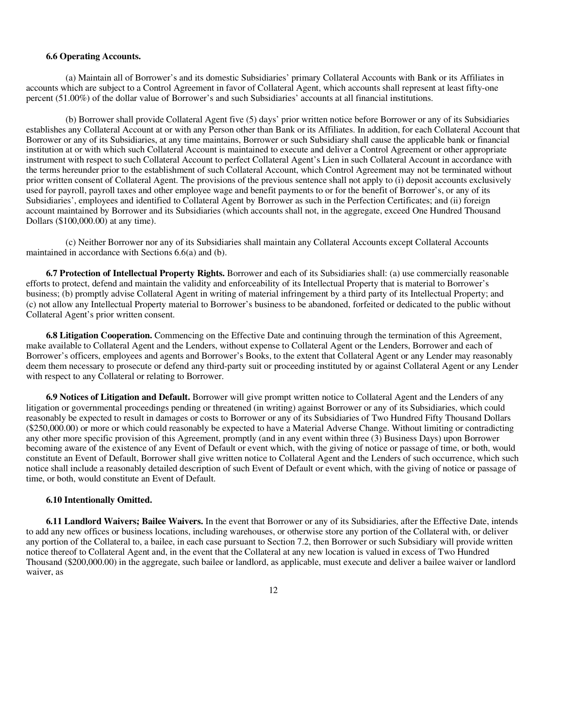**6.6 Operating Accounts.**

(a) Maintain all of Borrower's and its domestic Subsidiaries' primary Collateral Accounts with Bank or its Affiliates in accounts which are subject to a Control Agreement in favor of Collateral Agent, which accounts shall represent at least fifty-one percent (51.00%) of the dollar value of Borrower's and such Subsidiaries' accounts at all financial institutions.

(b) Borrower shall provide Collateral Agent five (5) days' prior written notice before Borrower or any of its Subsidiaries establishes any Collateral Account at or with any Person other than Bank or its Affiliates. In addition, for each Collateral Account that Borrower or any of its Subsidiaries, at any time maintains, Borrower or such Subsidiary shall cause the applicable bank or financial institution at or with which such Collateral Account is maintained to execute and deliver a Control Agreement or other appropriate instrument with respect to such Collateral Account to perfect Collateral Agent's Lien in such Collateral Account in accordance with the terms hereunder prior to the establishment of such Collateral Account, which Control Agreement may not be terminated without prior written consent of Collateral Agent. The provisions of the previous sentence shall not apply to (i) deposit accounts exclusively used for payroll, payroll taxes and other employee wage and benefit payments to or for the benefit of Borrower's, or any of its Subsidiaries', employees and identified to Collateral Agent by Borrower as such in the Perfection Certificates; and (ii) foreign account maintained by Borrower and its Subsidiaries (which accounts shall not, in the aggregate, exceed One Hundred Thousand Dollars ($100,000.00) at any time).

(c) Neither Borrower nor any of its Subsidiaries shall maintain any Collateral Accounts except Collateral Accounts maintained in accordance with Sections 6.6(a) and (b).

**6.7 Protection of Intellectual Property Rights.** Borrower and each of its Subsidiaries shall: (a) use commercially reasonable efforts to protect, defend and maintain the validity and enforceability of its Intellectual Property that is material to Borrower's business; (b) promptly advise Collateral Agent in writing of material infringement by a third party of its Intellectual Property; and (c) not allow any Intellectual Property material to Borrower's business to be abandoned, forfeited or dedicated to the public without Collateral Agent's prior written consent.

**6.8 Litigation Cooperation.** Commencing on the Effective Date and continuing through the termination of this Agreement, make available to Collateral Agent and the Lenders, without expense to Collateral Agent or the Lenders, Borrower and each of Borrower's officers, employees and agents and Borrower's Books, to the extent that Collateral Agent or any Lender may reasonably deem them necessary to prosecute or defend any third-party suit or proceeding instituted by or against Collateral Agent or any Lender with respect to any Collateral or relating to Borrower.

**6.9 Notices of Litigation and Default.** Borrower will give prompt written notice to Collateral Agent and the Lenders of any litigation or governmental proceedings pending or threatened (in writing) against Borrower or any of its Subsidiaries, which could reasonably be expected to result in damages or costs to Borrower or any of its Subsidiaries of Two Hundred Fifty Thousand Dollars ($250,000.00) or more or which could reasonably be expected to have a Material Adverse Change. Without limiting or contradicting any other more specific provision of this Agreement, promptly (and in any event within three (3) Business Days) upon Borrower becoming aware of the existence of any Event of Default or event which, with the giving of notice or passage of time, or both, would constitute an Event of Default, Borrower shall give written notice to Collateral Agent and the Lenders of such occurrence, which such notice shall include a reasonably detailed description of such Event of Default or event which, with the giving of notice or passage of time, or both, would constitute an Event of Default.

**6.10 Intentionally Omitted.**

**6.11 Landlord Waivers; Bailee Waivers.** In the event that Borrower or any of its Subsidiaries, after the Effective Date, intends to add any new offices or business locations, including warehouses, or otherwise store any portion of the Collateral with, or deliver any portion of the Collateral to, a bailee, in each case pursuant to Section 7.2, then Borrower or such Subsidiary will provide written notice thereof to Collateral Agent and, in the event that the Collateral at any new location is valued in excess of Two Hundred Thousand ($200,000.00) in the aggregate, such bailee or landlord, as applicable, must execute and deliver a bailee waiver or landlord waiver, as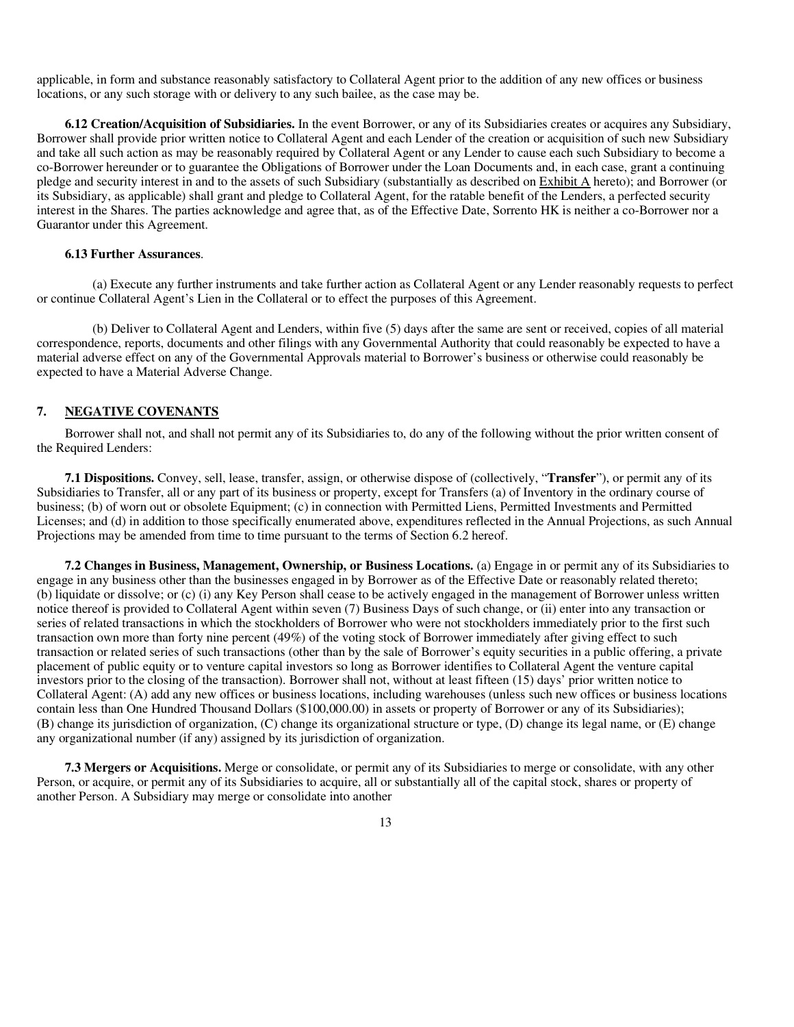applicable, in form and substance reasonably satisfactory to Collateral Agent prior to the addition of any new offices or business locations, or any such storage with or delivery to any such bailee, as the case may be.

**6.12 Creation/Acquisition of Subsidiaries.** In the event Borrower, or any of its Subsidiaries creates or acquires any Subsidiary, Borrower shall provide prior written notice to Collateral Agent and each Lender of the creation or acquisition of such new Subsidiary and take all such action as may be reasonably required by Collateral Agent or any Lender to cause each such Subsidiary to become a co-Borrower hereunder or to guarantee the Obligations of Borrower under the Loan Documents and, in each case, grant a continuing pledge and security interest in and to the assets of such Subsidiary (substantially as described on Exhibit A hereto); and Borrower (or its Subsidiary, as applicable) shall grant and pledge to Collateral Agent, for the ratable benefit of the Lenders, a perfected security interest in the Shares. The parties acknowledge and agree that, as of the Effective Date, Sorrento HK is neither a co-Borrower nor a Guarantor under this Agreement.

**6.13 Further Assurances**.

(a) Execute any further instruments and take further action as Collateral Agent or any Lender reasonably requests to perfect or continue Collateral Agent's Lien in the Collateral or to effect the purposes of this Agreement.

(b) Deliver to Collateral Agent and Lenders, within five (5) days after the same are sent or received, copies of all material correspondence, reports, documents and other filings with any Governmental Authority that could reasonably be expected to have a material adverse effect on any of the Governmental Approvals material to Borrower's business or otherwise could reasonably be expected to have a Material Adverse Change.

## 7. NEGATIVE COVENANTS

Borrower shall not, and shall not permit any of its Subsidiaries to, do any of the following without the prior written consent of the Required Lenders:

**7.1 Dispositions.** Convey, sell, lease, transfer, assign, or otherwise dispose of (collectively, "**Transfer**"), or permit any of its Subsidiaries to Transfer, all or any part of its business or property, except for Transfers (a) of Inventory in the ordinary course of business; (b) of worn out or obsolete Equipment; (c) in connection with Permitted Liens, Permitted Investments and Permitted Licenses; and (d) in addition to those specifically enumerated above, expenditures reflected in the Annual Projections, as such Annual Projections may be amended from time to time pursuant to the terms of Section 6.2 hereof.

**7.2 Changes in Business, Management, Ownership, or Business Locations.** (a) Engage in or permit any of its Subsidiaries to engage in any business other than the businesses engaged in by Borrower as of the Effective Date or reasonably related thereto; (b) liquidate or dissolve; or (c) (i) any Key Person shall cease to be actively engaged in the management of Borrower unless written notice thereof is provided to Collateral Agent within seven (7) Business Days of such change, or (ii) enter into any transaction or series of related transactions in which the stockholders of Borrower who were not stockholders immediately prior to the first such transaction own more than forty nine percent (49%) of the voting stock of Borrower immediately after giving effect to such transaction or related series of such transactions (other than by the sale of Borrower's equity securities in a public offering, a private placement of public equity or to venture capital investors so long as Borrower identifies to Collateral Agent the venture capital investors prior to the closing of the transaction). Borrower shall not, without at least fifteen (15) days' prior written notice to Collateral Agent: (A) add any new offices or business locations, including warehouses (unless such new offices or business locations contain less than One Hundred Thousand Dollars ($100,000.00) in assets or property of Borrower or any of its Subsidiaries); (B) change its jurisdiction of organization, (C) change its organizational structure or type, (D) change its legal name, or (E) change any organizational number (if any) assigned by its jurisdiction of organization.

**7.3 Mergers or Acquisitions.** Merge or consolidate, or permit any of its Subsidiaries to merge or consolidate, with any other Person, or acquire, or permit any of its Subsidiaries to acquire, all or substantially all of the capital stock, shares or property of another Person. A Subsidiary may merge or consolidate into another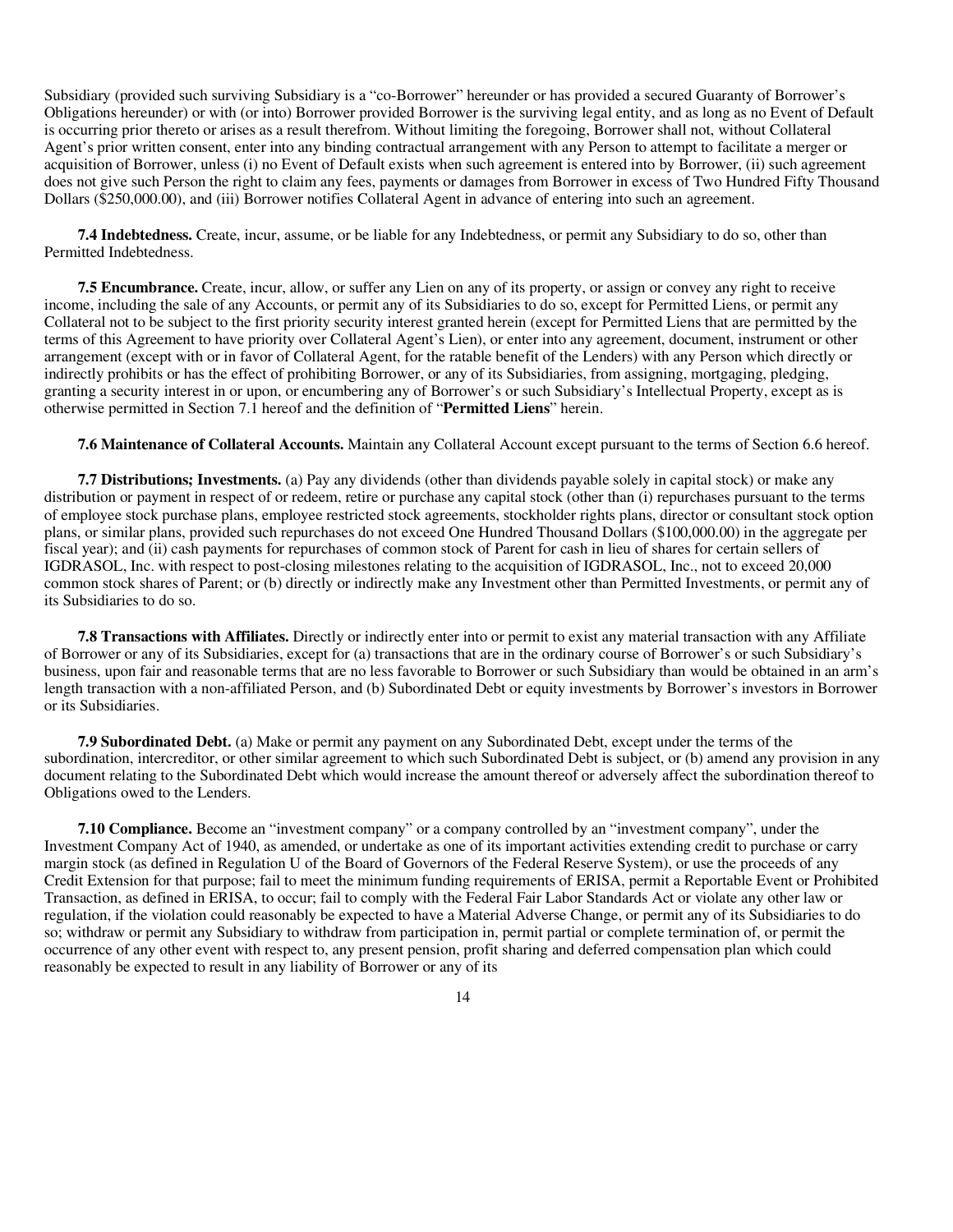Subsidiary (provided such surviving Subsidiary is a "co-Borrower" hereunder or has provided a secured Guaranty of Borrower's Obligations hereunder) or with (or into) Borrower provided Borrower is the surviving legal entity, and as long as no Event of Default is occurring prior thereto or arises as a result therefrom. Without limiting the foregoing, Borrower shall not, without Collateral Agent's prior written consent, enter into any binding contractual arrangement with any Person to attempt to facilitate a merger or acquisition of Borrower, unless (i) no Event of Default exists when such agreement is entered into by Borrower, (ii) such agreement does not give such Person the right to claim any fees, payments or damages from Borrower in excess of Two Hundred Fifty Thousand Dollars ($250,000.00), and (iii) Borrower notifies Collateral Agent in advance of entering into such an agreement.

**7.4 Indebtedness.** Create, incur, assume, or be liable for any Indebtedness, or permit any Subsidiary to do so, other than Permitted Indebtedness.

**7.5 Encumbrance.** Create, incur, allow, or suffer any Lien on any of its property, or assign or convey any right to receive income, including the sale of any Accounts, or permit any of its Subsidiaries to do so, except for Permitted Liens, or permit any Collateral not to be subject to the first priority security interest granted herein (except for Permitted Liens that are permitted by the terms of this Agreement to have priority over Collateral Agent's Lien), or enter into any agreement, document, instrument or other arrangement (except with or in favor of Collateral Agent, for the ratable benefit of the Lenders) with any Person which directly or indirectly prohibits or has the effect of prohibiting Borrower, or any of its Subsidiaries, from assigning, mortgaging, pledging, granting a security interest in or upon, or encumbering any of Borrower's or such Subsidiary's Intellectual Property, except as is otherwise permitted in Section 7.1 hereof and the definition of "**Permitted Liens**" herein.

**7.6 Maintenance of Collateral Accounts.** Maintain any Collateral Account except pursuant to the terms of Section 6.6 hereof.

**7.7 Distributions; Investments.** (a) Pay any dividends (other than dividends payable solely in capital stock) or make any distribution or payment in respect of or redeem, retire or purchase any capital stock (other than (i) repurchases pursuant to the terms of employee stock purchase plans, employee restricted stock agreements, stockholder rights plans, director or consultant stock option plans, or similar plans, provided such repurchases do not exceed One Hundred Thousand Dollars ($100,000.00) in the aggregate per fiscal year); and (ii) cash payments for repurchases of common stock of Parent for cash in lieu of shares for certain sellers of IGDRASOL, Inc. with respect to post-closing milestones relating to the acquisition of IGDRASOL, Inc., not to exceed 20,000 common stock shares of Parent; or (b) directly or indirectly make any Investment other than Permitted Investments, or permit any of its Subsidiaries to do so.

**7.8 Transactions with Affiliates.** Directly or indirectly enter into or permit to exist any material transaction with any Affiliate of Borrower or any of its Subsidiaries, except for (a) transactions that are in the ordinary course of Borrower's or such Subsidiary's business, upon fair and reasonable terms that are no less favorable to Borrower or such Subsidiary than would be obtained in an arm's length transaction with a non-affiliated Person, and (b) Subordinated Debt or equity investments by Borrower's investors in Borrower or its Subsidiaries.

**7.9 Subordinated Debt.** (a) Make or permit any payment on any Subordinated Debt, except under the terms of the subordination, intercreditor, or other similar agreement to which such Subordinated Debt is subject, or (b) amend any provision in any document relating to the Subordinated Debt which would increase the amount thereof or adversely affect the subordination thereof to Obligations owed to the Lenders.

**7.10 Compliance.** Become an "investment company" or a company controlled by an "investment company", under the Investment Company Act of 1940, as amended, or undertake as one of its important activities extending credit to purchase or carry margin stock (as defined in Regulation U of the Board of Governors of the Federal Reserve System), or use the proceeds of any Credit Extension for that purpose; fail to meet the minimum funding requirements of ERISA, permit a Reportable Event or Prohibited Transaction, as defined in ERISA, to occur; fail to comply with the Federal Fair Labor Standards Act or violate any other law or regulation, if the violation could reasonably be expected to have a Material Adverse Change, or permit any of its Subsidiaries to do so; withdraw or permit any Subsidiary to withdraw from participation in, permit partial or complete termination of, or permit the occurrence of any other event with respect to, any present pension, profit sharing and deferred compensation plan which could reasonably be expected to result in any liability of Borrower or any of its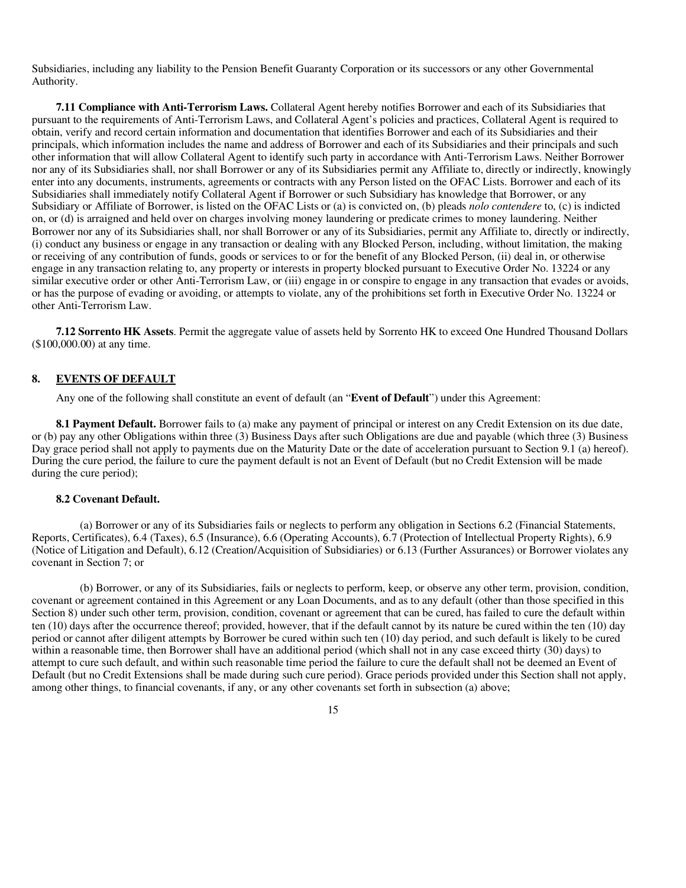Subsidiaries, including any liability to the Pension Benefit Guaranty Corporation or its successors or any other Governmental Authority.

**7.11 Compliance with Anti-Terrorism Laws.** Collateral Agent hereby notifies Borrower and each of its Subsidiaries that pursuant to the requirements of Anti-Terrorism Laws, and Collateral Agent's policies and practices, Collateral Agent is required to obtain, verify and record certain information and documentation that identifies Borrower and each of its Subsidiaries and their principals, which information includes the name and address of Borrower and each of its Subsidiaries and their principals and such other information that will allow Collateral Agent to identify such party in accordance with Anti-Terrorism Laws. Neither Borrower nor any of its Subsidiaries shall, nor shall Borrower or any of its Subsidiaries permit any Affiliate to, directly or indirectly, knowingly enter into any documents, instruments, agreements or contracts with any Person listed on the OFAC Lists. Borrower and each of its Subsidiaries shall immediately notify Collateral Agent if Borrower or such Subsidiary has knowledge that Borrower, or any Subsidiary or Affiliate of Borrower, is listed on the OFAC Lists or (a) is convicted on, (b) pleads *nolo contendere* to, (c) is indicted on, or (d) is arraigned and held over on charges involving money laundering or predicate crimes to money laundering. Neither Borrower nor any of its Subsidiaries shall, nor shall Borrower or any of its Subsidiaries, permit any Affiliate to, directly or indirectly, (i) conduct any business or engage in any transaction or dealing with any Blocked Person, including, without limitation, the making or receiving of any contribution of funds, goods or services to or for the benefit of any Blocked Person, (ii) deal in, or otherwise engage in any transaction relating to, any property or interests in property blocked pursuant to Executive Order No. 13224 or any similar executive order or other Anti-Terrorism Law, or (iii) engage in or conspire to engage in any transaction that evades or avoids, or has the purpose of evading or avoiding, or attempts to violate, any of the prohibitions set forth in Executive Order No. 13224 or other Anti-Terrorism Law.

**7.12 Sorrento HK Assets**. Permit the aggregate value of assets held by Sorrento HK to exceed One Hundred Thousand Dollars ($100,000.00) at any time.

## 8. EVENTS OF DEFAULT

Any one of the following shall constitute an event of default (an "**Event of Default**") under this Agreement:

**8.1 Payment Default.** Borrower fails to (a) make any payment of principal or interest on any Credit Extension on its due date, or (b) pay any other Obligations within three (3) Business Days after such Obligations are due and payable (which three (3) Business Day grace period shall not apply to payments due on the Maturity Date or the date of acceleration pursuant to Section 9.1 (a) hereof). During the cure period, the failure to cure the payment default is not an Event of Default (but no Credit Extension will be made during the cure period);

**8.2 Covenant Default.**

(a) Borrower or any of its Subsidiaries fails or neglects to perform any obligation in Sections 6.2 (Financial Statements, Reports, Certificates), 6.4 (Taxes), 6.5 (Insurance), 6.6 (Operating Accounts), 6.7 (Protection of Intellectual Property Rights), 6.9 (Notice of Litigation and Default), 6.12 (Creation/Acquisition of Subsidiaries) or 6.13 (Further Assurances) or Borrower violates any covenant in Section 7; or

(b) Borrower, or any of its Subsidiaries, fails or neglects to perform, keep, or observe any other term, provision, condition, covenant or agreement contained in this Agreement or any Loan Documents, and as to any default (other than those specified in this Section 8) under such other term, provision, condition, covenant or agreement that can be cured, has failed to cure the default within ten (10) days after the occurrence thereof; provided, however, that if the default cannot by its nature be cured within the ten (10) day period or cannot after diligent attempts by Borrower be cured within such ten (10) day period, and such default is likely to be cured within a reasonable time, then Borrower shall have an additional period (which shall not in any case exceed thirty (30) days) to attempt to cure such default, and within such reasonable time period the failure to cure the default shall not be deemed an Event of Default (but no Credit Extensions shall be made during such cure period). Grace periods provided under this Section shall not apply, among other things, to financial covenants, if any, or any other covenants set forth in subsection (a) above;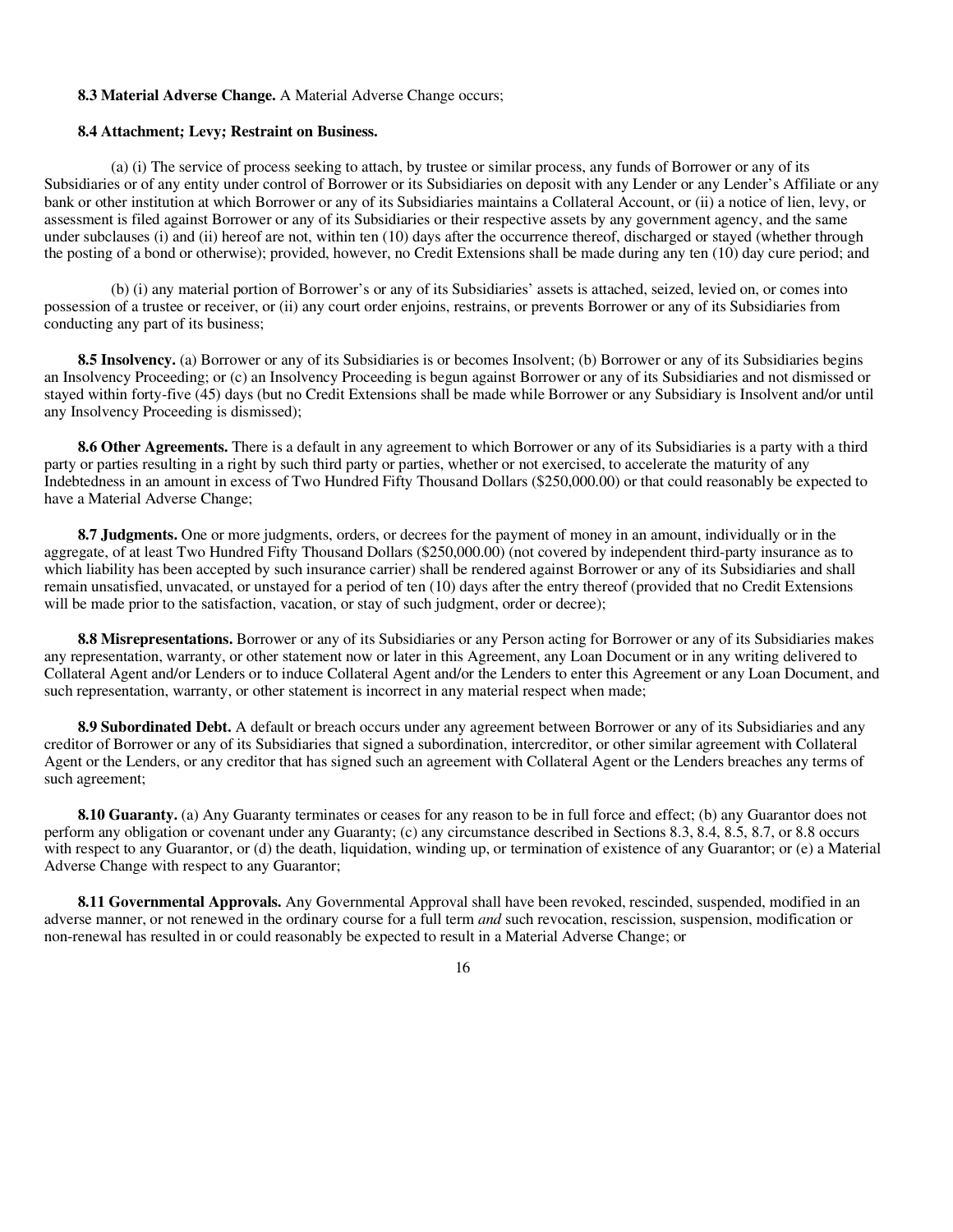**8.3 Material Adverse Change.** A Material Adverse Change occurs;

**8.4 Attachment; Levy; Restraint on Business.**

(a) (i) The service of process seeking to attach, by trustee or similar process, any funds of Borrower or any of its Subsidiaries or of any entity under control of Borrower or its Subsidiaries on deposit with any Lender or any Lender's Affiliate or any bank or other institution at which Borrower or any of its Subsidiaries maintains a Collateral Account, or (ii) a notice of lien, levy, or assessment is filed against Borrower or any of its Subsidiaries or their respective assets by any government agency, and the same under subclauses (i) and (ii) hereof are not, within ten (10) days after the occurrence thereof, discharged or stayed (whether through the posting of a bond or otherwise); provided, however, no Credit Extensions shall be made during any ten (10) day cure period; and

(b) (i) any material portion of Borrower's or any of its Subsidiaries' assets is attached, seized, levied on, or comes into possession of a trustee or receiver, or (ii) any court order enjoins, restrains, or prevents Borrower or any of its Subsidiaries from conducting any part of its business;

**8.5 Insolvency.** (a) Borrower or any of its Subsidiaries is or becomes Insolvent; (b) Borrower or any of its Subsidiaries begins an Insolvency Proceeding; or (c) an Insolvency Proceeding is begun against Borrower or any of its Subsidiaries and not dismissed or stayed within forty-five (45) days (but no Credit Extensions shall be made while Borrower or any Subsidiary is Insolvent and/or until any Insolvency Proceeding is dismissed);

**8.6 Other Agreements.** There is a default in any agreement to which Borrower or any of its Subsidiaries is a party with a third party or parties resulting in a right by such third party or parties, whether or not exercised, to accelerate the maturity of any Indebtedness in an amount in excess of Two Hundred Fifty Thousand Dollars ($250,000.00) or that could reasonably be expected to have a Material Adverse Change;

**8.7 Judgments.** One or more judgments, orders, or decrees for the payment of money in an amount, individually or in the aggregate, of at least Two Hundred Fifty Thousand Dollars ($250,000.00) (not covered by independent third-party insurance as to which liability has been accepted by such insurance carrier) shall be rendered against Borrower or any of its Subsidiaries and shall remain unsatisfied, unvacated, or unstayed for a period of ten (10) days after the entry thereof (provided that no Credit Extensions will be made prior to the satisfaction, vacation, or stay of such judgment, order or decree);

**8.8 Misrepresentations.** Borrower or any of its Subsidiaries or any Person acting for Borrower or any of its Subsidiaries makes any representation, warranty, or other statement now or later in this Agreement, any Loan Document or in any writing delivered to Collateral Agent and/or Lenders or to induce Collateral Agent and/or the Lenders to enter this Agreement or any Loan Document, and such representation, warranty, or other statement is incorrect in any material respect when made;

**8.9 Subordinated Debt.** A default or breach occurs under any agreement between Borrower or any of its Subsidiaries and any creditor of Borrower or any of its Subsidiaries that signed a subordination, intercreditor, or other similar agreement with Collateral Agent or the Lenders, or any creditor that has signed such an agreement with Collateral Agent or the Lenders breaches any terms of such agreement;

**8.10 Guaranty.** (a) Any Guaranty terminates or ceases for any reason to be in full force and effect; (b) any Guarantor does not perform any obligation or covenant under any Guaranty; (c) any circumstance described in Sections 8.3, 8.4, 8.5, 8.7, or 8.8 occurs with respect to any Guarantor, or (d) the death, liquidation, winding up, or termination of existence of any Guarantor; or (e) a Material Adverse Change with respect to any Guarantor;

**8.11 Governmental Approvals.** Any Governmental Approval shall have been revoked, rescinded, suspended, modified in an adverse manner, or not renewed in the ordinary course for a full term *and* such revocation, rescission, suspension, modification or non-renewal has resulted in or could reasonably be expected to result in a Material Adverse Change; or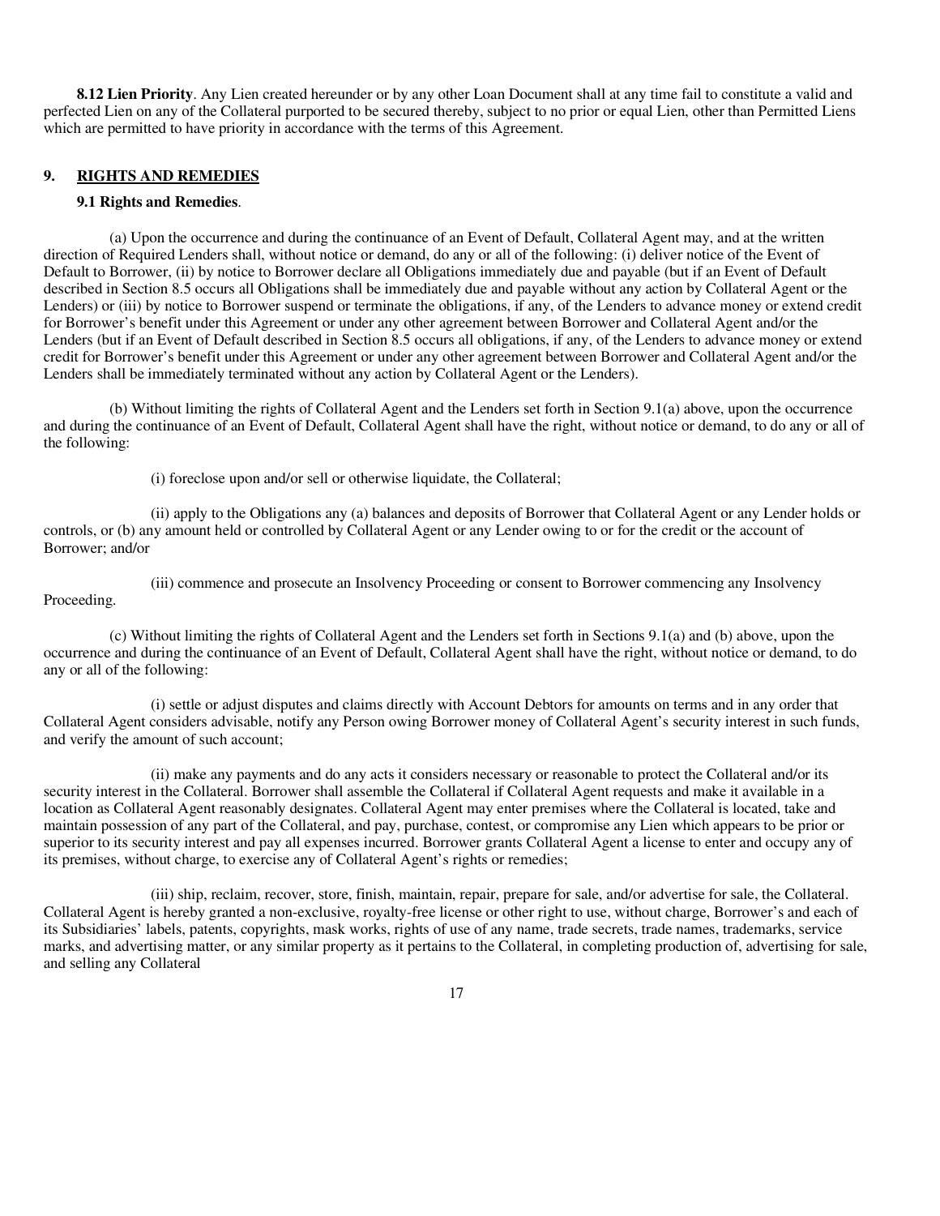**8.12 Lien Priority**. Any Lien created hereunder or by any other Loan Document shall at any time fail to constitute a valid and perfected Lien on any of the Collateral purported to be secured thereby, subject to no prior or equal Lien, other than Permitted Liens which are permitted to have priority in accordance with the terms of this Agreement.

## 9. RIGHTS AND REMEDIES

**9.1 Rights and Remedies**.

(a) Upon the occurrence and during the continuance of an Event of Default, Collateral Agent may, and at the written direction of Required Lenders shall, without notice or demand, do any or all of the following: (i) deliver notice of the Event of Default to Borrower, (ii) by notice to Borrower declare all Obligations immediately due and payable (but if an Event of Default described in Section 8.5 occurs all Obligations shall be immediately due and payable without any action by Collateral Agent or the Lenders) or (iii) by notice to Borrower suspend or terminate the obligations, if any, of the Lenders to advance money or extend credit for Borrower's benefit under this Agreement or under any other agreement between Borrower and Collateral Agent and/or the Lenders (but if an Event of Default described in Section 8.5 occurs all obligations, if any, of the Lenders to advance money or extend credit for Borrower's benefit under this Agreement or under any other agreement between Borrower and Collateral Agent and/or the Lenders shall be immediately terminated without any action by Collateral Agent or the Lenders).

(b) Without limiting the rights of Collateral Agent and the Lenders set forth in Section 9.1(a) above, upon the occurrence and during the continuance of an Event of Default, Collateral Agent shall have the right, without notice or demand, to do any or all of the following:

(i) foreclose upon and/or sell or otherwise liquidate, the Collateral;

(ii) apply to the Obligations any (a) balances and deposits of Borrower that Collateral Agent or any Lender holds or controls, or (b) any amount held or controlled by Collateral Agent or any Lender owing to or for the credit or the account of Borrower; and/or

(iii) commence and prosecute an Insolvency Proceeding or consent to Borrower commencing any Insolvency Proceeding.

(c) Without limiting the rights of Collateral Agent and the Lenders set forth in Sections 9.1(a) and (b) above, upon the occurrence and during the continuance of an Event of Default, Collateral Agent shall have the right, without notice or demand, to do any or all of the following:

(i) settle or adjust disputes and claims directly with Account Debtors for amounts on terms and in any order that Collateral Agent considers advisable, notify any Person owing Borrower money of Collateral Agent's security interest in such funds, and verify the amount of such account;

(ii) make any payments and do any acts it considers necessary or reasonable to protect the Collateral and/or its security interest in the Collateral. Borrower shall assemble the Collateral if Collateral Agent requests and make it available in a location as Collateral Agent reasonably designates. Collateral Agent may enter premises where the Collateral is located, take and maintain possession of any part of the Collateral, and pay, purchase, contest, or compromise any Lien which appears to be prior or superior to its security interest and pay all expenses incurred. Borrower grants Collateral Agent a license to enter and occupy any of its premises, without charge, to exercise any of Collateral Agent's rights or remedies;

(iii) ship, reclaim, recover, store, finish, maintain, repair, prepare for sale, and/or advertise for sale, the Collateral. Collateral Agent is hereby granted a non-exclusive, royalty-free license or other right to use, without charge, Borrower's and each of its Subsidiaries' labels, patents, copyrights, mask works, rights of use of any name, trade secrets, trade names, trademarks, service marks, and advertising matter, or any similar property as it pertains to the Collateral, in completing production of, advertising for sale, and selling any Collateral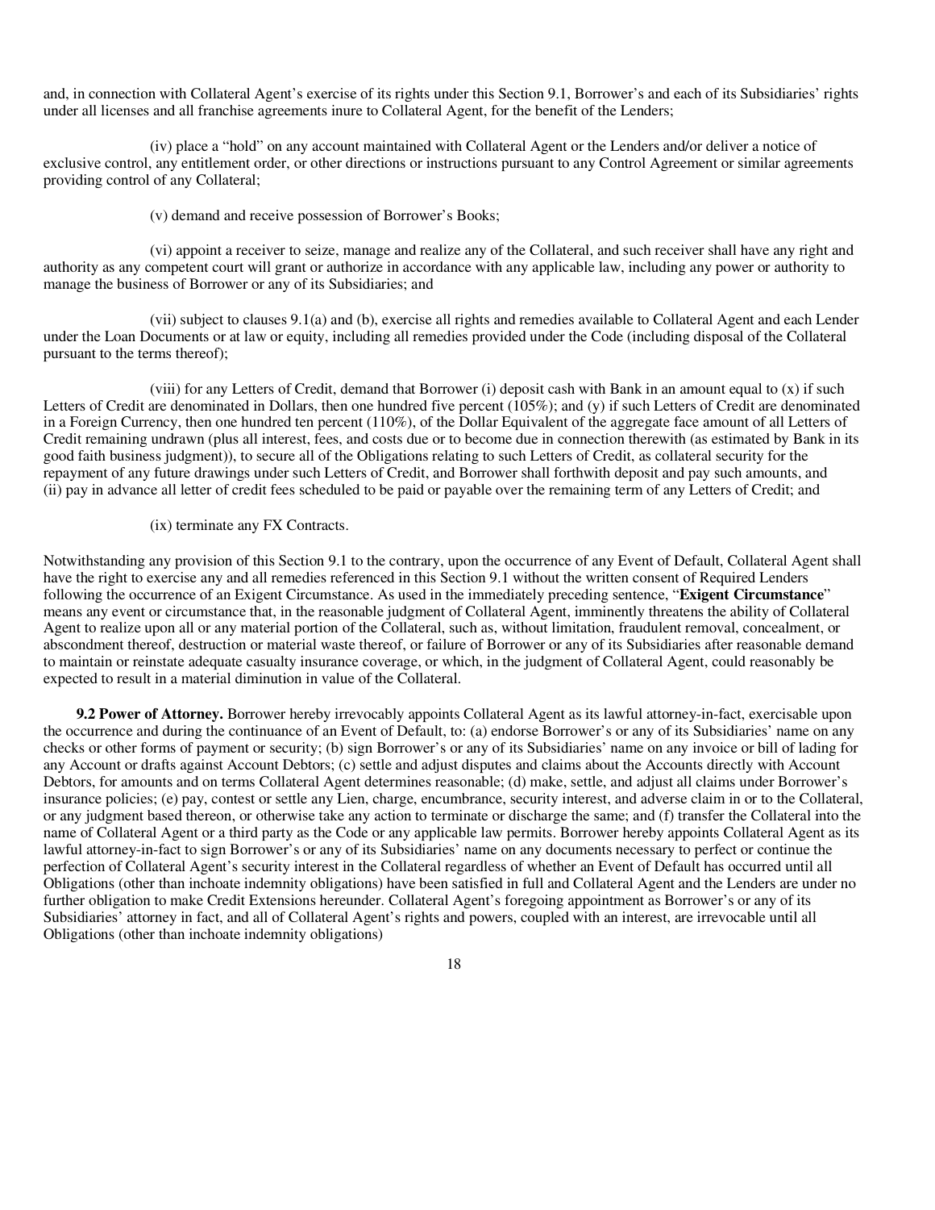and, in connection with Collateral Agent's exercise of its rights under this Section 9.1, Borrower's and each of its Subsidiaries' rights under all licenses and all franchise agreements inure to Collateral Agent, for the benefit of the Lenders;

(iv) place a "hold" on any account maintained with Collateral Agent or the Lenders and/or deliver a notice of exclusive control, any entitlement order, or other directions or instructions pursuant to any Control Agreement or similar agreements providing control of any Collateral;

(v) demand and receive possession of Borrower's Books;

(vi) appoint a receiver to seize, manage and realize any of the Collateral, and such receiver shall have any right and authority as any competent court will grant or authorize in accordance with any applicable law, including any power or authority to manage the business of Borrower or any of its Subsidiaries; and

(vii) subject to clauses 9.1(a) and (b), exercise all rights and remedies available to Collateral Agent and each Lender under the Loan Documents or at law or equity, including all remedies provided under the Code (including disposal of the Collateral pursuant to the terms thereof);

(viii) for any Letters of Credit, demand that Borrower (i) deposit cash with Bank in an amount equal to (x) if such Letters of Credit are denominated in Dollars, then one hundred five percent (105%); and (y) if such Letters of Credit are denominated in a Foreign Currency, then one hundred ten percent (110%), of the Dollar Equivalent of the aggregate face amount of all Letters of Credit remaining undrawn (plus all interest, fees, and costs due or to become due in connection therewith (as estimated by Bank in its good faith business judgment)), to secure all of the Obligations relating to such Letters of Credit, as collateral security for the repayment of any future drawings under such Letters of Credit, and Borrower shall forthwith deposit and pay such amounts, and (ii) pay in advance all letter of credit fees scheduled to be paid or payable over the remaining term of any Letters of Credit; and

(ix) terminate any FX Contracts.

Notwithstanding any provision of this Section 9.1 to the contrary, upon the occurrence of any Event of Default, Collateral Agent shall have the right to exercise any and all remedies referenced in this Section 9.1 without the written consent of Required Lenders following the occurrence of an Exigent Circumstance. As used in the immediately preceding sentence, "**Exigent Circumstance**" means any event or circumstance that, in the reasonable judgment of Collateral Agent, imminently threatens the ability of Collateral Agent to realize upon all or any material portion of the Collateral, such as, without limitation, fraudulent removal, concealment, or abscondment thereof, destruction or material waste thereof, or failure of Borrower or any of its Subsidiaries after reasonable demand to maintain or reinstate adequate casualty insurance coverage, or which, in the judgment of Collateral Agent, could reasonably be expected to result in a material diminution in value of the Collateral.

**9.2 Power of Attorney.** Borrower hereby irrevocably appoints Collateral Agent as its lawful attorney-in-fact, exercisable upon the occurrence and during the continuance of an Event of Default, to: (a) endorse Borrower's or any of its Subsidiaries' name on any checks or other forms of payment or security; (b) sign Borrower's or any of its Subsidiaries' name on any invoice or bill of lading for any Account or drafts against Account Debtors; (c) settle and adjust disputes and claims about the Accounts directly with Account Debtors, for amounts and on terms Collateral Agent determines reasonable; (d) make, settle, and adjust all claims under Borrower's insurance policies; (e) pay, contest or settle any Lien, charge, encumbrance, security interest, and adverse claim in or to the Collateral, or any judgment based thereon, or otherwise take any action to terminate or discharge the same; and (f) transfer the Collateral into the name of Collateral Agent or a third party as the Code or any applicable law permits. Borrower hereby appoints Collateral Agent as its lawful attorney-in-fact to sign Borrower's or any of its Subsidiaries' name on any documents necessary to perfect or continue the perfection of Collateral Agent's security interest in the Collateral regardless of whether an Event of Default has occurred until all Obligations (other than inchoate indemnity obligations) have been satisfied in full and Collateral Agent and the Lenders are under no further obligation to make Credit Extensions hereunder. Collateral Agent's foregoing appointment as Borrower's or any of its Subsidiaries' attorney in fact, and all of Collateral Agent's rights and powers, coupled with an interest, are irrevocable until all Obligations (other than inchoate indemnity obligations)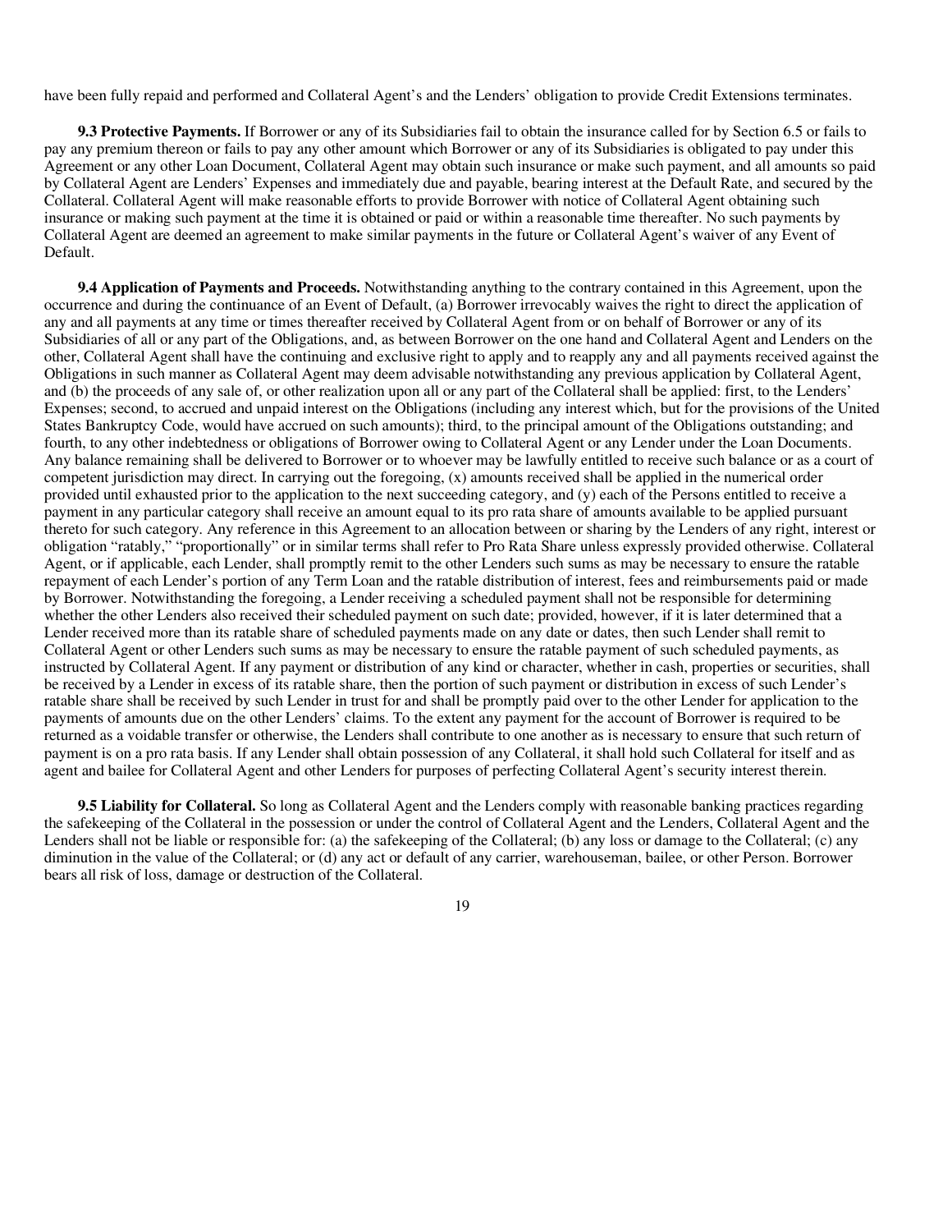have been fully repaid and performed and Collateral Agent's and the Lenders' obligation to provide Credit Extensions terminates.

**9.3 Protective Payments.** If Borrower or any of its Subsidiaries fail to obtain the insurance called for by Section 6.5 or fails to pay any premium thereon or fails to pay any other amount which Borrower or any of its Subsidiaries is obligated to pay under this Agreement or any other Loan Document, Collateral Agent may obtain such insurance or make such payment, and all amounts so paid by Collateral Agent are Lenders' Expenses and immediately due and payable, bearing interest at the Default Rate, and secured by the Collateral. Collateral Agent will make reasonable efforts to provide Borrower with notice of Collateral Agent obtaining such insurance or making such payment at the time it is obtained or paid or within a reasonable time thereafter. No such payments by Collateral Agent are deemed an agreement to make similar payments in the future or Collateral Agent's waiver of any Event of Default.

**9.4 Application of Payments and Proceeds.** Notwithstanding anything to the contrary contained in this Agreement, upon the occurrence and during the continuance of an Event of Default, (a) Borrower irrevocably waives the right to direct the application of any and all payments at any time or times thereafter received by Collateral Agent from or on behalf of Borrower or any of its Subsidiaries of all or any part of the Obligations, and, as between Borrower on the one hand and Collateral Agent and Lenders on the other, Collateral Agent shall have the continuing and exclusive right to apply and to reapply any and all payments received against the Obligations in such manner as Collateral Agent may deem advisable notwithstanding any previous application by Collateral Agent, and (b) the proceeds of any sale of, or other realization upon all or any part of the Collateral shall be applied: first, to the Lenders' Expenses; second, to accrued and unpaid interest on the Obligations (including any interest which, but for the provisions of the United States Bankruptcy Code, would have accrued on such amounts); third, to the principal amount of the Obligations outstanding; and fourth, to any other indebtedness or obligations of Borrower owing to Collateral Agent or any Lender under the Loan Documents. Any balance remaining shall be delivered to Borrower or to whoever may be lawfully entitled to receive such balance or as a court of competent jurisdiction may direct. In carrying out the foregoing, (x) amounts received shall be applied in the numerical order provided until exhausted prior to the application to the next succeeding category, and (y) each of the Persons entitled to receive a payment in any particular category shall receive an amount equal to its pro rata share of amounts available to be applied pursuant thereto for such category. Any reference in this Agreement to an allocation between or sharing by the Lenders of any right, interest or obligation "ratably," "proportionally" or in similar terms shall refer to Pro Rata Share unless expressly provided otherwise. Collateral Agent, or if applicable, each Lender, shall promptly remit to the other Lenders such sums as may be necessary to ensure the ratable repayment of each Lender's portion of any Term Loan and the ratable distribution of interest, fees and reimbursements paid or made by Borrower. Notwithstanding the foregoing, a Lender receiving a scheduled payment shall not be responsible for determining whether the other Lenders also received their scheduled payment on such date; provided, however, if it is later determined that a Lender received more than its ratable share of scheduled payments made on any date or dates, then such Lender shall remit to Collateral Agent or other Lenders such sums as may be necessary to ensure the ratable payment of such scheduled payments, as instructed by Collateral Agent. If any payment or distribution of any kind or character, whether in cash, properties or securities, shall be received by a Lender in excess of its ratable share, then the portion of such payment or distribution in excess of such Lender's ratable share shall be received by such Lender in trust for and shall be promptly paid over to the other Lender for application to the payments of amounts due on the other Lenders' claims. To the extent any payment for the account of Borrower is required to be returned as a voidable transfer or otherwise, the Lenders shall contribute to one another as is necessary to ensure that such return of payment is on a pro rata basis. If any Lender shall obtain possession of any Collateral, it shall hold such Collateral for itself and as agent and bailee for Collateral Agent and other Lenders for purposes of perfecting Collateral Agent's security interest therein.

**9.5 Liability for Collateral.** So long as Collateral Agent and the Lenders comply with reasonable banking practices regarding the safekeeping of the Collateral in the possession or under the control of Collateral Agent and the Lenders, Collateral Agent and the Lenders shall not be liable or responsible for: (a) the safekeeping of the Collateral; (b) any loss or damage to the Collateral; (c) any diminution in the value of the Collateral; or (d) any act or default of any carrier, warehouseman, bailee, or other Person. Borrower bears all risk of loss, damage or destruction of the Collateral.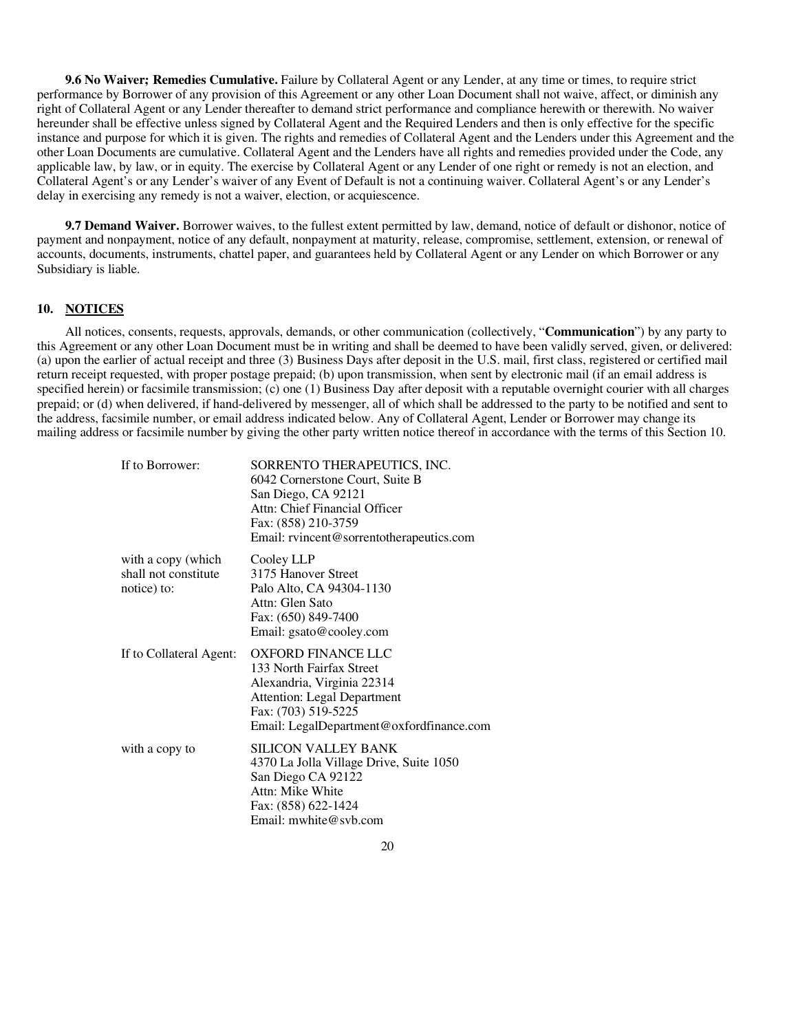**9.6 No Waiver; Remedies Cumulative.** Failure by Collateral Agent or any Lender, at any time or times, to require strict performance by Borrower of any provision of this Agreement or any other Loan Document shall not waive, affect, or diminish any right of Collateral Agent or any Lender thereafter to demand strict performance and compliance herewith or therewith. No waiver hereunder shall be effective unless signed by Collateral Agent and the Required Lenders and then is only effective for the specific instance and purpose for which it is given. The rights and remedies of Collateral Agent and the Lenders under this Agreement and the other Loan Documents are cumulative. Collateral Agent and the Lenders have all rights and remedies provided under the Code, any applicable law, by law, or in equity. The exercise by Collateral Agent or any Lender of one right or remedy is not an election, and Collateral Agent's or any Lender's waiver of any Event of Default is not a continuing waiver. Collateral Agent's or any Lender's delay in exercising any remedy is not a waiver, election, or acquiescence.

**9.7 Demand Waiver.** Borrower waives, to the fullest extent permitted by law, demand, notice of default or dishonor, notice of payment and nonpayment, notice of any default, nonpayment at maturity, release, compromise, settlement, extension, or renewal of accounts, documents, instruments, chattel paper, and guarantees held by Collateral Agent or any Lender on which Borrower or any Subsidiary is liable.

## 10. NOTICES

All notices, consents, requests, approvals, demands, or other communication (collectively, "**Communication**") by any party to this Agreement or any other Loan Document must be in writing and shall be deemed to have been validly served, given, or delivered: (a) upon the earlier of actual receipt and three (3) Business Days after deposit in the U.S. mail, first class, registered or certified mail return receipt requested, with proper postage prepaid; (b) upon transmission, when sent by electronic mail (if an email address is specified herein) or facsimile transmission; (c) one (1) Business Day after deposit with a reputable overnight courier with all charges prepaid; or (d) when delivered, if hand-delivered by messenger, all of which shall be addressed to the party to be notified and sent to the address, facsimile number, or email address indicated below. Any of Collateral Agent, Lender or Borrower may change its mailing address or facsimile number by giving the other party written notice thereof in accordance with the terms of this Section 10.

| | |
|---|---|
| If to Borrower: | SORRENTO THERAPEUTICS, INC.<br>6042 Cornerstone Court, Suite B<br>San Diego, CA 92121<br>Attn: Chief Financial Officer<br>Fax: (858) 210-3759<br>Email: rvincent@sorrentotherapeutics.com |
| with a copy (which shall not constitute notice) to: | Cooley LLP<br>3175 Hanover Street<br>Palo Alto, CA 94304-1130<br>Attn: Glen Sato<br>Fax: (650) 849-7400<br>Email: gsato@cooley.com |
| If to Collateral Agent: | OXFORD FINANCE LLC<br>133 North Fairfax Street<br>Alexandria, Virginia 22314<br>Attention: Legal Department<br>Fax: (703) 519-5225<br>Email: LegalDepartment@oxfordfinance.com |
| with a copy to | SILICON VALLEY BANK<br>4370 La Jolla Village Drive, Suite 1050<br>San Diego CA 92122<br>Attn: Mike White<br>Fax: (858) 622-1424<br>Email: mwhite@svb.com |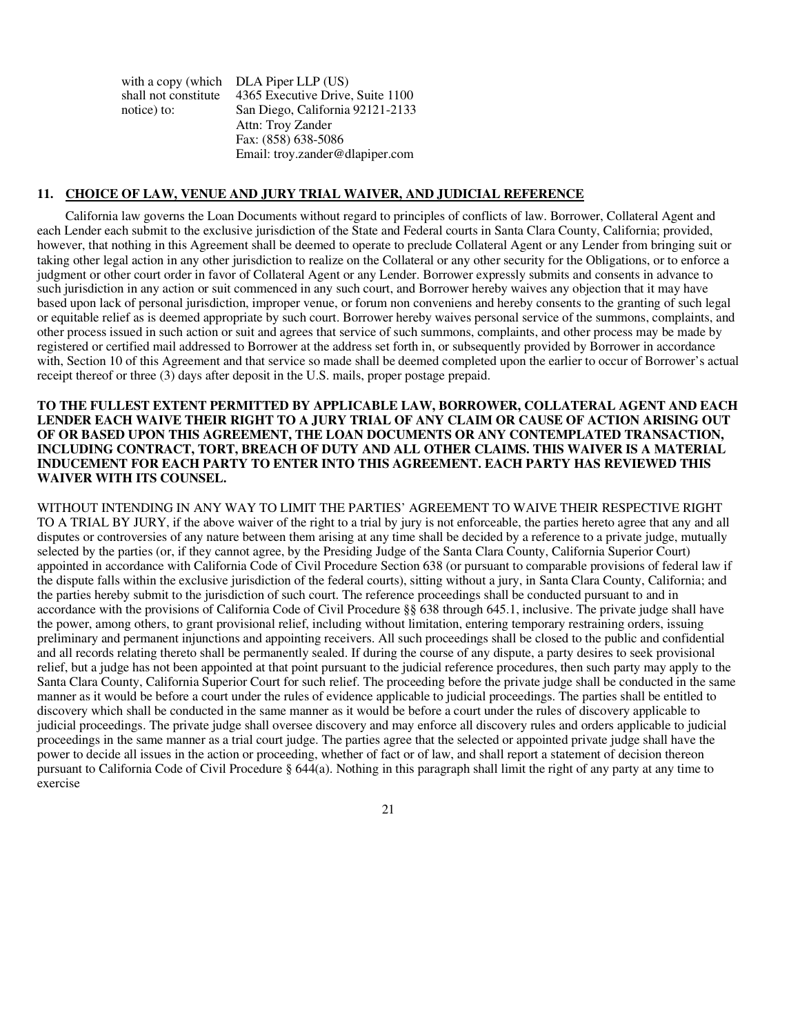with a copy (which shall not constitute notice) to: DLA Piper LLP (US)
4365 Executive Drive, Suite 1100
San Diego, California 92121-2133
Attn: Troy Zander
Fax: (858) 638-5086
Email: troy.zander@dlapiper.com

## 11. CHOICE OF LAW, VENUE AND JURY TRIAL WAIVER, AND JUDICIAL REFERENCE

California law governs the Loan Documents without regard to principles of conflicts of law. Borrower, Collateral Agent and each Lender each submit to the exclusive jurisdiction of the State and Federal courts in Santa Clara County, California; provided, however, that nothing in this Agreement shall be deemed to operate to preclude Collateral Agent or any Lender from bringing suit or taking other legal action in any other jurisdiction to realize on the Collateral or any other security for the Obligations, or to enforce a judgment or other court order in favor of Collateral Agent or any Lender. Borrower expressly submits and consents in advance to such jurisdiction in any action or suit commenced in any such court, and Borrower hereby waives any objection that it may have based upon lack of personal jurisdiction, improper venue, or forum non conveniens and hereby consents to the granting of such legal or equitable relief as is deemed appropriate by such court. Borrower hereby waives personal service of the summons, complaints, and other process issued in such action or suit and agrees that service of such summons, complaints, and other process may be made by registered or certified mail addressed to Borrower at the address set forth in, or subsequently provided by Borrower in accordance with, Section 10 of this Agreement and that service so made shall be deemed completed upon the earlier to occur of Borrower's actual receipt thereof or three (3) days after deposit in the U.S. mails, proper postage prepaid.

**TO THE FULLEST EXTENT PERMITTED BY APPLICABLE LAW, BORROWER, COLLATERAL AGENT AND EACH LENDER EACH WAIVE THEIR RIGHT TO A JURY TRIAL OF ANY CLAIM OR CAUSE OF ACTION ARISING OUT OF OR BASED UPON THIS AGREEMENT, THE LOAN DOCUMENTS OR ANY CONTEMPLATED TRANSACTION, INCLUDING CONTRACT, TORT, BREACH OF DUTY AND ALL OTHER CLAIMS. THIS WAIVER IS A MATERIAL INDUCEMENT FOR EACH PARTY TO ENTER INTO THIS AGREEMENT. EACH PARTY HAS REVIEWED THIS WAIVER WITH ITS COUNSEL.**

WITHOUT INTENDING IN ANY WAY TO LIMIT THE PARTIES' AGREEMENT TO WAIVE THEIR RESPECTIVE RIGHT TO A TRIAL BY JURY, if the above waiver of the right to a trial by jury is not enforceable, the parties hereto agree that any and all disputes or controversies of any nature between them arising at any time shall be decided by a reference to a private judge, mutually selected by the parties (or, if they cannot agree, by the Presiding Judge of the Santa Clara County, California Superior Court) appointed in accordance with California Code of Civil Procedure Section 638 (or pursuant to comparable provisions of federal law if the dispute falls within the exclusive jurisdiction of the federal courts), sitting without a jury, in Santa Clara County, California; and the parties hereby submit to the jurisdiction of such court. The reference proceedings shall be conducted pursuant to and in accordance with the provisions of California Code of Civil Procedure §§ 638 through 645.1, inclusive. The private judge shall have the power, among others, to grant provisional relief, including without limitation, entering temporary restraining orders, issuing preliminary and permanent injunctions and appointing receivers. All such proceedings shall be closed to the public and confidential and all records relating thereto shall be permanently sealed. If during the course of any dispute, a party desires to seek provisional relief, but a judge has not been appointed at that point pursuant to the judicial reference procedures, then such party may apply to the Santa Clara County, California Superior Court for such relief. The proceeding before the private judge shall be conducted in the same manner as it would be before a court under the rules of evidence applicable to judicial proceedings. The parties shall be entitled to discovery which shall be conducted in the same manner as it would be before a court under the rules of discovery applicable to judicial proceedings. The private judge shall oversee discovery and may enforce all discovery rules and orders applicable to judicial proceedings in the same manner as a trial court judge. The parties agree that the selected or appointed private judge shall have the power to decide all issues in the action or proceeding, whether of fact or of law, and shall report a statement of decision thereon pursuant to California Code of Civil Procedure § 644(a). Nothing in this paragraph shall limit the right of any party at any time to exercise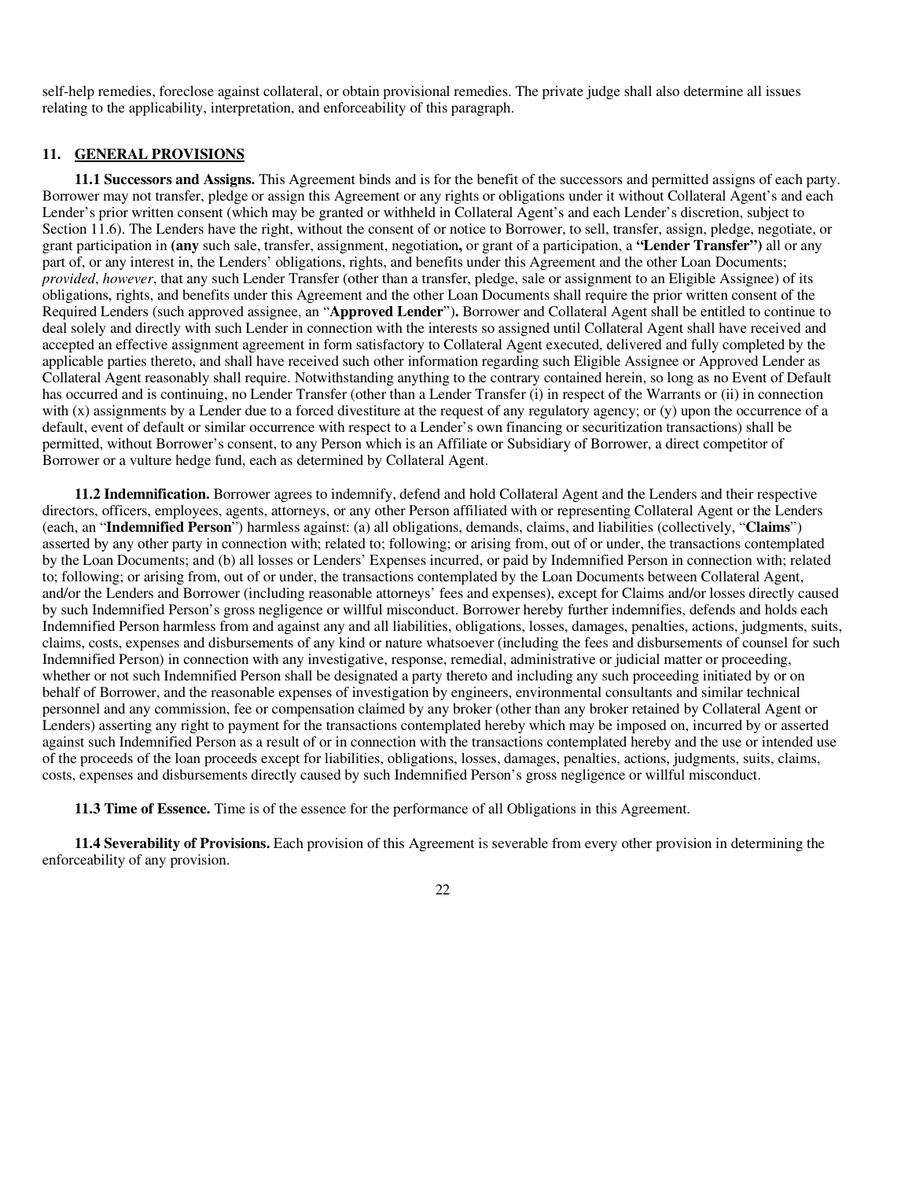self-help remedies, foreclose against collateral, or obtain provisional remedies. The private judge shall also determine all issues relating to the applicability, interpretation, and enforceability of this paragraph.

## 11. GENERAL PROVISIONS

**11.1 Successors and Assigns.** This Agreement binds and is for the benefit of the successors and permitted assigns of each party. Borrower may not transfer, pledge or assign this Agreement or any rights or obligations under it without Collateral Agent's and each Lender's prior written consent (which may be granted or withheld in Collateral Agent's and each Lender's discretion, subject to Section 11.6). The Lenders have the right, without the consent of or notice to Borrower, to sell, transfer, assign, pledge, negotiate, or grant participation in **(any** such sale, transfer, assignment, negotiation**,** or grant of a participation, a **"Lender Transfer")** all or any part of, or any interest in, the Lenders' obligations, rights, and benefits under this Agreement and the other Loan Documents; *provided*, *however*, that any such Lender Transfer (other than a transfer, pledge, sale or assignment to an Eligible Assignee) of its obligations, rights, and benefits under this Agreement and the other Loan Documents shall require the prior written consent of the Required Lenders (such approved assignee, an "**Approved Lender**")**.** Borrower and Collateral Agent shall be entitled to continue to deal solely and directly with such Lender in connection with the interests so assigned until Collateral Agent shall have received and accepted an effective assignment agreement in form satisfactory to Collateral Agent executed, delivered and fully completed by the applicable parties thereto, and shall have received such other information regarding such Eligible Assignee or Approved Lender as Collateral Agent reasonably shall require. Notwithstanding anything to the contrary contained herein, so long as no Event of Default has occurred and is continuing, no Lender Transfer (other than a Lender Transfer (i) in respect of the Warrants or (ii) in connection with (x) assignments by a Lender due to a forced divestiture at the request of any regulatory agency; or (y) upon the occurrence of a default, event of default or similar occurrence with respect to a Lender's own financing or securitization transactions) shall be permitted, without Borrower's consent, to any Person which is an Affiliate or Subsidiary of Borrower, a direct competitor of Borrower or a vulture hedge fund, each as determined by Collateral Agent.

**11.2 Indemnification.** Borrower agrees to indemnify, defend and hold Collateral Agent and the Lenders and their respective directors, officers, employees, agents, attorneys, or any other Person affiliated with or representing Collateral Agent or the Lenders (each, an "**Indemnified Person**") harmless against: (a) all obligations, demands, claims, and liabilities (collectively, "**Claims**") asserted by any other party in connection with; related to; following; or arising from, out of or under, the transactions contemplated by the Loan Documents; and (b) all losses or Lenders' Expenses incurred, or paid by Indemnified Person in connection with; related to; following; or arising from, out of or under, the transactions contemplated by the Loan Documents between Collateral Agent, and/or the Lenders and Borrower (including reasonable attorneys' fees and expenses), except for Claims and/or losses directly caused by such Indemnified Person's gross negligence or willful misconduct. Borrower hereby further indemnifies, defends and holds each Indemnified Person harmless from and against any and all liabilities, obligations, losses, damages, penalties, actions, judgments, suits, claims, costs, expenses and disbursements of any kind or nature whatsoever (including the fees and disbursements of counsel for such Indemnified Person) in connection with any investigative, response, remedial, administrative or judicial matter or proceeding, whether or not such Indemnified Person shall be designated a party thereto and including any such proceeding initiated by or on behalf of Borrower, and the reasonable expenses of investigation by engineers, environmental consultants and similar technical personnel and any commission, fee or compensation claimed by any broker (other than any broker retained by Collateral Agent or Lenders) asserting any right to payment for the transactions contemplated hereby which may be imposed on, incurred by or asserted against such Indemnified Person as a result of or in connection with the transactions contemplated hereby and the use or intended use of the proceeds of the loan proceeds except for liabilities, obligations, losses, damages, penalties, actions, judgments, suits, claims, costs, expenses and disbursements directly caused by such Indemnified Person's gross negligence or willful misconduct.

**11.3 Time of Essence.** Time is of the essence for the performance of all Obligations in this Agreement.

**11.4 Severability of Provisions.** Each provision of this Agreement is severable from every other provision in determining the enforceability of any provision.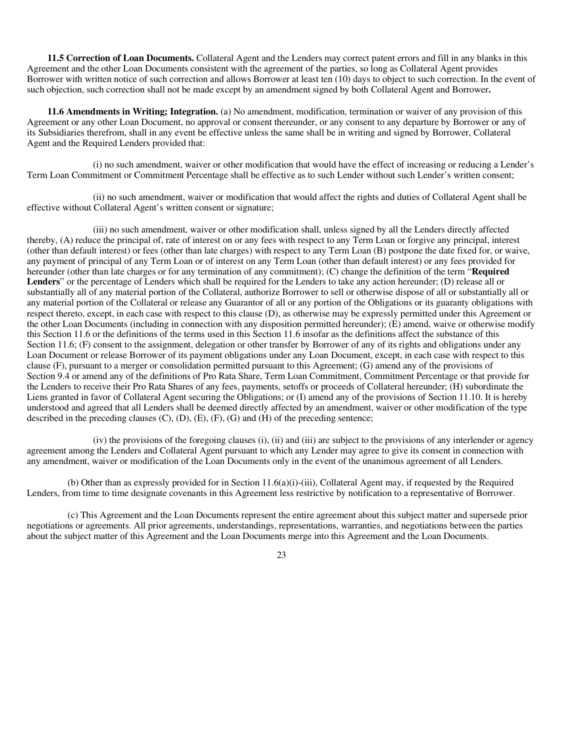**11.5 Correction of Loan Documents.** Collateral Agent and the Lenders may correct patent errors and fill in any blanks in this Agreement and the other Loan Documents consistent with the agreement of the parties, so long as Collateral Agent provides Borrower with written notice of such correction and allows Borrower at least ten (10) days to object to such correction. In the event of such objection, such correction shall not be made except by an amendment signed by both Collateral Agent and Borrower**.**

**11.6 Amendments in Writing; Integration.** (a) No amendment, modification, termination or waiver of any provision of this Agreement or any other Loan Document, no approval or consent thereunder, or any consent to any departure by Borrower or any of its Subsidiaries therefrom, shall in any event be effective unless the same shall be in writing and signed by Borrower, Collateral Agent and the Required Lenders provided that:

(i) no such amendment, waiver or other modification that would have the effect of increasing or reducing a Lender's Term Loan Commitment or Commitment Percentage shall be effective as to such Lender without such Lender's written consent;

(ii) no such amendment, waiver or modification that would affect the rights and duties of Collateral Agent shall be effective without Collateral Agent's written consent or signature;

(iii) no such amendment, waiver or other modification shall, unless signed by all the Lenders directly affected thereby, (A) reduce the principal of, rate of interest on or any fees with respect to any Term Loan or forgive any principal, interest (other than default interest) or fees (other than late charges) with respect to any Term Loan (B) postpone the date fixed for, or waive, any payment of principal of any Term Loan or of interest on any Term Loan (other than default interest) or any fees provided for hereunder (other than late charges or for any termination of any commitment); (C) change the definition of the term "**Required Lenders**" or the percentage of Lenders which shall be required for the Lenders to take any action hereunder; (D) release all or substantially all of any material portion of the Collateral, authorize Borrower to sell or otherwise dispose of all or substantially all or any material portion of the Collateral or release any Guarantor of all or any portion of the Obligations or its guaranty obligations with respect thereto, except, in each case with respect to this clause (D), as otherwise may be expressly permitted under this Agreement or the other Loan Documents (including in connection with any disposition permitted hereunder); (E) amend, waive or otherwise modify this Section 11.6 or the definitions of the terms used in this Section 11.6 insofar as the definitions affect the substance of this Section 11.6; (F) consent to the assignment, delegation or other transfer by Borrower of any of its rights and obligations under any Loan Document or release Borrower of its payment obligations under any Loan Document, except, in each case with respect to this clause (F), pursuant to a merger or consolidation permitted pursuant to this Agreement; (G) amend any of the provisions of Section 9.4 or amend any of the definitions of Pro Rata Share, Term Loan Commitment, Commitment Percentage or that provide for the Lenders to receive their Pro Rata Shares of any fees, payments, setoffs or proceeds of Collateral hereunder; (H) subordinate the Liens granted in favor of Collateral Agent securing the Obligations; or (I) amend any of the provisions of Section 11.10. It is hereby understood and agreed that all Lenders shall be deemed directly affected by an amendment, waiver or other modification of the type described in the preceding clauses (C), (D), (E), (F), (G) and (H) of the preceding sentence;

(iv) the provisions of the foregoing clauses (i), (ii) and (iii) are subject to the provisions of any interlender or agency agreement among the Lenders and Collateral Agent pursuant to which any Lender may agree to give its consent in connection with any amendment, waiver or modification of the Loan Documents only in the event of the unanimous agreement of all Lenders.

(b) Other than as expressly provided for in Section 11.6(a)(i)-(iii), Collateral Agent may, if requested by the Required Lenders, from time to time designate covenants in this Agreement less restrictive by notification to a representative of Borrower.

(c) This Agreement and the Loan Documents represent the entire agreement about this subject matter and supersede prior negotiations or agreements. All prior agreements, understandings, representations, warranties, and negotiations between the parties about the subject matter of this Agreement and the Loan Documents merge into this Agreement and the Loan Documents.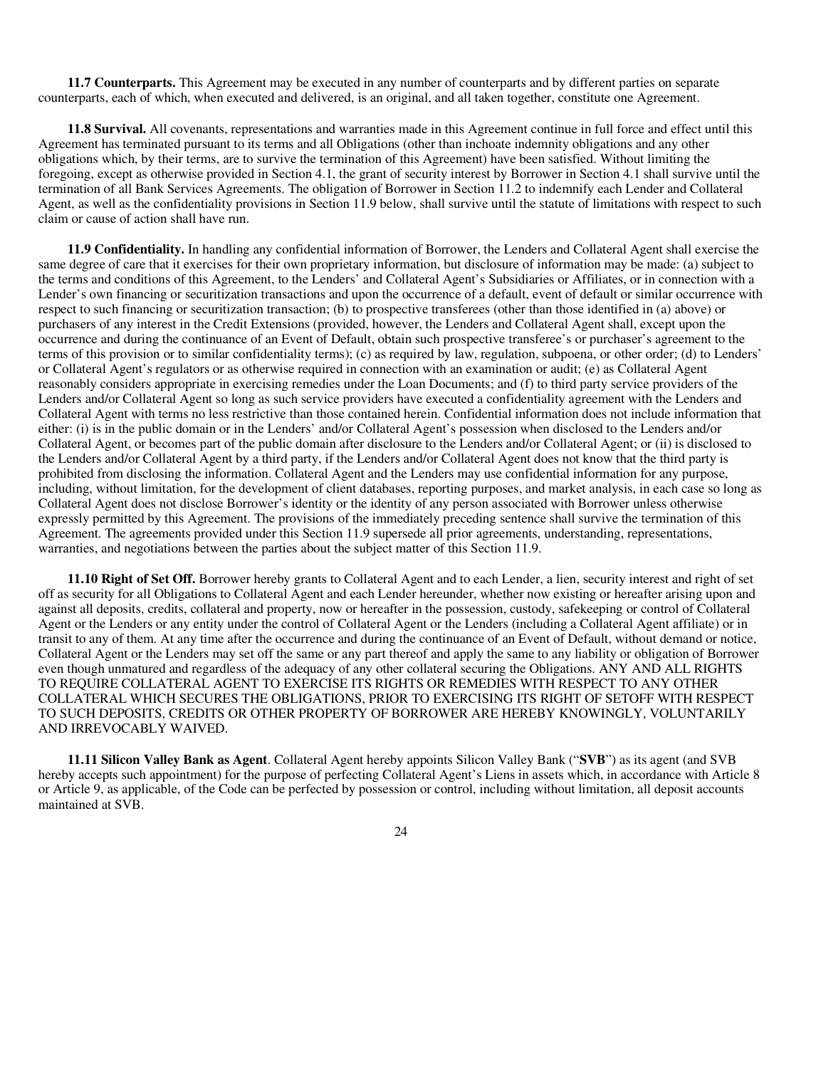**11.7 Counterparts.** This Agreement may be executed in any number of counterparts and by different parties on separate counterparts, each of which, when executed and delivered, is an original, and all taken together, constitute one Agreement.

**11.8 Survival.** All covenants, representations and warranties made in this Agreement continue in full force and effect until this Agreement has terminated pursuant to its terms and all Obligations (other than inchoate indemnity obligations and any other obligations which, by their terms, are to survive the termination of this Agreement) have been satisfied. Without limiting the foregoing, except as otherwise provided in Section 4.1, the grant of security interest by Borrower in Section 4.1 shall survive until the termination of all Bank Services Agreements. The obligation of Borrower in Section 11.2 to indemnify each Lender and Collateral Agent, as well as the confidentiality provisions in Section 11.9 below, shall survive until the statute of limitations with respect to such claim or cause of action shall have run.

**11.9 Confidentiality.** In handling any confidential information of Borrower, the Lenders and Collateral Agent shall exercise the same degree of care that it exercises for their own proprietary information, but disclosure of information may be made: (a) subject to the terms and conditions of this Agreement, to the Lenders' and Collateral Agent's Subsidiaries or Affiliates, or in connection with a Lender's own financing or securitization transactions and upon the occurrence of a default, event of default or similar occurrence with respect to such financing or securitization transaction; (b) to prospective transferees (other than those identified in (a) above) or purchasers of any interest in the Credit Extensions (provided, however, the Lenders and Collateral Agent shall, except upon the occurrence and during the continuance of an Event of Default, obtain such prospective transferee's or purchaser's agreement to the terms of this provision or to similar confidentiality terms); (c) as required by law, regulation, subpoena, or other order; (d) to Lenders' or Collateral Agent's regulators or as otherwise required in connection with an examination or audit; (e) as Collateral Agent reasonably considers appropriate in exercising remedies under the Loan Documents; and (f) to third party service providers of the Lenders and/or Collateral Agent so long as such service providers have executed a confidentiality agreement with the Lenders and Collateral Agent with terms no less restrictive than those contained herein. Confidential information does not include information that either: (i) is in the public domain or in the Lenders' and/or Collateral Agent's possession when disclosed to the Lenders and/or Collateral Agent, or becomes part of the public domain after disclosure to the Lenders and/or Collateral Agent; or (ii) is disclosed to the Lenders and/or Collateral Agent by a third party, if the Lenders and/or Collateral Agent does not know that the third party is prohibited from disclosing the information. Collateral Agent and the Lenders may use confidential information for any purpose, including, without limitation, for the development of client databases, reporting purposes, and market analysis, in each case so long as Collateral Agent does not disclose Borrower's identity or the identity of any person associated with Borrower unless otherwise expressly permitted by this Agreement. The provisions of the immediately preceding sentence shall survive the termination of this Agreement. The agreements provided under this Section 11.9 supersede all prior agreements, understanding, representations, warranties, and negotiations between the parties about the subject matter of this Section 11.9.

**11.10 Right of Set Off.** Borrower hereby grants to Collateral Agent and to each Lender, a lien, security interest and right of set off as security for all Obligations to Collateral Agent and each Lender hereunder, whether now existing or hereafter arising upon and against all deposits, credits, collateral and property, now or hereafter in the possession, custody, safekeeping or control of Collateral Agent or the Lenders or any entity under the control of Collateral Agent or the Lenders (including a Collateral Agent affiliate) or in transit to any of them. At any time after the occurrence and during the continuance of an Event of Default, without demand or notice, Collateral Agent or the Lenders may set off the same or any part thereof and apply the same to any liability or obligation of Borrower even though unmatured and regardless of the adequacy of any other collateral securing the Obligations. ANY AND ALL RIGHTS TO REQUIRE COLLATERAL AGENT TO EXERCISE ITS RIGHTS OR REMEDIES WITH RESPECT TO ANY OTHER COLLATERAL WHICH SECURES THE OBLIGATIONS, PRIOR TO EXERCISING ITS RIGHT OF SETOFF WITH RESPECT TO SUCH DEPOSITS, CREDITS OR OTHER PROPERTY OF BORROWER ARE HEREBY KNOWINGLY, VOLUNTARILY AND IRREVOCABLY WAIVED.

**11.11 Silicon Valley Bank as Agent**. Collateral Agent hereby appoints Silicon Valley Bank ("**SVB**") as its agent (and SVB hereby accepts such appointment) for the purpose of perfecting Collateral Agent's Liens in assets which, in accordance with Article 8 or Article 9, as applicable, of the Code can be perfected by possession or control, including without limitation, all deposit accounts maintained at SVB.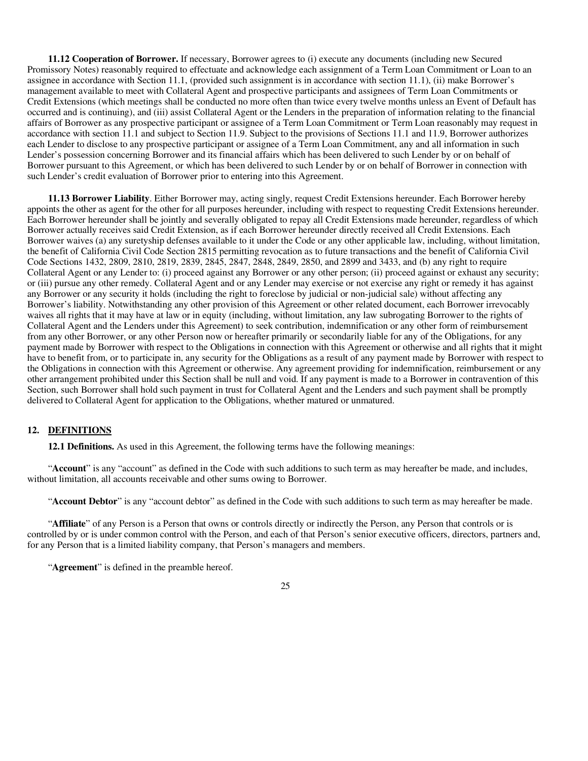**11.12 Cooperation of Borrower.** If necessary, Borrower agrees to (i) execute any documents (including new Secured Promissory Notes) reasonably required to effectuate and acknowledge each assignment of a Term Loan Commitment or Loan to an assignee in accordance with Section 11.1, (provided such assignment is in accordance with section 11.1), (ii) make Borrower's management available to meet with Collateral Agent and prospective participants and assignees of Term Loan Commitments or Credit Extensions (which meetings shall be conducted no more often than twice every twelve months unless an Event of Default has occurred and is continuing), and (iii) assist Collateral Agent or the Lenders in the preparation of information relating to the financial affairs of Borrower as any prospective participant or assignee of a Term Loan Commitment or Term Loan reasonably may request in accordance with section 11.1 and subject to Section 11.9. Subject to the provisions of Sections 11.1 and 11.9, Borrower authorizes each Lender to disclose to any prospective participant or assignee of a Term Loan Commitment, any and all information in such Lender's possession concerning Borrower and its financial affairs which has been delivered to such Lender by or on behalf of Borrower pursuant to this Agreement, or which has been delivered to such Lender by or on behalf of Borrower in connection with such Lender's credit evaluation of Borrower prior to entering into this Agreement.

**11.13 Borrower Liability**. Either Borrower may, acting singly, request Credit Extensions hereunder. Each Borrower hereby appoints the other as agent for the other for all purposes hereunder, including with respect to requesting Credit Extensions hereunder. Each Borrower hereunder shall be jointly and severally obligated to repay all Credit Extensions made hereunder, regardless of which Borrower actually receives said Credit Extension, as if each Borrower hereunder directly received all Credit Extensions. Each Borrower waives (a) any suretyship defenses available to it under the Code or any other applicable law, including, without limitation, the benefit of California Civil Code Section 2815 permitting revocation as to future transactions and the benefit of California Civil Code Sections 1432, 2809, 2810, 2819, 2839, 2845, 2847, 2848, 2849, 2850, and 2899 and 3433, and (b) any right to require Collateral Agent or any Lender to: (i) proceed against any Borrower or any other person; (ii) proceed against or exhaust any security; or (iii) pursue any other remedy. Collateral Agent and or any Lender may exercise or not exercise any right or remedy it has against any Borrower or any security it holds (including the right to foreclose by judicial or non-judicial sale) without affecting any Borrower's liability. Notwithstanding any other provision of this Agreement or other related document, each Borrower irrevocably waives all rights that it may have at law or in equity (including, without limitation, any law subrogating Borrower to the rights of Collateral Agent and the Lenders under this Agreement) to seek contribution, indemnification or any other form of reimbursement from any other Borrower, or any other Person now or hereafter primarily or secondarily liable for any of the Obligations, for any payment made by Borrower with respect to the Obligations in connection with this Agreement or otherwise and all rights that it might have to benefit from, or to participate in, any security for the Obligations as a result of any payment made by Borrower with respect to the Obligations in connection with this Agreement or otherwise. Any agreement providing for indemnification, reimbursement or any other arrangement prohibited under this Section shall be null and void. If any payment is made to a Borrower in contravention of this Section, such Borrower shall hold such payment in trust for Collateral Agent and the Lenders and such payment shall be promptly delivered to Collateral Agent for application to the Obligations, whether matured or unmatured.

## 12. DEFINITIONS

**12.1 Definitions.** As used in this Agreement, the following terms have the following meanings:

"**Account**" is any "account" as defined in the Code with such additions to such term as may hereafter be made, and includes, without limitation, all accounts receivable and other sums owing to Borrower.

"**Account Debtor**" is any "account debtor" as defined in the Code with such additions to such term as may hereafter be made.

"**Affiliate**" of any Person is a Person that owns or controls directly or indirectly the Person, any Person that controls or is controlled by or is under common control with the Person, and each of that Person's senior executive officers, directors, partners and, for any Person that is a limited liability company, that Person's managers and members.

"**Agreement**" is defined in the preamble hereof.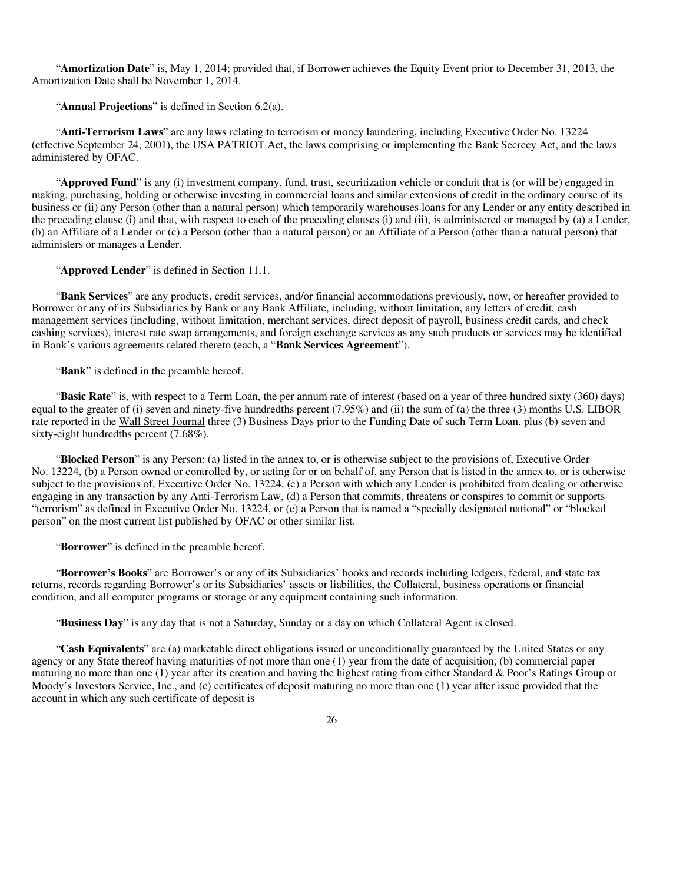"**Amortization Date**" is, May 1, 2014; provided that, if Borrower achieves the Equity Event prior to December 31, 2013, the Amortization Date shall be November 1, 2014.

"**Annual Projections**" is defined in Section 6.2(a).

"**Anti-Terrorism Laws**" are any laws relating to terrorism or money laundering, including Executive Order No. 13224 (effective September 24, 2001), the USA PATRIOT Act, the laws comprising or implementing the Bank Secrecy Act, and the laws administered by OFAC.

"**Approved Fund**" is any (i) investment company, fund, trust, securitization vehicle or conduit that is (or will be) engaged in making, purchasing, holding or otherwise investing in commercial loans and similar extensions of credit in the ordinary course of its business or (ii) any Person (other than a natural person) which temporarily warehouses loans for any Lender or any entity described in the preceding clause (i) and that, with respect to each of the preceding clauses (i) and (ii), is administered or managed by (a) a Lender, (b) an Affiliate of a Lender or (c) a Person (other than a natural person) or an Affiliate of a Person (other than a natural person) that administers or manages a Lender.

"**Approved Lender**" is defined in Section 11.1.

"**Bank Services**" are any products, credit services, and/or financial accommodations previously, now, or hereafter provided to Borrower or any of its Subsidiaries by Bank or any Bank Affiliate, including, without limitation, any letters of credit, cash management services (including, without limitation, merchant services, direct deposit of payroll, business credit cards, and check cashing services), interest rate swap arrangements, and foreign exchange services as any such products or services may be identified in Bank's various agreements related thereto (each, a "**Bank Services Agreement**").

"**Bank**" is defined in the preamble hereof.

"**Basic Rate**" is, with respect to a Term Loan, the per annum rate of interest (based on a year of three hundred sixty (360) days) equal to the greater of (i) seven and ninety-five hundredths percent (7.95%) and (ii) the sum of (a) the three (3) months U.S. LIBOR rate reported in the Wall Street Journal three (3) Business Days prior to the Funding Date of such Term Loan, plus (b) seven and sixty-eight hundredths percent (7.68%).

"**Blocked Person**" is any Person: (a) listed in the annex to, or is otherwise subject to the provisions of, Executive Order No. 13224, (b) a Person owned or controlled by, or acting for or on behalf of, any Person that is listed in the annex to, or is otherwise subject to the provisions of, Executive Order No. 13224, (c) a Person with which any Lender is prohibited from dealing or otherwise engaging in any transaction by any Anti-Terrorism Law, (d) a Person that commits, threatens or conspires to commit or supports "terrorism" as defined in Executive Order No. 13224, or (e) a Person that is named a "specially designated national" or "blocked person" on the most current list published by OFAC or other similar list.

"**Borrower**" is defined in the preamble hereof.

"**Borrower's Books**" are Borrower's or any of its Subsidiaries' books and records including ledgers, federal, and state tax returns, records regarding Borrower's or its Subsidiaries' assets or liabilities, the Collateral, business operations or financial condition, and all computer programs or storage or any equipment containing such information.

"**Business Day**" is any day that is not a Saturday, Sunday or a day on which Collateral Agent is closed.

"**Cash Equivalents**" are (a) marketable direct obligations issued or unconditionally guaranteed by the United States or any agency or any State thereof having maturities of not more than one (1) year from the date of acquisition; (b) commercial paper maturing no more than one (1) year after its creation and having the highest rating from either Standard & Poor's Ratings Group or Moody's Investors Service, Inc., and (c) certificates of deposit maturing no more than one (1) year after issue provided that the account in which any such certificate of deposit is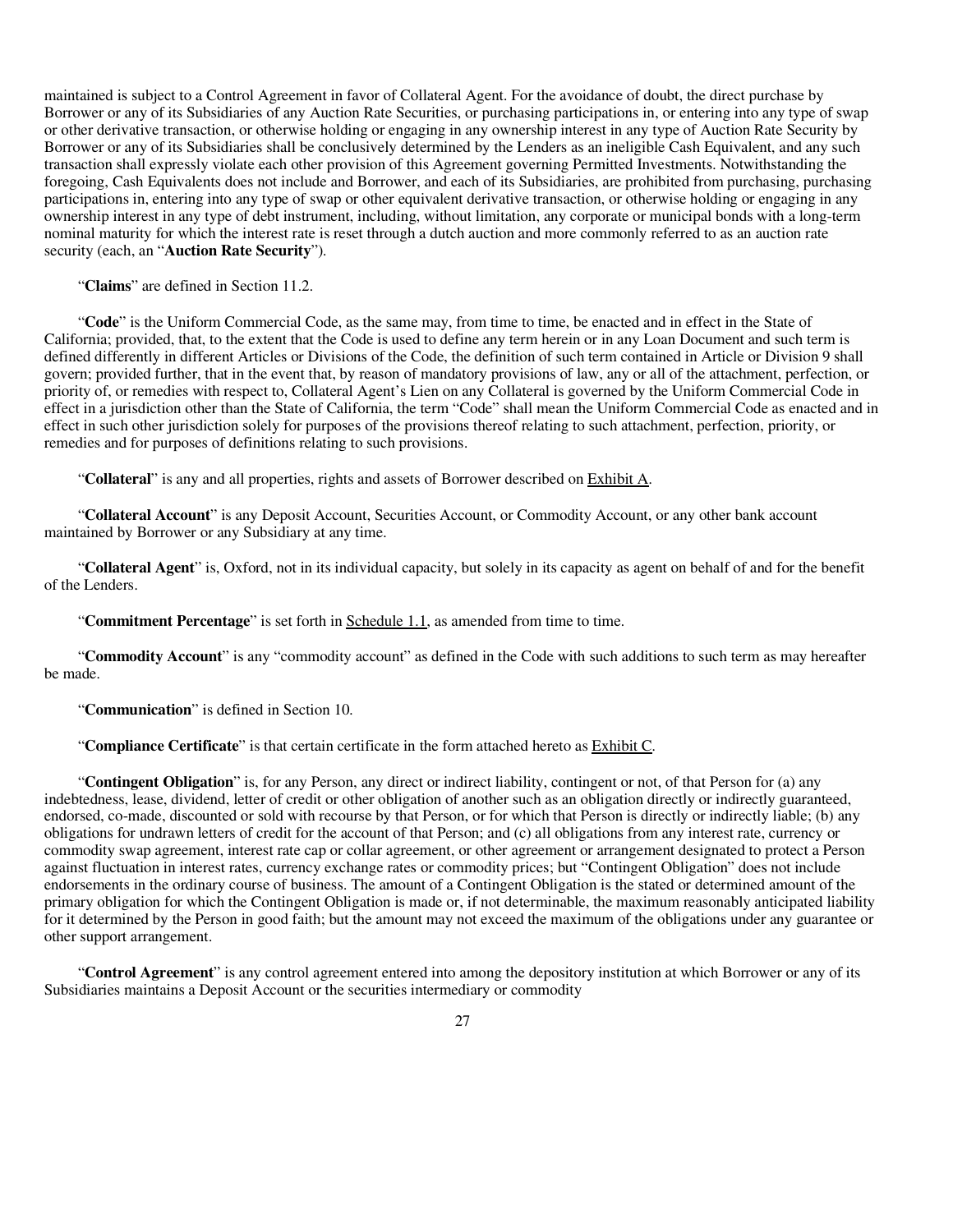maintained is subject to a Control Agreement in favor of Collateral Agent. For the avoidance of doubt, the direct purchase by Borrower or any of its Subsidiaries of any Auction Rate Securities, or purchasing participations in, or entering into any type of swap or other derivative transaction, or otherwise holding or engaging in any ownership interest in any type of Auction Rate Security by Borrower or any of its Subsidiaries shall be conclusively determined by the Lenders as an ineligible Cash Equivalent, and any such transaction shall expressly violate each other provision of this Agreement governing Permitted Investments. Notwithstanding the foregoing, Cash Equivalents does not include and Borrower, and each of its Subsidiaries, are prohibited from purchasing, purchasing participations in, entering into any type of swap or other equivalent derivative transaction, or otherwise holding or engaging in any ownership interest in any type of debt instrument, including, without limitation, any corporate or municipal bonds with a long-term nominal maturity for which the interest rate is reset through a dutch auction and more commonly referred to as an auction rate security (each, an "**Auction Rate Security**").

"**Claims**" are defined in Section 11.2.

"**Code**" is the Uniform Commercial Code, as the same may, from time to time, be enacted and in effect in the State of California; provided, that, to the extent that the Code is used to define any term herein or in any Loan Document and such term is defined differently in different Articles or Divisions of the Code, the definition of such term contained in Article or Division 9 shall govern; provided further, that in the event that, by reason of mandatory provisions of law, any or all of the attachment, perfection, or priority of, or remedies with respect to, Collateral Agent's Lien on any Collateral is governed by the Uniform Commercial Code in effect in a jurisdiction other than the State of California, the term "Code" shall mean the Uniform Commercial Code as enacted and in effect in such other jurisdiction solely for purposes of the provisions thereof relating to such attachment, perfection, priority, or remedies and for purposes of definitions relating to such provisions.

"**Collateral**" is any and all properties, rights and assets of Borrower described on Exhibit A.

"**Collateral Account**" is any Deposit Account, Securities Account, or Commodity Account, or any other bank account maintained by Borrower or any Subsidiary at any time.

"**Collateral Agent**" is, Oxford, not in its individual capacity, but solely in its capacity as agent on behalf of and for the benefit of the Lenders.

"**Commitment Percentage**" is set forth in Schedule 1.1, as amended from time to time.

"**Commodity Account**" is any "commodity account" as defined in the Code with such additions to such term as may hereafter be made.

"**Communication**" is defined in Section 10.

"**Compliance Certificate**" is that certain certificate in the form attached hereto as Exhibit C.

"**Contingent Obligation**" is, for any Person, any direct or indirect liability, contingent or not, of that Person for (a) any indebtedness, lease, dividend, letter of credit or other obligation of another such as an obligation directly or indirectly guaranteed, endorsed, co-made, discounted or sold with recourse by that Person, or for which that Person is directly or indirectly liable; (b) any obligations for undrawn letters of credit for the account of that Person; and (c) all obligations from any interest rate, currency or commodity swap agreement, interest rate cap or collar agreement, or other agreement or arrangement designated to protect a Person against fluctuation in interest rates, currency exchange rates or commodity prices; but "Contingent Obligation" does not include endorsements in the ordinary course of business. The amount of a Contingent Obligation is the stated or determined amount of the primary obligation for which the Contingent Obligation is made or, if not determinable, the maximum reasonably anticipated liability for it determined by the Person in good faith; but the amount may not exceed the maximum of the obligations under any guarantee or other support arrangement.

"**Control Agreement**" is any control agreement entered into among the depository institution at which Borrower or any of its Subsidiaries maintains a Deposit Account or the securities intermediary or commodity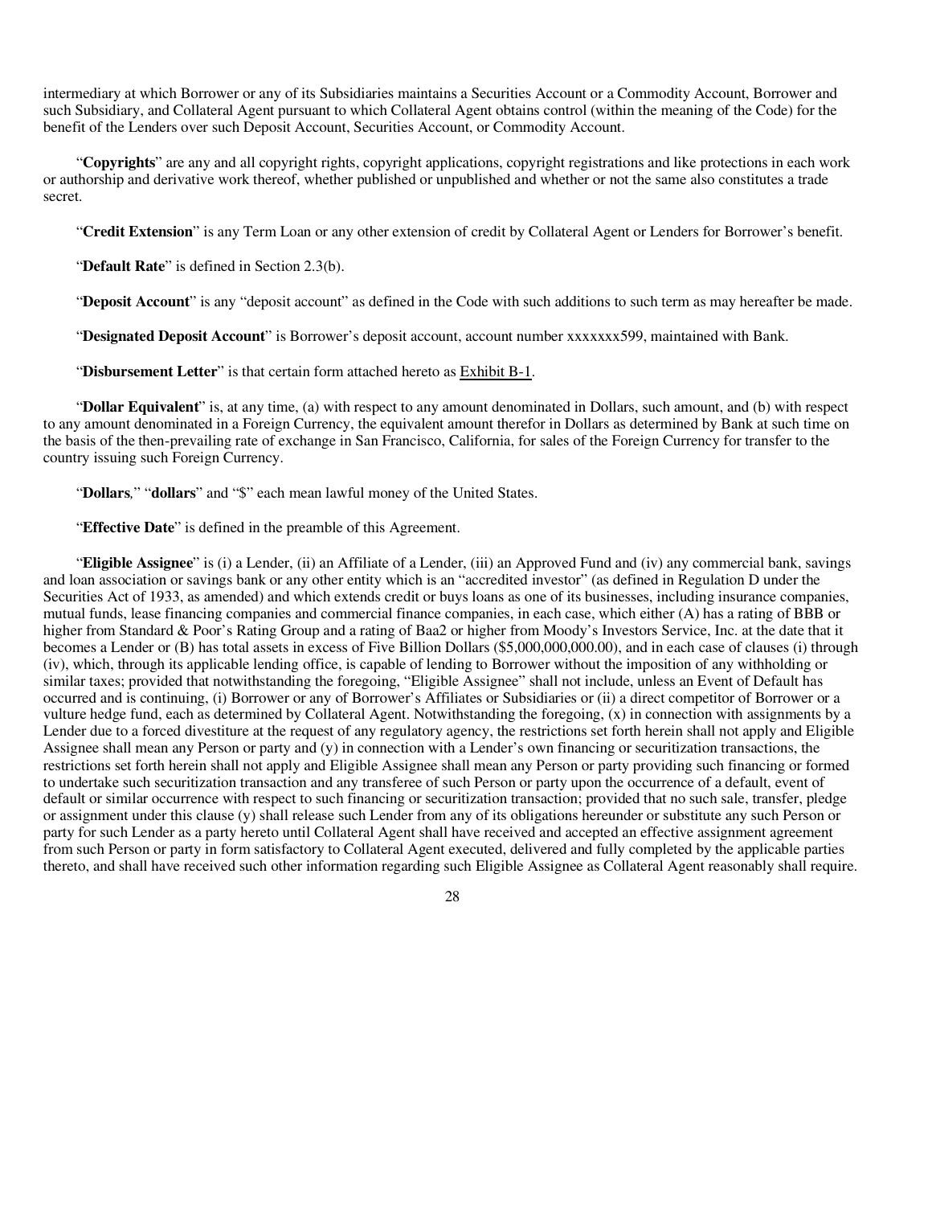intermediary at which Borrower or any of its Subsidiaries maintains a Securities Account or a Commodity Account, Borrower and such Subsidiary, and Collateral Agent pursuant to which Collateral Agent obtains control (within the meaning of the Code) for the benefit of the Lenders over such Deposit Account, Securities Account, or Commodity Account.

"**Copyrights**" are any and all copyright rights, copyright applications, copyright registrations and like protections in each work or authorship and derivative work thereof, whether published or unpublished and whether or not the same also constitutes a trade secret.

"**Credit Extension**" is any Term Loan or any other extension of credit by Collateral Agent or Lenders for Borrower's benefit.

"**Default Rate**" is defined in Section 2.3(b).

"**Deposit Account**" is any "deposit account" as defined in the Code with such additions to such term as may hereafter be made.

"**Designated Deposit Account**" is Borrower's deposit account, account number xxxxxxx599, maintained with Bank.

"**Disbursement Letter**" is that certain form attached hereto as Exhibit B-1.

"**Dollar Equivalent**" is, at any time, (a) with respect to any amount denominated in Dollars, such amount, and (b) with respect to any amount denominated in a Foreign Currency, the equivalent amount therefor in Dollars as determined by Bank at such time on the basis of the then-prevailing rate of exchange in San Francisco, California, for sales of the Foreign Currency for transfer to the country issuing such Foreign Currency.

"**Dollars**," "**dollars**" and "$" each mean lawful money of the United States.

"**Effective Date**" is defined in the preamble of this Agreement.

"**Eligible Assignee**" is (i) a Lender, (ii) an Affiliate of a Lender, (iii) an Approved Fund and (iv) any commercial bank, savings and loan association or savings bank or any other entity which is an "accredited investor" (as defined in Regulation D under the Securities Act of 1933, as amended) and which extends credit or buys loans as one of its businesses, including insurance companies, mutual funds, lease financing companies and commercial finance companies, in each case, which either (A) has a rating of BBB or higher from Standard & Poor's Rating Group and a rating of Baa2 or higher from Moody's Investors Service, Inc. at the date that it becomes a Lender or (B) has total assets in excess of Five Billion Dollars ($5,000,000,000.00), and in each case of clauses (i) through (iv), which, through its applicable lending office, is capable of lending to Borrower without the imposition of any withholding or similar taxes; provided that notwithstanding the foregoing, "Eligible Assignee" shall not include, unless an Event of Default has occurred and is continuing, (i) Borrower or any of Borrower's Affiliates or Subsidiaries or (ii) a direct competitor of Borrower or a vulture hedge fund, each as determined by Collateral Agent. Notwithstanding the foregoing, (x) in connection with assignments by a Lender due to a forced divestiture at the request of any regulatory agency, the restrictions set forth herein shall not apply and Eligible Assignee shall mean any Person or party and (y) in connection with a Lender's own financing or securitization transactions, the restrictions set forth herein shall not apply and Eligible Assignee shall mean any Person or party providing such financing or formed to undertake such securitization transaction and any transferee of such Person or party upon the occurrence of a default, event of default or similar occurrence with respect to such financing or securitization transaction; provided that no such sale, transfer, pledge or assignment under this clause (y) shall release such Lender from any of its obligations hereunder or substitute any such Person or party for such Lender as a party hereto until Collateral Agent shall have received and accepted an effective assignment agreement from such Person or party in form satisfactory to Collateral Agent executed, delivered and fully completed by the applicable parties thereto, and shall have received such other information regarding such Eligible Assignee as Collateral Agent reasonably shall require.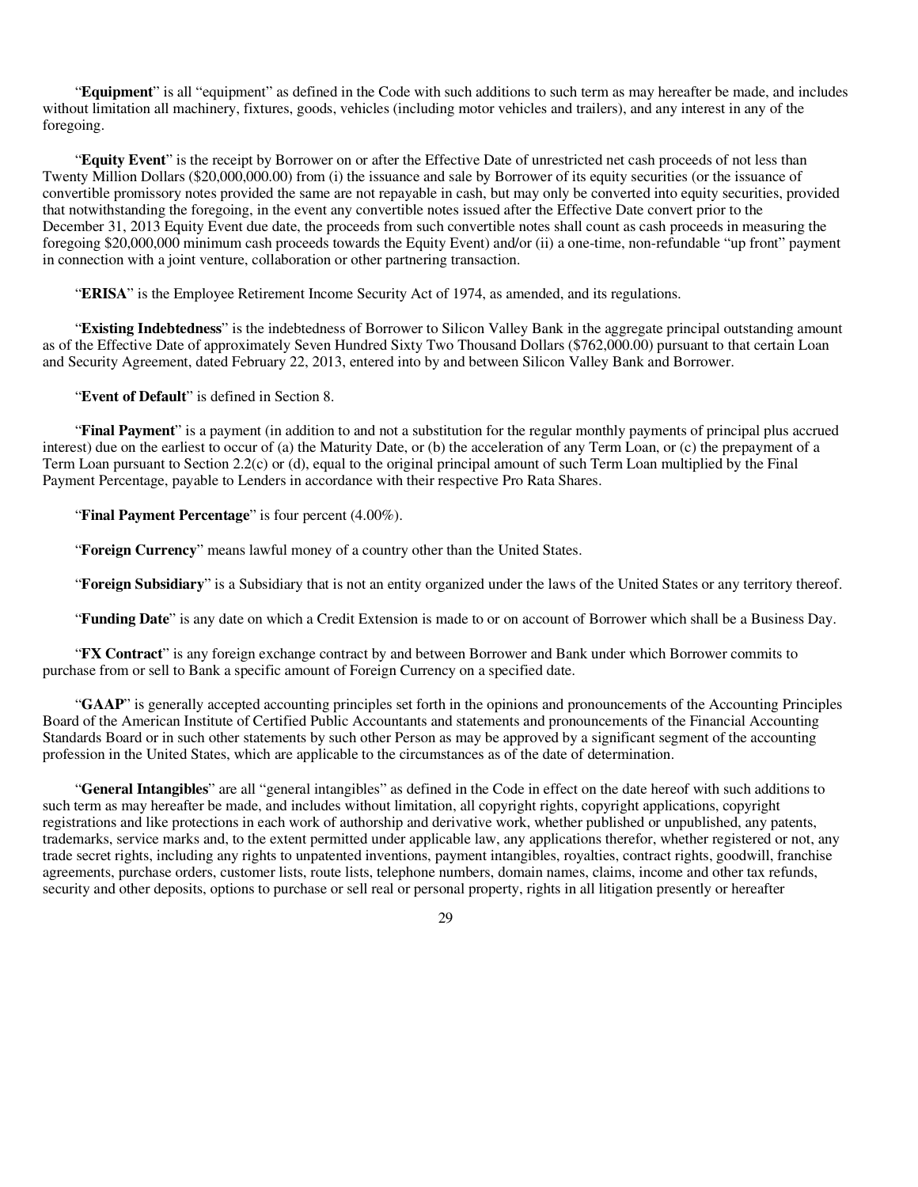"**Equipment**" is all "equipment" as defined in the Code with such additions to such term as may hereafter be made, and includes without limitation all machinery, fixtures, goods, vehicles (including motor vehicles and trailers), and any interest in any of the foregoing.

"**Equity Event**" is the receipt by Borrower on or after the Effective Date of unrestricted net cash proceeds of not less than Twenty Million Dollars ($20,000,000.00) from (i) the issuance and sale by Borrower of its equity securities (or the issuance of convertible promissory notes provided the same are not repayable in cash, but may only be converted into equity securities, provided that notwithstanding the foregoing, in the event any convertible notes issued after the Effective Date convert prior to the December 31, 2013 Equity Event due date, the proceeds from such convertible notes shall count as cash proceeds in measuring the foregoing $20,000,000 minimum cash proceeds towards the Equity Event) and/or (ii) a one-time, non-refundable "up front" payment in connection with a joint venture, collaboration or other partnering transaction.

"**ERISA**" is the Employee Retirement Income Security Act of 1974, as amended, and its regulations.

"**Existing Indebtedness**" is the indebtedness of Borrower to Silicon Valley Bank in the aggregate principal outstanding amount as of the Effective Date of approximately Seven Hundred Sixty Two Thousand Dollars ($762,000.00) pursuant to that certain Loan and Security Agreement, dated February 22, 2013, entered into by and between Silicon Valley Bank and Borrower.

"**Event of Default**" is defined in Section 8.

"**Final Payment**" is a payment (in addition to and not a substitution for the regular monthly payments of principal plus accrued interest) due on the earliest to occur of (a) the Maturity Date, or (b) the acceleration of any Term Loan, or (c) the prepayment of a Term Loan pursuant to Section 2.2(c) or (d), equal to the original principal amount of such Term Loan multiplied by the Final Payment Percentage, payable to Lenders in accordance with their respective Pro Rata Shares.

"**Final Payment Percentage**" is four percent (4.00%).

"**Foreign Currency**" means lawful money of a country other than the United States.

"**Foreign Subsidiary**" is a Subsidiary that is not an entity organized under the laws of the United States or any territory thereof.

"**Funding Date**" is any date on which a Credit Extension is made to or on account of Borrower which shall be a Business Day.

"**FX Contract**" is any foreign exchange contract by and between Borrower and Bank under which Borrower commits to purchase from or sell to Bank a specific amount of Foreign Currency on a specified date.

"**GAAP**" is generally accepted accounting principles set forth in the opinions and pronouncements of the Accounting Principles Board of the American Institute of Certified Public Accountants and statements and pronouncements of the Financial Accounting Standards Board or in such other statements by such other Person as may be approved by a significant segment of the accounting profession in the United States, which are applicable to the circumstances as of the date of determination.

"**General Intangibles**" are all "general intangibles" as defined in the Code in effect on the date hereof with such additions to such term as may hereafter be made, and includes without limitation, all copyright rights, copyright applications, copyright registrations and like protections in each work of authorship and derivative work, whether published or unpublished, any patents, trademarks, service marks and, to the extent permitted under applicable law, any applications therefor, whether registered or not, any trade secret rights, including any rights to unpatented inventions, payment intangibles, royalties, contract rights, goodwill, franchise agreements, purchase orders, customer lists, route lists, telephone numbers, domain names, claims, income and other tax refunds, security and other deposits, options to purchase or sell real or personal property, rights in all litigation presently or hereafter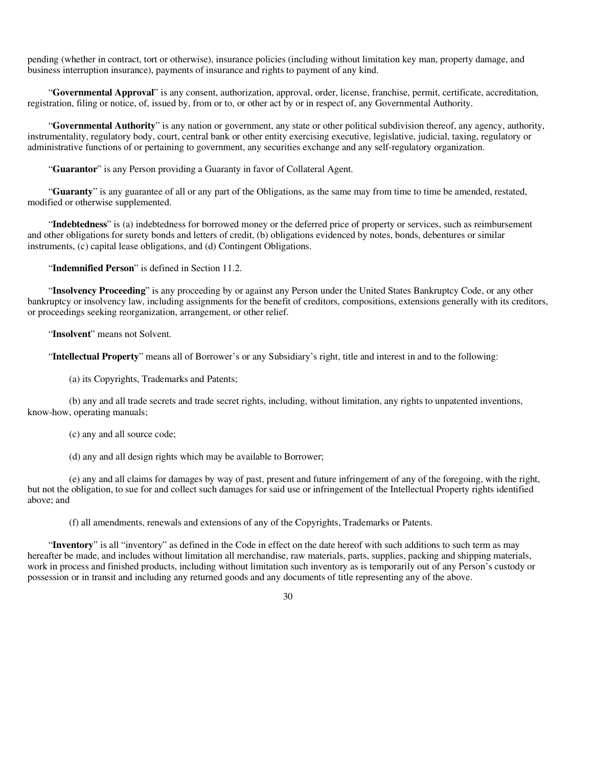pending (whether in contract, tort or otherwise), insurance policies (including without limitation key man, property damage, and business interruption insurance), payments of insurance and rights to payment of any kind.

"**Governmental Approval**" is any consent, authorization, approval, order, license, franchise, permit, certificate, accreditation, registration, filing or notice, of, issued by, from or to, or other act by or in respect of, any Governmental Authority.

"**Governmental Authority**" is any nation or government, any state or other political subdivision thereof, any agency, authority, instrumentality, regulatory body, court, central bank or other entity exercising executive, legislative, judicial, taxing, regulatory or administrative functions of or pertaining to government, any securities exchange and any self-regulatory organization.

"**Guarantor**" is any Person providing a Guaranty in favor of Collateral Agent.

"**Guaranty**" is any guarantee of all or any part of the Obligations, as the same may from time to time be amended, restated, modified or otherwise supplemented.

"**Indebtedness**" is (a) indebtedness for borrowed money or the deferred price of property or services, such as reimbursement and other obligations for surety bonds and letters of credit, (b) obligations evidenced by notes, bonds, debentures or similar instruments, (c) capital lease obligations, and (d) Contingent Obligations.

"**Indemnified Person**" is defined in Section 11.2.

"**Insolvency Proceeding**" is any proceeding by or against any Person under the United States Bankruptcy Code, or any other bankruptcy or insolvency law, including assignments for the benefit of creditors, compositions, extensions generally with its creditors, or proceedings seeking reorganization, arrangement, or other relief.

"**Insolvent**" means not Solvent.

"**Intellectual Property**" means all of Borrower's or any Subsidiary's right, title and interest in and to the following:

(a) its Copyrights, Trademarks and Patents;

(b) any and all trade secrets and trade secret rights, including, without limitation, any rights to unpatented inventions, know-how, operating manuals;

(c) any and all source code;

(d) any and all design rights which may be available to Borrower;

(e) any and all claims for damages by way of past, present and future infringement of any of the foregoing, with the right, but not the obligation, to sue for and collect such damages for said use or infringement of the Intellectual Property rights identified above; and

(f) all amendments, renewals and extensions of any of the Copyrights, Trademarks or Patents.

"**Inventory**" is all "inventory" as defined in the Code in effect on the date hereof with such additions to such term as may hereafter be made, and includes without limitation all merchandise, raw materials, parts, supplies, packing and shipping materials, work in process and finished products, including without limitation such inventory as is temporarily out of any Person's custody or possession or in transit and including any returned goods and any documents of title representing any of the above.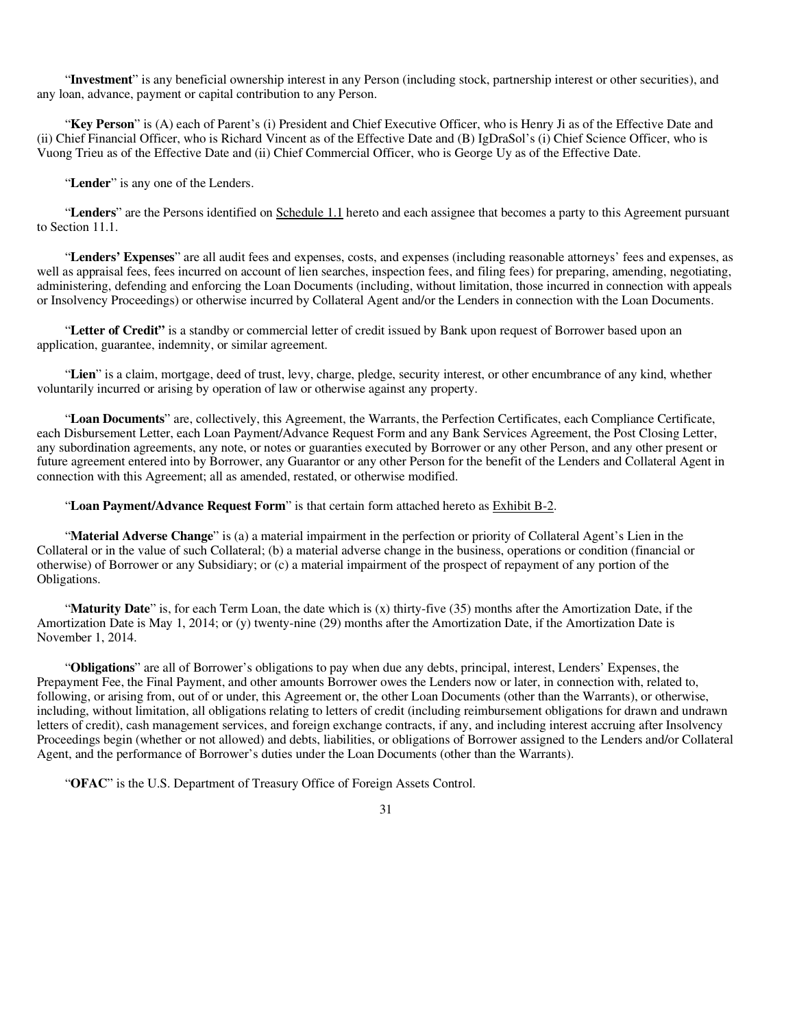"**Investment**" is any beneficial ownership interest in any Person (including stock, partnership interest or other securities), and any loan, advance, payment or capital contribution to any Person.

"**Key Person**" is (A) each of Parent's (i) President and Chief Executive Officer, who is Henry Ji as of the Effective Date and (ii) Chief Financial Officer, who is Richard Vincent as of the Effective Date and (B) IgDraSol's (i) Chief Science Officer, who is Vuong Trieu as of the Effective Date and (ii) Chief Commercial Officer, who is George Uy as of the Effective Date.

"**Lender**" is any one of the Lenders.

"**Lenders**" are the Persons identified on Schedule 1.1 hereto and each assignee that becomes a party to this Agreement pursuant to Section 11.1.

"**Lenders' Expenses**" are all audit fees and expenses, costs, and expenses (including reasonable attorneys' fees and expenses, as well as appraisal fees, fees incurred on account of lien searches, inspection fees, and filing fees) for preparing, amending, negotiating, administering, defending and enforcing the Loan Documents (including, without limitation, those incurred in connection with appeals or Insolvency Proceedings) or otherwise incurred by Collateral Agent and/or the Lenders in connection with the Loan Documents.

"**Letter of Credit"** is a standby or commercial letter of credit issued by Bank upon request of Borrower based upon an application, guarantee, indemnity, or similar agreement.

"**Lien**" is a claim, mortgage, deed of trust, levy, charge, pledge, security interest, or other encumbrance of any kind, whether voluntarily incurred or arising by operation of law or otherwise against any property.

"**Loan Documents**" are, collectively, this Agreement, the Warrants, the Perfection Certificates, each Compliance Certificate, each Disbursement Letter, each Loan Payment/Advance Request Form and any Bank Services Agreement, the Post Closing Letter, any subordination agreements, any note, or notes or guaranties executed by Borrower or any other Person, and any other present or future agreement entered into by Borrower, any Guarantor or any other Person for the benefit of the Lenders and Collateral Agent in connection with this Agreement; all as amended, restated, or otherwise modified.

"**Loan Payment/Advance Request Form**" is that certain form attached hereto as Exhibit B-2.

"**Material Adverse Change**" is (a) a material impairment in the perfection or priority of Collateral Agent's Lien in the Collateral or in the value of such Collateral; (b) a material adverse change in the business, operations or condition (financial or otherwise) of Borrower or any Subsidiary; or (c) a material impairment of the prospect of repayment of any portion of the Obligations.

"**Maturity Date**" is, for each Term Loan, the date which is (x) thirty-five (35) months after the Amortization Date, if the Amortization Date is May 1, 2014; or (y) twenty-nine (29) months after the Amortization Date, if the Amortization Date is November 1, 2014.

"**Obligations**" are all of Borrower's obligations to pay when due any debts, principal, interest, Lenders' Expenses, the Prepayment Fee, the Final Payment, and other amounts Borrower owes the Lenders now or later, in connection with, related to, following, or arising from, out of or under, this Agreement or, the other Loan Documents (other than the Warrants), or otherwise, including, without limitation, all obligations relating to letters of credit (including reimbursement obligations for drawn and undrawn letters of credit), cash management services, and foreign exchange contracts, if any, and including interest accruing after Insolvency Proceedings begin (whether or not allowed) and debts, liabilities, or obligations of Borrower assigned to the Lenders and/or Collateral Agent, and the performance of Borrower's duties under the Loan Documents (other than the Warrants).

"**OFAC**" is the U.S. Department of Treasury Office of Foreign Assets Control.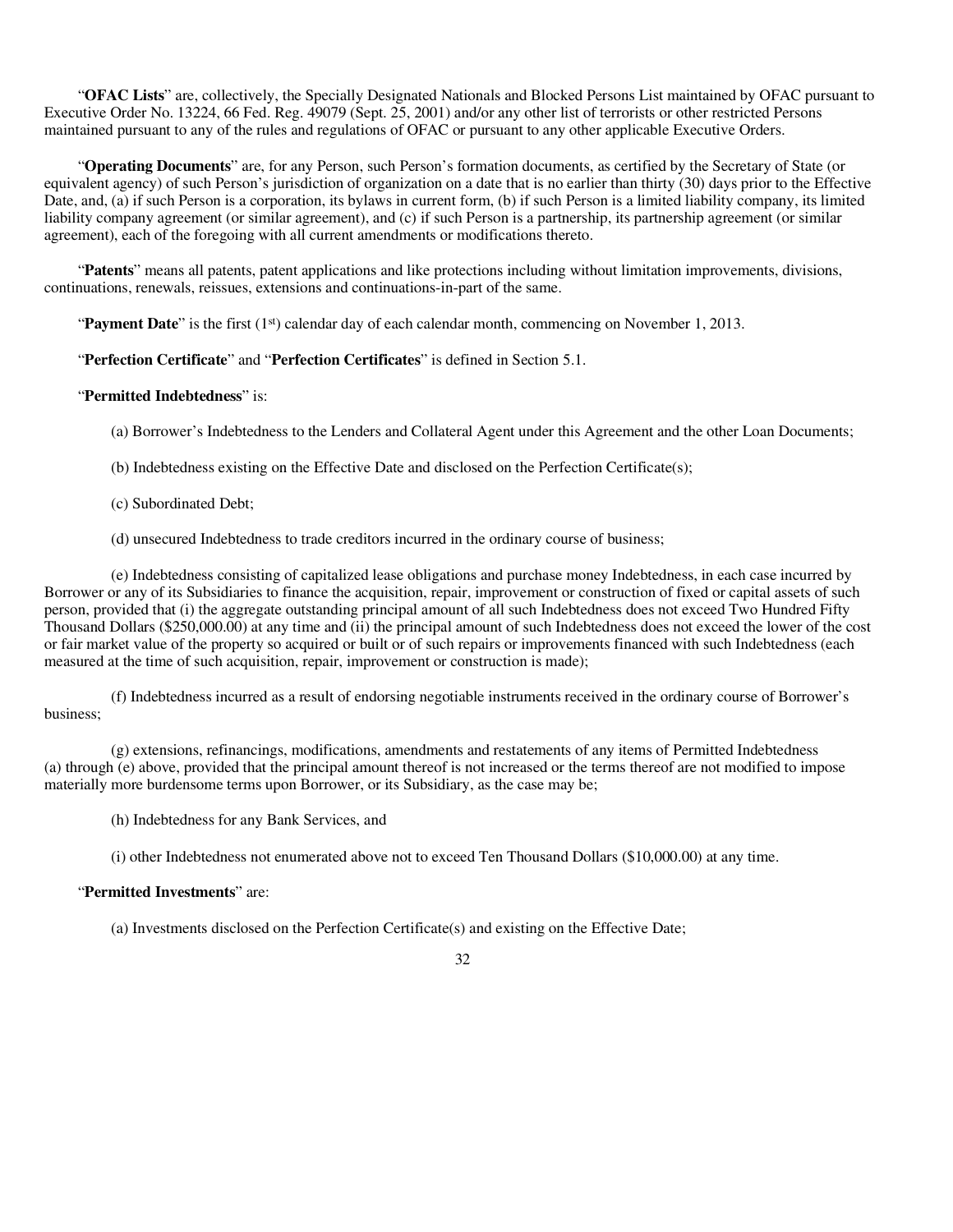"**OFAC Lists**" are, collectively, the Specially Designated Nationals and Blocked Persons List maintained by OFAC pursuant to Executive Order No. 13224, 66 Fed. Reg. 49079 (Sept. 25, 2001) and/or any other list of terrorists or other restricted Persons maintained pursuant to any of the rules and regulations of OFAC or pursuant to any other applicable Executive Orders.

"**Operating Documents**" are, for any Person, such Person's formation documents, as certified by the Secretary of State (or equivalent agency) of such Person's jurisdiction of organization on a date that is no earlier than thirty (30) days prior to the Effective Date, and, (a) if such Person is a corporation, its bylaws in current form, (b) if such Person is a limited liability company, its limited liability company agreement (or similar agreement), and (c) if such Person is a partnership, its partnership agreement (or similar agreement), each of the foregoing with all current amendments or modifications thereto.

"**Patents**" means all patents, patent applications and like protections including without limitation improvements, divisions, continuations, renewals, reissues, extensions and continuations-in-part of the same.

"**Payment Date**" is the first (1st) calendar day of each calendar month, commencing on November 1, 2013.

"**Perfection Certificate**" and "**Perfection Certificates**" is defined in Section 5.1.

"**Permitted Indebtedness**" is:

(a) Borrower's Indebtedness to the Lenders and Collateral Agent under this Agreement and the other Loan Documents;

(b) Indebtedness existing on the Effective Date and disclosed on the Perfection Certificate(s);

(c) Subordinated Debt;

(d) unsecured Indebtedness to trade creditors incurred in the ordinary course of business;

(e) Indebtedness consisting of capitalized lease obligations and purchase money Indebtedness, in each case incurred by Borrower or any of its Subsidiaries to finance the acquisition, repair, improvement or construction of fixed or capital assets of such person, provided that (i) the aggregate outstanding principal amount of all such Indebtedness does not exceed Two Hundred Fifty Thousand Dollars ($250,000.00) at any time and (ii) the principal amount of such Indebtedness does not exceed the lower of the cost or fair market value of the property so acquired or built or of such repairs or improvements financed with such Indebtedness (each measured at the time of such acquisition, repair, improvement or construction is made);

(f) Indebtedness incurred as a result of endorsing negotiable instruments received in the ordinary course of Borrower's business;

(g) extensions, refinancings, modifications, amendments and restatements of any items of Permitted Indebtedness (a) through (e) above, provided that the principal amount thereof is not increased or the terms thereof are not modified to impose materially more burdensome terms upon Borrower, or its Subsidiary, as the case may be;

(h) Indebtedness for any Bank Services, and

(i) other Indebtedness not enumerated above not to exceed Ten Thousand Dollars ($10,000.00) at any time.

"**Permitted Investments**" are:

(a) Investments disclosed on the Perfection Certificate(s) and existing on the Effective Date;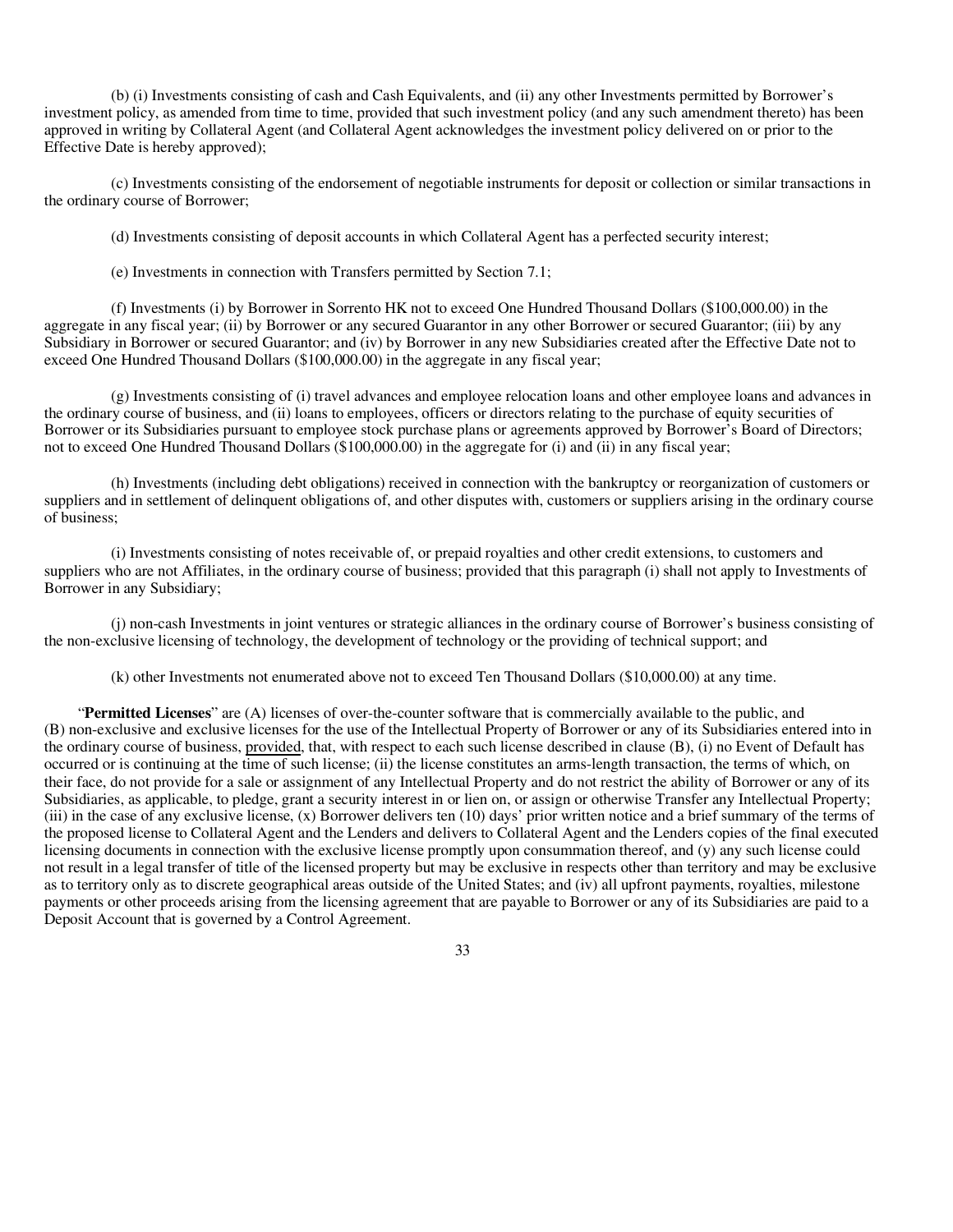(b) (i) Investments consisting of cash and Cash Equivalents, and (ii) any other Investments permitted by Borrower's investment policy, as amended from time to time, provided that such investment policy (and any such amendment thereto) has been approved in writing by Collateral Agent (and Collateral Agent acknowledges the investment policy delivered on or prior to the Effective Date is hereby approved);

(c) Investments consisting of the endorsement of negotiable instruments for deposit or collection or similar transactions in the ordinary course of Borrower;

(d) Investments consisting of deposit accounts in which Collateral Agent has a perfected security interest;

(e) Investments in connection with Transfers permitted by Section 7.1;

(f) Investments (i) by Borrower in Sorrento HK not to exceed One Hundred Thousand Dollars ($100,000.00) in the aggregate in any fiscal year; (ii) by Borrower or any secured Guarantor in any other Borrower or secured Guarantor; (iii) by any Subsidiary in Borrower or secured Guarantor; and (iv) by Borrower in any new Subsidiaries created after the Effective Date not to exceed One Hundred Thousand Dollars ($100,000.00) in the aggregate in any fiscal year;

(g) Investments consisting of (i) travel advances and employee relocation loans and other employee loans and advances in the ordinary course of business, and (ii) loans to employees, officers or directors relating to the purchase of equity securities of Borrower or its Subsidiaries pursuant to employee stock purchase plans or agreements approved by Borrower's Board of Directors; not to exceed One Hundred Thousand Dollars ($100,000.00) in the aggregate for (i) and (ii) in any fiscal year;

(h) Investments (including debt obligations) received in connection with the bankruptcy or reorganization of customers or suppliers and in settlement of delinquent obligations of, and other disputes with, customers or suppliers arising in the ordinary course of business;

(i) Investments consisting of notes receivable of, or prepaid royalties and other credit extensions, to customers and suppliers who are not Affiliates, in the ordinary course of business; provided that this paragraph (i) shall not apply to Investments of Borrower in any Subsidiary;

(j) non-cash Investments in joint ventures or strategic alliances in the ordinary course of Borrower's business consisting of the non-exclusive licensing of technology, the development of technology or the providing of technical support; and

(k) other Investments not enumerated above not to exceed Ten Thousand Dollars ($10,000.00) at any time.

"**Permitted Licenses**" are (A) licenses of over-the-counter software that is commercially available to the public, and (B) non-exclusive and exclusive licenses for the use of the Intellectual Property of Borrower or any of its Subsidiaries entered into in the ordinary course of business, provided, that, with respect to each such license described in clause (B), (i) no Event of Default has occurred or is continuing at the time of such license; (ii) the license constitutes an arms-length transaction, the terms of which, on their face, do not provide for a sale or assignment of any Intellectual Property and do not restrict the ability of Borrower or any of its Subsidiaries, as applicable, to pledge, grant a security interest in or lien on, or assign or otherwise Transfer any Intellectual Property; (iii) in the case of any exclusive license, (x) Borrower delivers ten (10) days' prior written notice and a brief summary of the terms of the proposed license to Collateral Agent and the Lenders and delivers to Collateral Agent and the Lenders copies of the final executed licensing documents in connection with the exclusive license promptly upon consummation thereof, and (y) any such license could not result in a legal transfer of title of the licensed property but may be exclusive in respects other than territory and may be exclusive as to territory only as to discrete geographical areas outside of the United States; and (iv) all upfront payments, royalties, milestone payments or other proceeds arising from the licensing agreement that are payable to Borrower or any of its Subsidiaries are paid to a Deposit Account that is governed by a Control Agreement.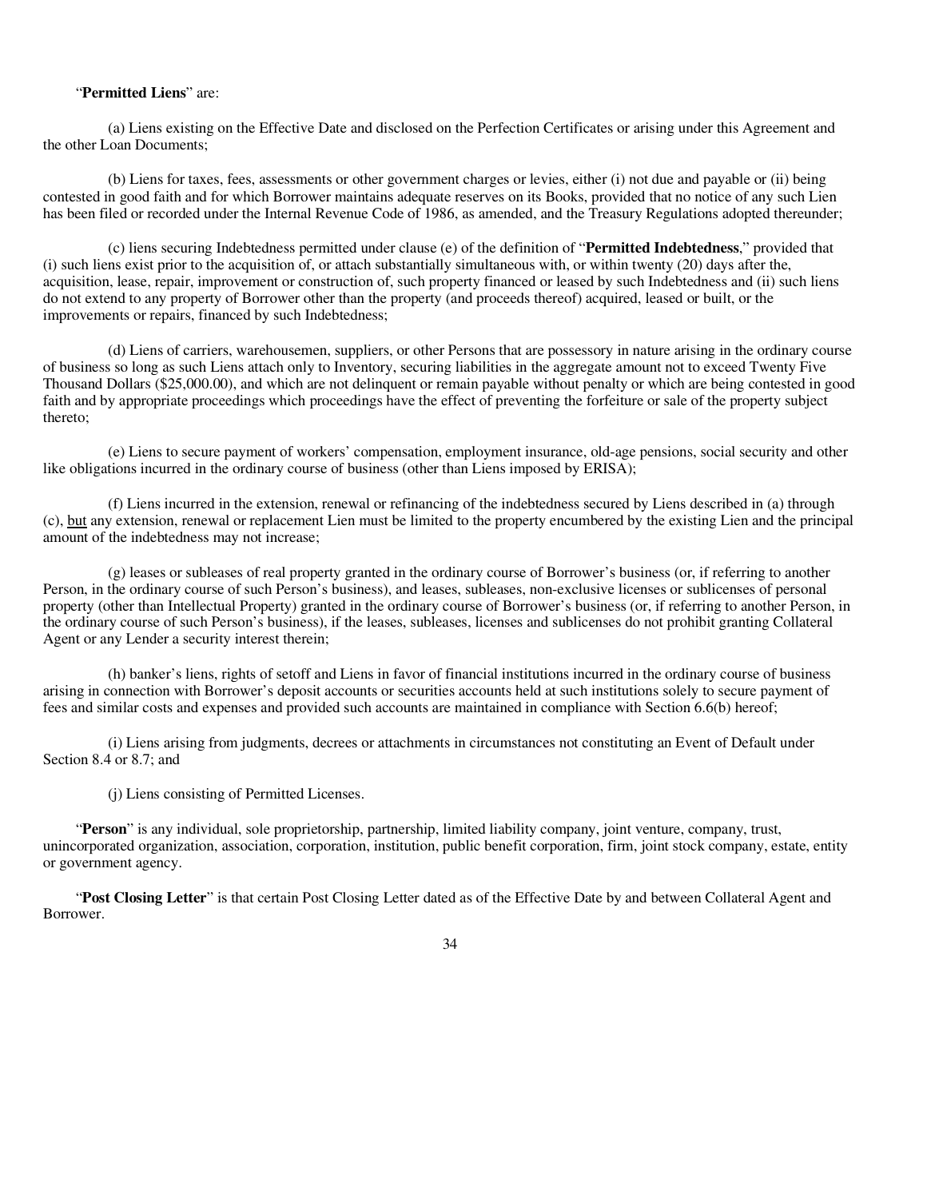"**Permitted Liens**" are:

(a) Liens existing on the Effective Date and disclosed on the Perfection Certificates or arising under this Agreement and the other Loan Documents;

(b) Liens for taxes, fees, assessments or other government charges or levies, either (i) not due and payable or (ii) being contested in good faith and for which Borrower maintains adequate reserves on its Books, provided that no notice of any such Lien has been filed or recorded under the Internal Revenue Code of 1986, as amended, and the Treasury Regulations adopted thereunder;

(c) liens securing Indebtedness permitted under clause (e) of the definition of "**Permitted Indebtedness**," provided that (i) such liens exist prior to the acquisition of, or attach substantially simultaneous with, or within twenty (20) days after the, acquisition, lease, repair, improvement or construction of, such property financed or leased by such Indebtedness and (ii) such liens do not extend to any property of Borrower other than the property (and proceeds thereof) acquired, leased or built, or the improvements or repairs, financed by such Indebtedness;

(d) Liens of carriers, warehousemen, suppliers, or other Persons that are possessory in nature arising in the ordinary course of business so long as such Liens attach only to Inventory, securing liabilities in the aggregate amount not to exceed Twenty Five Thousand Dollars ($25,000.00), and which are not delinquent or remain payable without penalty or which are being contested in good faith and by appropriate proceedings which proceedings have the effect of preventing the forfeiture or sale of the property subject thereto;

(e) Liens to secure payment of workers' compensation, employment insurance, old-age pensions, social security and other like obligations incurred in the ordinary course of business (other than Liens imposed by ERISA);

(f) Liens incurred in the extension, renewal or refinancing of the indebtedness secured by Liens described in (a) through (c), <u>but</u> any extension, renewal or replacement Lien must be limited to the property encumbered by the existing Lien and the principal amount of the indebtedness may not increase;

(g) leases or subleases of real property granted in the ordinary course of Borrower's business (or, if referring to another Person, in the ordinary course of such Person's business), and leases, subleases, non-exclusive licenses or sublicenses of personal property (other than Intellectual Property) granted in the ordinary course of Borrower's business (or, if referring to another Person, in the ordinary course of such Person's business), if the leases, subleases, licenses and sublicenses do not prohibit granting Collateral Agent or any Lender a security interest therein;

(h) banker's liens, rights of setoff and Liens in favor of financial institutions incurred in the ordinary course of business arising in connection with Borrower's deposit accounts or securities accounts held at such institutions solely to secure payment of fees and similar costs and expenses and provided such accounts are maintained in compliance with Section 6.6(b) hereof;

(i) Liens arising from judgments, decrees or attachments in circumstances not constituting an Event of Default under Section 8.4 or 8.7; and

(j) Liens consisting of Permitted Licenses.

"**Person**" is any individual, sole proprietorship, partnership, limited liability company, joint venture, company, trust, unincorporated organization, association, corporation, institution, public benefit corporation, firm, joint stock company, estate, entity or government agency.

"**Post Closing Letter**" is that certain Post Closing Letter dated as of the Effective Date by and between Collateral Agent and Borrower.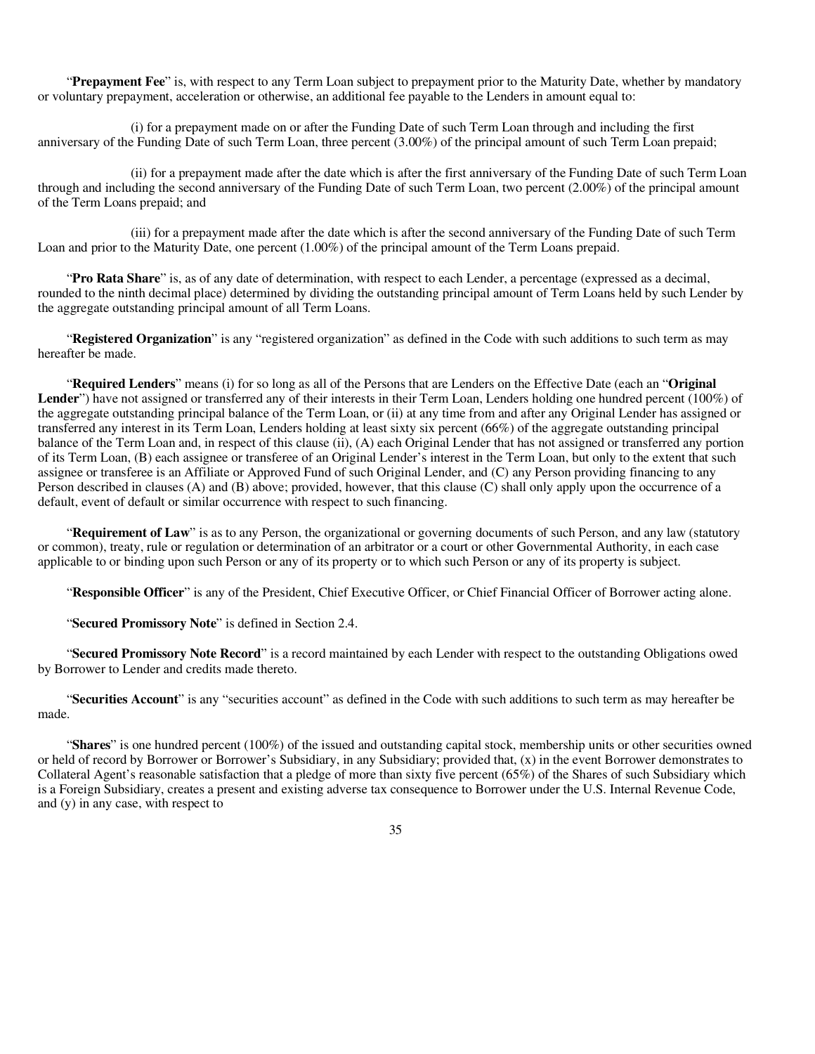"**Prepayment Fee**" is, with respect to any Term Loan subject to prepayment prior to the Maturity Date, whether by mandatory or voluntary prepayment, acceleration or otherwise, an additional fee payable to the Lenders in amount equal to:

(i) for a prepayment made on or after the Funding Date of such Term Loan through and including the first anniversary of the Funding Date of such Term Loan, three percent (3.00%) of the principal amount of such Term Loan prepaid;

(ii) for a prepayment made after the date which is after the first anniversary of the Funding Date of such Term Loan through and including the second anniversary of the Funding Date of such Term Loan, two percent (2.00%) of the principal amount of the Term Loans prepaid; and

(iii) for a prepayment made after the date which is after the second anniversary of the Funding Date of such Term Loan and prior to the Maturity Date, one percent (1.00%) of the principal amount of the Term Loans prepaid.

"**Pro Rata Share**" is, as of any date of determination, with respect to each Lender, a percentage (expressed as a decimal, rounded to the ninth decimal place) determined by dividing the outstanding principal amount of Term Loans held by such Lender by the aggregate outstanding principal amount of all Term Loans.

"**Registered Organization**" is any "registered organization" as defined in the Code with such additions to such term as may hereafter be made.

"**Required Lenders**" means (i) for so long as all of the Persons that are Lenders on the Effective Date (each an "**Original Lender**") have not assigned or transferred any of their interests in their Term Loan, Lenders holding one hundred percent (100%) of the aggregate outstanding principal balance of the Term Loan, or (ii) at any time from and after any Original Lender has assigned or transferred any interest in its Term Loan, Lenders holding at least sixty six percent (66%) of the aggregate outstanding principal balance of the Term Loan and, in respect of this clause (ii), (A) each Original Lender that has not assigned or transferred any portion of its Term Loan, (B) each assignee or transferee of an Original Lender's interest in the Term Loan, but only to the extent that such assignee or transferee is an Affiliate or Approved Fund of such Original Lender, and (C) any Person providing financing to any Person described in clauses (A) and (B) above; provided, however, that this clause (C) shall only apply upon the occurrence of a default, event of default or similar occurrence with respect to such financing.

"**Requirement of Law**" is as to any Person, the organizational or governing documents of such Person, and any law (statutory or common), treaty, rule or regulation or determination of an arbitrator or a court or other Governmental Authority, in each case applicable to or binding upon such Person or any of its property or to which such Person or any of its property is subject.

"**Responsible Officer**" is any of the President, Chief Executive Officer, or Chief Financial Officer of Borrower acting alone.

"**Secured Promissory Note**" is defined in Section 2.4.

"**Secured Promissory Note Record**" is a record maintained by each Lender with respect to the outstanding Obligations owed by Borrower to Lender and credits made thereto.

"**Securities Account**" is any "securities account" as defined in the Code with such additions to such term as may hereafter be made.

"**Shares**" is one hundred percent (100%) of the issued and outstanding capital stock, membership units or other securities owned or held of record by Borrower or Borrower's Subsidiary, in any Subsidiary; provided that, (x) in the event Borrower demonstrates to Collateral Agent's reasonable satisfaction that a pledge of more than sixty five percent (65%) of the Shares of such Subsidiary which is a Foreign Subsidiary, creates a present and existing adverse tax consequence to Borrower under the U.S. Internal Revenue Code, and (y) in any case, with respect to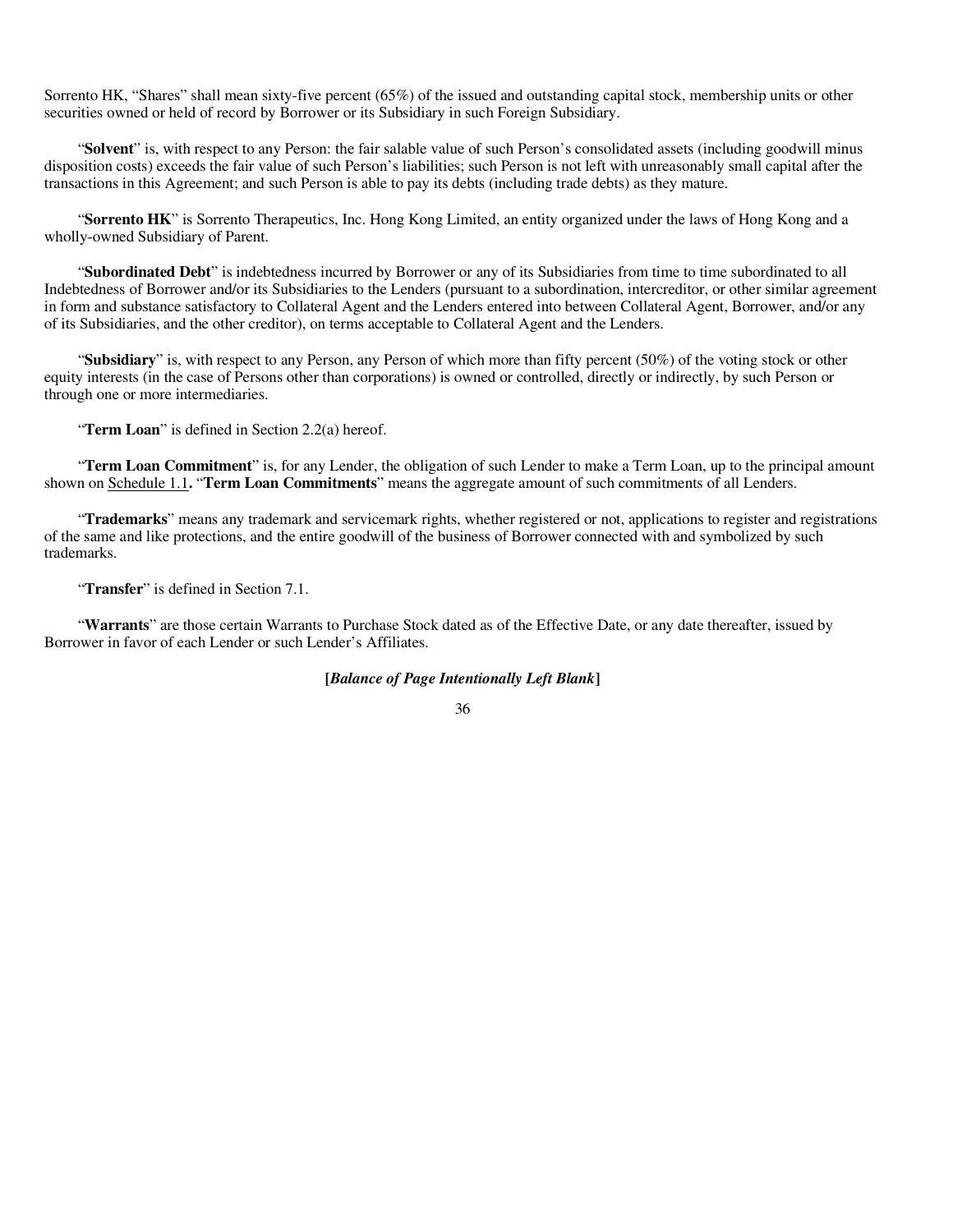Sorrento HK, "Shares" shall mean sixty-five percent (65%) of the issued and outstanding capital stock, membership units or other securities owned or held of record by Borrower or its Subsidiary in such Foreign Subsidiary.

"**Solvent**" is, with respect to any Person: the fair salable value of such Person's consolidated assets (including goodwill minus disposition costs) exceeds the fair value of such Person's liabilities; such Person is not left with unreasonably small capital after the transactions in this Agreement; and such Person is able to pay its debts (including trade debts) as they mature.

"**Sorrento HK**" is Sorrento Therapeutics, Inc. Hong Kong Limited, an entity organized under the laws of Hong Kong and a wholly-owned Subsidiary of Parent.

"**Subordinated Debt**" is indebtedness incurred by Borrower or any of its Subsidiaries from time to time subordinated to all Indebtedness of Borrower and/or its Subsidiaries to the Lenders (pursuant to a subordination, intercreditor, or other similar agreement in form and substance satisfactory to Collateral Agent and the Lenders entered into between Collateral Agent, Borrower, and/or any of its Subsidiaries, and the other creditor), on terms acceptable to Collateral Agent and the Lenders.

"**Subsidiary**" is, with respect to any Person, any Person of which more than fifty percent (50%) of the voting stock or other equity interests (in the case of Persons other than corporations) is owned or controlled, directly or indirectly, by such Person or through one or more intermediaries.

"**Term Loan**" is defined in Section 2.2(a) hereof.

"**Term Loan Commitment**" is, for any Lender, the obligation of such Lender to make a Term Loan, up to the principal amount shown on Schedule 1.1**.** "**Term Loan Commitments**" means the aggregate amount of such commitments of all Lenders.

"**Trademarks**" means any trademark and servicemark rights, whether registered or not, applications to register and registrations of the same and like protections, and the entire goodwill of the business of Borrower connected with and symbolized by such trademarks.

"**Transfer**" is defined in Section 7.1.

"**Warrants**" are those certain Warrants to Purchase Stock dated as of the Effective Date, or any date thereafter, issued by Borrower in favor of each Lender or such Lender's Affiliates.

**[*Balance of Page Intentionally Left Blank*]**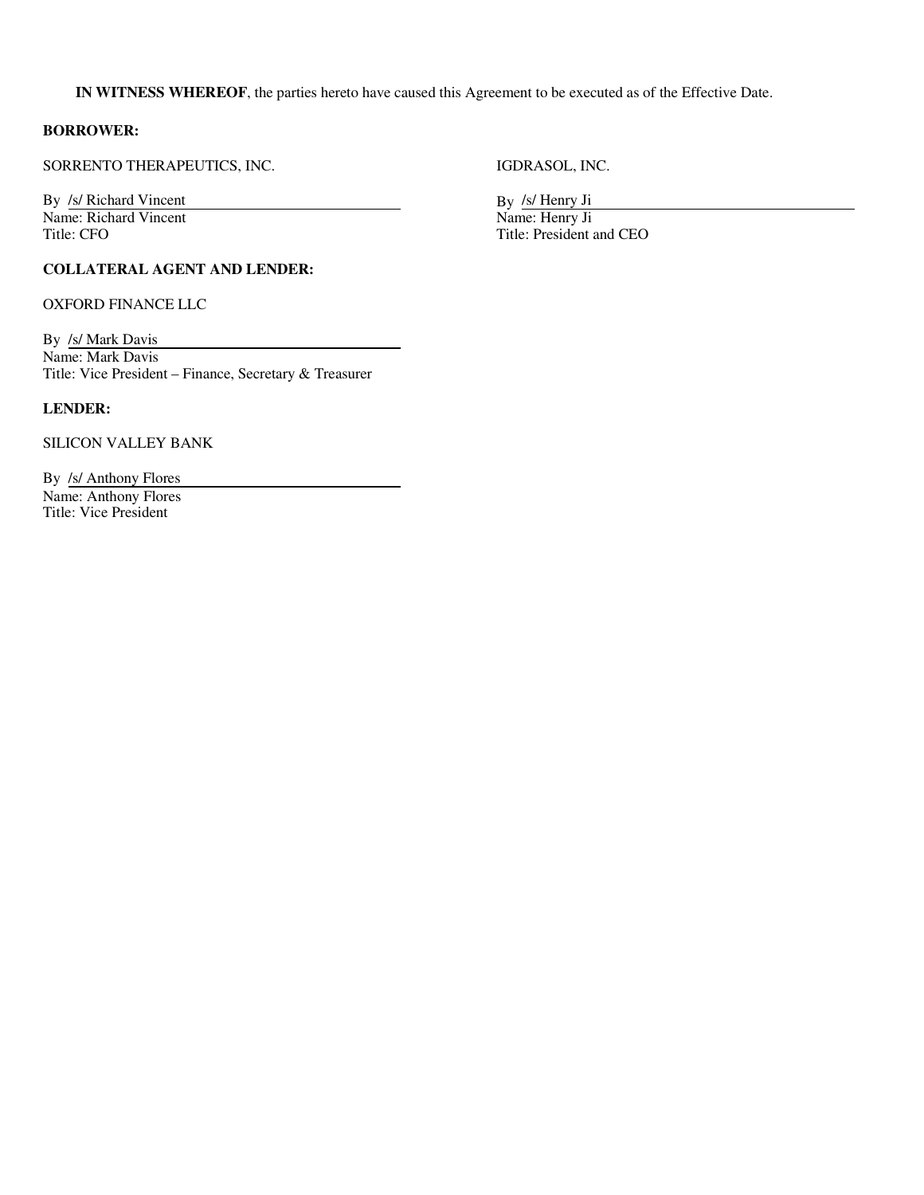**IN WITNESS WHEREOF**, the parties hereto have caused this Agreement to be executed as of the Effective Date.

**BORROWER:**

SORRENTO THERAPEUTICS, INC.

By /s/ Richard Vincent
Name: Richard Vincent
Title: CFO

IGDRASOL, INC.

By /s/ Henry Ji
Name: Henry Ji
Title: President and CEO

**COLLATERAL AGENT AND LENDER:**

OXFORD FINANCE LLC

By /s/ Mark Davis
Name: Mark Davis
Title: Vice President – Finance, Secretary & Treasurer

**LENDER:**

SILICON VALLEY BANK

By /s/ Anthony Flores
Name: Anthony Flores
Title: Vice President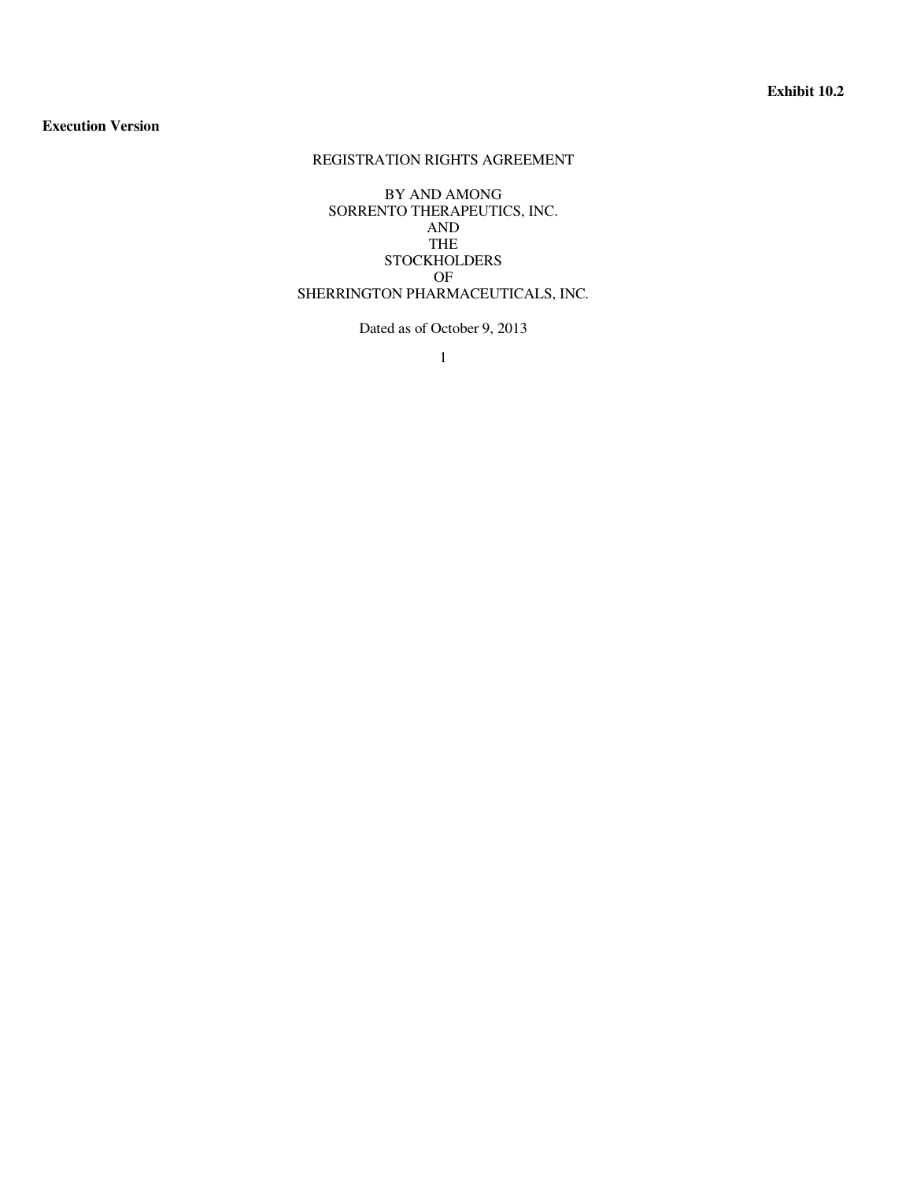**Exhibit 10.2**

**Execution Version**

REGISTRATION RIGHTS AGREEMENT

BY AND AMONG
SORRENTO THERAPEUTICS, INC.
AND
THE
STOCKHOLDERS
OF
SHERRINGTON PHARMACEUTICALS, INC.

Dated as of October 9, 2013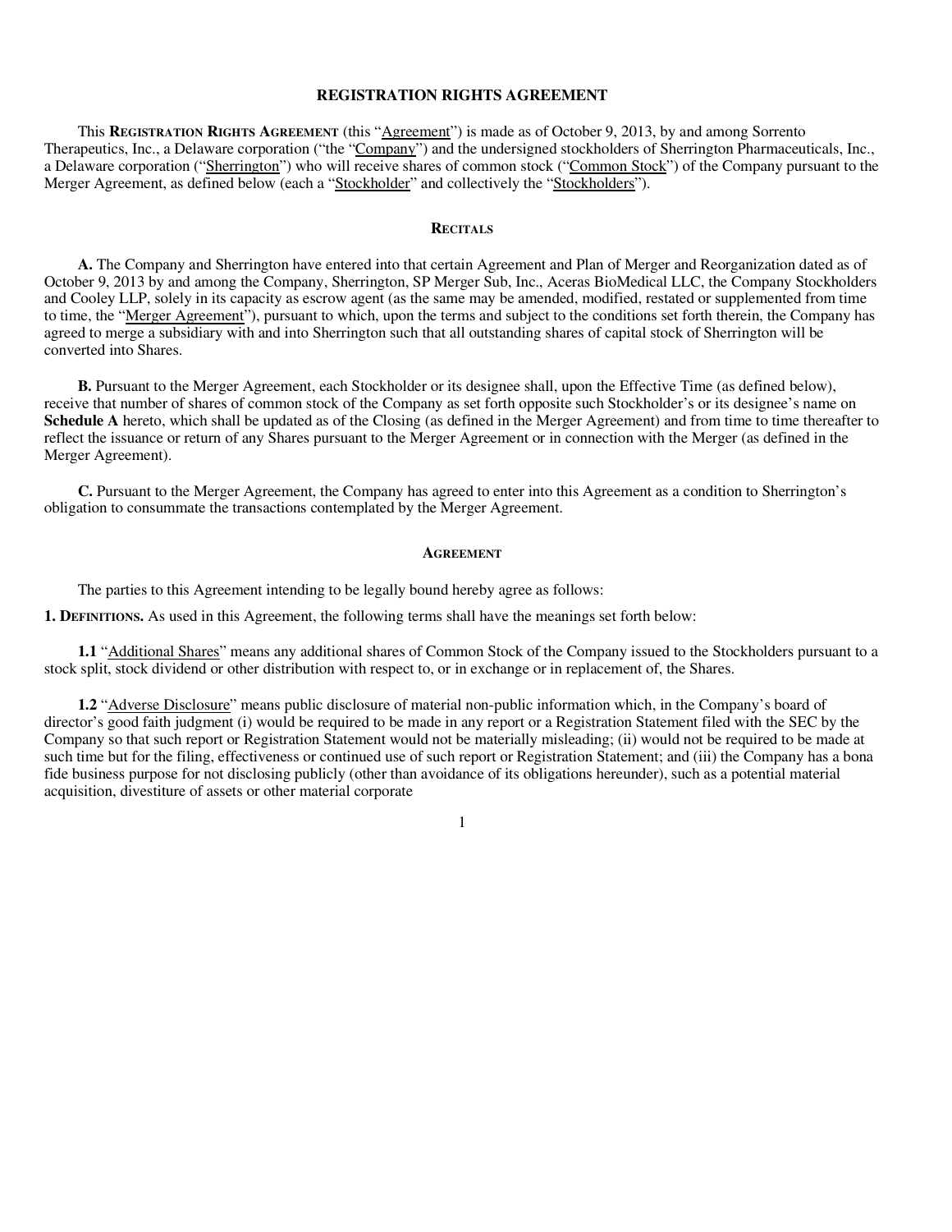# REGISTRATION RIGHTS AGREEMENT

This **Registration Rights Agreement** (this "Agreement") is made as of October 9, 2013, by and among Sorrento Therapeutics, Inc., a Delaware corporation ("the "Company") and the undersigned stockholders of Sherrington Pharmaceuticals, Inc., a Delaware corporation ("Sherrington") who will receive shares of common stock ("Common Stock") of the Company pursuant to the Merger Agreement, as defined below (each a "Stockholder" and collectively the "Stockholders").

## Recitals

**A.** The Company and Sherrington have entered into that certain Agreement and Plan of Merger and Reorganization dated as of October 9, 2013 by and among the Company, Sherrington, SP Merger Sub, Inc., Aceras BioMedical LLC, the Company Stockholders and Cooley LLP, solely in its capacity as escrow agent (as the same may be amended, modified, restated or supplemented from time to time, the "Merger Agreement"), pursuant to which, upon the terms and subject to the conditions set forth therein, the Company has agreed to merge a subsidiary with and into Sherrington such that all outstanding shares of capital stock of Sherrington will be converted into Shares.

**B.** Pursuant to the Merger Agreement, each Stockholder or its designee shall, upon the Effective Time (as defined below), receive that number of shares of common stock of the Company as set forth opposite such Stockholder's or its designee's name on **Schedule A** hereto, which shall be updated as of the Closing (as defined in the Merger Agreement) and from time to time thereafter to reflect the issuance or return of any Shares pursuant to the Merger Agreement or in connection with the Merger (as defined in the Merger Agreement).

**C.** Pursuant to the Merger Agreement, the Company has agreed to enter into this Agreement as a condition to Sherrington's obligation to consummate the transactions contemplated by the Merger Agreement.

## Agreement

The parties to this Agreement intending to be legally bound hereby agree as follows:

**1. Definitions.** As used in this Agreement, the following terms shall have the meanings set forth below:

**1.1** "Additional Shares" means any additional shares of Common Stock of the Company issued to the Stockholders pursuant to a stock split, stock dividend or other distribution with respect to, or in exchange or in replacement of, the Shares.

**1.2** "Adverse Disclosure" means public disclosure of material non-public information which, in the Company's board of director's good faith judgment (i) would be required to be made in any report or a Registration Statement filed with the SEC by the Company so that such report or Registration Statement would not be materially misleading; (ii) would not be required to be made at such time but for the filing, effectiveness or continued use of such report or Registration Statement; and (iii) the Company has a bona fide business purpose for not disclosing publicly (other than avoidance of its obligations hereunder), such as a potential material acquisition, divestiture of assets or other material corporate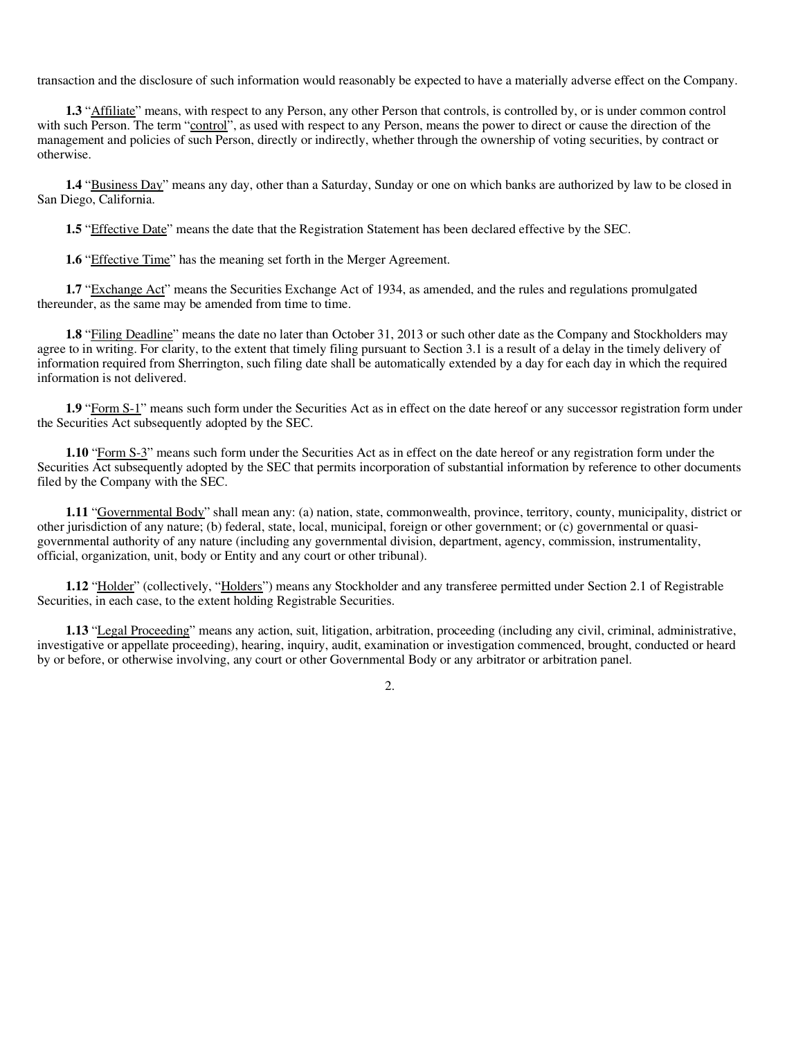transaction and the disclosure of such information would reasonably be expected to have a materially adverse effect on the Company.

**1.3** "Affiliate" means, with respect to any Person, any other Person that controls, is controlled by, or is under common control with such Person. The term "control", as used with respect to any Person, means the power to direct or cause the direction of the management and policies of such Person, directly or indirectly, whether through the ownership of voting securities, by contract or otherwise.

**1.4** "Business Day" means any day, other than a Saturday, Sunday or one on which banks are authorized by law to be closed in San Diego, California.

**1.5** "Effective Date" means the date that the Registration Statement has been declared effective by the SEC.

**1.6** "Effective Time" has the meaning set forth in the Merger Agreement.

**1.7** "Exchange Act" means the Securities Exchange Act of 1934, as amended, and the rules and regulations promulgated thereunder, as the same may be amended from time to time.

**1.8** "Filing Deadline" means the date no later than October 31, 2013 or such other date as the Company and Stockholders may agree to in writing. For clarity, to the extent that timely filing pursuant to Section 3.1 is a result of a delay in the timely delivery of information required from Sherrington, such filing date shall be automatically extended by a day for each day in which the required information is not delivered.

**1.9** "Form S-1" means such form under the Securities Act as in effect on the date hereof or any successor registration form under the Securities Act subsequently adopted by the SEC.

**1.10** "Form S-3" means such form under the Securities Act as in effect on the date hereof or any registration form under the Securities Act subsequently adopted by the SEC that permits incorporation of substantial information by reference to other documents filed by the Company with the SEC.

**1.11** "Governmental Body" shall mean any: (a) nation, state, commonwealth, province, territory, county, municipality, district or other jurisdiction of any nature; (b) federal, state, local, municipal, foreign or other government; or (c) governmental or quasi-governmental authority of any nature (including any governmental division, department, agency, commission, instrumentality, official, organization, unit, body or Entity and any court or other tribunal).

**1.12** "Holder" (collectively, "Holders") means any Stockholder and any transferee permitted under Section 2.1 of Registrable Securities, in each case, to the extent holding Registrable Securities.

**1.13** "Legal Proceeding" means any action, suit, litigation, arbitration, proceeding (including any civil, criminal, administrative, investigative or appellate proceeding), hearing, inquiry, audit, examination or investigation commenced, brought, conducted or heard by or before, or otherwise involving, any court or other Governmental Body or any arbitrator or arbitration panel.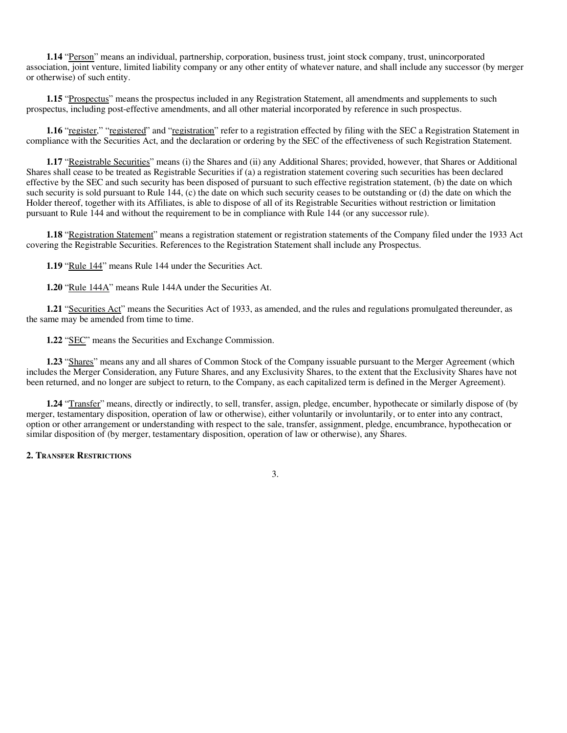**1.14** "Person" means an individual, partnership, corporation, business trust, joint stock company, trust, unincorporated association, joint venture, limited liability company or any other entity of whatever nature, and shall include any successor (by merger or otherwise) of such entity.

**1.15** "Prospectus" means the prospectus included in any Registration Statement, all amendments and supplements to such prospectus, including post-effective amendments, and all other material incorporated by reference in such prospectus.

**1.16** "register," "registered" and "registration" refer to a registration effected by filing with the SEC a Registration Statement in compliance with the Securities Act, and the declaration or ordering by the SEC of the effectiveness of such Registration Statement.

**1.17** "Registrable Securities" means (i) the Shares and (ii) any Additional Shares; provided, however, that Shares or Additional Shares shall cease to be treated as Registrable Securities if (a) a registration statement covering such securities has been declared effective by the SEC and such security has been disposed of pursuant to such effective registration statement, (b) the date on which such security is sold pursuant to Rule 144, (c) the date on which such security ceases to be outstanding or (d) the date on which the Holder thereof, together with its Affiliates, is able to dispose of all of its Registrable Securities without restriction or limitation pursuant to Rule 144 and without the requirement to be in compliance with Rule 144 (or any successor rule).

**1.18** "Registration Statement" means a registration statement or registration statements of the Company filed under the 1933 Act covering the Registrable Securities. References to the Registration Statement shall include any Prospectus.

**1.19** "Rule 144" means Rule 144 under the Securities Act.

**1.20** "Rule 144A" means Rule 144A under the Securities At.

**1.21** "Securities Act" means the Securities Act of 1933, as amended, and the rules and regulations promulgated thereunder, as the same may be amended from time to time.

**1.22** "SEC" means the Securities and Exchange Commission.

**1.23** "Shares" means any and all shares of Common Stock of the Company issuable pursuant to the Merger Agreement (which includes the Merger Consideration, any Future Shares, and any Exclusivity Shares, to the extent that the Exclusivity Shares have not been returned, and no longer are subject to return, to the Company, as each capitalized term is defined in the Merger Agreement).

**1.24** "Transfer" means, directly or indirectly, to sell, transfer, assign, pledge, encumber, hypothecate or similarly dispose of (by merger, testamentary disposition, operation of law or otherwise), either voluntarily or involuntarily, or to enter into any contract, option or other arrangement or understanding with respect to the sale, transfer, assignment, pledge, encumbrance, hypothecation or similar disposition of (by merger, testamentary disposition, operation of law or otherwise), any Shares.

**2. TRANSFER RESTRICTIONS**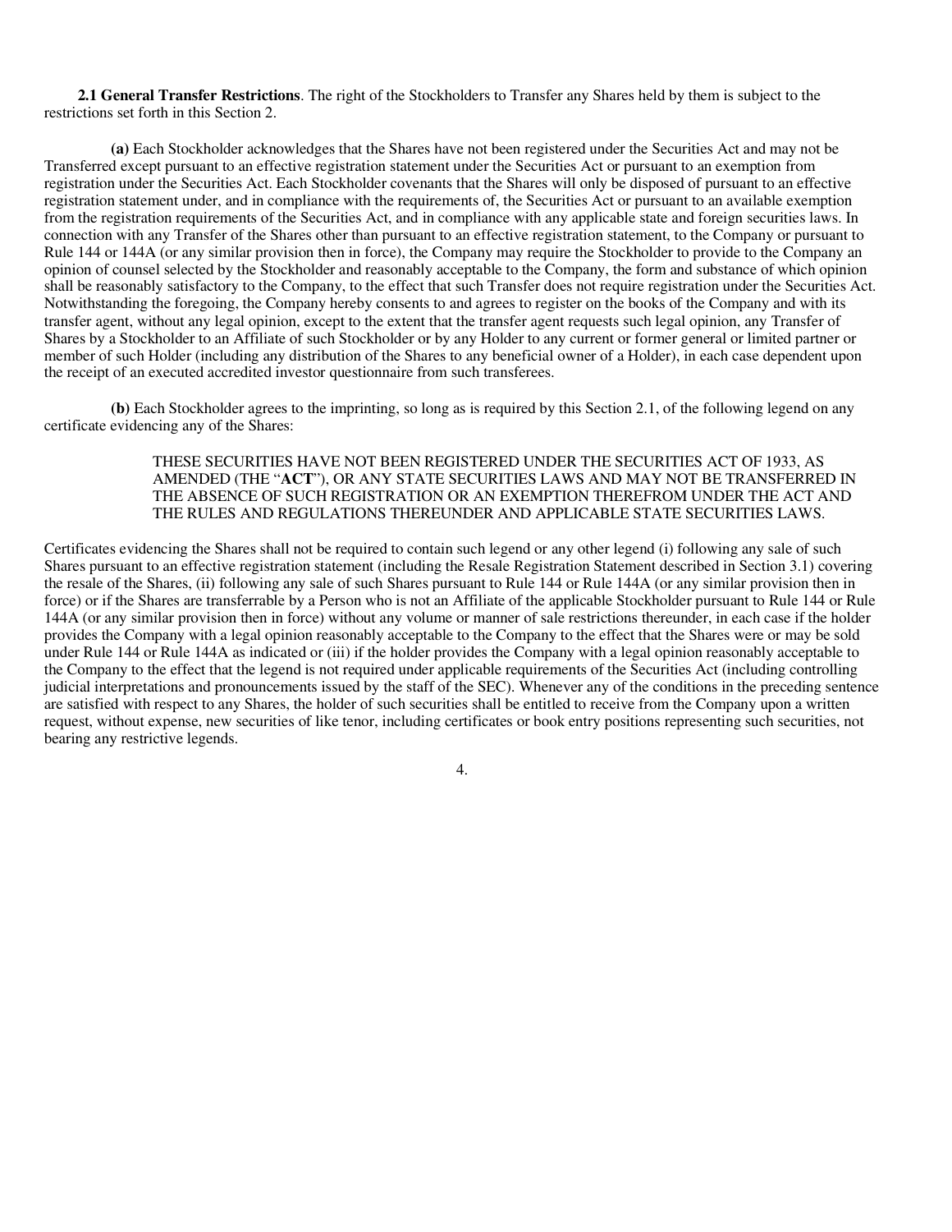**2.1 General Transfer Restrictions**. The right of the Stockholders to Transfer any Shares held by them is subject to the restrictions set forth in this Section 2.

**(a)** Each Stockholder acknowledges that the Shares have not been registered under the Securities Act and may not be Transferred except pursuant to an effective registration statement under the Securities Act or pursuant to an exemption from registration under the Securities Act. Each Stockholder covenants that the Shares will only be disposed of pursuant to an effective registration statement under, and in compliance with the requirements of, the Securities Act or pursuant to an available exemption from the registration requirements of the Securities Act, and in compliance with any applicable state and foreign securities laws. In connection with any Transfer of the Shares other than pursuant to an effective registration statement, to the Company or pursuant to Rule 144 or 144A (or any similar provision then in force), the Company may require the Stockholder to provide to the Company an opinion of counsel selected by the Stockholder and reasonably acceptable to the Company, the form and substance of which opinion shall be reasonably satisfactory to the Company, to the effect that such Transfer does not require registration under the Securities Act. Notwithstanding the foregoing, the Company hereby consents to and agrees to register on the books of the Company and with its transfer agent, without any legal opinion, except to the extent that the transfer agent requests such legal opinion, any Transfer of Shares by a Stockholder to an Affiliate of such Stockholder or by any Holder to any current or former general or limited partner or member of such Holder (including any distribution of the Shares to any beneficial owner of a Holder), in each case dependent upon the receipt of an executed accredited investor questionnaire from such transferees.

**(b)** Each Stockholder agrees to the imprinting, so long as is required by this Section 2.1, of the following legend on any certificate evidencing any of the Shares:

> THESE SECURITIES HAVE NOT BEEN REGISTERED UNDER THE SECURITIES ACT OF 1933, AS AMENDED (THE "**ACT**"), OR ANY STATE SECURITIES LAWS AND MAY NOT BE TRANSFERRED IN THE ABSENCE OF SUCH REGISTRATION OR AN EXEMPTION THEREFROM UNDER THE ACT AND THE RULES AND REGULATIONS THEREUNDER AND APPLICABLE STATE SECURITIES LAWS.

Certificates evidencing the Shares shall not be required to contain such legend or any other legend (i) following any sale of such Shares pursuant to an effective registration statement (including the Resale Registration Statement described in Section 3.1) covering the resale of the Shares, (ii) following any sale of such Shares pursuant to Rule 144 or Rule 144A (or any similar provision then in force) or if the Shares are transferrable by a Person who is not an Affiliate of the applicable Stockholder pursuant to Rule 144 or Rule 144A (or any similar provision then in force) without any volume or manner of sale restrictions thereunder, in each case if the holder provides the Company with a legal opinion reasonably acceptable to the Company to the effect that the Shares were or may be sold under Rule 144 or Rule 144A as indicated or (iii) if the holder provides the Company with a legal opinion reasonably acceptable to the Company to the effect that the legend is not required under applicable requirements of the Securities Act (including controlling judicial interpretations and pronouncements issued by the staff of the SEC). Whenever any of the conditions in the preceding sentence are satisfied with respect to any Shares, the holder of such securities shall be entitled to receive from the Company upon a written request, without expense, new securities of like tenor, including certificates or book entry positions representing such securities, not bearing any restrictive legends.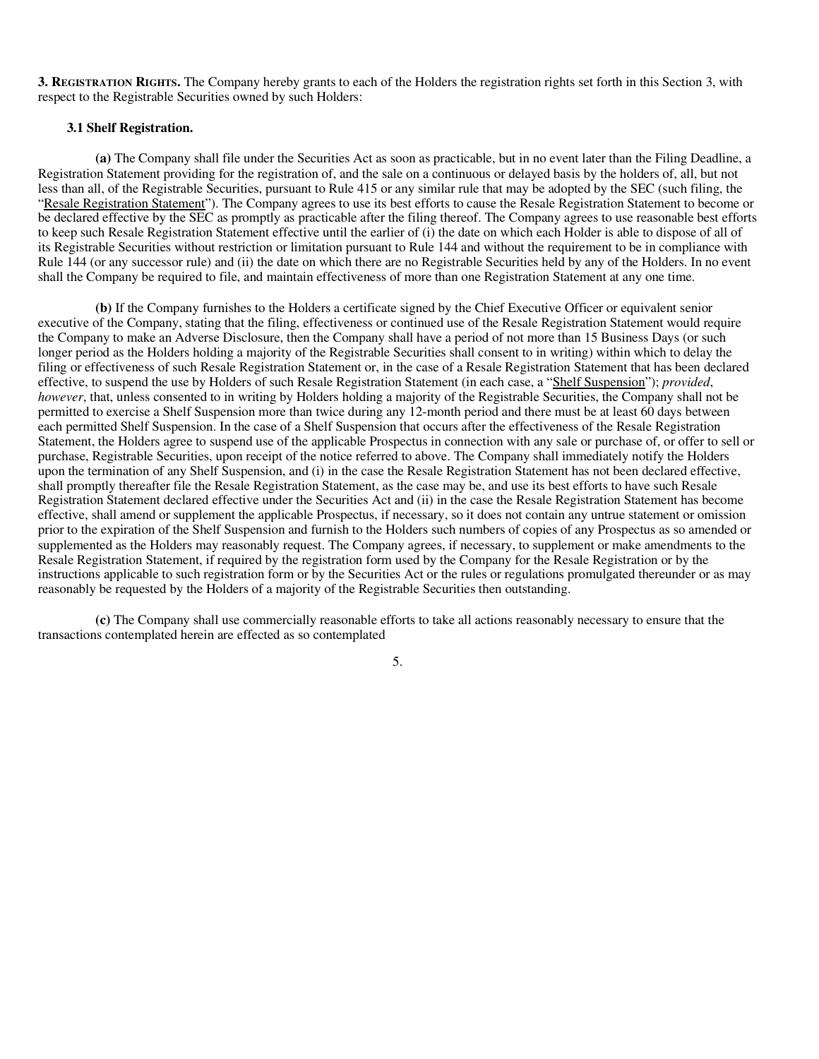**3. Registration Rights.** The Company hereby grants to each of the Holders the registration rights set forth in this Section 3, with respect to the Registrable Securities owned by such Holders:

**3.1 Shelf Registration.**

**(a)** The Company shall file under the Securities Act as soon as practicable, but in no event later than the Filing Deadline, a Registration Statement providing for the registration of, and the sale on a continuous or delayed basis by the holders of, all, but not less than all, of the Registrable Securities, pursuant to Rule 415 or any similar rule that may be adopted by the SEC (such filing, the "Resale Registration Statement"). The Company agrees to use its best efforts to cause the Resale Registration Statement to become or be declared effective by the SEC as promptly as practicable after the filing thereof. The Company agrees to use reasonable best efforts to keep such Resale Registration Statement effective until the earlier of (i) the date on which each Holder is able to dispose of all of its Registrable Securities without restriction or limitation pursuant to Rule 144 and without the requirement to be in compliance with Rule 144 (or any successor rule) and (ii) the date on which there are no Registrable Securities held by any of the Holders. In no event shall the Company be required to file, and maintain effectiveness of more than one Registration Statement at any one time.

**(b)** If the Company furnishes to the Holders a certificate signed by the Chief Executive Officer or equivalent senior executive of the Company, stating that the filing, effectiveness or continued use of the Resale Registration Statement would require the Company to make an Adverse Disclosure, then the Company shall have a period of not more than 15 Business Days (or such longer period as the Holders holding a majority of the Registrable Securities shall consent to in writing) within which to delay the filing or effectiveness of such Resale Registration Statement or, in the case of a Resale Registration Statement that has been declared effective, to suspend the use by Holders of such Resale Registration Statement (in each case, a "Shelf Suspension"); *provided*, *however*, that, unless consented to in writing by Holders holding a majority of the Registrable Securities, the Company shall not be permitted to exercise a Shelf Suspension more than twice during any 12-month period and there must be at least 60 days between each permitted Shelf Suspension. In the case of a Shelf Suspension that occurs after the effectiveness of the Resale Registration Statement, the Holders agree to suspend use of the applicable Prospectus in connection with any sale or purchase of, or offer to sell or purchase, Registrable Securities, upon receipt of the notice referred to above. The Company shall immediately notify the Holders upon the termination of any Shelf Suspension, and (i) in the case the Resale Registration Statement has not been declared effective, shall promptly thereafter file the Resale Registration Statement, as the case may be, and use its best efforts to have such Resale Registration Statement declared effective under the Securities Act and (ii) in the case the Resale Registration Statement has become effective, shall amend or supplement the applicable Prospectus, if necessary, so it does not contain any untrue statement or omission prior to the expiration of the Shelf Suspension and furnish to the Holders such numbers of copies of any Prospectus as so amended or supplemented as the Holders may reasonably request. The Company agrees, if necessary, to supplement or make amendments to the Resale Registration Statement, if required by the registration form used by the Company for the Resale Registration or by the instructions applicable to such registration form or by the Securities Act or the rules or regulations promulgated thereunder or as may reasonably be requested by the Holders of a majority of the Registrable Securities then outstanding.

**(c)** The Company shall use commercially reasonable efforts to take all actions reasonably necessary to ensure that the transactions contemplated herein are effected as so contemplated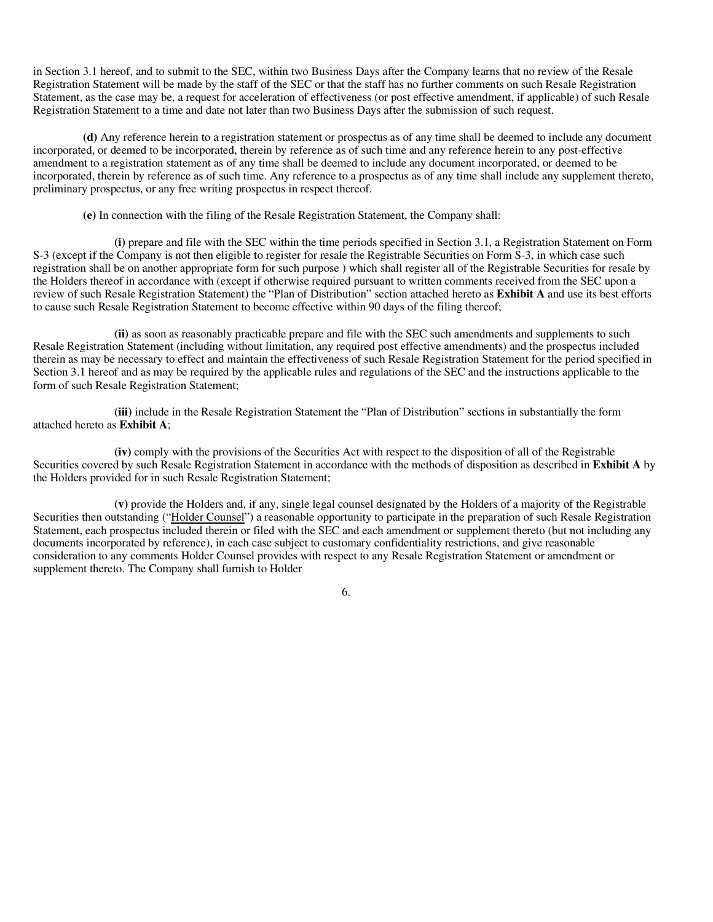in Section 3.1 hereof, and to submit to the SEC, within two Business Days after the Company learns that no review of the Resale Registration Statement will be made by the staff of the SEC or that the staff has no further comments on such Resale Registration Statement, as the case may be, a request for acceleration of effectiveness (or post effective amendment, if applicable) of such Resale Registration Statement to a time and date not later than two Business Days after the submission of such request.

**(d)** Any reference herein to a registration statement or prospectus as of any time shall be deemed to include any document incorporated, or deemed to be incorporated, therein by reference as of such time and any reference herein to any post-effective amendment to a registration statement as of any time shall be deemed to include any document incorporated, or deemed to be incorporated, therein by reference as of such time. Any reference to a prospectus as of any time shall include any supplement thereto, preliminary prospectus, or any free writing prospectus in respect thereof.

**(e)** In connection with the filing of the Resale Registration Statement, the Company shall:

**(i)** prepare and file with the SEC within the time periods specified in Section 3.1, a Registration Statement on Form S-3 (except if the Company is not then eligible to register for resale the Registrable Securities on Form S-3, in which case such registration shall be on another appropriate form for such purpose ) which shall register all of the Registrable Securities for resale by the Holders thereof in accordance with (except if otherwise required pursuant to written comments received from the SEC upon a review of such Resale Registration Statement) the "Plan of Distribution" section attached hereto as **Exhibit A** and use its best efforts to cause such Resale Registration Statement to become effective within 90 days of the filing thereof;

**(ii)** as soon as reasonably practicable prepare and file with the SEC such amendments and supplements to such Resale Registration Statement (including without limitation, any required post effective amendments) and the prospectus included therein as may be necessary to effect and maintain the effectiveness of such Resale Registration Statement for the period specified in Section 3.1 hereof and as may be required by the applicable rules and regulations of the SEC and the instructions applicable to the form of such Resale Registration Statement;

**(iii)** include in the Resale Registration Statement the "Plan of Distribution" sections in substantially the form attached hereto as **Exhibit A**;

**(iv)** comply with the provisions of the Securities Act with respect to the disposition of all of the Registrable Securities covered by such Resale Registration Statement in accordance with the methods of disposition as described in **Exhibit A** by the Holders provided for in such Resale Registration Statement;

**(v)** provide the Holders and, if any, single legal counsel designated by the Holders of a majority of the Registrable Securities then outstanding ("Holder Counsel") a reasonable opportunity to participate in the preparation of such Resale Registration Statement, each prospectus included therein or filed with the SEC and each amendment or supplement thereto (but not including any documents incorporated by reference), in each case subject to customary confidentiality restrictions, and give reasonable consideration to any comments Holder Counsel provides with respect to any Resale Registration Statement or amendment or supplement thereto. The Company shall furnish to Holder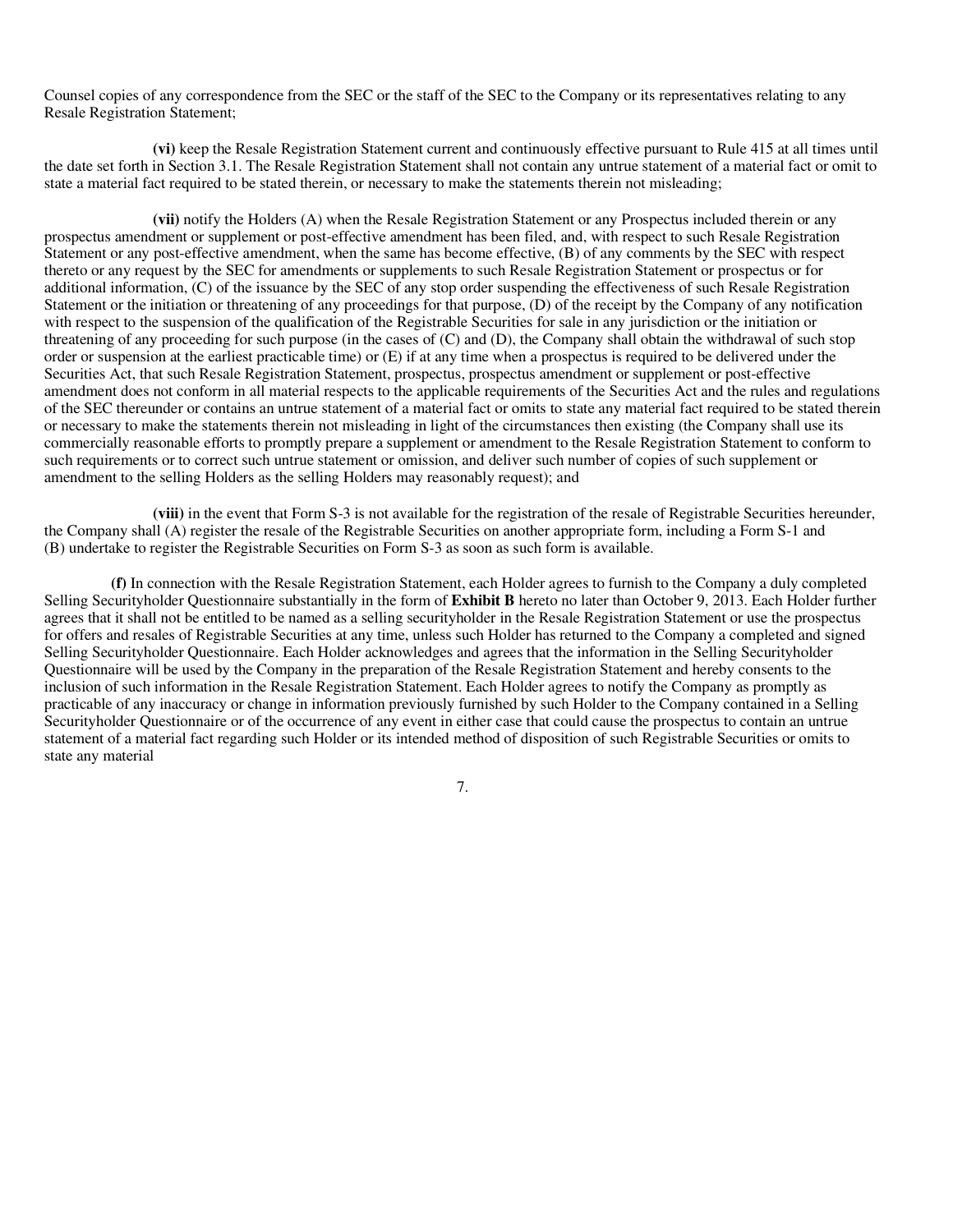Counsel copies of any correspondence from the SEC or the staff of the SEC to the Company or its representatives relating to any Resale Registration Statement;

**(vi)** keep the Resale Registration Statement current and continuously effective pursuant to Rule 415 at all times until the date set forth in Section 3.1. The Resale Registration Statement shall not contain any untrue statement of a material fact or omit to state a material fact required to be stated therein, or necessary to make the statements therein not misleading;

**(vii)** notify the Holders (A) when the Resale Registration Statement or any Prospectus included therein or any prospectus amendment or supplement or post-effective amendment has been filed, and, with respect to such Resale Registration Statement or any post-effective amendment, when the same has become effective, (B) of any comments by the SEC with respect thereto or any request by the SEC for amendments or supplements to such Resale Registration Statement or prospectus or for additional information, (C) of the issuance by the SEC of any stop order suspending the effectiveness of such Resale Registration Statement or the initiation or threatening of any proceedings for that purpose, (D) of the receipt by the Company of any notification with respect to the suspension of the qualification of the Registrable Securities for sale in any jurisdiction or the initiation or threatening of any proceeding for such purpose (in the cases of (C) and (D), the Company shall obtain the withdrawal of such stop order or suspension at the earliest practicable time) or (E) if at any time when a prospectus is required to be delivered under the Securities Act, that such Resale Registration Statement, prospectus, prospectus amendment or supplement or post-effective amendment does not conform in all material respects to the applicable requirements of the Securities Act and the rules and regulations of the SEC thereunder or contains an untrue statement of a material fact or omits to state any material fact required to be stated therein or necessary to make the statements therein not misleading in light of the circumstances then existing (the Company shall use its commercially reasonable efforts to promptly prepare a supplement or amendment to the Resale Registration Statement to conform to such requirements or to correct such untrue statement or omission, and deliver such number of copies of such supplement or amendment to the selling Holders as the selling Holders may reasonably request); and

**(viii)** in the event that Form S-3 is not available for the registration of the resale of Registrable Securities hereunder, the Company shall (A) register the resale of the Registrable Securities on another appropriate form, including a Form S-1 and (B) undertake to register the Registrable Securities on Form S-3 as soon as such form is available.

**(f)** In connection with the Resale Registration Statement, each Holder agrees to furnish to the Company a duly completed Selling Securityholder Questionnaire substantially in the form of **Exhibit B** hereto no later than October 9, 2013. Each Holder further agrees that it shall not be entitled to be named as a selling securityholder in the Resale Registration Statement or use the prospectus for offers and resales of Registrable Securities at any time, unless such Holder has returned to the Company a completed and signed Selling Securityholder Questionnaire. Each Holder acknowledges and agrees that the information in the Selling Securityholder Questionnaire will be used by the Company in the preparation of the Resale Registration Statement and hereby consents to the inclusion of such information in the Resale Registration Statement. Each Holder agrees to notify the Company as promptly as practicable of any inaccuracy or change in information previously furnished by such Holder to the Company contained in a Selling Securityholder Questionnaire or of the occurrence of any event in either case that could cause the prospectus to contain an untrue statement of a material fact regarding such Holder or its intended method of disposition of such Registrable Securities or omits to state any material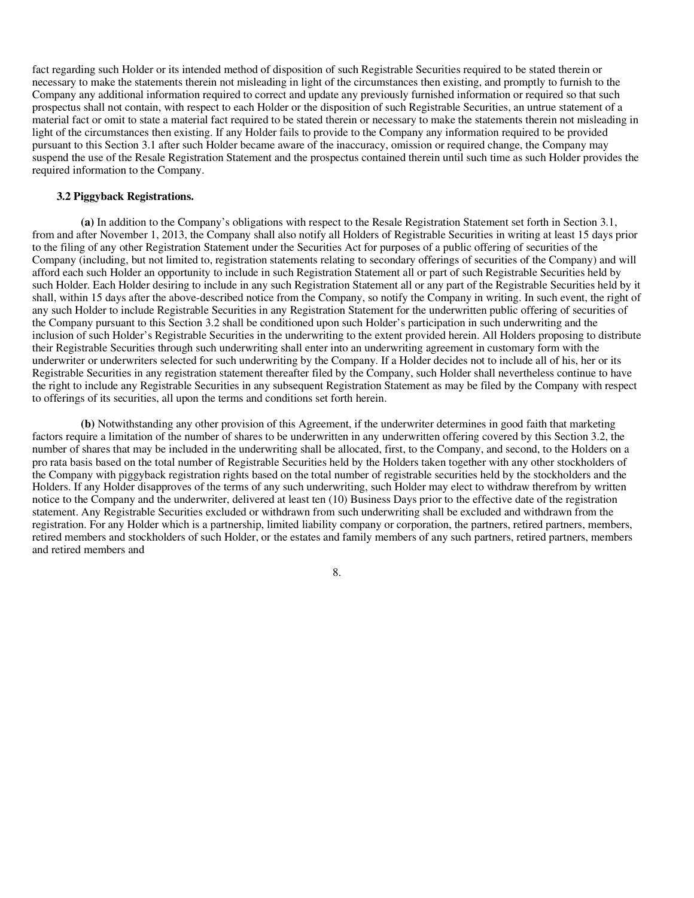fact regarding such Holder or its intended method of disposition of such Registrable Securities required to be stated therein or necessary to make the statements therein not misleading in light of the circumstances then existing, and promptly to furnish to the Company any additional information required to correct and update any previously furnished information or required so that such prospectus shall not contain, with respect to each Holder or the disposition of such Registrable Securities, an untrue statement of a material fact or omit to state a material fact required to be stated therein or necessary to make the statements therein not misleading in light of the circumstances then existing. If any Holder fails to provide to the Company any information required to be provided pursuant to this Section 3.1 after such Holder became aware of the inaccuracy, omission or required change, the Company may suspend the use of the Resale Registration Statement and the prospectus contained therein until such time as such Holder provides the required information to the Company.

**3.2 Piggyback Registrations.**

**(a)** In addition to the Company's obligations with respect to the Resale Registration Statement set forth in Section 3.1, from and after November 1, 2013, the Company shall also notify all Holders of Registrable Securities in writing at least 15 days prior to the filing of any other Registration Statement under the Securities Act for purposes of a public offering of securities of the Company (including, but not limited to, registration statements relating to secondary offerings of securities of the Company) and will afford each such Holder an opportunity to include in such Registration Statement all or part of such Registrable Securities held by such Holder. Each Holder desiring to include in any such Registration Statement all or any part of the Registrable Securities held by it shall, within 15 days after the above-described notice from the Company, so notify the Company in writing. In such event, the right of any such Holder to include Registrable Securities in any Registration Statement for the underwritten public offering of securities of the Company pursuant to this Section 3.2 shall be conditioned upon such Holder's participation in such underwriting and the inclusion of such Holder's Registrable Securities in the underwriting to the extent provided herein. All Holders proposing to distribute their Registrable Securities through such underwriting shall enter into an underwriting agreement in customary form with the underwriter or underwriters selected for such underwriting by the Company. If a Holder decides not to include all of his, her or its Registrable Securities in any registration statement thereafter filed by the Company, such Holder shall nevertheless continue to have the right to include any Registrable Securities in any subsequent Registration Statement as may be filed by the Company with respect to offerings of its securities, all upon the terms and conditions set forth herein.

**(b)** Notwithstanding any other provision of this Agreement, if the underwriter determines in good faith that marketing factors require a limitation of the number of shares to be underwritten in any underwritten offering covered by this Section 3.2, the number of shares that may be included in the underwriting shall be allocated, first, to the Company, and second, to the Holders on a pro rata basis based on the total number of Registrable Securities held by the Holders taken together with any other stockholders of the Company with piggyback registration rights based on the total number of registrable securities held by the stockholders and the Holders. If any Holder disapproves of the terms of any such underwriting, such Holder may elect to withdraw therefrom by written notice to the Company and the underwriter, delivered at least ten (10) Business Days prior to the effective date of the registration statement. Any Registrable Securities excluded or withdrawn from such underwriting shall be excluded and withdrawn from the registration. For any Holder which is a partnership, limited liability company or corporation, the partners, retired partners, members, retired members and stockholders of such Holder, or the estates and family members of any such partners, retired partners, members and retired members and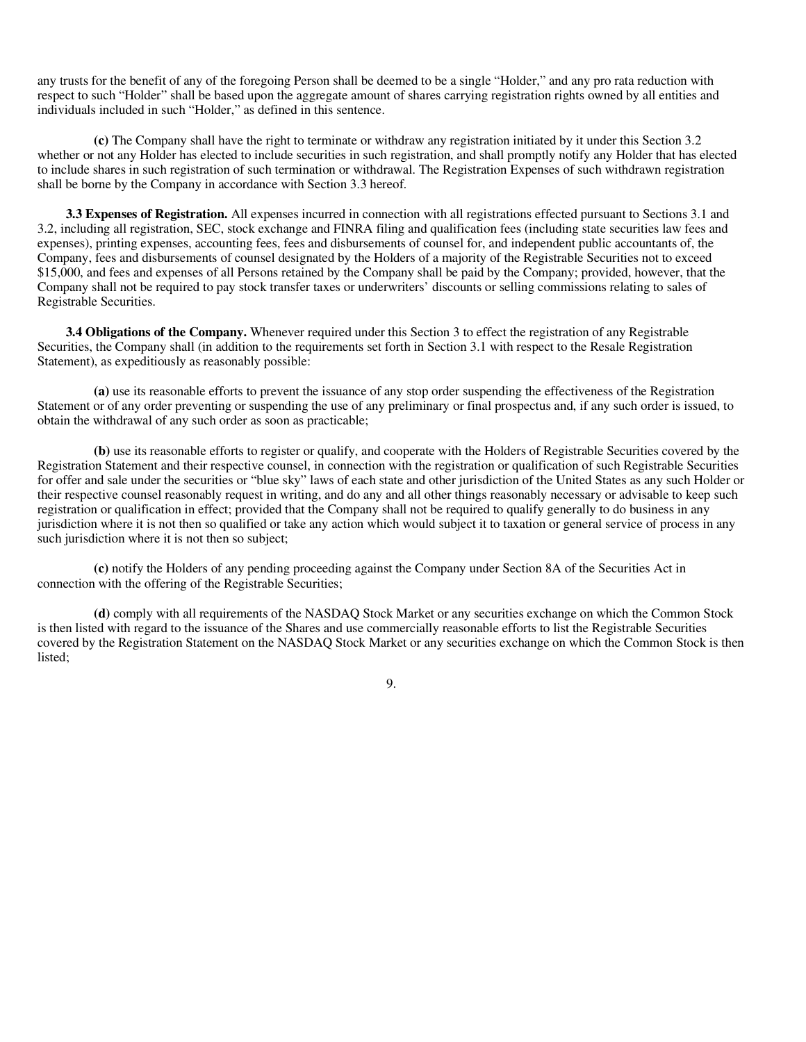any trusts for the benefit of any of the foregoing Person shall be deemed to be a single "Holder," and any pro rata reduction with respect to such "Holder" shall be based upon the aggregate amount of shares carrying registration rights owned by all entities and individuals included in such "Holder," as defined in this sentence.

**(c)** The Company shall have the right to terminate or withdraw any registration initiated by it under this Section 3.2 whether or not any Holder has elected to include securities in such registration, and shall promptly notify any Holder that has elected to include shares in such registration of such termination or withdrawal. The Registration Expenses of such withdrawn registration shall be borne by the Company in accordance with Section 3.3 hereof.

**3.3 Expenses of Registration.** All expenses incurred in connection with all registrations effected pursuant to Sections 3.1 and 3.2, including all registration, SEC, stock exchange and FINRA filing and qualification fees (including state securities law fees and expenses), printing expenses, accounting fees, fees and disbursements of counsel for, and independent public accountants of, the Company, fees and disbursements of counsel designated by the Holders of a majority of the Registrable Securities not to exceed $15,000, and fees and expenses of all Persons retained by the Company shall be paid by the Company; provided, however, that the Company shall not be required to pay stock transfer taxes or underwriters' discounts or selling commissions relating to sales of Registrable Securities.

**3.4 Obligations of the Company.** Whenever required under this Section 3 to effect the registration of any Registrable Securities, the Company shall (in addition to the requirements set forth in Section 3.1 with respect to the Resale Registration Statement), as expeditiously as reasonably possible:

**(a)** use its reasonable efforts to prevent the issuance of any stop order suspending the effectiveness of the Registration Statement or of any order preventing or suspending the use of any preliminary or final prospectus and, if any such order is issued, to obtain the withdrawal of any such order as soon as practicable;

**(b)** use its reasonable efforts to register or qualify, and cooperate with the Holders of Registrable Securities covered by the Registration Statement and their respective counsel, in connection with the registration or qualification of such Registrable Securities for offer and sale under the securities or "blue sky" laws of each state and other jurisdiction of the United States as any such Holder or their respective counsel reasonably request in writing, and do any and all other things reasonably necessary or advisable to keep such registration or qualification in effect; provided that the Company shall not be required to qualify generally to do business in any jurisdiction where it is not then so qualified or take any action which would subject it to taxation or general service of process in any such jurisdiction where it is not then so subject;

**(c)** notify the Holders of any pending proceeding against the Company under Section 8A of the Securities Act in connection with the offering of the Registrable Securities;

**(d)** comply with all requirements of the NASDAQ Stock Market or any securities exchange on which the Common Stock is then listed with regard to the issuance of the Shares and use commercially reasonable efforts to list the Registrable Securities covered by the Registration Statement on the NASDAQ Stock Market or any securities exchange on which the Common Stock is then listed;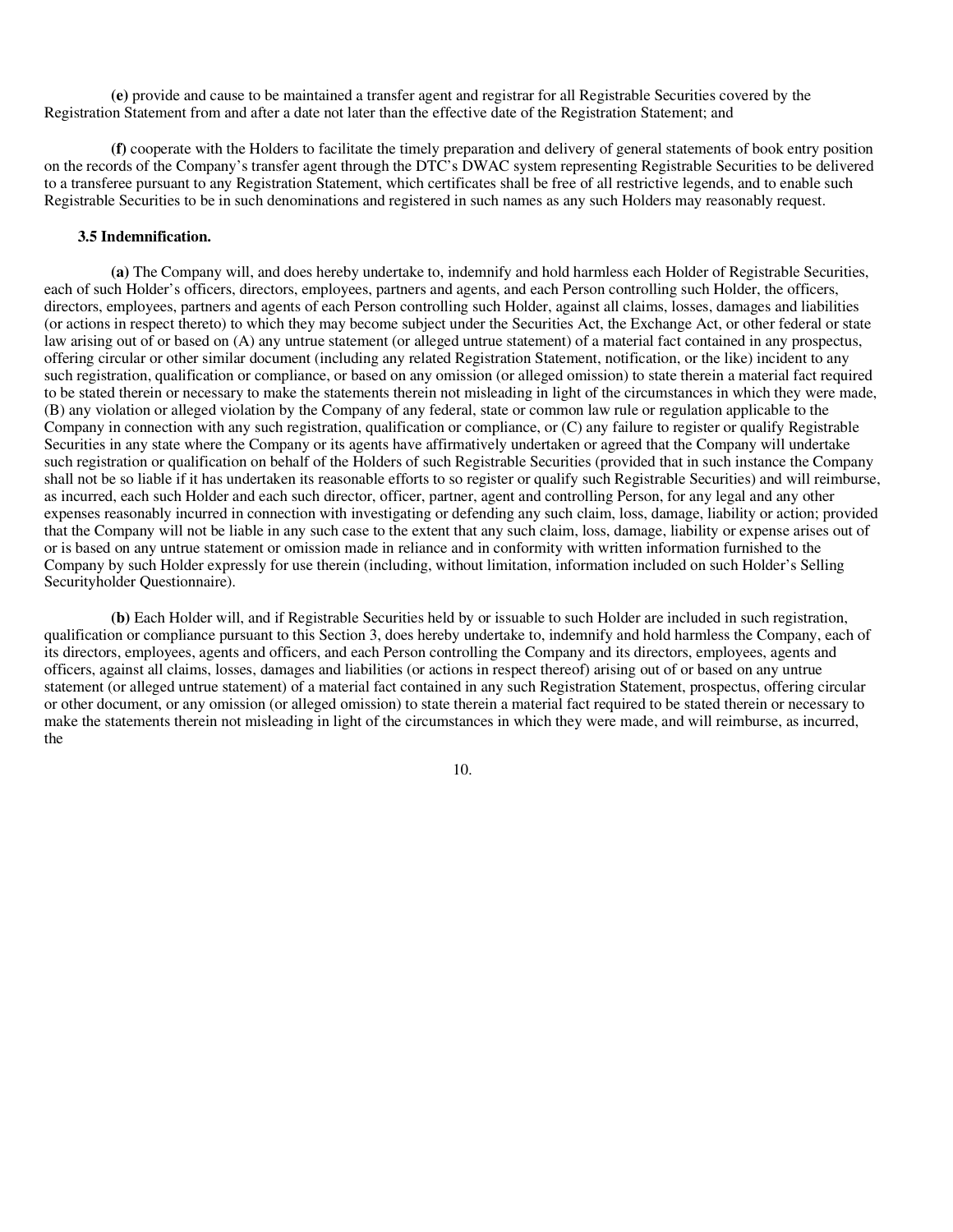**(e)** provide and cause to be maintained a transfer agent and registrar for all Registrable Securities covered by the Registration Statement from and after a date not later than the effective date of the Registration Statement; and

**(f)** cooperate with the Holders to facilitate the timely preparation and delivery of general statements of book entry position on the records of the Company's transfer agent through the DTC's DWAC system representing Registrable Securities to be delivered to a transferee pursuant to any Registration Statement, which certificates shall be free of all restrictive legends, and to enable such Registrable Securities to be in such denominations and registered in such names as any such Holders may reasonably request.

**3.5 Indemnification.**

**(a)** The Company will, and does hereby undertake to, indemnify and hold harmless each Holder of Registrable Securities, each of such Holder's officers, directors, employees, partners and agents, and each Person controlling such Holder, the officers, directors, employees, partners and agents of each Person controlling such Holder, against all claims, losses, damages and liabilities (or actions in respect thereto) to which they may become subject under the Securities Act, the Exchange Act, or other federal or state law arising out of or based on (A) any untrue statement (or alleged untrue statement) of a material fact contained in any prospectus, offering circular or other similar document (including any related Registration Statement, notification, or the like) incident to any such registration, qualification or compliance, or based on any omission (or alleged omission) to state therein a material fact required to be stated therein or necessary to make the statements therein not misleading in light of the circumstances in which they were made, (B) any violation or alleged violation by the Company of any federal, state or common law rule or regulation applicable to the Company in connection with any such registration, qualification or compliance, or (C) any failure to register or qualify Registrable Securities in any state where the Company or its agents have affirmatively undertaken or agreed that the Company will undertake such registration or qualification on behalf of the Holders of such Registrable Securities (provided that in such instance the Company shall not be so liable if it has undertaken its reasonable efforts to so register or qualify such Registrable Securities) and will reimburse, as incurred, each such Holder and each such director, officer, partner, agent and controlling Person, for any legal and any other expenses reasonably incurred in connection with investigating or defending any such claim, loss, damage, liability or action; provided that the Company will not be liable in any such case to the extent that any such claim, loss, damage, liability or expense arises out of or is based on any untrue statement or omission made in reliance and in conformity with written information furnished to the Company by such Holder expressly for use therein (including, without limitation, information included on such Holder's Selling Securityholder Questionnaire).

**(b)** Each Holder will, and if Registrable Securities held by or issuable to such Holder are included in such registration, qualification or compliance pursuant to this Section 3, does hereby undertake to, indemnify and hold harmless the Company, each of its directors, employees, agents and officers, and each Person controlling the Company and its directors, employees, agents and officers, against all claims, losses, damages and liabilities (or actions in respect thereof) arising out of or based on any untrue statement (or alleged untrue statement) of a material fact contained in any such Registration Statement, prospectus, offering circular or other document, or any omission (or alleged omission) to state therein a material fact required to be stated therein or necessary to make the statements therein not misleading in light of the circumstances in which they were made, and will reimburse, as incurred, the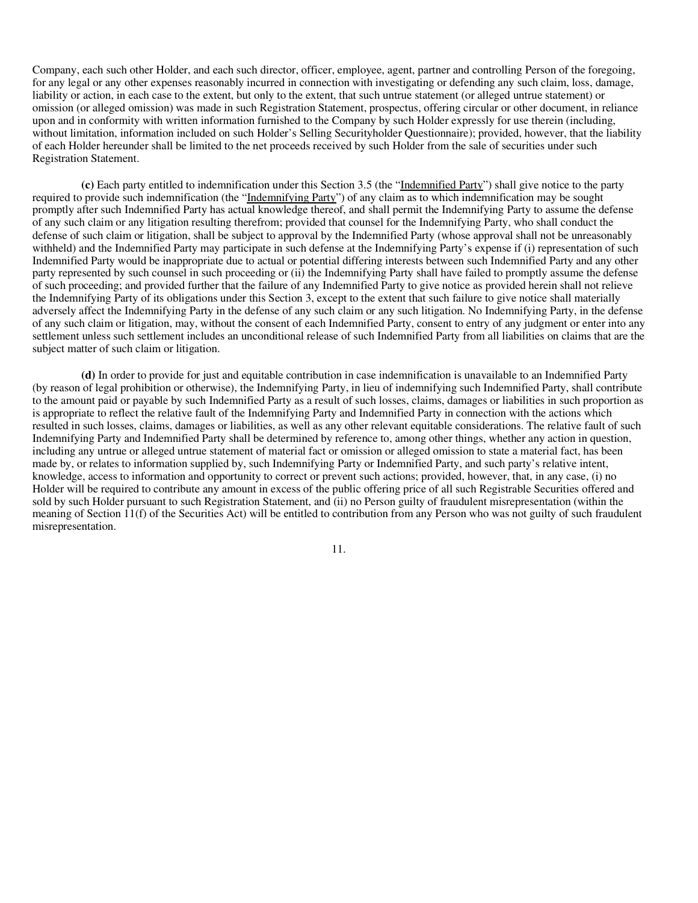Company, each such other Holder, and each such director, officer, employee, agent, partner and controlling Person of the foregoing, for any legal or any other expenses reasonably incurred in connection with investigating or defending any such claim, loss, damage, liability or action, in each case to the extent, but only to the extent, that such untrue statement (or alleged untrue statement) or omission (or alleged omission) was made in such Registration Statement, prospectus, offering circular or other document, in reliance upon and in conformity with written information furnished to the Company by such Holder expressly for use therein (including, without limitation, information included on such Holder's Selling Securityholder Questionnaire); provided, however, that the liability of each Holder hereunder shall be limited to the net proceeds received by such Holder from the sale of securities under such Registration Statement.

**(c)** Each party entitled to indemnification under this Section 3.5 (the "Indemnified Party") shall give notice to the party required to provide such indemnification (the "Indemnifying Party") of any claim as to which indemnification may be sought promptly after such Indemnified Party has actual knowledge thereof, and shall permit the Indemnifying Party to assume the defense of any such claim or any litigation resulting therefrom; provided that counsel for the Indemnifying Party, who shall conduct the defense of such claim or litigation, shall be subject to approval by the Indemnified Party (whose approval shall not be unreasonably withheld) and the Indemnified Party may participate in such defense at the Indemnifying Party's expense if (i) representation of such Indemnified Party would be inappropriate due to actual or potential differing interests between such Indemnified Party and any other party represented by such counsel in such proceeding or (ii) the Indemnifying Party shall have failed to promptly assume the defense of such proceeding; and provided further that the failure of any Indemnified Party to give notice as provided herein shall not relieve the Indemnifying Party of its obligations under this Section 3, except to the extent that such failure to give notice shall materially adversely affect the Indemnifying Party in the defense of any such claim or any such litigation. No Indemnifying Party, in the defense of any such claim or litigation, may, without the consent of each Indemnified Party, consent to entry of any judgment or enter into any settlement unless such settlement includes an unconditional release of such Indemnified Party from all liabilities on claims that are the subject matter of such claim or litigation.

**(d)** In order to provide for just and equitable contribution in case indemnification is unavailable to an Indemnified Party (by reason of legal prohibition or otherwise), the Indemnifying Party, in lieu of indemnifying such Indemnified Party, shall contribute to the amount paid or payable by such Indemnified Party as a result of such losses, claims, damages or liabilities in such proportion as is appropriate to reflect the relative fault of the Indemnifying Party and Indemnified Party in connection with the actions which resulted in such losses, claims, damages or liabilities, as well as any other relevant equitable considerations. The relative fault of such Indemnifying Party and Indemnified Party shall be determined by reference to, among other things, whether any action in question, including any untrue or alleged untrue statement of material fact or omission or alleged omission to state a material fact, has been made by, or relates to information supplied by, such Indemnifying Party or Indemnified Party, and such party's relative intent, knowledge, access to information and opportunity to correct or prevent such actions; provided, however, that, in any case, (i) no Holder will be required to contribute any amount in excess of the public offering price of all such Registrable Securities offered and sold by such Holder pursuant to such Registration Statement, and (ii) no Person guilty of fraudulent misrepresentation (within the meaning of Section 11(f) of the Securities Act) will be entitled to contribution from any Person who was not guilty of such fraudulent misrepresentation.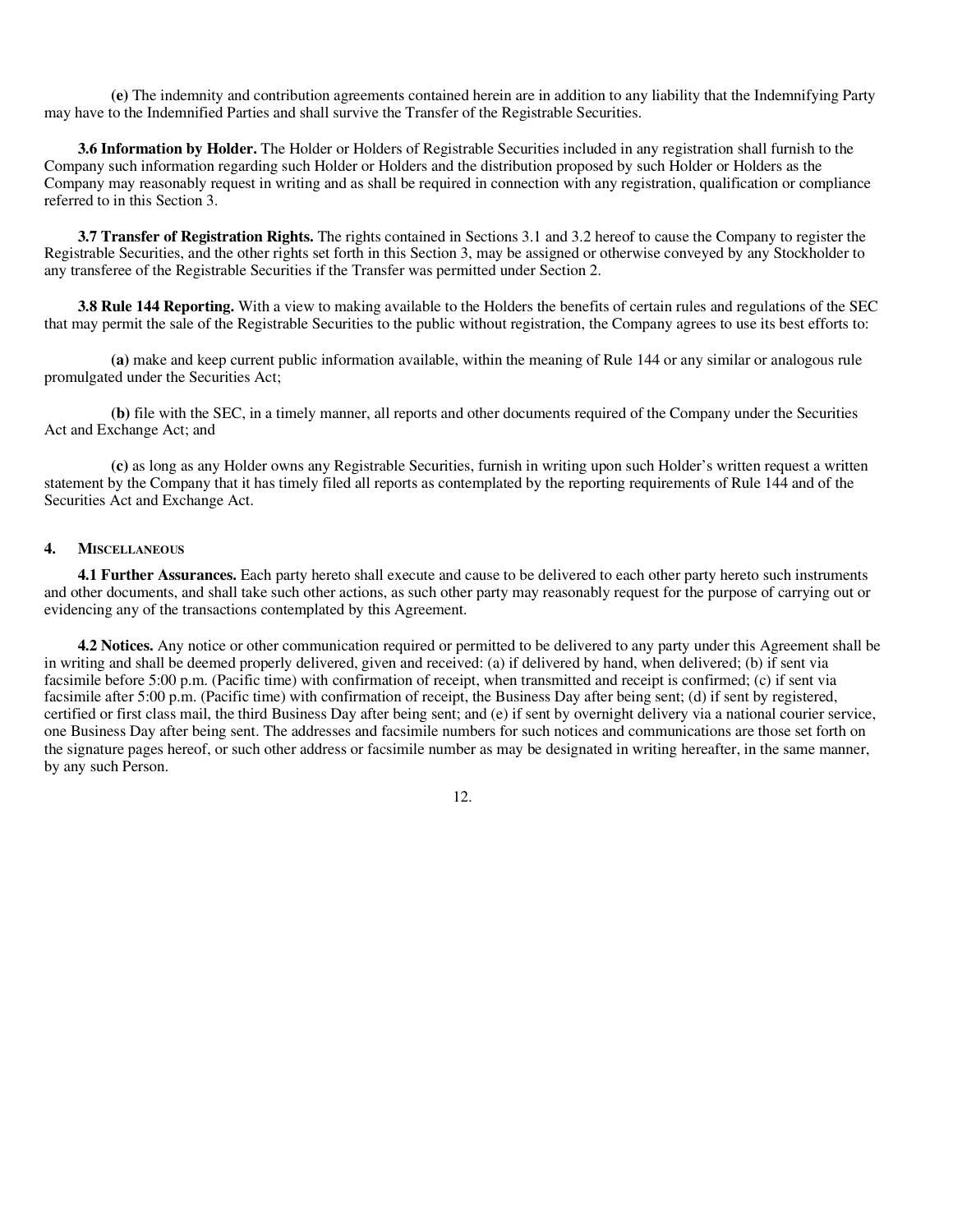**(e)** The indemnity and contribution agreements contained herein are in addition to any liability that the Indemnifying Party may have to the Indemnified Parties and shall survive the Transfer of the Registrable Securities.

**3.6 Information by Holder.** The Holder or Holders of Registrable Securities included in any registration shall furnish to the Company such information regarding such Holder or Holders and the distribution proposed by such Holder or Holders as the Company may reasonably request in writing and as shall be required in connection with any registration, qualification or compliance referred to in this Section 3.

**3.7 Transfer of Registration Rights.** The rights contained in Sections 3.1 and 3.2 hereof to cause the Company to register the Registrable Securities, and the other rights set forth in this Section 3, may be assigned or otherwise conveyed by any Stockholder to any transferee of the Registrable Securities if the Transfer was permitted under Section 2.

**3.8 Rule 144 Reporting.** With a view to making available to the Holders the benefits of certain rules and regulations of the SEC that may permit the sale of the Registrable Securities to the public without registration, the Company agrees to use its best efforts to:

**(a)** make and keep current public information available, within the meaning of Rule 144 or any similar or analogous rule promulgated under the Securities Act;

**(b)** file with the SEC, in a timely manner, all reports and other documents required of the Company under the Securities Act and Exchange Act; and

**(c)** as long as any Holder owns any Registrable Securities, furnish in writing upon such Holder's written request a written statement by the Company that it has timely filed all reports as contemplated by the reporting requirements of Rule 144 and of the Securities Act and Exchange Act.

## 4. Miscellaneous

**4.1 Further Assurances.** Each party hereto shall execute and cause to be delivered to each other party hereto such instruments and other documents, and shall take such other actions, as such other party may reasonably request for the purpose of carrying out or evidencing any of the transactions contemplated by this Agreement.

**4.2 Notices.** Any notice or other communication required or permitted to be delivered to any party under this Agreement shall be in writing and shall be deemed properly delivered, given and received: (a) if delivered by hand, when delivered; (b) if sent via facsimile before 5:00 p.m. (Pacific time) with confirmation of receipt, when transmitted and receipt is confirmed; (c) if sent via facsimile after 5:00 p.m. (Pacific time) with confirmation of receipt, the Business Day after being sent; (d) if sent by registered, certified or first class mail, the third Business Day after being sent; and (e) if sent by overnight delivery via a national courier service, one Business Day after being sent. The addresses and facsimile numbers for such notices and communications are those set forth on the signature pages hereof, or such other address or facsimile number as may be designated in writing hereafter, in the same manner, by any such Person.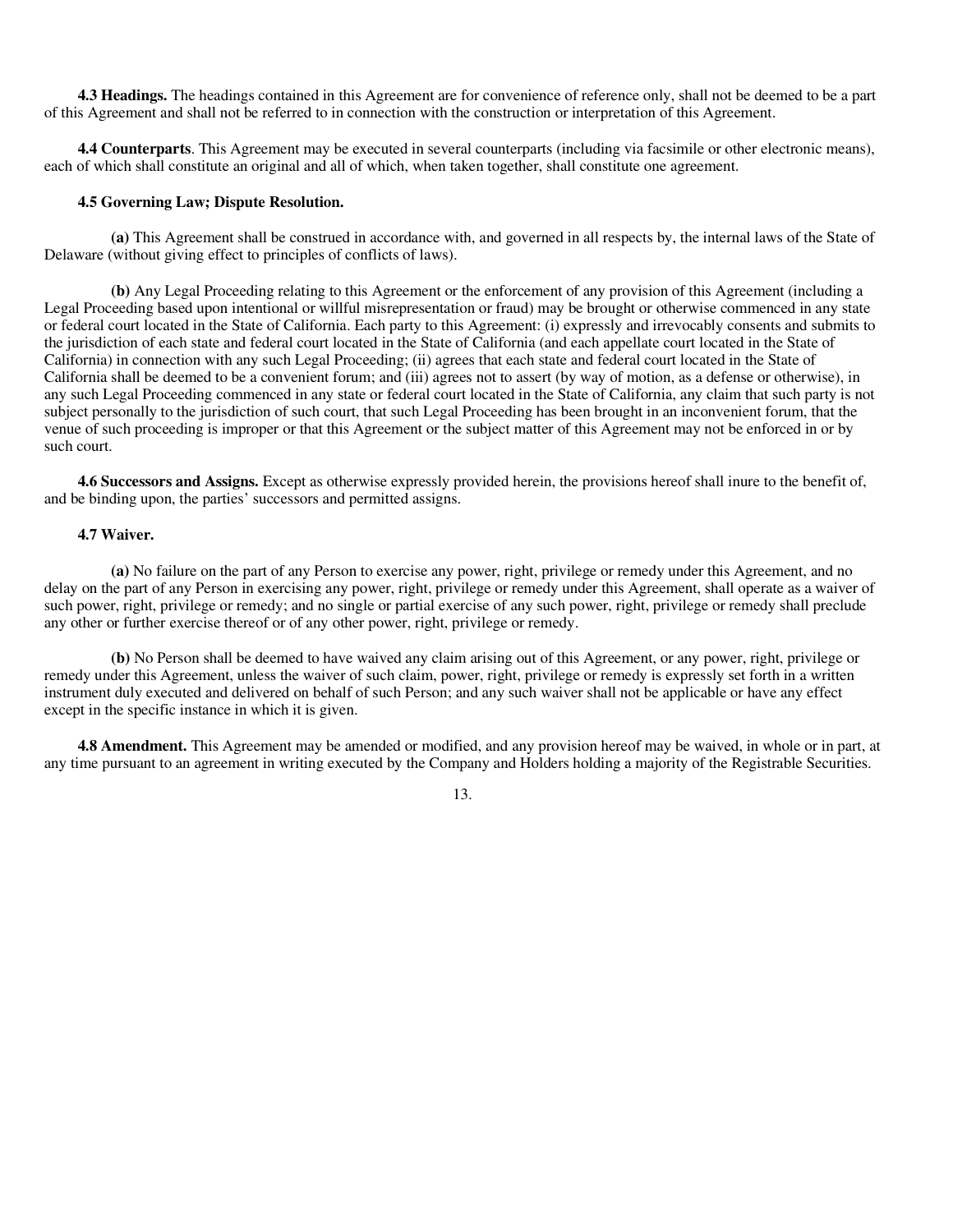**4.3 Headings.** The headings contained in this Agreement are for convenience of reference only, shall not be deemed to be a part of this Agreement and shall not be referred to in connection with the construction or interpretation of this Agreement.

**4.4 Counterparts**. This Agreement may be executed in several counterparts (including via facsimile or other electronic means), each of which shall constitute an original and all of which, when taken together, shall constitute one agreement.

**4.5 Governing Law; Dispute Resolution.**

**(a)** This Agreement shall be construed in accordance with, and governed in all respects by, the internal laws of the State of Delaware (without giving effect to principles of conflicts of laws).

**(b)** Any Legal Proceeding relating to this Agreement or the enforcement of any provision of this Agreement (including a Legal Proceeding based upon intentional or willful misrepresentation or fraud) may be brought or otherwise commenced in any state or federal court located in the State of California. Each party to this Agreement: (i) expressly and irrevocably consents and submits to the jurisdiction of each state and federal court located in the State of California (and each appellate court located in the State of California) in connection with any such Legal Proceeding; (ii) agrees that each state and federal court located in the State of California shall be deemed to be a convenient forum; and (iii) agrees not to assert (by way of motion, as a defense or otherwise), in any such Legal Proceeding commenced in any state or federal court located in the State of California, any claim that such party is not subject personally to the jurisdiction of such court, that such Legal Proceeding has been brought in an inconvenient forum, that the venue of such proceeding is improper or that this Agreement or the subject matter of this Agreement may not be enforced in or by such court.

**4.6 Successors and Assigns.** Except as otherwise expressly provided herein, the provisions hereof shall inure to the benefit of, and be binding upon, the parties' successors and permitted assigns.

**4.7 Waiver.**

**(a)** No failure on the part of any Person to exercise any power, right, privilege or remedy under this Agreement, and no delay on the part of any Person in exercising any power, right, privilege or remedy under this Agreement, shall operate as a waiver of such power, right, privilege or remedy; and no single or partial exercise of any such power, right, privilege or remedy shall preclude any other or further exercise thereof or of any other power, right, privilege or remedy.

**(b)** No Person shall be deemed to have waived any claim arising out of this Agreement, or any power, right, privilege or remedy under this Agreement, unless the waiver of such claim, power, right, privilege or remedy is expressly set forth in a written instrument duly executed and delivered on behalf of such Person; and any such waiver shall not be applicable or have any effect except in the specific instance in which it is given.

**4.8 Amendment.** This Agreement may be amended or modified, and any provision hereof may be waived, in whole or in part, at any time pursuant to an agreement in writing executed by the Company and Holders holding a majority of the Registrable Securities.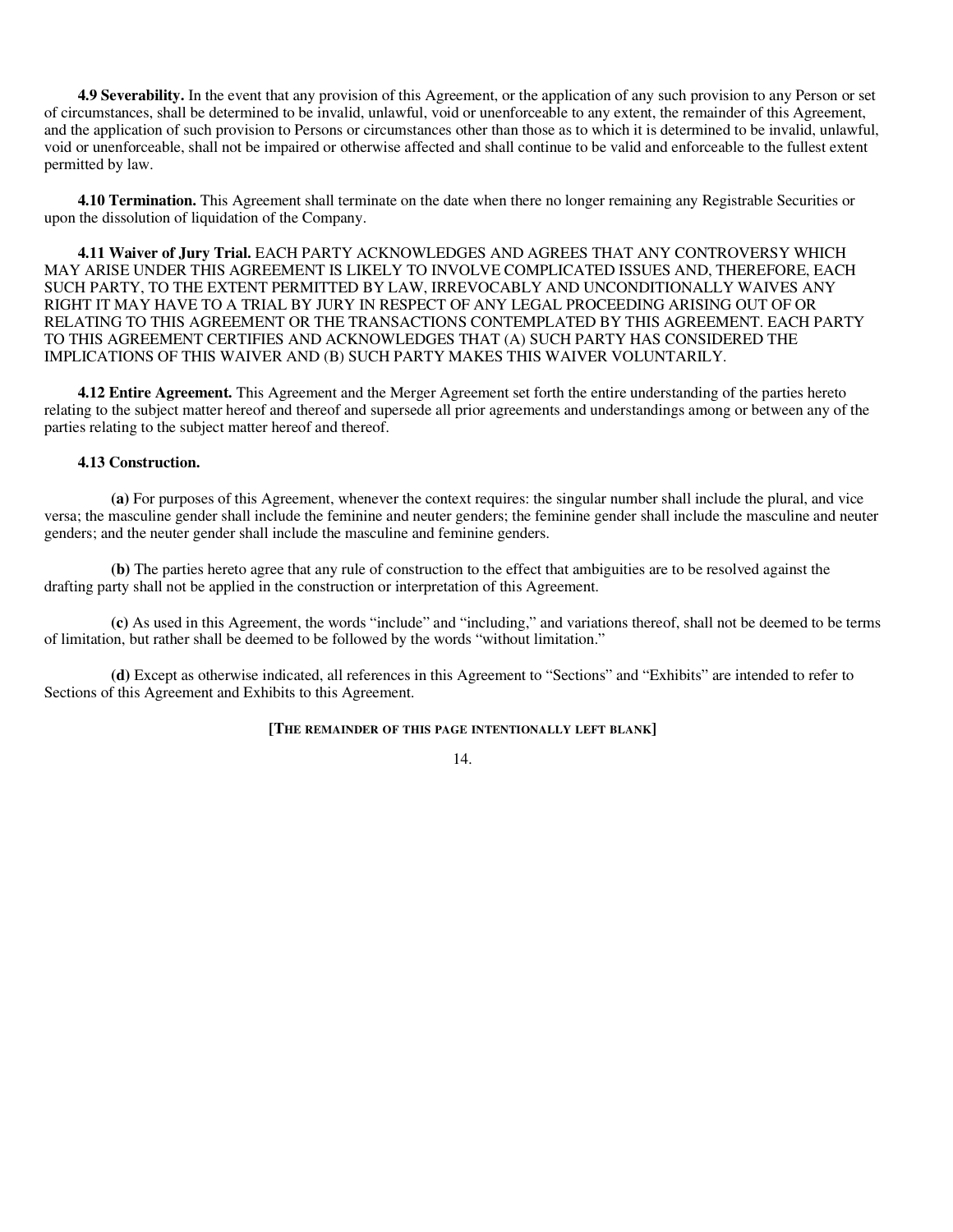**4.9 Severability.** In the event that any provision of this Agreement, or the application of any such provision to any Person or set of circumstances, shall be determined to be invalid, unlawful, void or unenforceable to any extent, the remainder of this Agreement, and the application of such provision to Persons or circumstances other than those as to which it is determined to be invalid, unlawful, void or unenforceable, shall not be impaired or otherwise affected and shall continue to be valid and enforceable to the fullest extent permitted by law.

**4.10 Termination.** This Agreement shall terminate on the date when there no longer remaining any Registrable Securities or upon the dissolution of liquidation of the Company.

**4.11 Waiver of Jury Trial.** EACH PARTY ACKNOWLEDGES AND AGREES THAT ANY CONTROVERSY WHICH MAY ARISE UNDER THIS AGREEMENT IS LIKELY TO INVOLVE COMPLICATED ISSUES AND, THEREFORE, EACH SUCH PARTY, TO THE EXTENT PERMITTED BY LAW, IRREVOCABLY AND UNCONDITIONALLY WAIVES ANY RIGHT IT MAY HAVE TO A TRIAL BY JURY IN RESPECT OF ANY LEGAL PROCEEDING ARISING OUT OF OR RELATING TO THIS AGREEMENT OR THE TRANSACTIONS CONTEMPLATED BY THIS AGREEMENT. EACH PARTY TO THIS AGREEMENT CERTIFIES AND ACKNOWLEDGES THAT (A) SUCH PARTY HAS CONSIDERED THE IMPLICATIONS OF THIS WAIVER AND (B) SUCH PARTY MAKES THIS WAIVER VOLUNTARILY.

**4.12 Entire Agreement.** This Agreement and the Merger Agreement set forth the entire understanding of the parties hereto relating to the subject matter hereof and thereof and supersede all prior agreements and understandings among or between any of the parties relating to the subject matter hereof and thereof.

**4.13 Construction.**

**(a)** For purposes of this Agreement, whenever the context requires: the singular number shall include the plural, and vice versa; the masculine gender shall include the feminine and neuter genders; the feminine gender shall include the masculine and neuter genders; and the neuter gender shall include the masculine and feminine genders.

**(b)** The parties hereto agree that any rule of construction to the effect that ambiguities are to be resolved against the drafting party shall not be applied in the construction or interpretation of this Agreement.

**(c)** As used in this Agreement, the words "include" and "including," and variations thereof, shall not be deemed to be terms of limitation, but rather shall be deemed to be followed by the words "without limitation."

**(d)** Except as otherwise indicated, all references in this Agreement to "Sections" and "Exhibits" are intended to refer to Sections of this Agreement and Exhibits to this Agreement.

**[The remainder of this page intentionally left blank]**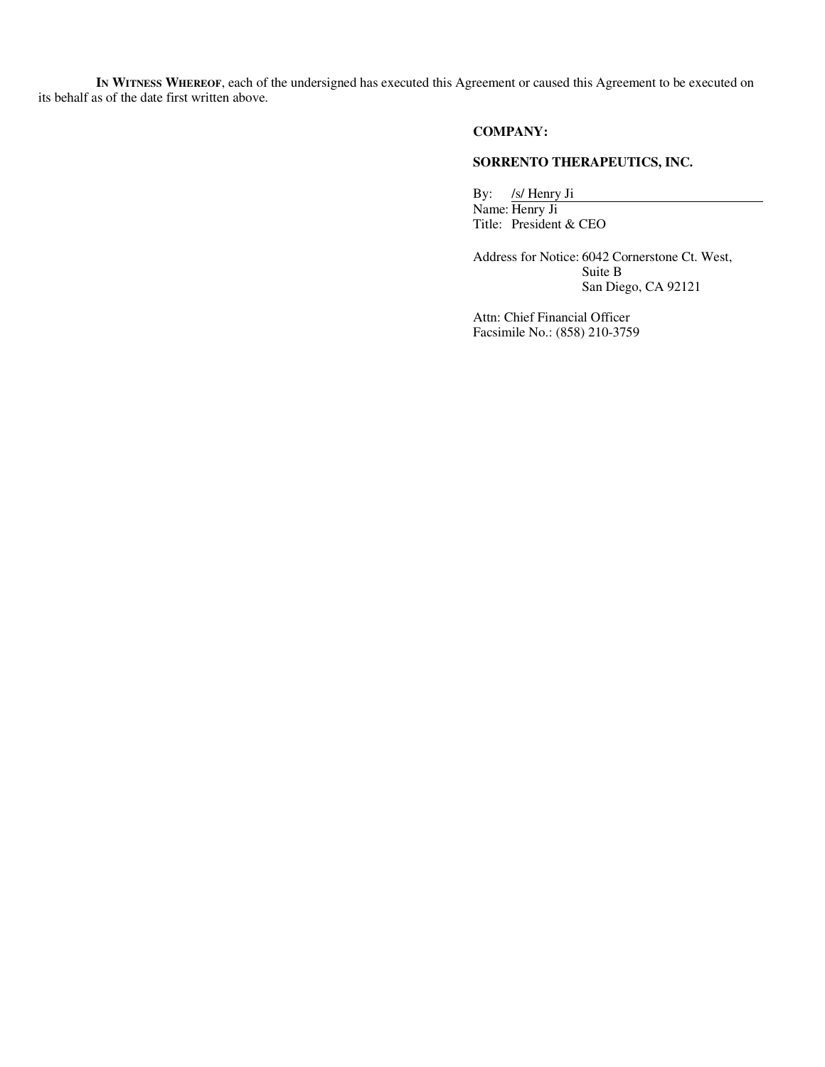**IN WITNESS WHEREOF**, each of the undersigned has executed this Agreement or caused this Agreement to be executed on its behalf as of the date first written above.

**COMPANY:**

**SORRENTO THERAPEUTICS, INC.**

By: /s/ Henry Ji
Name: Henry Ji
Title: President & CEO

Address for Notice: 6042 Cornerstone Ct. West,
Suite B
San Diego, CA 92121

Attn: Chief Financial Officer
Facsimile No.: (858) 210-3759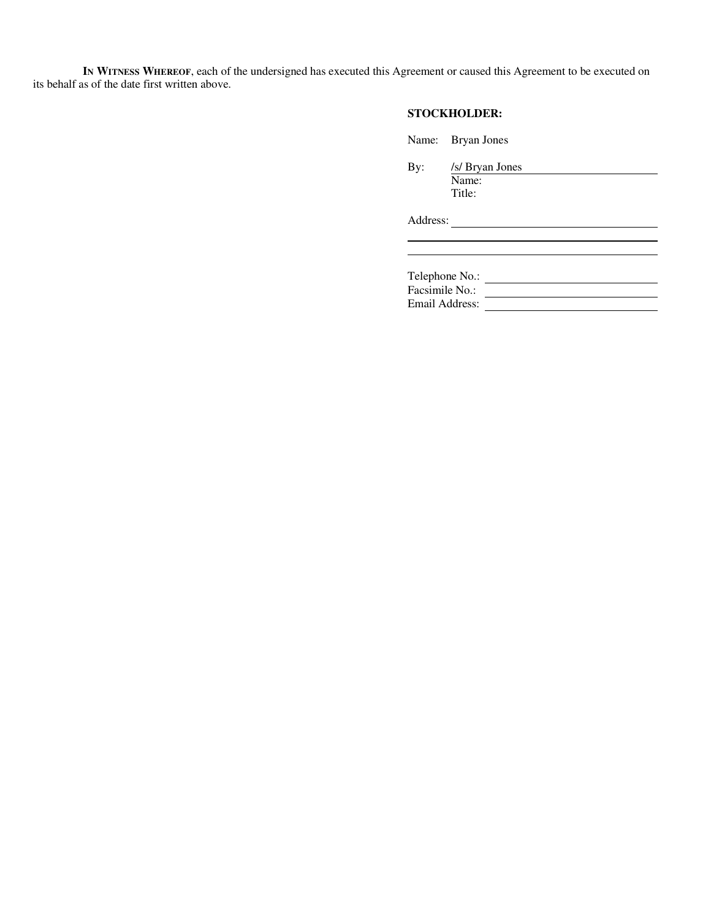**In Witness Whereof**, each of the undersigned has executed this Agreement or caused this Agreement to be executed on its behalf as of the date first written above.

**STOCKHOLDER:**

Name: Bryan Jones

By: /s/ Bryan Jones
Name:
Title:

Address: \_\_\_\_\_\_\_\_\_\_\_\_\_\_\_\_\_\_\_\_\_\_\_\_\_\_\_\_

\_\_\_\_\_\_\_\_\_\_\_\_\_\_\_\_\_\_\_\_\_\_\_\_\_\_\_\_\_\_\_\_\_\_\_\_

\_\_\_\_\_\_\_\_\_\_\_\_\_\_\_\_\_\_\_\_\_\_\_\_\_\_\_\_\_\_\_\_\_\_\_\_

Telephone No.: \_\_\_\_\_\_\_\_\_\_\_\_\_\_\_\_\_\_\_\_\_\_\_\_
Facsimile No.: \_\_\_\_\_\_\_\_\_\_\_\_\_\_\_\_\_\_\_\_\_\_\_\_
Email Address: \_\_\_\_\_\_\_\_\_\_\_\_\_\_\_\_\_\_\_\_\_\_\_\_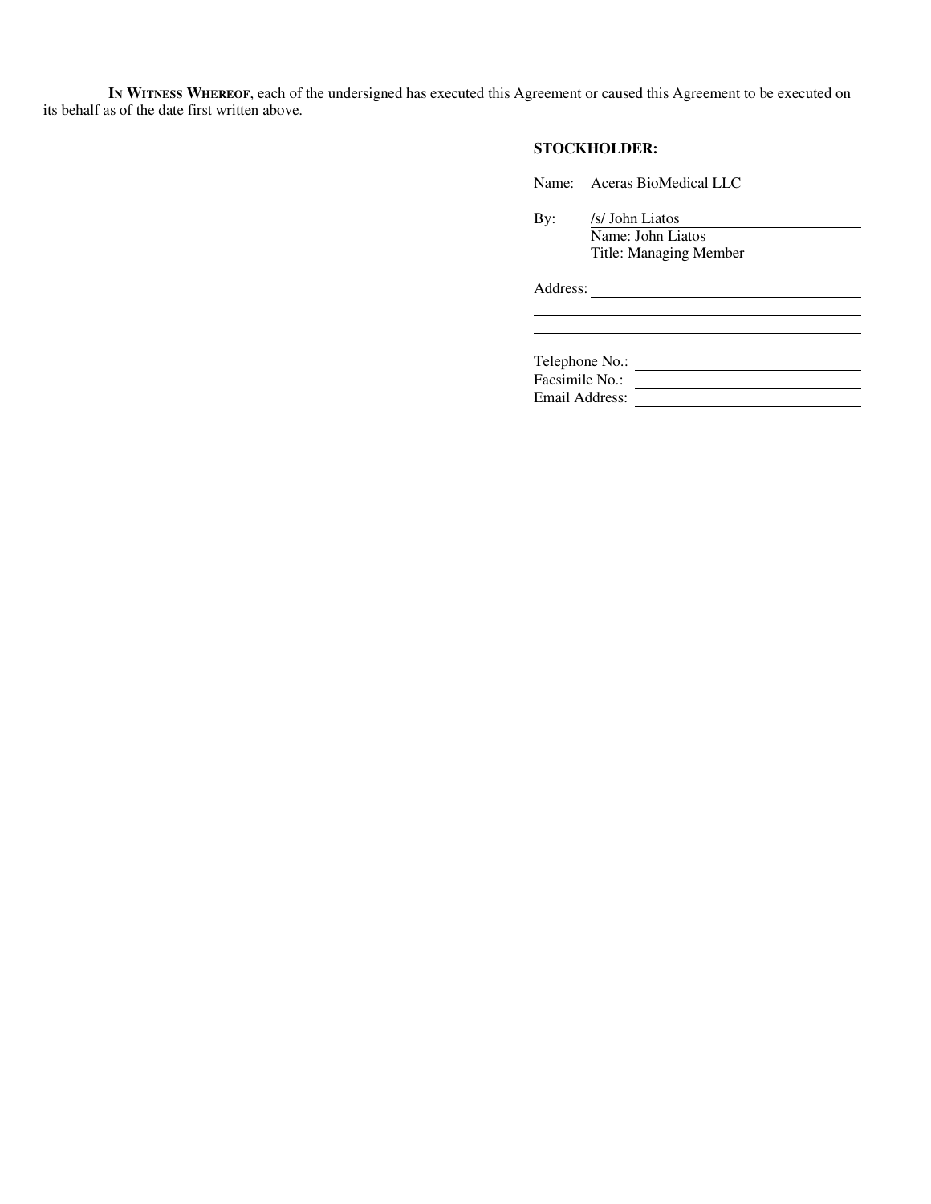**IN WITNESS WHEREOF**, each of the undersigned has executed this Agreement or caused this Agreement to be executed on its behalf as of the date first written above.

**STOCKHOLDER:**

Name: Aceras BioMedical LLC

By: /s/ John Liatos
Name: John Liatos
Title: Managing Member

Address: ______________________________

______________________________

______________________________

Telephone No.: ______________________________
Facsimile No.: ______________________________
Email Address: ______________________________